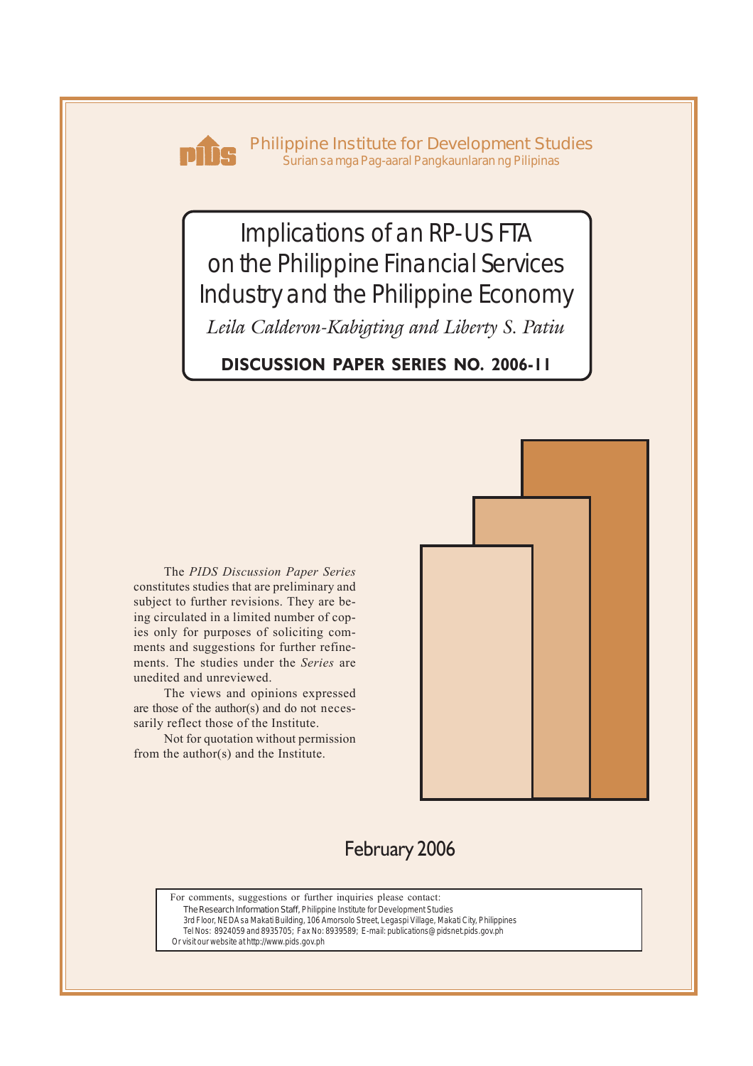Philippine Institute for Development Studies

Surian sa mga Pag-aaral Pangkaunlaran ng Pilipinas

# Implications of an RP-US FTA on the Philippine Financial Services Industry and the Philippine Economy

*Leila Calderon-Kabigting and Liberty S. Patiu*

**DISCUSSION PAPER SERIES NO. 2006-11**

The *PIDS Discussion Paper Series* constitutes studies that are preliminary and subject to further revisions. They are being circulated in a limited number of copies only for purposes of soliciting comments and suggestions for further refinements. The studies under the *Series* are unedited and unreviewed.

The views and opinions expressed are those of the author(s) and do not necessarily reflect those of the Institute.

Not for quotation without permission from the author(s) and the Institute.

February 2006

For comments, suggestions or further inquiries please contact:

The Research Information Staff, Philippine Institute for Development Studies

3rd Floor, NEDA sa Makati Building, 106 Amorsolo Street, Legaspi Village, Makati City, Philippines

Tel Nos: 8924059 and 8935705; Fax No: 8939589; E-mail: publications@pidsnet.pids.gov.ph

Or visit our website at http://www.pids.gov.ph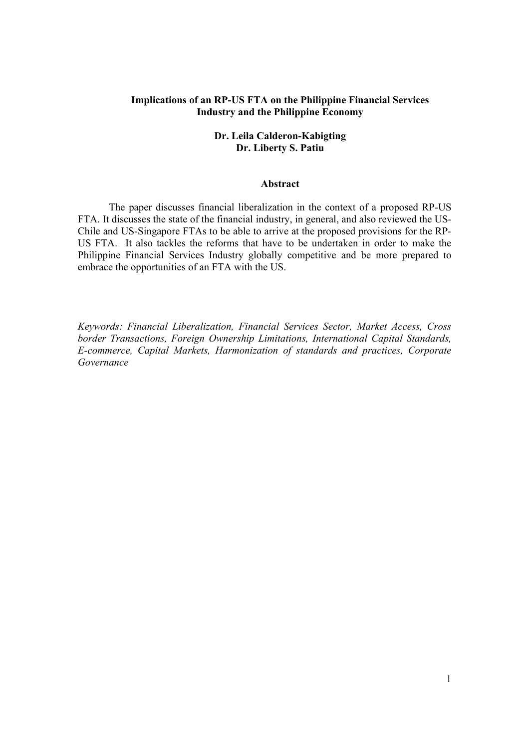**Implications of an RP-US FTA on the Philippine Financial Services Industry and the Philippine Economy**

**Dr. Leila Calderon-Kabigting**
**Dr. Liberty S. Patiu**

## Abstract

The paper discusses financial liberalization in the context of a proposed RP-US FTA. It discusses the state of the financial industry, in general, and also reviewed the US-Chile and US-Singapore FTAs to be able to arrive at the proposed provisions for the RP-US FTA. It also tackles the reforms that have to be undertaken in order to make the Philippine Financial Services Industry globally competitive and be more prepared to embrace the opportunities of an FTA with the US.

*Keywords: Financial Liberalization, Financial Services Sector, Market Access, Cross border Transactions, Foreign Ownership Limitations, International Capital Standards, E-commerce, Capital Markets, Harmonization of standards and practices, Corporate Governance*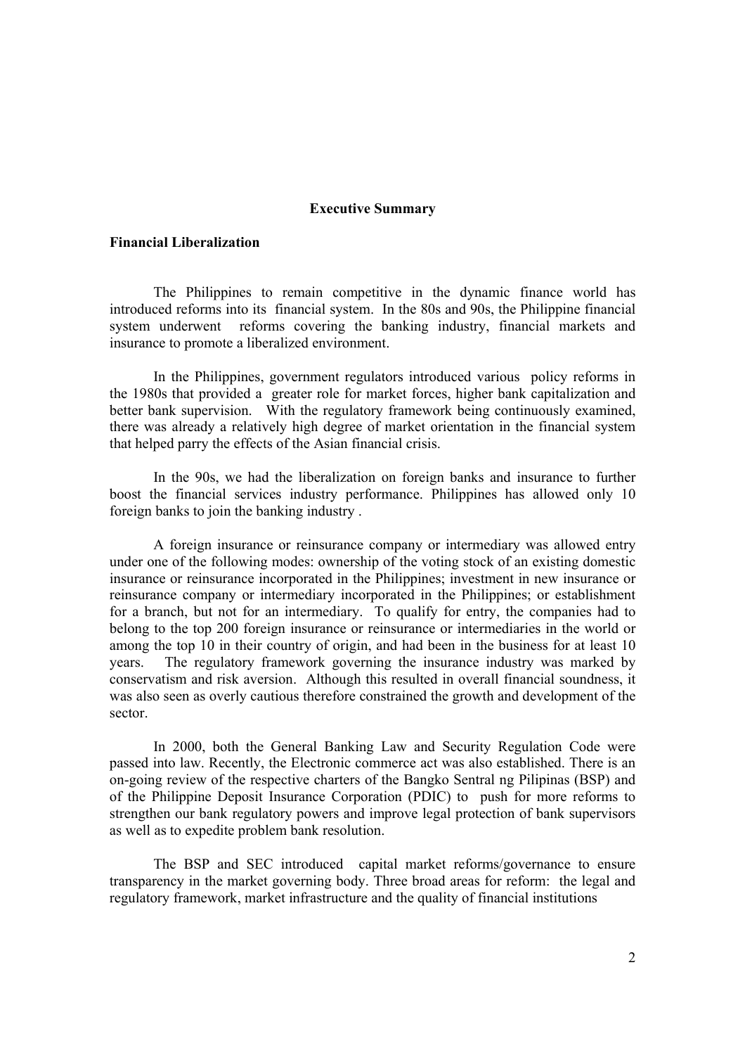# Executive Summary

## Financial Liberalization

The Philippines to remain competitive in the dynamic finance world has introduced reforms into its financial system. In the 80s and 90s, the Philippine financial system underwent reforms covering the banking industry, financial markets and insurance to promote a liberalized environment.

In the Philippines, government regulators introduced various policy reforms in the 1980s that provided a greater role for market forces, higher bank capitalization and better bank supervision. With the regulatory framework being continuously examined, there was already a relatively high degree of market orientation in the financial system that helped parry the effects of the Asian financial crisis.

In the 90s, we had the liberalization on foreign banks and insurance to further boost the financial services industry performance. Philippines has allowed only 10 foreign banks to join the banking industry .

A foreign insurance or reinsurance company or intermediary was allowed entry under one of the following modes: ownership of the voting stock of an existing domestic insurance or reinsurance incorporated in the Philippines; investment in new insurance or reinsurance company or intermediary incorporated in the Philippines; or establishment for a branch, but not for an intermediary. To qualify for entry, the companies had to belong to the top 200 foreign insurance or reinsurance or intermediaries in the world or among the top 10 in their country of origin, and had been in the business for at least 10 years. The regulatory framework governing the insurance industry was marked by conservatism and risk aversion. Although this resulted in overall financial soundness, it was also seen as overly cautious therefore constrained the growth and development of the sector.

In 2000, both the General Banking Law and Security Regulation Code were passed into law. Recently, the Electronic commerce act was also established. There is an on-going review of the respective charters of the Bangko Sentral ng Pilipinas (BSP) and of the Philippine Deposit Insurance Corporation (PDIC) to push for more reforms to strengthen our bank regulatory powers and improve legal protection of bank supervisors as well as to expedite problem bank resolution.

The BSP and SEC introduced capital market reforms/governance to ensure transparency in the market governing body. Three broad areas for reform: the legal and regulatory framework, market infrastructure and the quality of financial institutions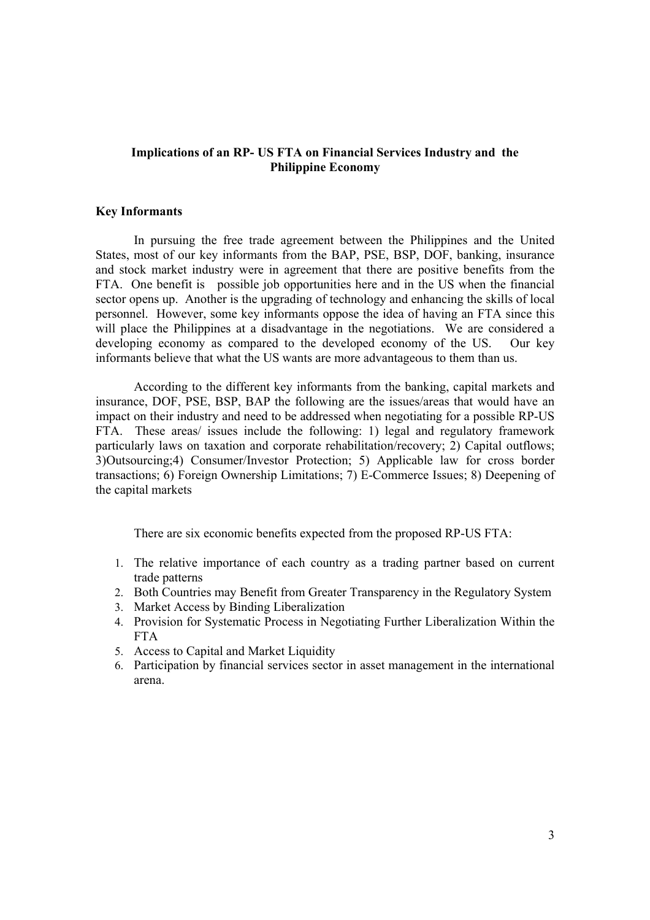**Implications of an RP- US FTA on Financial Services Industry and the Philippine Economy**

**Key Informants**

In pursuing the free trade agreement between the Philippines and the United States, most of our key informants from the BAP, PSE, BSP, DOF, banking, insurance and stock market industry were in agreement that there are positive benefits from the FTA. One benefit is possible job opportunities here and in the US when the financial sector opens up. Another is the upgrading of technology and enhancing the skills of local personnel. However, some key informants oppose the idea of having an FTA since this will place the Philippines at a disadvantage in the negotiations. We are considered a developing economy as compared to the developed economy of the US. Our key informants believe that what the US wants are more advantageous to them than us.

According to the different key informants from the banking, capital markets and insurance, DOF, PSE, BSP, BAP the following are the issues/areas that would have an impact on their industry and need to be addressed when negotiating for a possible RP-US FTA. These areas/ issues include the following: 1) legal and regulatory framework particularly laws on taxation and corporate rehabilitation/recovery; 2) Capital outflows; 3)Outsourcing;4) Consumer/Investor Protection; 5) Applicable law for cross border transactions; 6) Foreign Ownership Limitations; 7) E-Commerce Issues; 8) Deepening of the capital markets

There are six economic benefits expected from the proposed RP-US FTA:

1. The relative importance of each country as a trading partner based on current trade patterns
2. Both Countries may Benefit from Greater Transparency in the Regulatory System
3. Market Access by Binding Liberalization
4. Provision for Systematic Process in Negotiating Further Liberalization Within the FTA
5. Access to Capital and Market Liquidity
6. Participation by financial services sector in asset management in the international arena.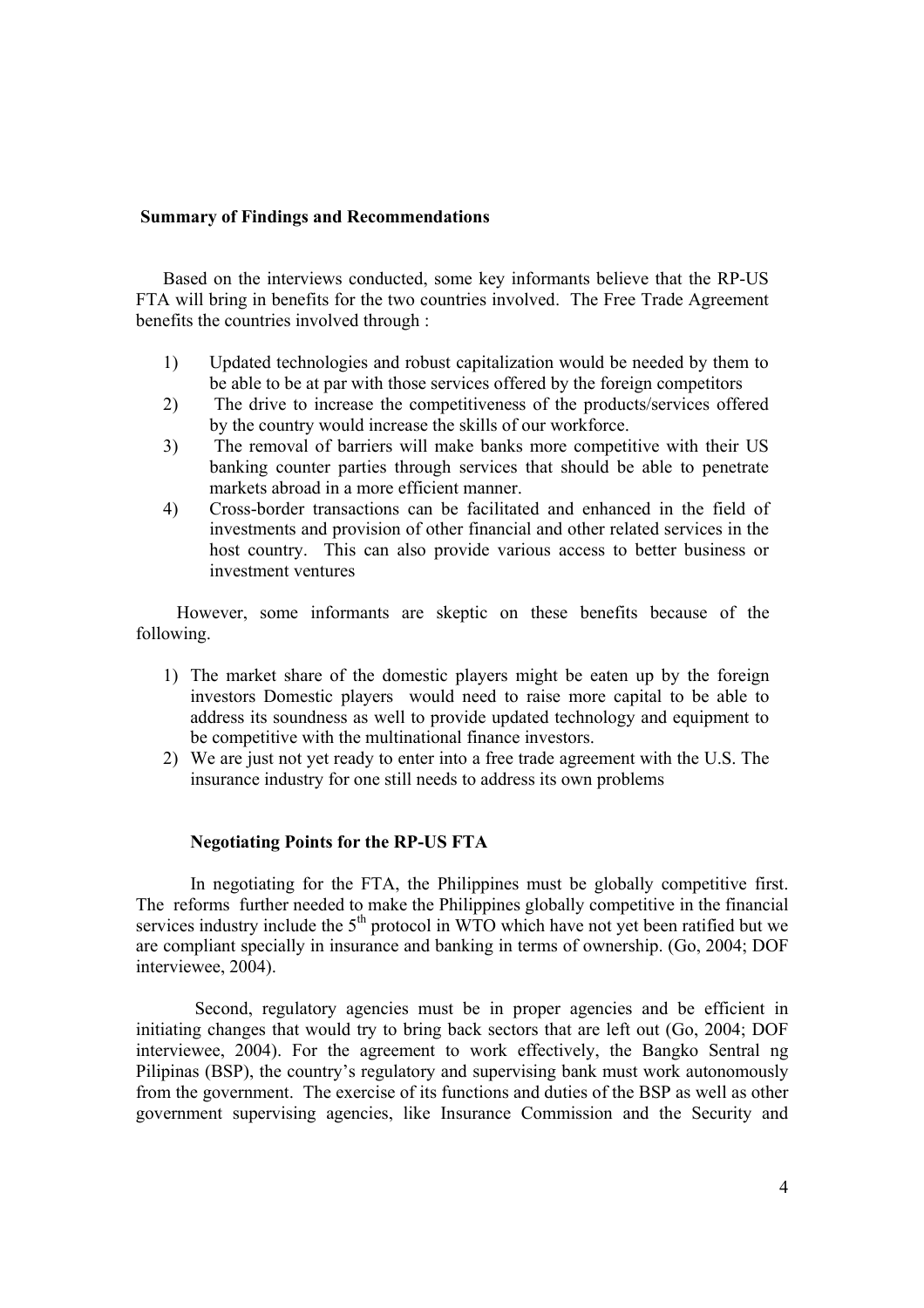**Summary of Findings and Recommendations**

Based on the interviews conducted, some key informants believe that the RP-US FTA will bring in benefits for the two countries involved. The Free Trade Agreement benefits the countries involved through :

1) Updated technologies and robust capitalization would be needed by them to be able to be at par with those services offered by the foreign competitors
2) The drive to increase the competitiveness of the products/services offered by the country would increase the skills of our workforce.
3) The removal of barriers will make banks more competitive with their US banking counter parties through services that should be able to penetrate markets abroad in a more efficient manner.
4) Cross-border transactions can be facilitated and enhanced in the field of investments and provision of other financial and other related services in the host country. This can also provide various access to better business or investment ventures

However, some informants are skeptic on these benefits because of the following.

1) The market share of the domestic players might be eaten up by the foreign investors Domestic players would need to raise more capital to be able to address its soundness as well to provide updated technology and equipment to be competitive with the multinational finance investors.
2) We are just not yet ready to enter into a free trade agreement with the U.S. The insurance industry for one still needs to address its own problems

**Negotiating Points for the RP-US FTA**

In negotiating for the FTA, the Philippines must be globally competitive first. The reforms further needed to make the Philippines globally competitive in the financial services industry include the 5th protocol in WTO which have not yet been ratified but we are compliant specially in insurance and banking in terms of ownership. (Go, 2004; DOF interviewee, 2004).

Second, regulatory agencies must be in proper agencies and be efficient in initiating changes that would try to bring back sectors that are left out (Go, 2004; DOF interviewee, 2004). For the agreement to work effectively, the Bangko Sentral ng Pilipinas (BSP), the country's regulatory and supervising bank must work autonomously from the government. The exercise of its functions and duties of the BSP as well as other government supervising agencies, like Insurance Commission and the Security and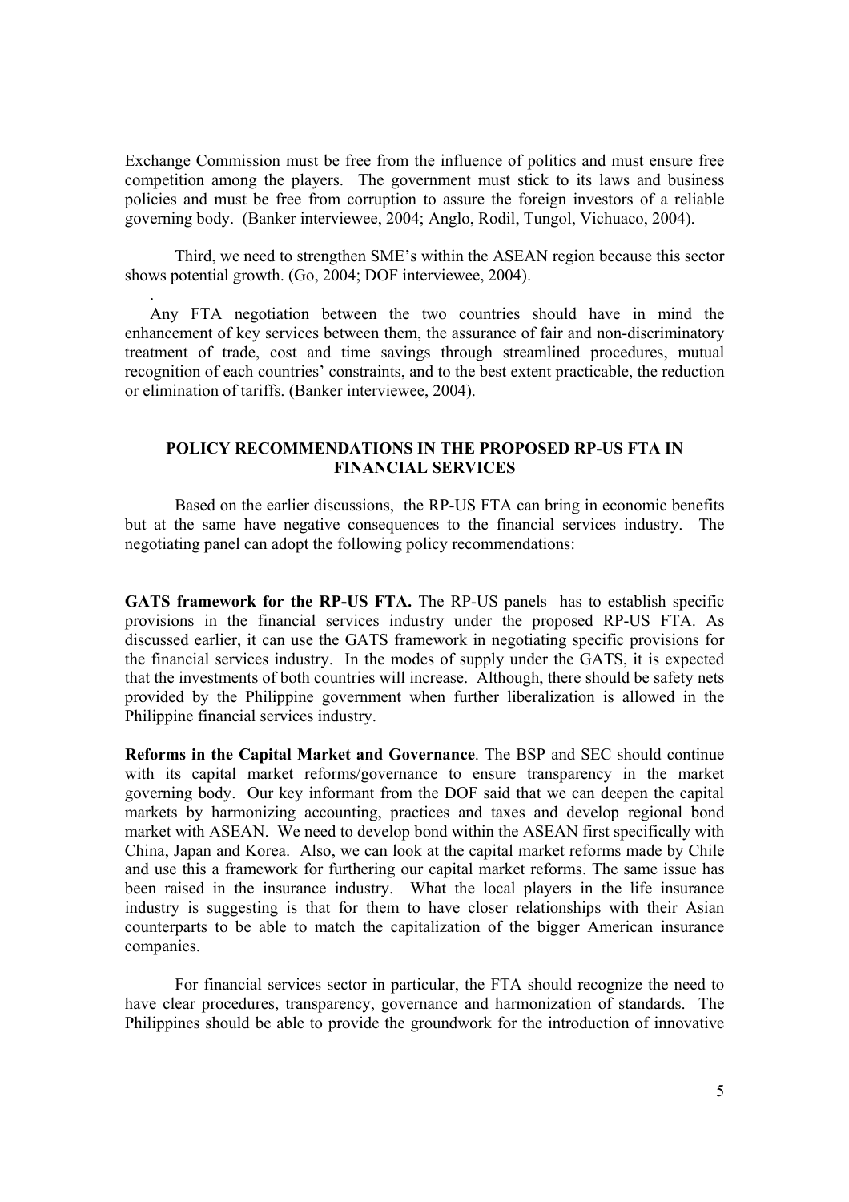Exchange Commission must be free from the influence of politics and must ensure free competition among the players. The government must stick to its laws and business policies and must be free from corruption to assure the foreign investors of a reliable governing body. (Banker interviewee, 2004; Anglo, Rodil, Tungol, Vichuaco, 2004).

Third, we need to strengthen SME's within the ASEAN region because this sector shows potential growth. (Go, 2004; DOF interviewee, 2004).

Any FTA negotiation between the two countries should have in mind the enhancement of key services between them, the assurance of fair and non-discriminatory treatment of trade, cost and time savings through streamlined procedures, mutual recognition of each countries' constraints, and to the best extent practicable, the reduction or elimination of tariffs. (Banker interviewee, 2004).

## POLICY RECOMMENDATIONS IN THE PROPOSED RP-US FTA IN FINANCIAL SERVICES

Based on the earlier discussions, the RP-US FTA can bring in economic benefits but at the same have negative consequences to the financial services industry. The negotiating panel can adopt the following policy recommendations:

**GATS framework for the RP-US FTA.** The RP-US panels has to establish specific provisions in the financial services industry under the proposed RP-US FTA. As discussed earlier, it can use the GATS framework in negotiating specific provisions for the financial services industry. In the modes of supply under the GATS, it is expected that the investments of both countries will increase. Although, there should be safety nets provided by the Philippine government when further liberalization is allowed in the Philippine financial services industry.

**Reforms in the Capital Market and Governance**. The BSP and SEC should continue with its capital market reforms/governance to ensure transparency in the market governing body. Our key informant from the DOF said that we can deepen the capital markets by harmonizing accounting, practices and taxes and develop regional bond market with ASEAN. We need to develop bond within the ASEAN first specifically with China, Japan and Korea. Also, we can look at the capital market reforms made by Chile and use this a framework for furthering our capital market reforms. The same issue has been raised in the insurance industry. What the local players in the life insurance industry is suggesting is that for them to have closer relationships with their Asian counterparts to be able to match the capitalization of the bigger American insurance companies.

For financial services sector in particular, the FTA should recognize the need to have clear procedures, transparency, governance and harmonization of standards. The Philippines should be able to provide the groundwork for the introduction of innovative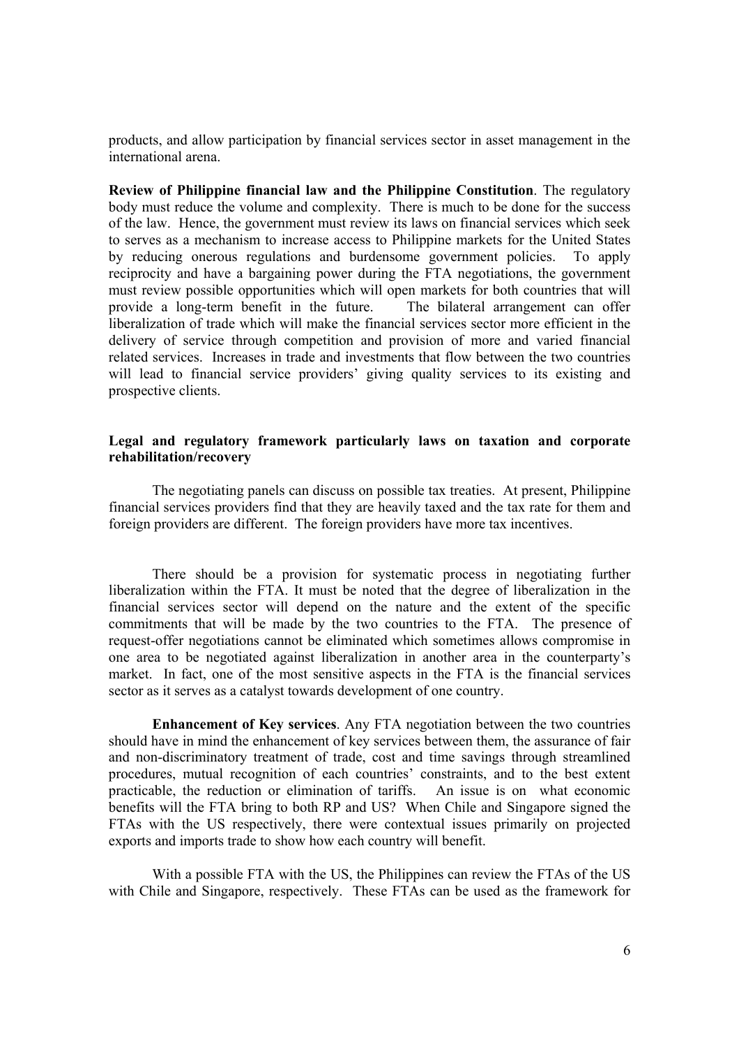products, and allow participation by financial services sector in asset management in the international arena.

**Review of Philippine financial law and the Philippine Constitution**. The regulatory body must reduce the volume and complexity. There is much to be done for the success of the law. Hence, the government must review its laws on financial services which seek to serves as a mechanism to increase access to Philippine markets for the United States by reducing onerous regulations and burdensome government policies. To apply reciprocity and have a bargaining power during the FTA negotiations, the government must review possible opportunities which will open markets for both countries that will provide a long-term benefit in the future. The bilateral arrangement can offer liberalization of trade which will make the financial services sector more efficient in the delivery of service through competition and provision of more and varied financial related services. Increases in trade and investments that flow between the two countries will lead to financial service providers' giving quality services to its existing and prospective clients.

**Legal and regulatory framework particularly laws on taxation and corporate rehabilitation/recovery**

The negotiating panels can discuss on possible tax treaties. At present, Philippine financial services providers find that they are heavily taxed and the tax rate for them and foreign providers are different. The foreign providers have more tax incentives.

There should be a provision for systematic process in negotiating further liberalization within the FTA. It must be noted that the degree of liberalization in the financial services sector will depend on the nature and the extent of the specific commitments that will be made by the two countries to the FTA. The presence of request-offer negotiations cannot be eliminated which sometimes allows compromise in one area to be negotiated against liberalization in another area in the counterparty's market. In fact, one of the most sensitive aspects in the FTA is the financial services sector as it serves as a catalyst towards development of one country.

**Enhancement of Key services**. Any FTA negotiation between the two countries should have in mind the enhancement of key services between them, the assurance of fair and non-discriminatory treatment of trade, cost and time savings through streamlined procedures, mutual recognition of each countries' constraints, and to the best extent practicable, the reduction or elimination of tariffs. An issue is on what economic benefits will the FTA bring to both RP and US? When Chile and Singapore signed the FTAs with the US respectively, there were contextual issues primarily on projected exports and imports trade to show how each country will benefit.

With a possible FTA with the US, the Philippines can review the FTAs of the US with Chile and Singapore, respectively. These FTAs can be used as the framework for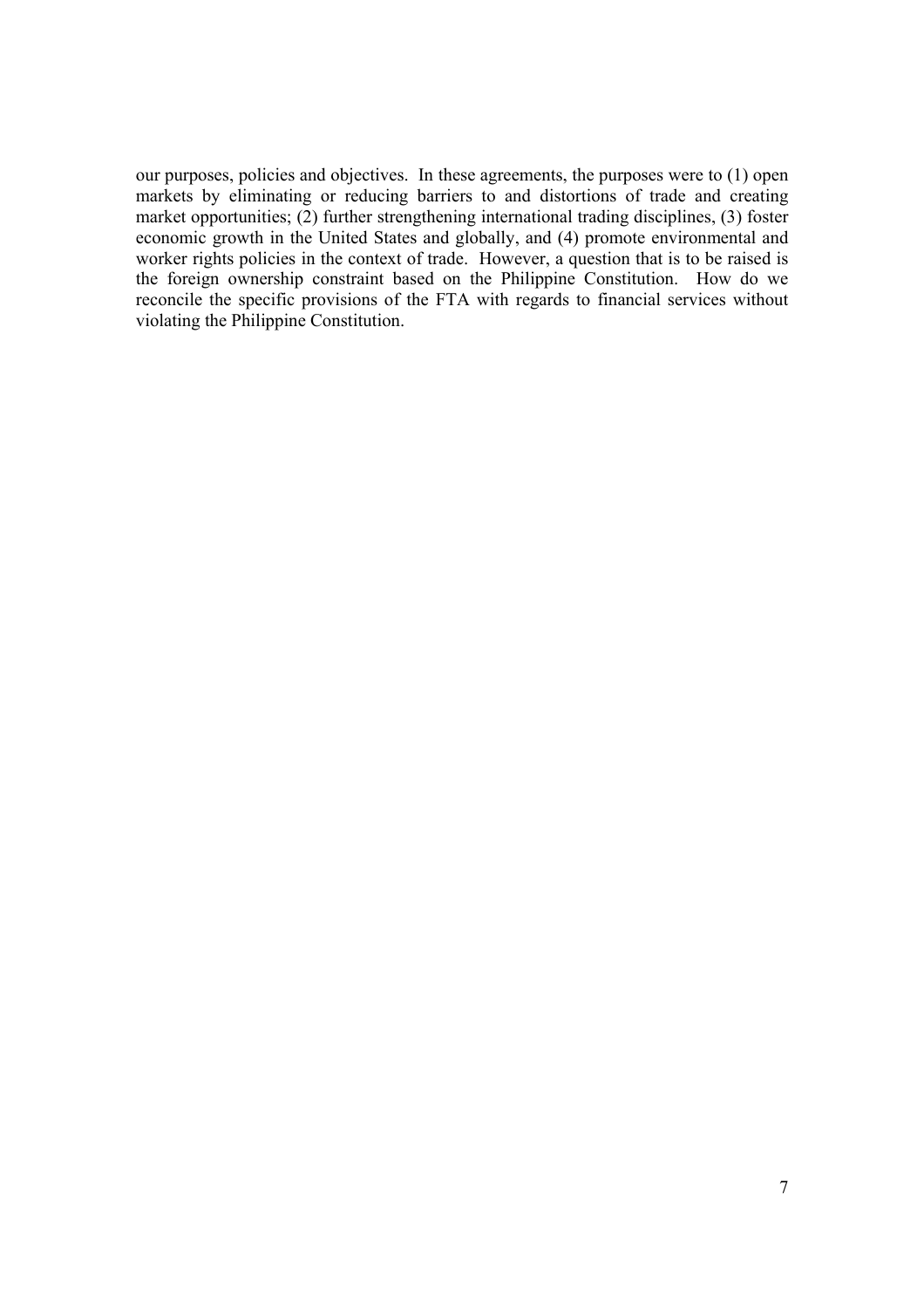our purposes, policies and objectives. In these agreements, the purposes were to (1) open markets by eliminating or reducing barriers to and distortions of trade and creating market opportunities; (2) further strengthening international trading disciplines, (3) foster economic growth in the United States and globally, and (4) promote environmental and worker rights policies in the context of trade. However, a question that is to be raised is the foreign ownership constraint based on the Philippine Constitution. How do we reconcile the specific provisions of the FTA with regards to financial services without violating the Philippine Constitution.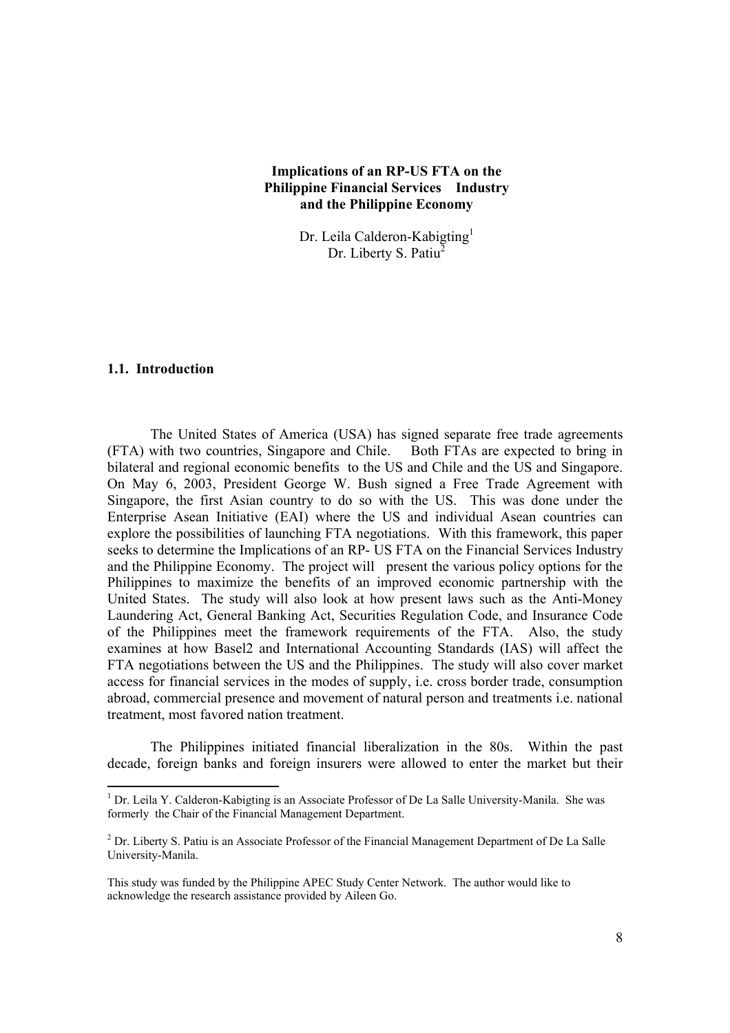**Implications of an RP-US FTA on the Philippine Financial Services Industry and the Philippine Economy**

Dr. Leila Calderon-Kabigting[1]
Dr. Liberty S. Patiu[2]

### 1.1. Introduction

The United States of America (USA) has signed separate free trade agreements (FTA) with two countries, Singapore and Chile. Both FTAs are expected to bring in bilateral and regional economic benefits to the US and Chile and the US and Singapore. On May 6, 2003, President George W. Bush signed a Free Trade Agreement with Singapore, the first Asian country to do so with the US. This was done under the Enterprise Asean Initiative (EAI) where the US and individual Asean countries can explore the possibilities of launching FTA negotiations. With this framework, this paper seeks to determine the Implications of an RP- US FTA on the Financial Services Industry and the Philippine Economy. The project will present the various policy options for the Philippines to maximize the benefits of an improved economic partnership with the United States. The study will also look at how present laws such as the Anti-Money Laundering Act, General Banking Act, Securities Regulation Code, and Insurance Code of the Philippines meet the framework requirements of the FTA. Also, the study examines at how Basel2 and International Accounting Standards (IAS) will affect the FTA negotiations between the US and the Philippines. The study will also cover market access for financial services in the modes of supply, i.e. cross border trade, consumption abroad, commercial presence and movement of natural person and treatments i.e. national treatment, most favored nation treatment.

The Philippines initiated financial liberalization in the 80s. Within the past decade, foreign banks and foreign insurers were allowed to enter the market but their

---

[1] Dr. Leila Y. Calderon-Kabigting is an Associate Professor of De La Salle University-Manila. She was formerly the Chair of the Financial Management Department.

[2] Dr. Liberty S. Patiu is an Associate Professor of the Financial Management Department of De La Salle University-Manila.

This study was funded by the Philippine APEC Study Center Network. The author would like to acknowledge the research assistance provided by Aileen Go.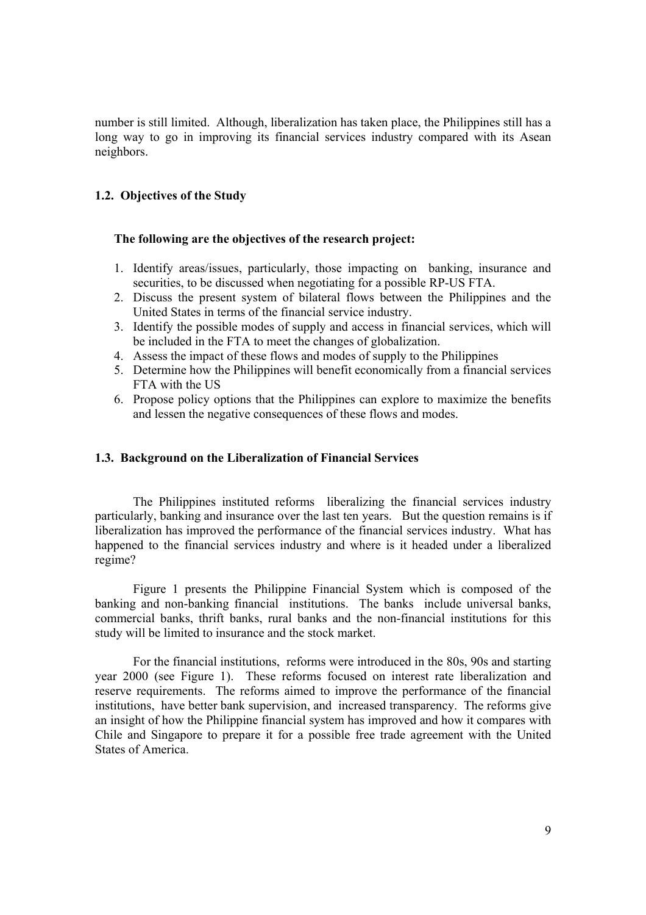number is still limited. Although, liberalization has taken place, the Philippines still has a long way to go in improving its financial services industry compared with its Asean neighbors.

### 1.2. Objectives of the Study

**The following are the objectives of the research project:**

1. Identify areas/issues, particularly, those impacting on banking, insurance and securities, to be discussed when negotiating for a possible RP-US FTA.
2. Discuss the present system of bilateral flows between the Philippines and the United States in terms of the financial service industry.
3. Identify the possible modes of supply and access in financial services, which will be included in the FTA to meet the changes of globalization.
4. Assess the impact of these flows and modes of supply to the Philippines
5. Determine how the Philippines will benefit economically from a financial services FTA with the US
6. Propose policy options that the Philippines can explore to maximize the benefits and lessen the negative consequences of these flows and modes.

### 1.3. Background on the Liberalization of Financial Services

The Philippines instituted reforms liberalizing the financial services industry particularly, banking and insurance over the last ten years. But the question remains is if liberalization has improved the performance of the financial services industry. What has happened to the financial services industry and where is it headed under a liberalized regime?

Figure 1 presents the Philippine Financial System which is composed of the banking and non-banking financial institutions. The banks include universal banks, commercial banks, thrift banks, rural banks and the non-financial institutions for this study will be limited to insurance and the stock market.

For the financial institutions, reforms were introduced in the 80s, 90s and starting year 2000 (see Figure 1). These reforms focused on interest rate liberalization and reserve requirements. The reforms aimed to improve the performance of the financial institutions, have better bank supervision, and increased transparency. The reforms give an insight of how the Philippine financial system has improved and how it compares with Chile and Singapore to prepare it for a possible free trade agreement with the United States of America.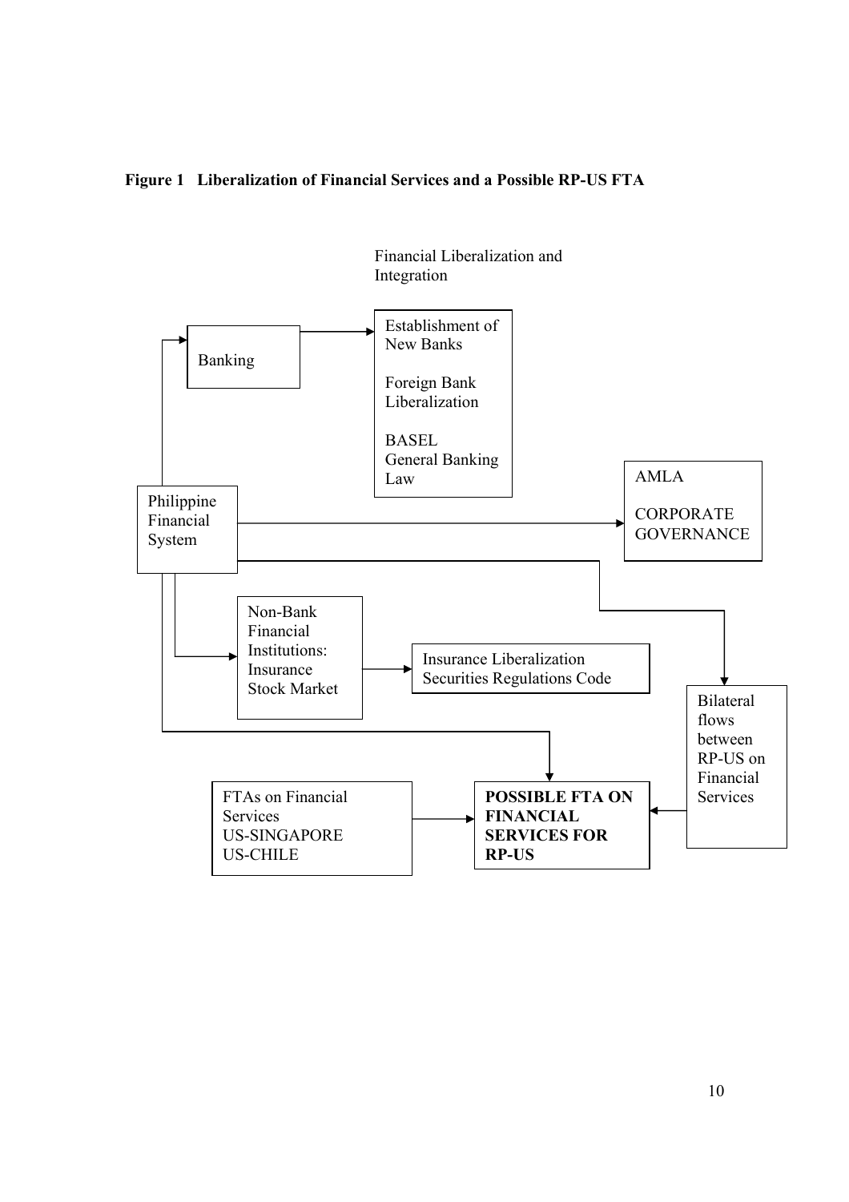**Figure 1 Liberalization of Financial Services and a Possible RP-US FTA**

Financial Liberalization and Integration

Banking

Establishment of New Banks

Foreign Bank Liberalization

BASEL
General Banking Law

Philippine Financial System

AMLA

CORPORATE GOVERNANCE

Non-Bank Financial Institutions:
Insurance
Stock Market

Insurance Liberalization
Securities Regulations Code

Bilateral flows between RP-US on Financial Services

FTAs on Financial Services
US-SINGAPORE
US-CHILE

**POSSIBLE FTA ON FINANCIAL SERVICES FOR RP-US**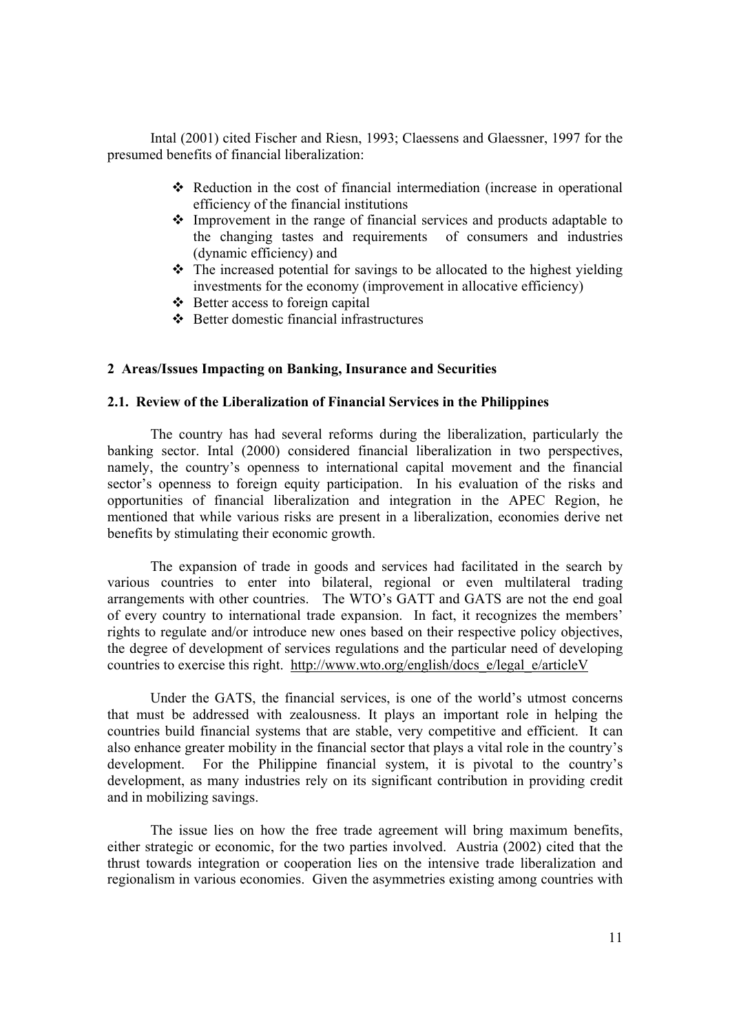Intal (2001) cited Fischer and Riesn, 1993; Claessens and Glaessner, 1997 for the presumed benefits of financial liberalization:

- Reduction in the cost of financial intermediation (increase in operational efficiency of the financial institutions
- Improvement in the range of financial services and products adaptable to the changing tastes and requirements of consumers and industries (dynamic efficiency) and
- The increased potential for savings to be allocated to the highest yielding investments for the economy (improvement in allocative efficiency)
- Better access to foreign capital
- Better domestic financial infrastructures

## 2 Areas/Issues Impacting on Banking, Insurance and Securities

### 2.1. Review of the Liberalization of Financial Services in the Philippines

The country has had several reforms during the liberalization, particularly the banking sector. Intal (2000) considered financial liberalization in two perspectives, namely, the country's openness to international capital movement and the financial sector's openness to foreign equity participation. In his evaluation of the risks and opportunities of financial liberalization and integration in the APEC Region, he mentioned that while various risks are present in a liberalization, economies derive net benefits by stimulating their economic growth.

The expansion of trade in goods and services had facilitated in the search by various countries to enter into bilateral, regional or even multilateral trading arrangements with other countries. The WTO's GATT and GATS are not the end goal of every country to international trade expansion. In fact, it recognizes the members' rights to regulate and/or introduce new ones based on their respective policy objectives, the degree of development of services regulations and the particular need of developing countries to exercise this right. http://www.wto.org/english/docs_e/legal_e/articleV

Under the GATS, the financial services, is one of the world's utmost concerns that must be addressed with zealousness. It plays an important role in helping the countries build financial systems that are stable, very competitive and efficient. It can also enhance greater mobility in the financial sector that plays a vital role in the country's development. For the Philippine financial system, it is pivotal to the country's development, as many industries rely on its significant contribution in providing credit and in mobilizing savings.

The issue lies on how the free trade agreement will bring maximum benefits, either strategic or economic, for the two parties involved. Austria (2002) cited that the thrust towards integration or cooperation lies on the intensive trade liberalization and regionalism in various economies. Given the asymmetries existing among countries with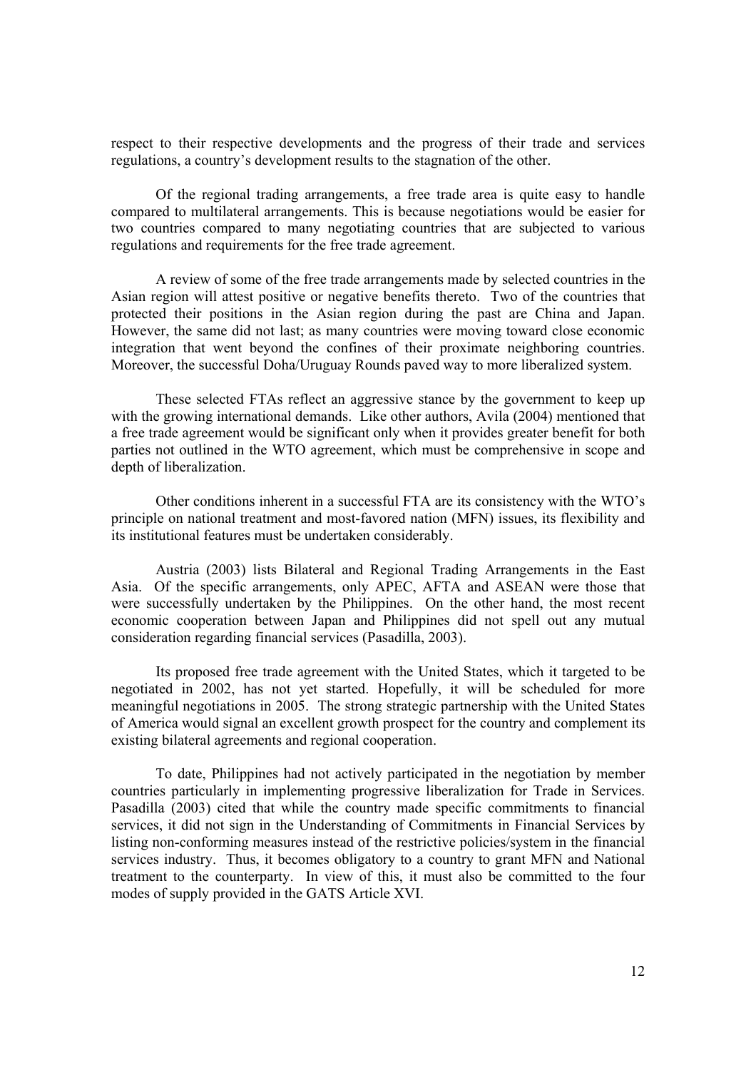respect to their respective developments and the progress of their trade and services regulations, a country's development results to the stagnation of the other.

Of the regional trading arrangements, a free trade area is quite easy to handle compared to multilateral arrangements. This is because negotiations would be easier for two countries compared to many negotiating countries that are subjected to various regulations and requirements for the free trade agreement.

A review of some of the free trade arrangements made by selected countries in the Asian region will attest positive or negative benefits thereto. Two of the countries that protected their positions in the Asian region during the past are China and Japan. However, the same did not last; as many countries were moving toward close economic integration that went beyond the confines of their proximate neighboring countries. Moreover, the successful Doha/Uruguay Rounds paved way to more liberalized system.

These selected FTAs reflect an aggressive stance by the government to keep up with the growing international demands. Like other authors, Avila (2004) mentioned that a free trade agreement would be significant only when it provides greater benefit for both parties not outlined in the WTO agreement, which must be comprehensive in scope and depth of liberalization.

Other conditions inherent in a successful FTA are its consistency with the WTO's principle on national treatment and most-favored nation (MFN) issues, its flexibility and its institutional features must be undertaken considerably.

Austria (2003) lists Bilateral and Regional Trading Arrangements in the East Asia. Of the specific arrangements, only APEC, AFTA and ASEAN were those that were successfully undertaken by the Philippines. On the other hand, the most recent economic cooperation between Japan and Philippines did not spell out any mutual consideration regarding financial services (Pasadilla, 2003).

Its proposed free trade agreement with the United States, which it targeted to be negotiated in 2002, has not yet started. Hopefully, it will be scheduled for more meaningful negotiations in 2005. The strong strategic partnership with the United States of America would signal an excellent growth prospect for the country and complement its existing bilateral agreements and regional cooperation.

To date, Philippines had not actively participated in the negotiation by member countries particularly in implementing progressive liberalization for Trade in Services. Pasadilla (2003) cited that while the country made specific commitments to financial services, it did not sign in the Understanding of Commitments in Financial Services by listing non-conforming measures instead of the restrictive policies/system in the financial services industry. Thus, it becomes obligatory to a country to grant MFN and National treatment to the counterparty. In view of this, it must also be committed to the four modes of supply provided in the GATS Article XVI.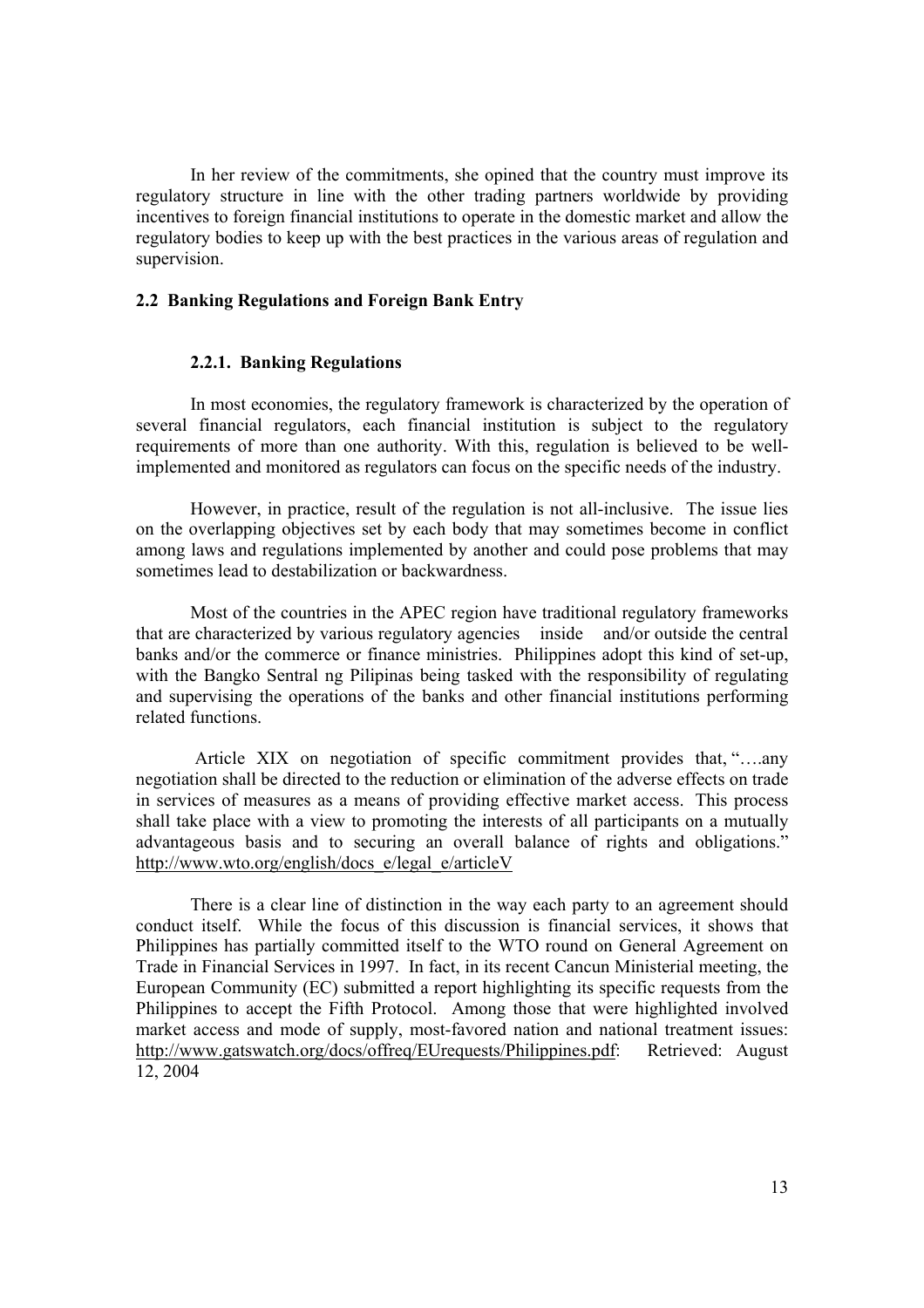In her review of the commitments, she opined that the country must improve its regulatory structure in line with the other trading partners worldwide by providing incentives to foreign financial institutions to operate in the domestic market and allow the regulatory bodies to keep up with the best practices in the various areas of regulation and supervision.

## 2.2 Banking Regulations and Foreign Bank Entry

### 2.2.1. Banking Regulations

In most economies, the regulatory framework is characterized by the operation of several financial regulators, each financial institution is subject to the regulatory requirements of more than one authority. With this, regulation is believed to be well-implemented and monitored as regulators can focus on the specific needs of the industry.

However, in practice, result of the regulation is not all-inclusive. The issue lies on the overlapping objectives set by each body that may sometimes become in conflict among laws and regulations implemented by another and could pose problems that may sometimes lead to destabilization or backwardness.

Most of the countries in the APEC region have traditional regulatory frameworks that are characterized by various regulatory agencies inside and/or outside the central banks and/or the commerce or finance ministries. Philippines adopt this kind of set-up, with the Bangko Sentral ng Pilipinas being tasked with the responsibility of regulating and supervising the operations of the banks and other financial institutions performing related functions.

Article XIX on negotiation of specific commitment provides that, "….any negotiation shall be directed to the reduction or elimination of the adverse effects on trade in services of measures as a means of providing effective market access. This process shall take place with a view to promoting the interests of all participants on a mutually advantageous basis and to securing an overall balance of rights and obligations." http://www.wto.org/english/docs_e/legal_e/articleV

There is a clear line of distinction in the way each party to an agreement should conduct itself. While the focus of this discussion is financial services, it shows that Philippines has partially committed itself to the WTO round on General Agreement on Trade in Financial Services in 1997. In fact, in its recent Cancun Ministerial meeting, the European Community (EC) submitted a report highlighting its specific requests from the Philippines to accept the Fifth Protocol. Among those that were highlighted involved market access and mode of supply, most-favored nation and national treatment issues: http://www.gatswatch.org/docs/offreq/EUrequests/Philippines.pdf: Retrieved: August 12, 2004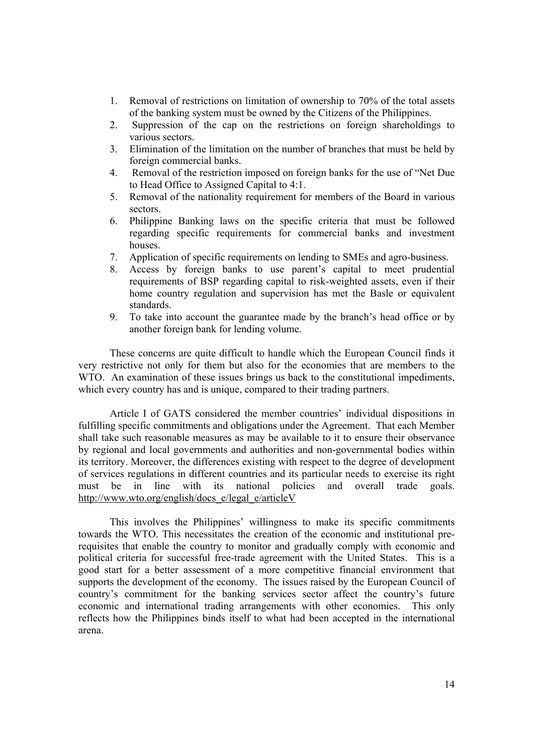1. Removal of restrictions on limitation of ownership to 70% of the total assets of the banking system must be owned by the Citizens of the Philippines.
2. Suppression of the cap on the restrictions on foreign shareholdings to various sectors.
3. Elimination of the limitation on the number of branches that must be held by foreign commercial banks.
4. Removal of the restriction imposed on foreign banks for the use of "Net Due to Head Office to Assigned Capital to 4:1.
5. Removal of the nationality requirement for members of the Board in various sectors.
6. Philippine Banking laws on the specific criteria that must be followed regarding specific requirements for commercial banks and investment houses.
7. Application of specific requirements on lending to SMEs and agro-business.
8. Access by foreign banks to use parent's capital to meet prudential requirements of BSP regarding capital to risk-weighted assets, even if their home country regulation and supervision has met the Basle or equivalent standards.
9. To take into account the guarantee made by the branch's head office or by another foreign bank for lending volume.

These concerns are quite difficult to handle which the European Council finds it very restrictive not only for them but also for the economies that are members to the WTO. An examination of these issues brings us back to the constitutional impediments, which every country has and is unique, compared to their trading partners.

Article I of GATS considered the member countries' individual dispositions in fulfilling specific commitments and obligations under the Agreement. That each Member shall take such reasonable measures as may be available to it to ensure their observance by regional and local governments and authorities and non-governmental bodies within its territory. Moreover, the differences existing with respect to the degree of development of services regulations in different countries and its particular needs to exercise its right must be in line with its national policies and overall trade goals. http://www.wto.org/english/docs_e/legal_e/articleV

This involves the Philippines' willingness to make its specific commitments towards the WTO. This necessitates the creation of the economic and institutional pre-requisites that enable the country to monitor and gradually comply with economic and political criteria for successful free-trade agreement with the United States. This is a good start for a better assessment of a more competitive financial environment that supports the development of the economy. The issues raised by the European Council of country's commitment for the banking services sector affect the country's future economic and international trading arrangements with other economies. This only reflects how the Philippines binds itself to what had been accepted in the international arena.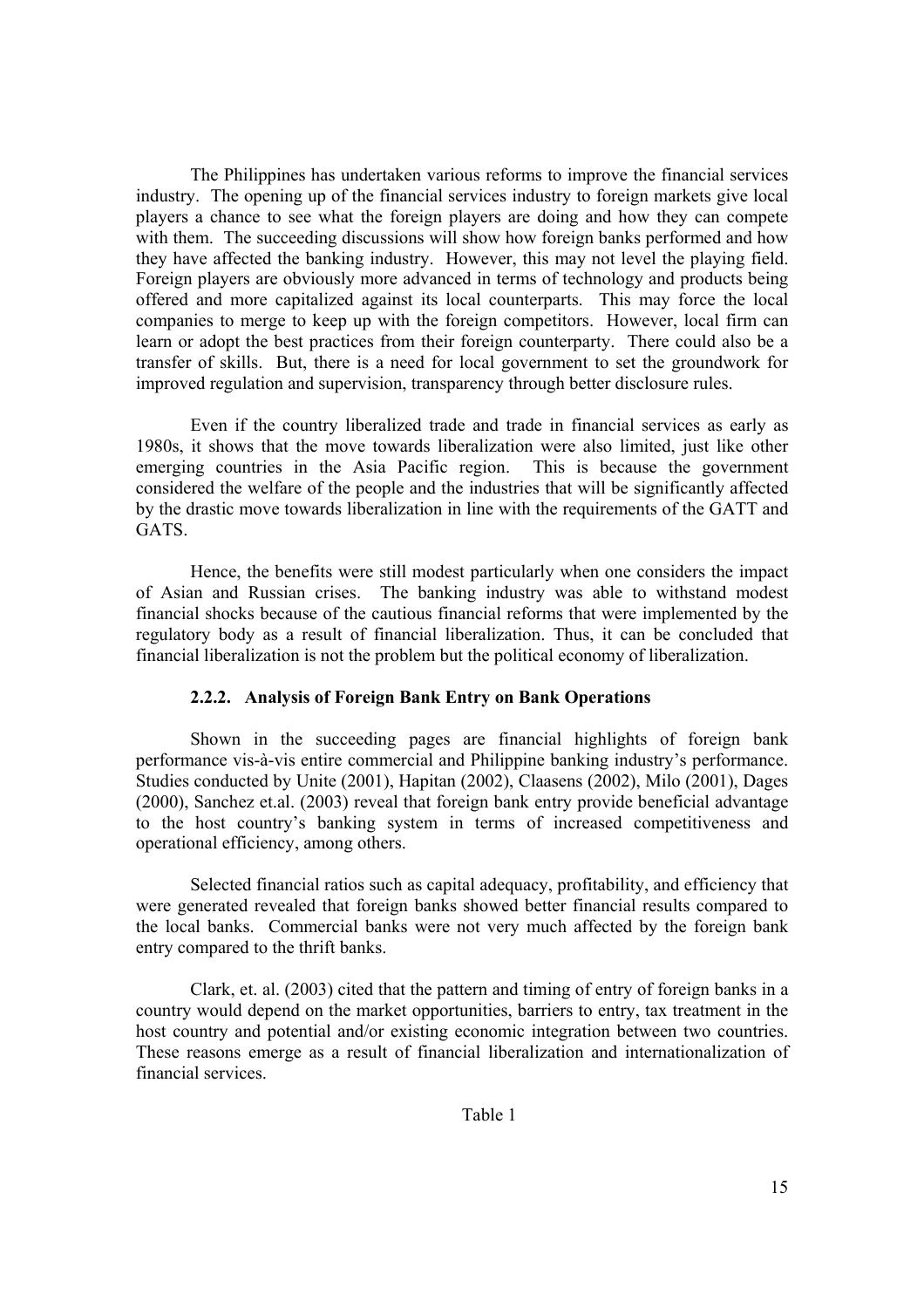The Philippines has undertaken various reforms to improve the financial services industry. The opening up of the financial services industry to foreign markets give local players a chance to see what the foreign players are doing and how they can compete with them. The succeeding discussions will show how foreign banks performed and how they have affected the banking industry. However, this may not level the playing field. Foreign players are obviously more advanced in terms of technology and products being offered and more capitalized against its local counterparts. This may force the local companies to merge to keep up with the foreign competitors. However, local firm can learn or adopt the best practices from their foreign counterparty. There could also be a transfer of skills. But, there is a need for local government to set the groundwork for improved regulation and supervision, transparency through better disclosure rules.

Even if the country liberalized trade and trade in financial services as early as 1980s, it shows that the move towards liberalization were also limited, just like other emerging countries in the Asia Pacific region. This is because the government considered the welfare of the people and the industries that will be significantly affected by the drastic move towards liberalization in line with the requirements of the GATT and GATS.

Hence, the benefits were still modest particularly when one considers the impact of Asian and Russian crises. The banking industry was able to withstand modest financial shocks because of the cautious financial reforms that were implemented by the regulatory body as a result of financial liberalization. Thus, it can be concluded that financial liberalization is not the problem but the political economy of liberalization.

### 2.2.2. Analysis of Foreign Bank Entry on Bank Operations

Shown in the succeeding pages are financial highlights of foreign bank performance vis-à-vis entire commercial and Philippine banking industry's performance. Studies conducted by Unite (2001), Hapitan (2002), Claasens (2002), Milo (2001), Dages (2000), Sanchez et.al. (2003) reveal that foreign bank entry provide beneficial advantage to the host country's banking system in terms of increased competitiveness and operational efficiency, among others.

Selected financial ratios such as capital adequacy, profitability, and efficiency that were generated revealed that foreign banks showed better financial results compared to the local banks. Commercial banks were not very much affected by the foreign bank entry compared to the thrift banks.

Clark, et. al. (2003) cited that the pattern and timing of entry of foreign banks in a country would depend on the market opportunities, barriers to entry, tax treatment in the host country and potential and/or existing economic integration between two countries. These reasons emerge as a result of financial liberalization and internationalization of financial services.

Table 1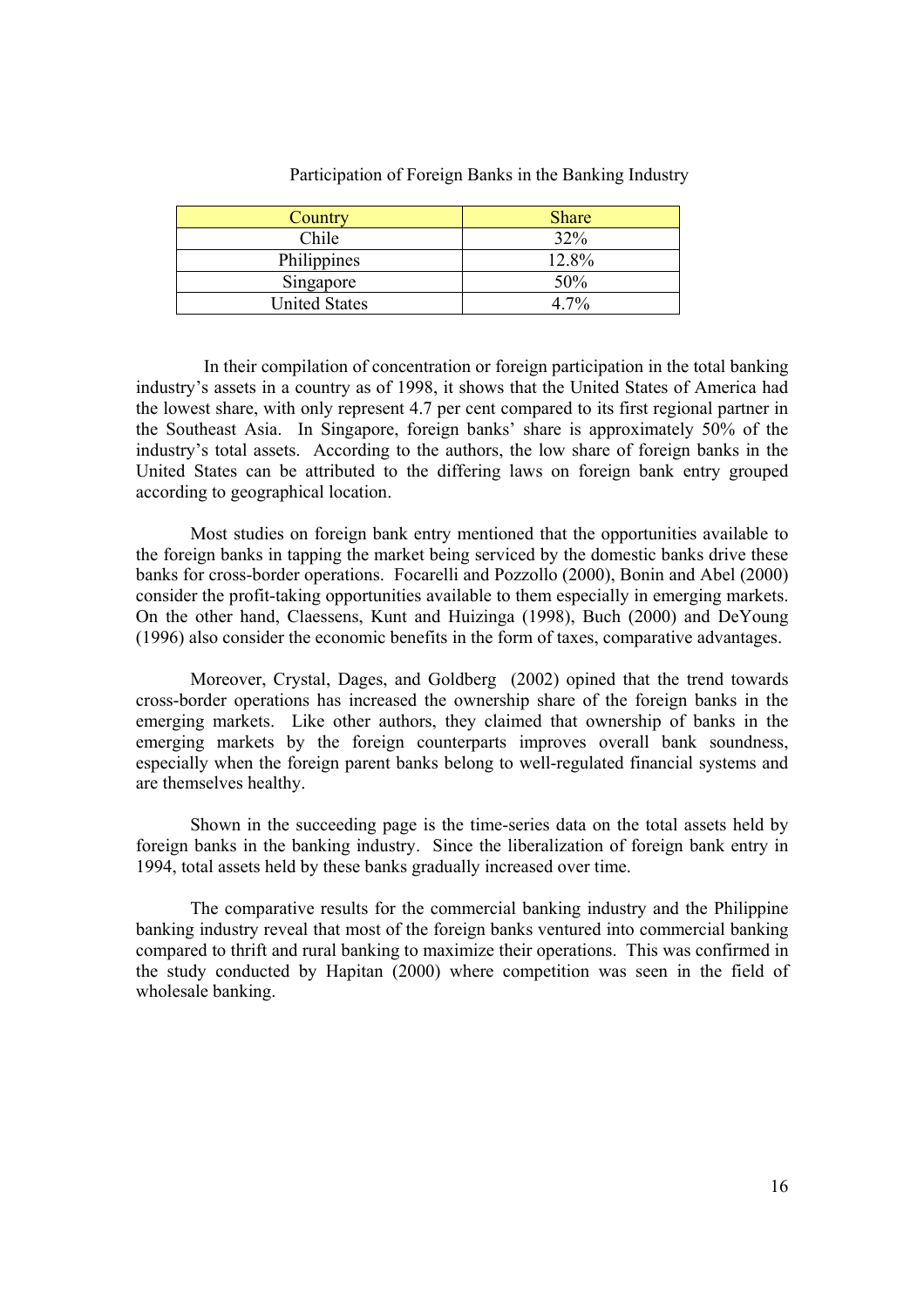Participation of Foreign Banks in the Banking Industry

| Country | Share |
| --- | --- |
| Chile | 32% |
| Philippines | 12.8% |
| Singapore | 50% |
| United States | 4.7% |

In their compilation of concentration or foreign participation in the total banking industry's assets in a country as of 1998, it shows that the United States of America had the lowest share, with only represent 4.7 per cent compared to its first regional partner in the Southeast Asia. In Singapore, foreign banks' share is approximately 50% of the industry's total assets. According to the authors, the low share of foreign banks in the United States can be attributed to the differing laws on foreign bank entry grouped according to geographical location.

Most studies on foreign bank entry mentioned that the opportunities available to the foreign banks in tapping the market being serviced by the domestic banks drive these banks for cross-border operations. Focarelli and Pozzollo (2000), Bonin and Abel (2000) consider the profit-taking opportunities available to them especially in emerging markets. On the other hand, Claessens, Kunt and Huizinga (1998), Buch (2000) and DeYoung (1996) also consider the economic benefits in the form of taxes, comparative advantages.

Moreover, Crystal, Dages, and Goldberg (2002) opined that the trend towards cross-border operations has increased the ownership share of the foreign banks in the emerging markets. Like other authors, they claimed that ownership of banks in the emerging markets by the foreign counterparts improves overall bank soundness, especially when the foreign parent banks belong to well-regulated financial systems and are themselves healthy.

Shown in the succeeding page is the time-series data on the total assets held by foreign banks in the banking industry. Since the liberalization of foreign bank entry in 1994, total assets held by these banks gradually increased over time.

The comparative results for the commercial banking industry and the Philippine banking industry reveal that most of the foreign banks ventured into commercial banking compared to thrift and rural banking to maximize their operations. This was confirmed in the study conducted by Hapitan (2000) where competition was seen in the field of wholesale banking.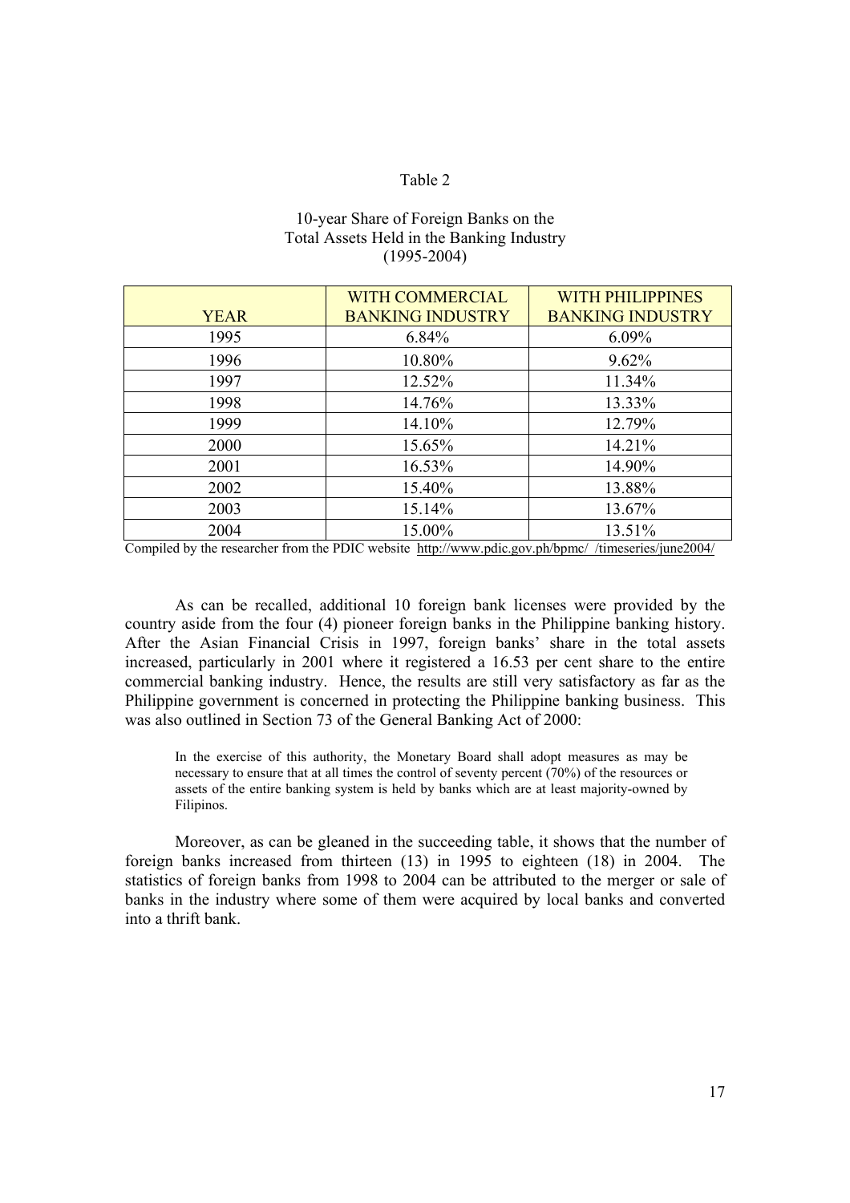Table 2

10-year Share of Foreign Banks on the Total Assets Held in the Banking Industry (1995-2004)

| YEAR | WITH COMMERCIAL BANKING INDUSTRY | WITH PHILIPPINES BANKING INDUSTRY |
|---|---|---|
| 1995 | 6.84% | 6.09% |
| 1996 | 10.80% | 9.62% |
| 1997 | 12.52% | 11.34% |
| 1998 | 14.76% | 13.33% |
| 1999 | 14.10% | 12.79% |
| 2000 | 15.65% | 14.21% |
| 2001 | 16.53% | 14.90% |
| 2002 | 15.40% | 13.88% |
| 2003 | 15.14% | 13.67% |
| 2004 | 15.00% | 13.51% |

Compiled by the researcher from the PDIC website http://www.pdic.gov.ph/bpmc/ /timeseries/june2004/

As can be recalled, additional 10 foreign bank licenses were provided by the country aside from the four (4) pioneer foreign banks in the Philippine banking history. After the Asian Financial Crisis in 1997, foreign banks' share in the total assets increased, particularly in 2001 where it registered a 16.53 per cent share to the entire commercial banking industry. Hence, the results are still very satisfactory as far as the Philippine government is concerned in protecting the Philippine banking business. This was also outlined in Section 73 of the General Banking Act of 2000:

> In the exercise of this authority, the Monetary Board shall adopt measures as may be necessary to ensure that at all times the control of seventy percent (70%) of the resources or assets of the entire banking system is held by banks which are at least majority-owned by Filipinos.

Moreover, as can be gleaned in the succeeding table, it shows that the number of foreign banks increased from thirteen (13) in 1995 to eighteen (18) in 2004. The statistics of foreign banks from 1998 to 2004 can be attributed to the merger or sale of banks in the industry where some of them were acquired by local banks and converted into a thrift bank.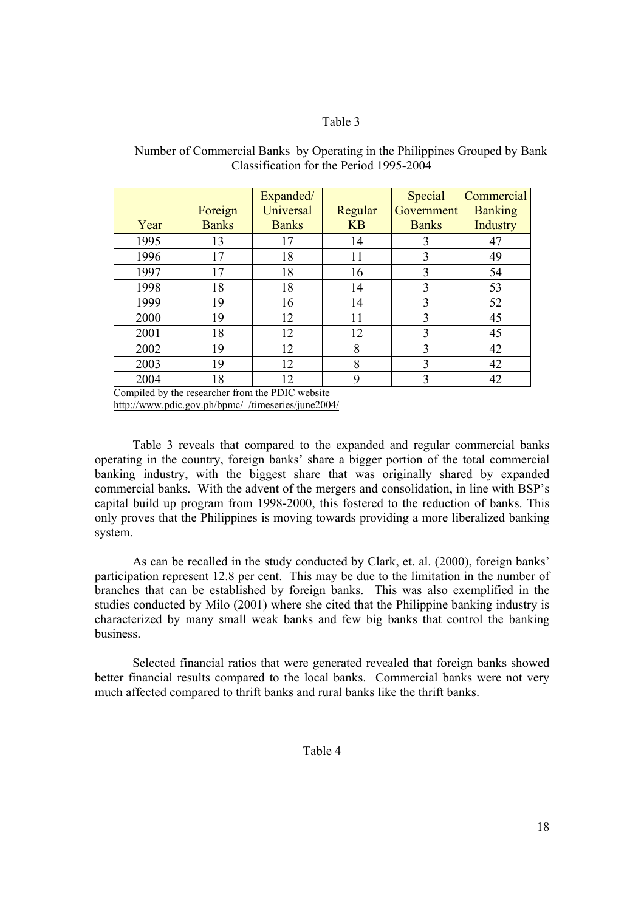Table 3

Number of Commercial Banks by Operating in the Philippines Grouped by Bank Classification for the Period 1995-2004

| Year | Foreign Banks | Expanded/ Universal Banks | Regular KB | Special Government Banks | Commercial Banking Industry |
|---|---|---|---|---|---|
| 1995 | 13 | 17 | 14 | 3 | 47 |
| 1996 | 17 | 18 | 11 | 3 | 49 |
| 1997 | 17 | 18 | 16 | 3 | 54 |
| 1998 | 18 | 18 | 14 | 3 | 53 |
| 1999 | 19 | 16 | 14 | 3 | 52 |
| 2000 | 19 | 12 | 11 | 3 | 45 |
| 2001 | 18 | 12 | 12 | 3 | 45 |
| 2002 | 19 | 12 | 8 | 3 | 42 |
| 2003 | 19 | 12 | 8 | 3 | 42 |
| 2004 | 18 | 12 | 9 | 3 | 42 |

Compiled by the researcher from the PDIC website
http://www.pdic.gov.ph/bpmc/ /timeseries/june2004/

Table 3 reveals that compared to the expanded and regular commercial banks operating in the country, foreign banks' share a bigger portion of the total commercial banking industry, with the biggest share that was originally shared by expanded commercial banks. With the advent of the mergers and consolidation, in line with BSP's capital build up program from 1998-2000, this fostered to the reduction of banks. This only proves that the Philippines is moving towards providing a more liberalized banking system.

As can be recalled in the study conducted by Clark, et. al. (2000), foreign banks' participation represent 12.8 per cent. This may be due to the limitation in the number of branches that can be established by foreign banks. This was also exemplified in the studies conducted by Milo (2001) where she cited that the Philippine banking industry is characterized by many small weak banks and few big banks that control the banking business.

Selected financial ratios that were generated revealed that foreign banks showed better financial results compared to the local banks. Commercial banks were not very much affected compared to thrift banks and rural banks like the thrift banks.

Table 4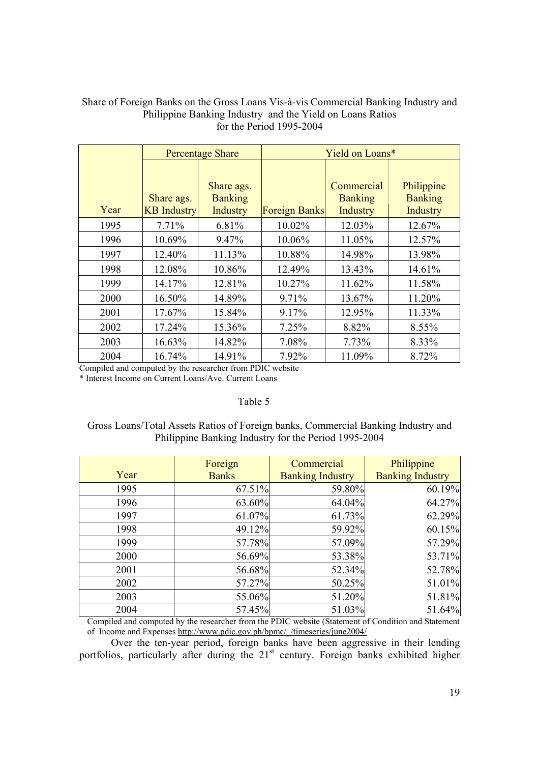Share of Foreign Banks on the Gross Loans Vis-à-vis Commercial Banking Industry and Philippine Banking Industry and the Yield on Loans Ratios for the Period 1995-2004

| | Percentage Share | | Yield on Loans* | | |
|---|---|---|---|---|---|
| Year | Share ags. KB Industry | Share ags. Banking Industry | Foreign Banks | Commercial Banking Industry | Philippine Banking Industry |
| 1995 | 7.71% | 6.81% | 10.02% | 12.03% | 12.67% |
| 1996 | 10.69% | 9.47% | 10.06% | 11.05% | 12.57% |
| 1997 | 12.40% | 11.13% | 10.88% | 14.98% | 13.98% |
| 1998 | 12.08% | 10.86% | 12.49% | 13.43% | 14.61% |
| 1999 | 14.17% | 12.81% | 10.27% | 11.62% | 11.58% |
| 2000 | 16.50% | 14.89% | 9.71% | 13.67% | 11.20% |
| 2001 | 17.67% | 15.84% | 9.17% | 12.95% | 11.33% |
| 2002 | 17.24% | 15.36% | 7.25% | 8.82% | 8.55% |
| 2003 | 16.63% | 14.82% | 7.08% | 7.73% | 8.33% |
| 2004 | 16.74% | 14.91% | 7.92% | 11.09% | 8.72% |

Compiled and computed by the researcher from PDIC website

* Interest Income on Current Loans/Ave. Current Loans

Table 5

Gross Loans/Total Assets Ratios of Foreign banks, Commercial Banking Industry and Philippine Banking Industry for the Period 1995-2004

| Year | Foreign Banks | Commercial Banking Industry | Philippine Banking Industry |
|---|---|---|---|
| 1995 | 67.51% | 59.80% | 60.19% |
| 1996 | 63.60% | 64.04% | 64.27% |
| 1997 | 61.07% | 61.73% | 62.29% |
| 1998 | 49.12% | 59.92% | 60.15% |
| 1999 | 57.78% | 57.09% | 57.29% |
| 2000 | 56.69% | 53.38% | 53.71% |
| 2001 | 56.68% | 52.34% | 52.78% |
| 2002 | 57.27% | 50.25% | 51.01% |
| 2003 | 55.06% | 51.20% | 51.81% |
| 2004 | 57.45% | 51.03% | 51.64% |

Compiled and computed by the researcher from the PDIC website (Statement of Condition and Statement of Income and Expenses http://www.pdic.gov.ph/bpmc/_/timeseries/june2004/

Over the ten-year period, foreign banks have been aggressive in their lending portfolios, particularly after during the 21st century. Foreign banks exhibited higher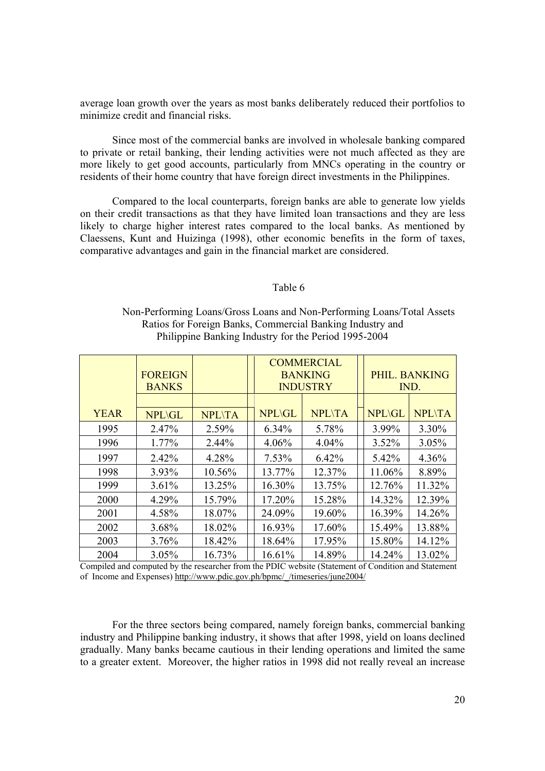average loan growth over the years as most banks deliberately reduced their portfolios to minimize credit and financial risks.

Since most of the commercial banks are involved in wholesale banking compared to private or retail banking, their lending activities were not much affected as they are more likely to get good accounts, particularly from MNCs operating in the country or residents of their home country that have foreign direct investments in the Philippines.

Compared to the local counterparts, foreign banks are able to generate low yields on their credit transactions as that they have limited loan transactions and they are less likely to charge higher interest rates compared to the local banks. As mentioned by Claessens, Kunt and Huizinga (1998), other economic benefits in the form of taxes, comparative advantages and gain in the financial market are considered.

Table 6

Non-Performing Loans/Gross Loans and Non-Performing Loans/Total Assets Ratios for Foreign Banks, Commercial Banking Industry and Philippine Banking Industry for the Period 1995-2004

| | FOREIGN BANKS | | COMMERCIAL BANKING INDUSTRY | | PHIL. BANKING IND. | |
|---|---|---|---|---|---|---|
| YEAR | NPL\GL | NPL\TA | NPL\GL | NPL\TA | NPL\GL | NPL\TA |
| 1995 | 2.47% | 2.59% | 6.34% | 5.78% | 3.99% | 3.30% |
| 1996 | 1.77% | 2.44% | 4.06% | 4.04% | 3.52% | 3.05% |
| 1997 | 2.42% | 4.28% | 7.53% | 6.42% | 5.42% | 4.36% |
| 1998 | 3.93% | 10.56% | 13.77% | 12.37% | 11.06% | 8.89% |
| 1999 | 3.61% | 13.25% | 16.30% | 13.75% | 12.76% | 11.32% |
| 2000 | 4.29% | 15.79% | 17.20% | 15.28% | 14.32% | 12.39% |
| 2001 | 4.58% | 18.07% | 24.09% | 19.60% | 16.39% | 14.26% |
| 2002 | 3.68% | 18.02% | 16.93% | 17.60% | 15.49% | 13.88% |
| 2003 | 3.76% | 18.42% | 18.64% | 17.95% | 15.80% | 14.12% |
| 2004 | 3.05% | 16.73% | 16.61% | 14.89% | 14.24% | 13.02% |

Compiled and computed by the researcher from the PDIC website (Statement of Condition and Statement of Income and Expenses) http://www.pdic.gov.ph/bpmc/_/timeseries/june2004/

For the three sectors being compared, namely foreign banks, commercial banking industry and Philippine banking industry, it shows that after 1998, yield on loans declined gradually. Many banks became cautious in their lending operations and limited the same to a greater extent. Moreover, the higher ratios in 1998 did not really reveal an increase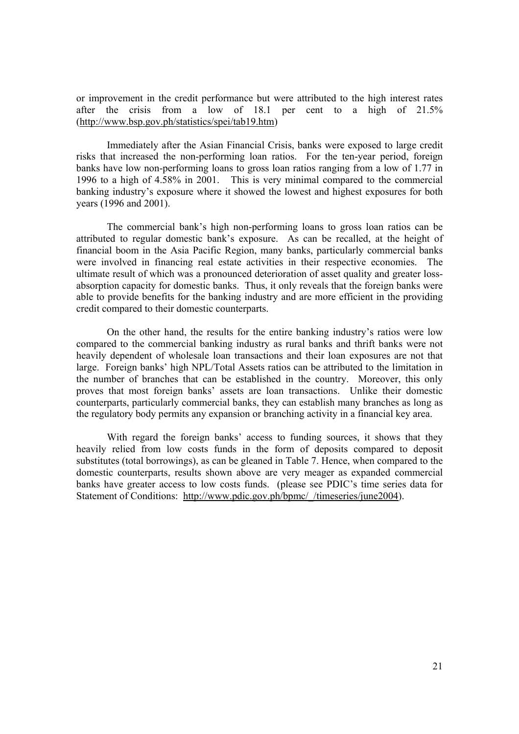or improvement in the credit performance but were attributed to the high interest rates after the crisis from a low of 18.1 per cent to a high of 21.5% (http://www.bsp.gov.ph/statistics/spei/tab19.htm)

Immediately after the Asian Financial Crisis, banks were exposed to large credit risks that increased the non-performing loan ratios. For the ten-year period, foreign banks have low non-performing loans to gross loan ratios ranging from a low of 1.77 in 1996 to a high of 4.58% in 2001. This is very minimal compared to the commercial banking industry's exposure where it showed the lowest and highest exposures for both years (1996 and 2001).

The commercial bank's high non-performing loans to gross loan ratios can be attributed to regular domestic bank's exposure. As can be recalled, at the height of financial boom in the Asia Pacific Region, many banks, particularly commercial banks were involved in financing real estate activities in their respective economies. The ultimate result of which was a pronounced deterioration of asset quality and greater loss-absorption capacity for domestic banks. Thus, it only reveals that the foreign banks were able to provide benefits for the banking industry and are more efficient in the providing credit compared to their domestic counterparts.

On the other hand, the results for the entire banking industry's ratios were low compared to the commercial banking industry as rural banks and thrift banks were not heavily dependent of wholesale loan transactions and their loan exposures are not that large. Foreign banks' high NPL/Total Assets ratios can be attributed to the limitation in the number of branches that can be established in the country. Moreover, this only proves that most foreign banks' assets are loan transactions. Unlike their domestic counterparts, particularly commercial banks, they can establish many branches as long as the regulatory body permits any expansion or branching activity in a financial key area.

With regard the foreign banks' access to funding sources, it shows that they heavily relied from low costs funds in the form of deposits compared to deposit substitutes (total borrowings), as can be gleaned in Table 7. Hence, when compared to the domestic counterparts, results shown above are very meager as expanded commercial banks have greater access to low costs funds. (please see PDIC's time series data for Statement of Conditions: http://www.pdic.gov.ph/bpmc/_/timeseries/june2004).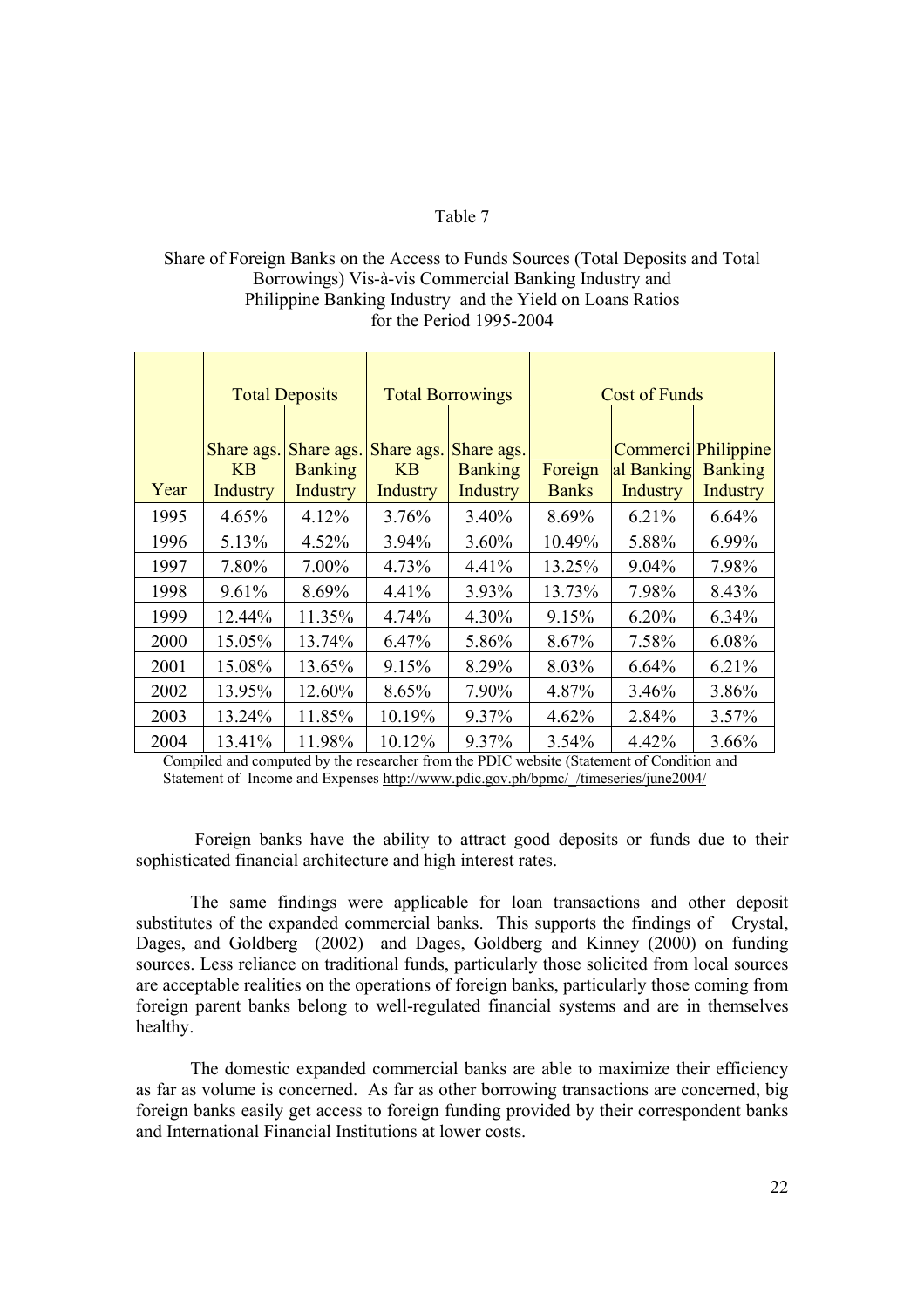Table 7

Share of Foreign Banks on the Access to Funds Sources (Total Deposits and Total Borrowings) Vis-à-vis Commercial Banking Industry and Philippine Banking Industry and the Yield on Loans Ratios for the Period 1995-2004

| | Total Deposits | | Total Borrowings | | Cost of Funds | | |
|---|---|---|---|---|---|---|---|
| Year | Share ags. KB Industry | Share ags. Banking Industry | Share ags. KB Industry | Share ags. Banking Industry | Foreign Banks | Commercial Banking Industry | Philippine Banking Industry |
| 1995 | 4.65% | 4.12% | 3.76% | 3.40% | 8.69% | 6.21% | 6.64% |
| 1996 | 5.13% | 4.52% | 3.94% | 3.60% | 10.49% | 5.88% | 6.99% |
| 1997 | 7.80% | 7.00% | 4.73% | 4.41% | 13.25% | 9.04% | 7.98% |
| 1998 | 9.61% | 8.69% | 4.41% | 3.93% | 13.73% | 7.98% | 8.43% |
| 1999 | 12.44% | 11.35% | 4.74% | 4.30% | 9.15% | 6.20% | 6.34% |
| 2000 | 15.05% | 13.74% | 6.47% | 5.86% | 8.67% | 7.58% | 6.08% |
| 2001 | 15.08% | 13.65% | 9.15% | 8.29% | 8.03% | 6.64% | 6.21% |
| 2002 | 13.95% | 12.60% | 8.65% | 7.90% | 4.87% | 3.46% | 3.86% |
| 2003 | 13.24% | 11.85% | 10.19% | 9.37% | 4.62% | 2.84% | 3.57% |
| 2004 | 13.41% | 11.98% | 10.12% | 9.37% | 3.54% | 4.42% | 3.66% |

Compiled and computed by the researcher from the PDIC website (Statement of Condition and Statement of Income and Expenses http://www.pdic.gov.ph/bpmc/_/timeseries/june2004/

Foreign banks have the ability to attract good deposits or funds due to their sophisticated financial architecture and high interest rates.

The same findings were applicable for loan transactions and other deposit substitutes of the expanded commercial banks. This supports the findings of Crystal, Dages, and Goldberg (2002) and Dages, Goldberg and Kinney (2000) on funding sources. Less reliance on traditional funds, particularly those solicited from local sources are acceptable realities on the operations of foreign banks, particularly those coming from foreign parent banks belong to well-regulated financial systems and are in themselves healthy.

The domestic expanded commercial banks are able to maximize their efficiency as far as volume is concerned. As far as other borrowing transactions are concerned, big foreign banks easily get access to foreign funding provided by their correspondent banks and International Financial Institutions at lower costs.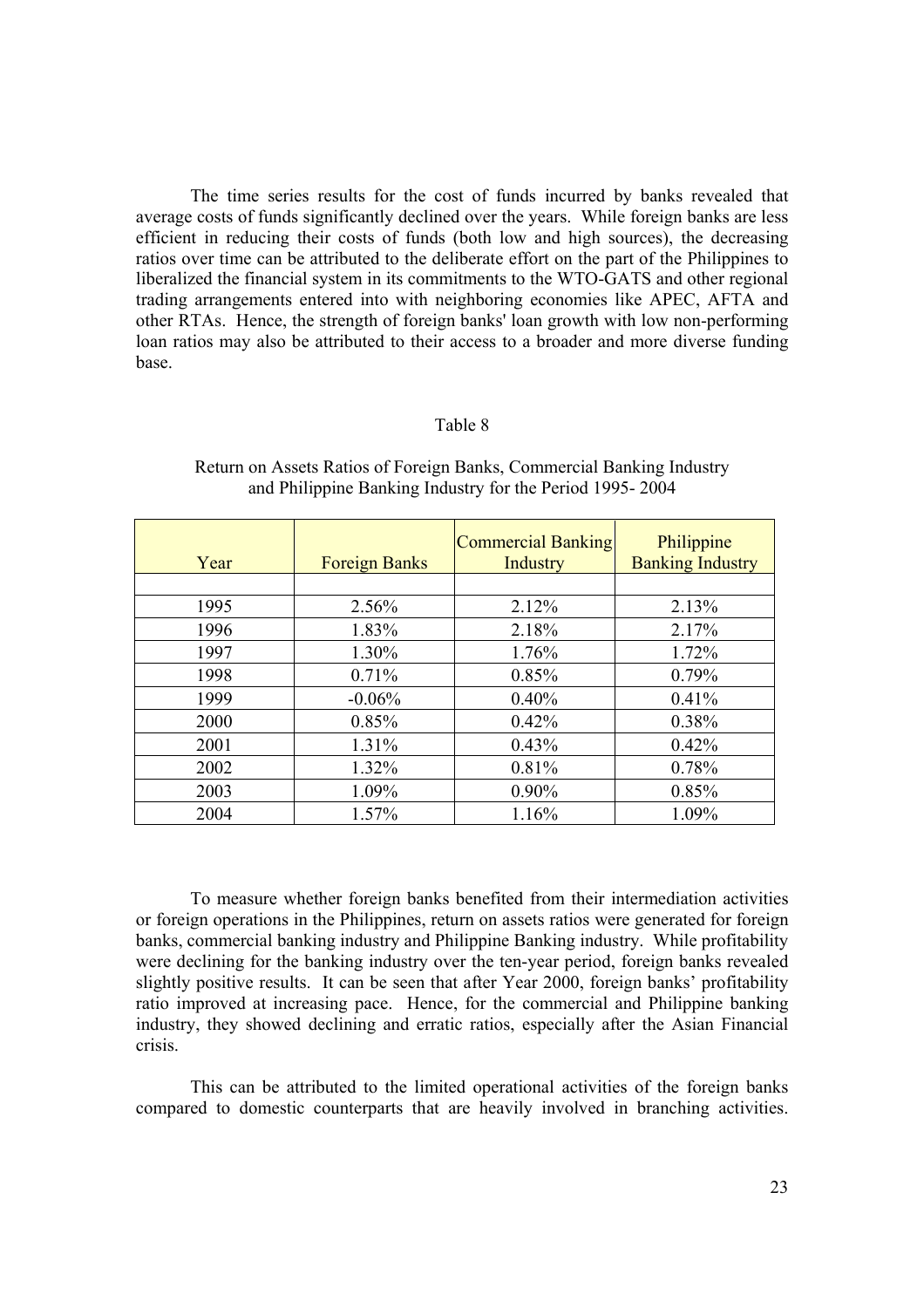The time series results for the cost of funds incurred by banks revealed that average costs of funds significantly declined over the years. While foreign banks are less efficient in reducing their costs of funds (both low and high sources), the decreasing ratios over time can be attributed to the deliberate effort on the part of the Philippines to liberalized the financial system in its commitments to the WTO-GATS and other regional trading arrangements entered into with neighboring economies like APEC, AFTA and other RTAs. Hence, the strength of foreign banks' loan growth with low non-performing loan ratios may also be attributed to their access to a broader and more diverse funding base.

Table 8

Return on Assets Ratios of Foreign Banks, Commercial Banking Industry and Philippine Banking Industry for the Period 1995- 2004

| Year | Foreign Banks | Commercial Banking Industry | Philippine Banking Industry |
|---|---|---|---|
| 1995 | 2.56% | 2.12% | 2.13% |
| 1996 | 1.83% | 2.18% | 2.17% |
| 1997 | 1.30% | 1.76% | 1.72% |
| 1998 | 0.71% | 0.85% | 0.79% |
| 1999 | -0.06% | 0.40% | 0.41% |
| 2000 | 0.85% | 0.42% | 0.38% |
| 2001 | 1.31% | 0.43% | 0.42% |
| 2002 | 1.32% | 0.81% | 0.78% |
| 2003 | 1.09% | 0.90% | 0.85% |
| 2004 | 1.57% | 1.16% | 1.09% |

To measure whether foreign banks benefited from their intermediation activities or foreign operations in the Philippines, return on assets ratios were generated for foreign banks, commercial banking industry and Philippine Banking industry. While profitability were declining for the banking industry over the ten-year period, foreign banks revealed slightly positive results. It can be seen that after Year 2000, foreign banks' profitability ratio improved at increasing pace. Hence, for the commercial and Philippine banking industry, they showed declining and erratic ratios, especially after the Asian Financial crisis.

This can be attributed to the limited operational activities of the foreign banks compared to domestic counterparts that are heavily involved in branching activities.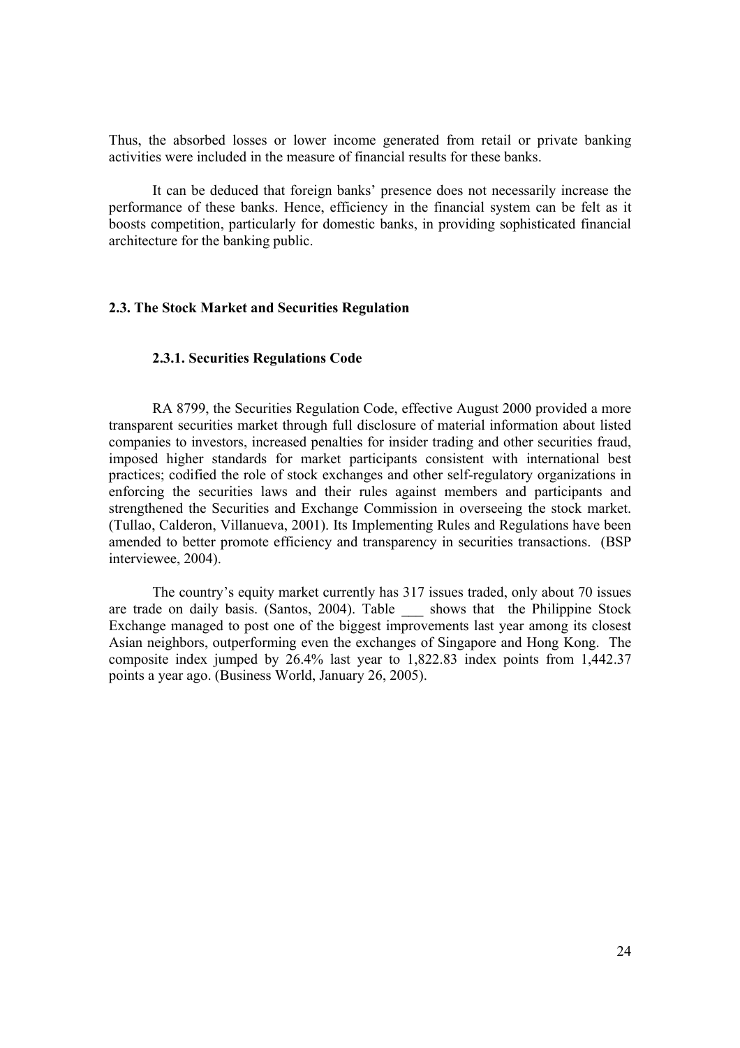Thus, the absorbed losses or lower income generated from retail or private banking activities were included in the measure of financial results for these banks.

It can be deduced that foreign banks' presence does not necessarily increase the performance of these banks. Hence, efficiency in the financial system can be felt as it boosts competition, particularly for domestic banks, in providing sophisticated financial architecture for the banking public.

## 2.3. The Stock Market and Securities Regulation

### 2.3.1. Securities Regulations Code

RA 8799, the Securities Regulation Code, effective August 2000 provided a more transparent securities market through full disclosure of material information about listed companies to investors, increased penalties for insider trading and other securities fraud, imposed higher standards for market participants consistent with international best practices; codified the role of stock exchanges and other self-regulatory organizations in enforcing the securities laws and their rules against members and participants and strengthened the Securities and Exchange Commission in overseeing the stock market. (Tullao, Calderon, Villanueva, 2001). Its Implementing Rules and Regulations have been amended to better promote efficiency and transparency in securities transactions. (BSP interviewee, 2004).

The country's equity market currently has 317 issues traded, only about 70 issues are trade on daily basis. (Santos, 2004). Table ___ shows that the Philippine Stock Exchange managed to post one of the biggest improvements last year among its closest Asian neighbors, outperforming even the exchanges of Singapore and Hong Kong. The composite index jumped by 26.4% last year to 1,822.83 index points from 1,442.37 points a year ago. (Business World, January 26, 2005).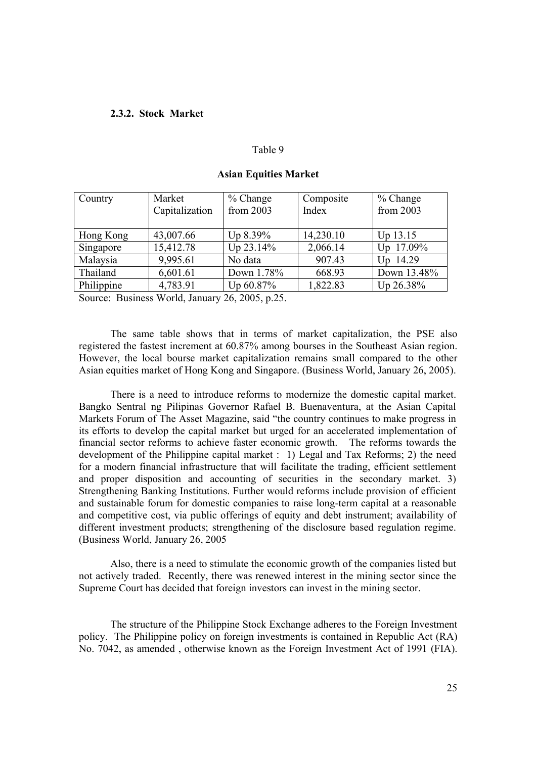#### 2.3.2. Stock Market

Table 9

**Asian Equities Market**

| Country | Market Capitalization | % Change from 2003 | Composite Index | % Change from 2003 |
|---|---|---|---|---|
| Hong Kong | 43,007.66 | Up 8.39% | 14,230.10 | Up 13.15 |
| Singapore | 15,412.78 | Up 23.14% | 2,066.14 | Up 17.09% |
| Malaysia | 9,995.61 | No data | 907.43 | Up 14.29 |
| Thailand | 6,601.61 | Down 1.78% | 668.93 | Down 13.48% |
| Philippine | 4,783.91 | Up 60.87% | 1,822.83 | Up 26.38% |

Source: Business World, January 26, 2005, p.25.

The same table shows that in terms of market capitalization, the PSE also registered the fastest increment at 60.87% among bourses in the Southeast Asian region. However, the local bourse market capitalization remains small compared to the other Asian equities market of Hong Kong and Singapore. (Business World, January 26, 2005).

There is a need to introduce reforms to modernize the domestic capital market. Bangko Sentral ng Pilipinas Governor Rafael B. Buenaventura, at the Asian Capital Markets Forum of The Asset Magazine, said "the country continues to make progress in its efforts to develop the capital market but urged for an accelerated implementation of financial sector reforms to achieve faster economic growth. The reforms towards the development of the Philippine capital market : 1) Legal and Tax Reforms; 2) the need for a modern financial infrastructure that will facilitate the trading, efficient settlement and proper disposition and accounting of securities in the secondary market. 3) Strengthening Banking Institutions. Further would reforms include provision of efficient and sustainable forum for domestic companies to raise long-term capital at a reasonable and competitive cost, via public offerings of equity and debt instrument; availability of different investment products; strengthening of the disclosure based regulation regime. (Business World, January 26, 2005

Also, there is a need to stimulate the economic growth of the companies listed but not actively traded. Recently, there was renewed interest in the mining sector since the Supreme Court has decided that foreign investors can invest in the mining sector.

The structure of the Philippine Stock Exchange adheres to the Foreign Investment policy. The Philippine policy on foreign investments is contained in Republic Act (RA) No. 7042, as amended , otherwise known as the Foreign Investment Act of 1991 (FIA).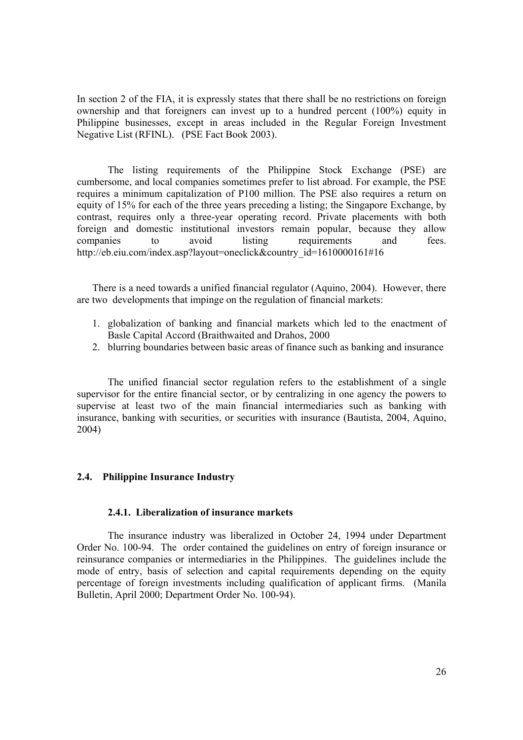In section 2 of the FIA, it is expressly states that there shall be no restrictions on foreign ownership and that foreigners can invest up to a hundred percent (100%) equity in Philippine businesses, except in areas included in the Regular Foreign Investment Negative List (RFINL). (PSE Fact Book 2003).

The listing requirements of the Philippine Stock Exchange (PSE) are cumbersome, and local companies sometimes prefer to list abroad. For example, the PSE requires a minimum capitalization of P100 million. The PSE also requires a return on equity of 15% for each of the three years preceding a listing; the Singapore Exchange, by contrast, requires only a three-year operating record. Private placements with both foreign and domestic institutional investors remain popular, because they allow companies to avoid listing requirements and fees. http://eb.eiu.com/index.asp?layout=oneclick&country_id=1610000161#16

There is a need towards a unified financial regulator (Aquino, 2004). However, there are two developments that impinge on the regulation of financial markets:

1. globalization of banking and financial markets which led to the enactment of Basle Capital Accord (Braithwaited and Drahos, 2000
2. blurring boundaries between basic areas of finance such as banking and insurance

The unified financial sector regulation refers to the establishment of a single supervisor for the entire financial sector, or by centralizing in one agency the powers to supervise at least two of the main financial intermediaries such as banking with insurance, banking with securities, or securities with insurance (Bautista, 2004, Aquino, 2004)

## 2.4. Philippine Insurance Industry

### 2.4.1. Liberalization of insurance markets

The insurance industry was liberalized in October 24, 1994 under Department Order No. 100-94. The order contained the guidelines on entry of foreign insurance or reinsurance companies or intermediaries in the Philippines. The guidelines include the mode of entry, basis of selection and capital requirements depending on the equity percentage of foreign investments including qualification of applicant firms. (Manila Bulletin, April 2000; Department Order No. 100-94).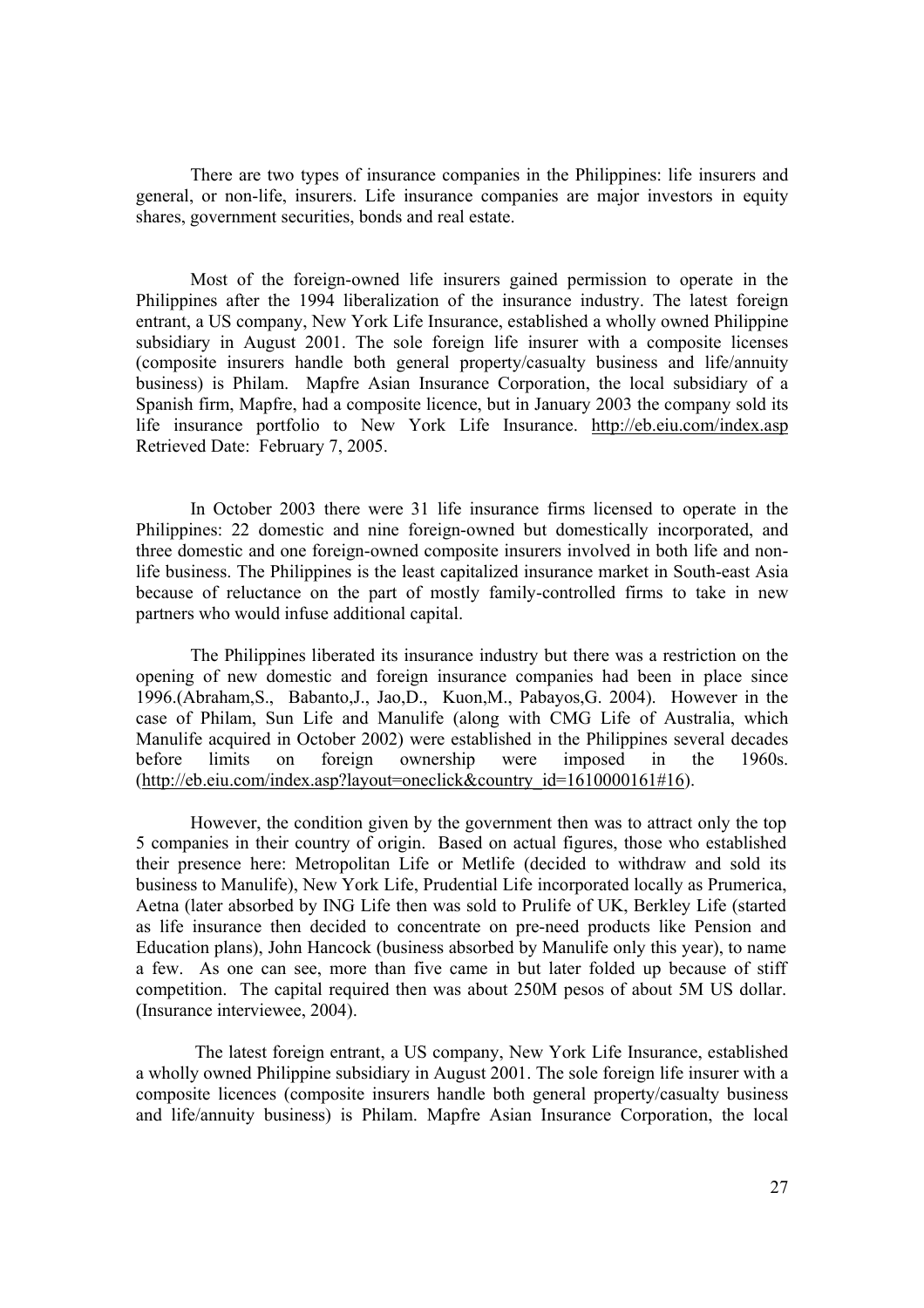There are two types of insurance companies in the Philippines: life insurers and general, or non-life, insurers. Life insurance companies are major investors in equity shares, government securities, bonds and real estate.

Most of the foreign-owned life insurers gained permission to operate in the Philippines after the 1994 liberalization of the insurance industry. The latest foreign entrant, a US company, New York Life Insurance, established a wholly owned Philippine subsidiary in August 2001. The sole foreign life insurer with a composite licenses (composite insurers handle both general property/casualty business and life/annuity business) is Philam. Mapfre Asian Insurance Corporation, the local subsidiary of a Spanish firm, Mapfre, had a composite licence, but in January 2003 the company sold its life insurance portfolio to New York Life Insurance. http://eb.eiu.com/index.asp Retrieved Date: February 7, 2005.

In October 2003 there were 31 life insurance firms licensed to operate in the Philippines: 22 domestic and nine foreign-owned but domestically incorporated, and three domestic and one foreign-owned composite insurers involved in both life and non-life business. The Philippines is the least capitalized insurance market in South-east Asia because of reluctance on the part of mostly family-controlled firms to take in new partners who would infuse additional capital.

The Philippines liberated its insurance industry but there was a restriction on the opening of new domestic and foreign insurance companies had been in place since 1996.(Abraham,S., Babanto,J., Jao,D., Kuon,M., Pabayos,G. 2004). However in the case of Philam, Sun Life and Manulife (along with CMG Life of Australia, which Manulife acquired in October 2002) were established in the Philippines several decades before limits on foreign ownership were imposed in the 1960s. (http://eb.eiu.com/index.asp?layout=oneclick&country_id=1610000161#16).

However, the condition given by the government then was to attract only the top 5 companies in their country of origin. Based on actual figures, those who established their presence here: Metropolitan Life or Metlife (decided to withdraw and sold its business to Manulife), New York Life, Prudential Life incorporated locally as Prumerica, Aetna (later absorbed by ING Life then was sold to Prulife of UK, Berkley Life (started as life insurance then decided to concentrate on pre-need products like Pension and Education plans), John Hancock (business absorbed by Manulife only this year), to name a few. As one can see, more than five came in but later folded up because of stiff competition. The capital required then was about 250M pesos of about 5M US dollar. (Insurance interviewee, 2004).

The latest foreign entrant, a US company, New York Life Insurance, established a wholly owned Philippine subsidiary in August 2001. The sole foreign life insurer with a composite licences (composite insurers handle both general property/casualty business and life/annuity business) is Philam. Mapfre Asian Insurance Corporation, the local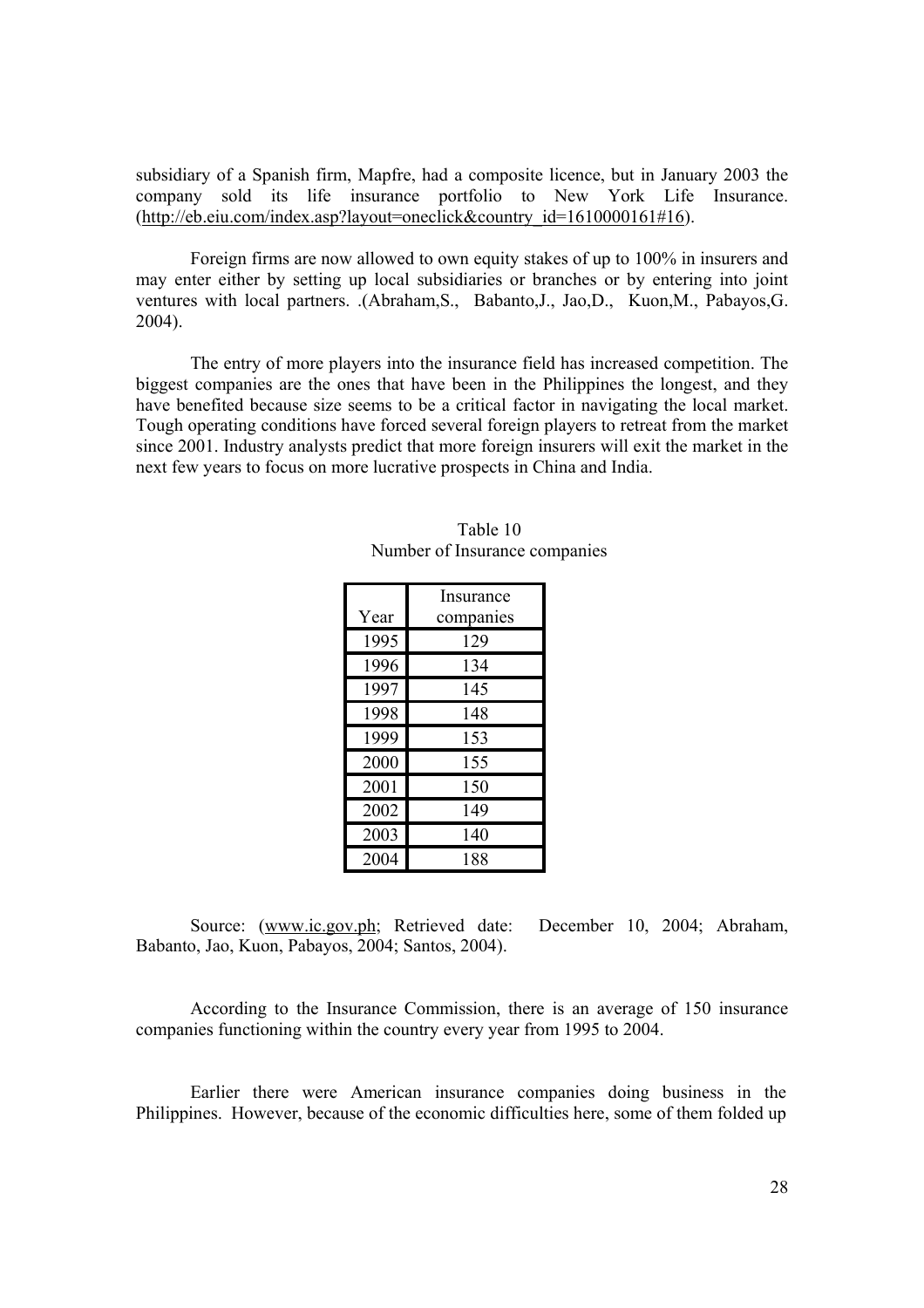subsidiary of a Spanish firm, Mapfre, had a composite licence, but in January 2003 the company sold its life insurance portfolio to New York Life Insurance. (http://eb.eiu.com/index.asp?layout=oneclick&country_id=1610000161#16).

Foreign firms are now allowed to own equity stakes of up to 100% in insurers and may enter either by setting up local subsidiaries or branches or by entering into joint ventures with local partners. .(Abraham,S., Babanto,J., Jao,D., Kuon,M., Pabayos,G. 2004).

The entry of more players into the insurance field has increased competition. The biggest companies are the ones that have been in the Philippines the longest, and they have benefited because size seems to be a critical factor in navigating the local market. Tough operating conditions have forced several foreign players to retreat from the market since 2001. Industry analysts predict that more foreign insurers will exit the market in the next few years to focus on more lucrative prospects in China and India.

Table 10
Number of Insurance companies

| Year | Insurance companies |
|---|---|
| 1995 | 129 |
| 1996 | 134 |
| 1997 | 145 |
| 1998 | 148 |
| 1999 | 153 |
| 2000 | 155 |
| 2001 | 150 |
| 2002 | 149 |
| 2003 | 140 |
| 2004 | 188 |

Source: (www.ic.gov.ph; Retrieved date: December 10, 2004; Abraham, Babanto, Jao, Kuon, Pabayos, 2004; Santos, 2004).

According to the Insurance Commission, there is an average of 150 insurance companies functioning within the country every year from 1995 to 2004.

Earlier there were American insurance companies doing business in the Philippines. However, because of the economic difficulties here, some of them folded up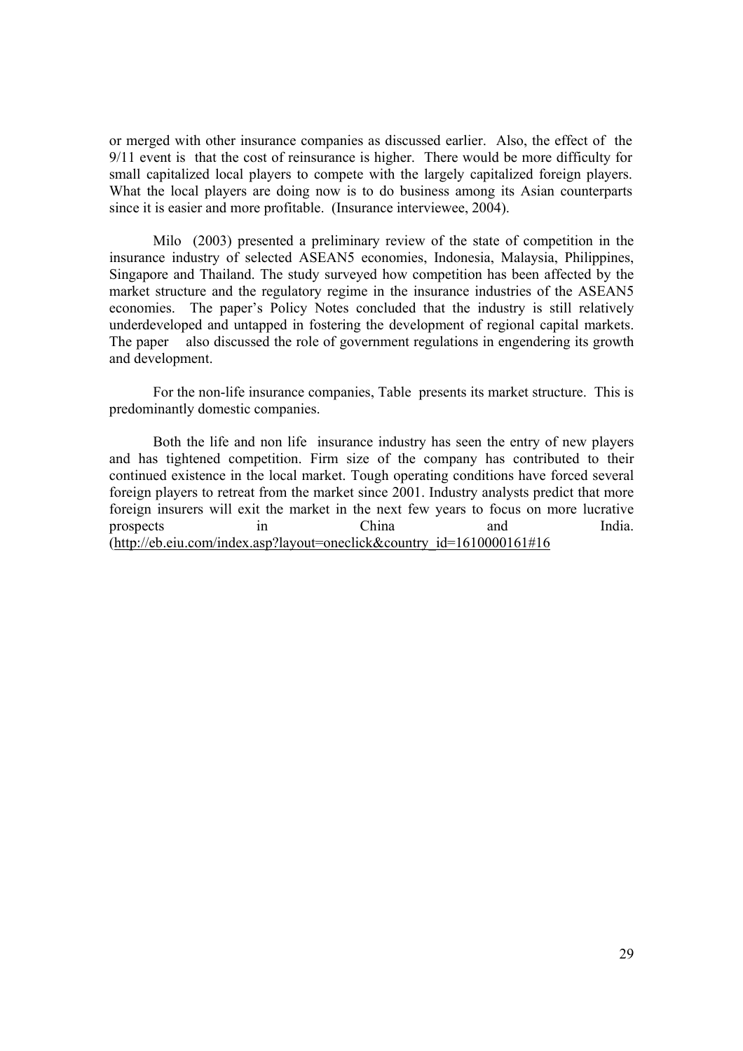or merged with other insurance companies as discussed earlier. Also, the effect of the 9/11 event is that the cost of reinsurance is higher. There would be more difficulty for small capitalized local players to compete with the largely capitalized foreign players. What the local players are doing now is to do business among its Asian counterparts since it is easier and more profitable. (Insurance interviewee, 2004).

Milo (2003) presented a preliminary review of the state of competition in the insurance industry of selected ASEAN5 economies, Indonesia, Malaysia, Philippines, Singapore and Thailand. The study surveyed how competition has been affected by the market structure and the regulatory regime in the insurance industries of the ASEAN5 economies. The paper's Policy Notes concluded that the industry is still relatively underdeveloped and untapped in fostering the development of regional capital markets. The paper also discussed the role of government regulations in engendering its growth and development.

For the non-life insurance companies, Table presents its market structure. This is predominantly domestic companies.

Both the life and non life insurance industry has seen the entry of new players and has tightened competition. Firm size of the company has contributed to their continued existence in the local market. Tough operating conditions have forced several foreign players to retreat from the market since 2001. Industry analysts predict that more foreign insurers will exit the market in the next few years to focus on more lucrative prospects in China and India. (http://eb.eiu.com/index.asp?layout=oneclick&country_id=1610000161#16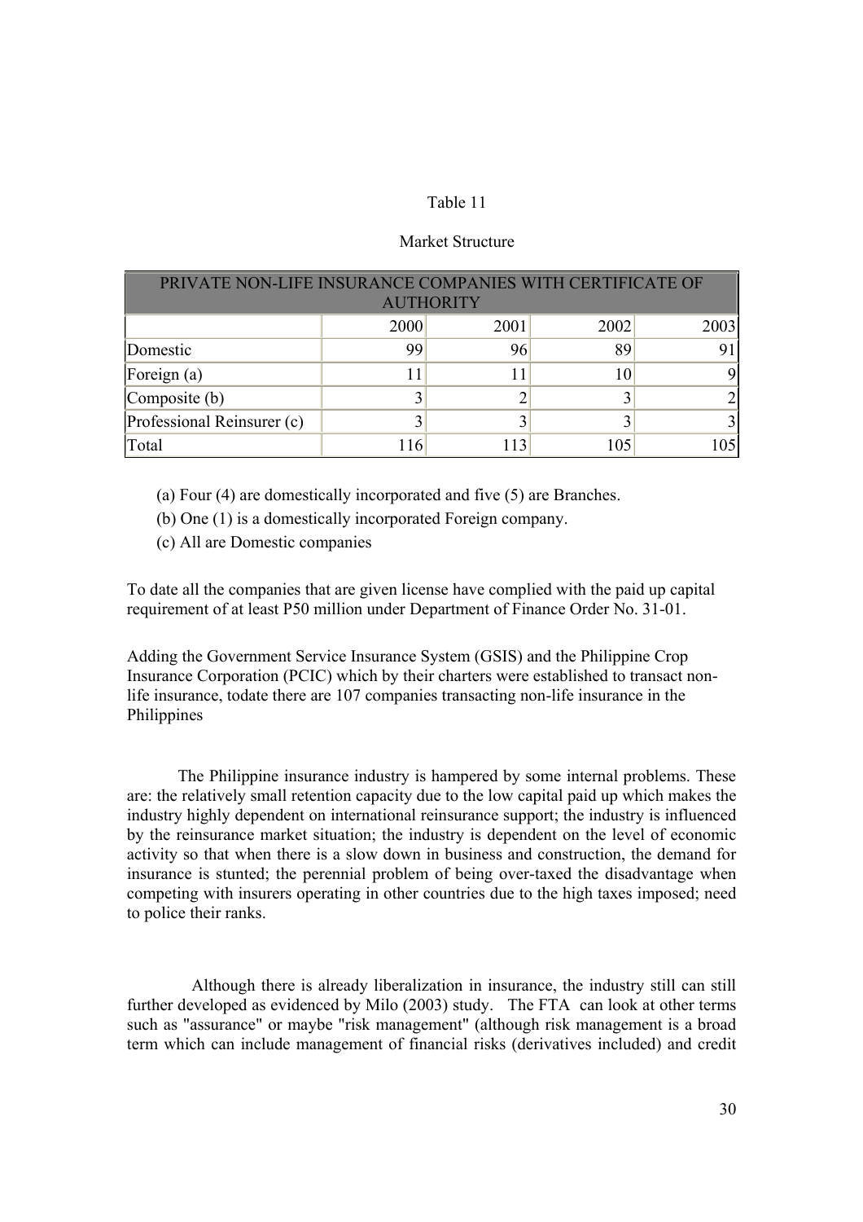Table 11

Market Structure

| PRIVATE NON-LIFE INSURANCE COMPANIES WITH CERTIFICATE OF AUTHORITY | | | | |
|---|---|---|---|---|
| | 2000 | 2001 | 2002 | 2003 |
| Domestic | 99 | 96 | 89 | 91 |
| Foreign (a) | 11 | 11 | 10 | 9 |
| Composite (b) | 3 | 2 | 3 | 2 |
| Professional Reinsurer (c) | 3 | 3 | 3 | 3 |
| Total | 116 | 113 | 105 | 105 |

(a) Four (4) are domestically incorporated and five (5) are Branches.

(b) One (1) is a domestically incorporated Foreign company.

(c) All are Domestic companies

To date all the companies that are given license have complied with the paid up capital requirement of at least P50 million under Department of Finance Order No. 31-01.

Adding the Government Service Insurance System (GSIS) and the Philippine Crop Insurance Corporation (PCIC) which by their charters were established to transact non-life insurance, todate there are 107 companies transacting non-life insurance in the Philippines

The Philippine insurance industry is hampered by some internal problems. These are: the relatively small retention capacity due to the low capital paid up which makes the industry highly dependent on international reinsurance support; the industry is influenced by the reinsurance market situation; the industry is dependent on the level of economic activity so that when there is a slow down in business and construction, the demand for insurance is stunted; the perennial problem of being over-taxed the disadvantage when competing with insurers operating in other countries due to the high taxes imposed; need to police their ranks.

Although there is already liberalization in insurance, the industry still can still further developed as evidenced by Milo (2003) study. The FTA can look at other terms such as "assurance" or maybe "risk management" (although risk management is a broad term which can include management of financial risks (derivatives included) and credit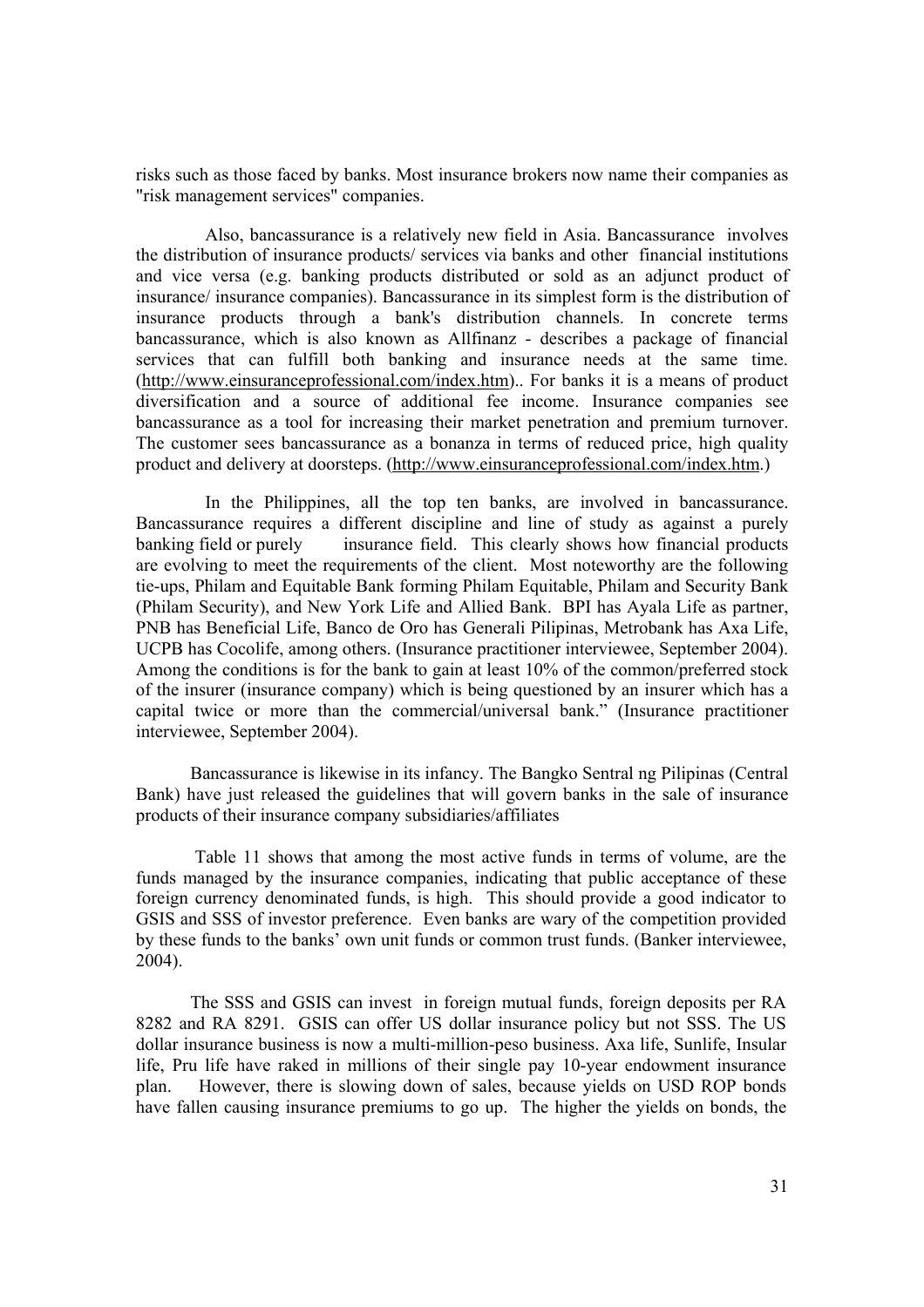risks such as those faced by banks. Most insurance brokers now name their companies as "risk management services" companies.

Also, bancassurance is a relatively new field in Asia. Bancassurance involves the distribution of insurance products/ services via banks and other financial institutions and vice versa (e.g. banking products distributed or sold as an adjunct product of insurance/ insurance companies). Bancassurance in its simplest form is the distribution of insurance products through a bank's distribution channels. In concrete terms bancassurance, which is also known as Allfinanz - describes a package of financial services that can fulfill both banking and insurance needs at the same time. (http://www.einsuranceprofessional.com/index.htm).. For banks it is a means of product diversification and a source of additional fee income. Insurance companies see bancassurance as a tool for increasing their market penetration and premium turnover. The customer sees bancassurance as a bonanza in terms of reduced price, high quality product and delivery at doorsteps. (http://www.einsuranceprofessional.com/index.htm.)

In the Philippines, all the top ten banks, are involved in bancassurance. Bancassurance requires a different discipline and line of study as against a purely banking field or purely insurance field. This clearly shows how financial products are evolving to meet the requirements of the client. Most noteworthy are the following tie-ups, Philam and Equitable Bank forming Philam Equitable, Philam and Security Bank (Philam Security), and New York Life and Allied Bank. BPI has Ayala Life as partner, PNB has Beneficial Life, Banco de Oro has Generali Pilipinas, Metrobank has Axa Life, UCPB has Cocolife, among others. (Insurance practitioner interviewee, September 2004). Among the conditions is for the bank to gain at least 10% of the common/preferred stock of the insurer (insurance company) which is being questioned by an insurer which has a capital twice or more than the commercial/universal bank." (Insurance practitioner interviewee, September 2004).

Bancassurance is likewise in its infancy. The Bangko Sentral ng Pilipinas (Central Bank) have just released the guidelines that will govern banks in the sale of insurance products of their insurance company subsidiaries/affiliates

Table 11 shows that among the most active funds in terms of volume, are the funds managed by the insurance companies, indicating that public acceptance of these foreign currency denominated funds, is high. This should provide a good indicator to GSIS and SSS of investor preference. Even banks are wary of the competition provided by these funds to the banks' own unit funds or common trust funds. (Banker interviewee, 2004).

The SSS and GSIS can invest in foreign mutual funds, foreign deposits per RA 8282 and RA 8291. GSIS can offer US dollar insurance policy but not SSS. The US dollar insurance business is now a multi-million-peso business. Axa life, Sunlife, Insular life, Pru life have raked in millions of their single pay 10-year endowment insurance plan. However, there is slowing down of sales, because yields on USD ROP bonds have fallen causing insurance premiums to go up. The higher the yields on bonds, the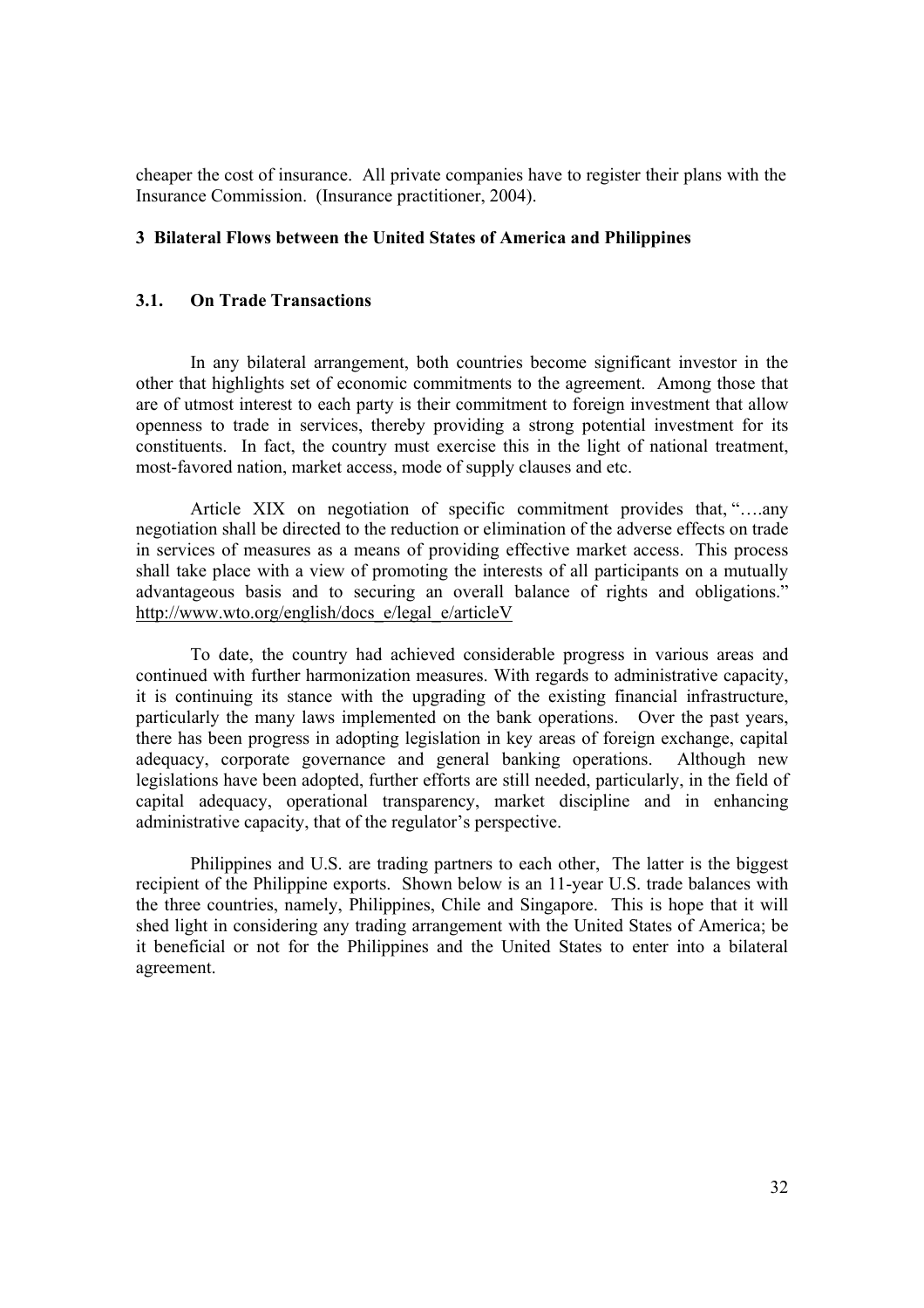cheaper the cost of insurance. All private companies have to register their plans with the Insurance Commission. (Insurance practitioner, 2004).

## 3 Bilateral Flows between the United States of America and Philippines

### 3.1. On Trade Transactions

In any bilateral arrangement, both countries become significant investor in the other that highlights set of economic commitments to the agreement. Among those that are of utmost interest to each party is their commitment to foreign investment that allow openness to trade in services, thereby providing a strong potential investment for its constituents. In fact, the country must exercise this in the light of national treatment, most-favored nation, market access, mode of supply clauses and etc.

Article XIX on negotiation of specific commitment provides that, "….any negotiation shall be directed to the reduction or elimination of the adverse effects on trade in services of measures as a means of providing effective market access. This process shall take place with a view of promoting the interests of all participants on a mutually advantageous basis and to securing an overall balance of rights and obligations." http://www.wto.org/english/docs_e/legal_e/articleV

To date, the country had achieved considerable progress in various areas and continued with further harmonization measures. With regards to administrative capacity, it is continuing its stance with the upgrading of the existing financial infrastructure, particularly the many laws implemented on the bank operations. Over the past years, there has been progress in adopting legislation in key areas of foreign exchange, capital adequacy, corporate governance and general banking operations. Although new legislations have been adopted, further efforts are still needed, particularly, in the field of capital adequacy, operational transparency, market discipline and in enhancing administrative capacity, that of the regulator's perspective.

Philippines and U.S. are trading partners to each other, The latter is the biggest recipient of the Philippine exports. Shown below is an 11-year U.S. trade balances with the three countries, namely, Philippines, Chile and Singapore. This is hope that it will shed light in considering any trading arrangement with the United States of America; be it beneficial or not for the Philippines and the United States to enter into a bilateral agreement.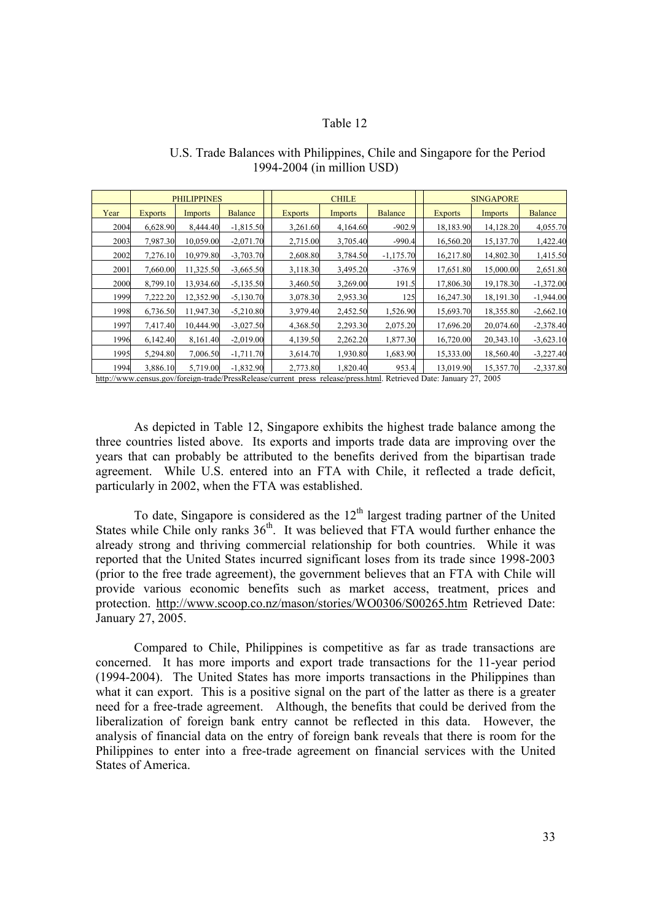Table 12

U.S. Trade Balances with Philippines, Chile and Singapore for the Period 1994-2004 (in million USD)

| | PHILIPPINES | | | CHILE | | | SINGAPORE | | |
|---|---|---|---|---|---|---|---|---|---|
| Year | Exports | Imports | Balance | Exports | Imports | Balance | Exports | Imports | Balance |
| 2004 | 6,628.90 | 8,444.40 | -1,815.50 | 3,261.60 | 4,164.60 | -902.9 | 18,183.90 | 14,128.20 | 4,055.70 |
| 2003 | 7,987.30 | 10,059.00 | -2,071.70 | 2,715.00 | 3,705.40 | -990.4 | 16,560.20 | 15,137.70 | 1,422.40 |
| 2002 | 7,276.10 | 10,979.80 | -3,703.70 | 2,608.80 | 3,784.50 | -1,175.70 | 16,217.80 | 14,802.30 | 1,415.50 |
| 2001 | 7,660.00 | 11,325.50 | -3,665.50 | 3,118.30 | 3,495.20 | -376.9 | 17,651.80 | 15,000.00 | 2,651.80 |
| 2000 | 8,799.10 | 13,934.60 | -5,135.50 | 3,460.50 | 3,269.00 | 191.5 | 17,806.30 | 19,178.30 | -1,372.00 |
| 1999 | 7,222.20 | 12,352.90 | -5,130.70 | 3,078.30 | 2,953.30 | 125 | 16,247.30 | 18,191.30 | -1,944.00 |
| 1998 | 6,736.50 | 11,947.30 | -5,210.80 | 3,979.40 | 2,452.50 | 1,526.90 | 15,693.70 | 18,355.80 | -2,662.10 |
| 1997 | 7,417.40 | 10,444.90 | -3,027.50 | 4,368.50 | 2,293.30 | 2,075.20 | 17,696.20 | 20,074.60 | -2,378.40 |
| 1996 | 6,142.40 | 8,161.40 | -2,019.00 | 4,139.50 | 2,262.20 | 1,877.30 | 16,720.00 | 20,343.10 | -3,623.10 |
| 1995 | 5,294.80 | 7,006.50 | -1,711.70 | 3,614.70 | 1,930.80 | 1,683.90 | 15,333.00 | 18,560.40 | -3,227.40 |
| 1994 | 3,886.10 | 5,719.00 | -1,832.90 | 2,773.80 | 1,820.40 | 953.4 | 13,019.90 | 15,357.70 | -2,337.80 |

http://www.census.gov/foreign-trade/PressRelease/current_press_release/press.html. Retrieved Date: January 27, 2005

As depicted in Table 12, Singapore exhibits the highest trade balance among the three countries listed above. Its exports and imports trade data are improving over the years that can probably be attributed to the benefits derived from the bipartisan trade agreement. While U.S. entered into an FTA with Chile, it reflected a trade deficit, particularly in 2002, when the FTA was established.

To date, Singapore is considered as the 12th largest trading partner of the United States while Chile only ranks 36th. It was believed that FTA would further enhance the already strong and thriving commercial relationship for both countries. While it was reported that the United States incurred significant loses from its trade since 1998-2003 (prior to the free trade agreement), the government believes that an FTA with Chile will provide various economic benefits such as market access, treatment, prices and protection. http://www.scoop.co.nz/mason/stories/WO0306/S00265.htm Retrieved Date: January 27, 2005.

Compared to Chile, Philippines is competitive as far as trade transactions are concerned. It has more imports and export trade transactions for the 11-year period (1994-2004). The United States has more imports transactions in the Philippines than what it can export. This is a positive signal on the part of the latter as there is a greater need for a free-trade agreement. Although, the benefits that could be derived from the liberalization of foreign bank entry cannot be reflected in this data. However, the analysis of financial data on the entry of foreign bank reveals that there is room for the Philippines to enter into a free-trade agreement on financial services with the United States of America.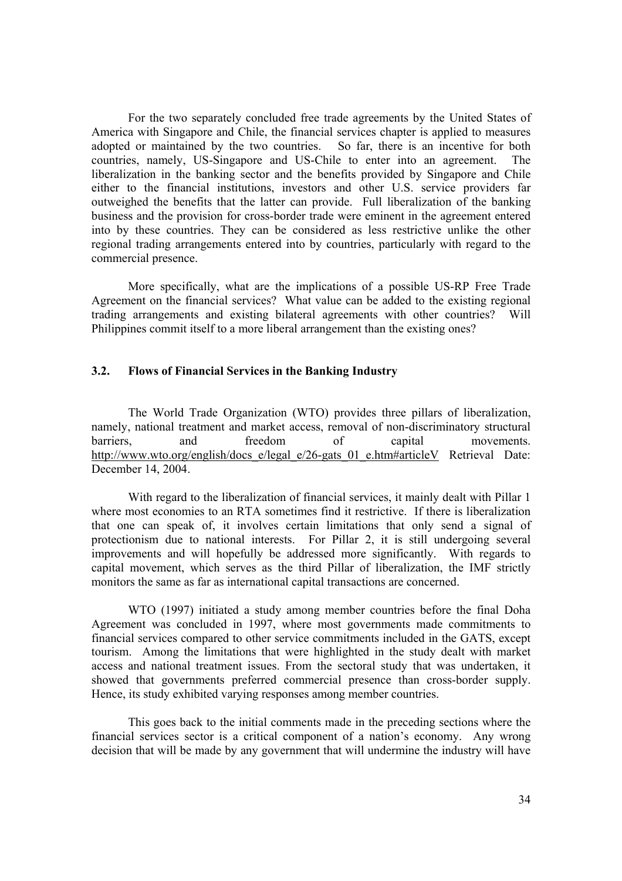For the two separately concluded free trade agreements by the United States of America with Singapore and Chile, the financial services chapter is applied to measures adopted or maintained by the two countries. So far, there is an incentive for both countries, namely, US-Singapore and US-Chile to enter into an agreement. The liberalization in the banking sector and the benefits provided by Singapore and Chile either to the financial institutions, investors and other U.S. service providers far outweighed the benefits that the latter can provide. Full liberalization of the banking business and the provision for cross-border trade were eminent in the agreement entered into by these countries. They can be considered as less restrictive unlike the other regional trading arrangements entered into by countries, particularly with regard to the commercial presence.

More specifically, what are the implications of a possible US-RP Free Trade Agreement on the financial services? What value can be added to the existing regional trading arrangements and existing bilateral agreements with other countries? Will Philippines commit itself to a more liberal arrangement than the existing ones?

### 3.2. Flows of Financial Services in the Banking Industry

The World Trade Organization (WTO) provides three pillars of liberalization, namely, national treatment and market access, removal of non-discriminatory structural barriers, and freedom of capital movements. http://www.wto.org/english/docs_e/legal_e/26-gats_01_e.htm#articleV Retrieval Date: December 14, 2004.

With regard to the liberalization of financial services, it mainly dealt with Pillar 1 where most economies to an RTA sometimes find it restrictive. If there is liberalization that one can speak of, it involves certain limitations that only send a signal of protectionism due to national interests. For Pillar 2, it is still undergoing several improvements and will hopefully be addressed more significantly. With regards to capital movement, which serves as the third Pillar of liberalization, the IMF strictly monitors the same as far as international capital transactions are concerned.

WTO (1997) initiated a study among member countries before the final Doha Agreement was concluded in 1997, where most governments made commitments to financial services compared to other service commitments included in the GATS, except tourism. Among the limitations that were highlighted in the study dealt with market access and national treatment issues. From the sectoral study that was undertaken, it showed that governments preferred commercial presence than cross-border supply. Hence, its study exhibited varying responses among member countries.

This goes back to the initial comments made in the preceding sections where the financial services sector is a critical component of a nation's economy. Any wrong decision that will be made by any government that will undermine the industry will have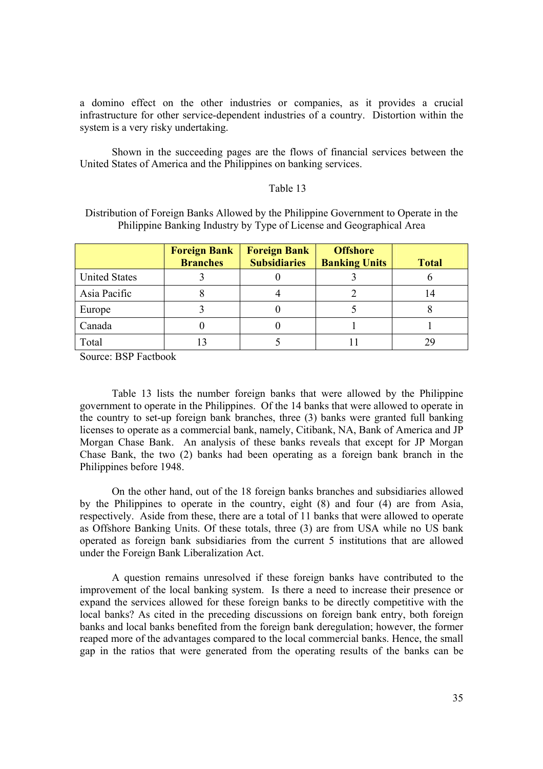a domino effect on the other industries or companies, as it provides a crucial infrastructure for other service-dependent industries of a country. Distortion within the system is a very risky undertaking.

Shown in the succeeding pages are the flows of financial services between the United States of America and the Philippines on banking services.

Table 13

Distribution of Foreign Banks Allowed by the Philippine Government to Operate in the Philippine Banking Industry by Type of License and Geographical Area

| | **Foreign Bank Branches** | **Foreign Bank Subsidiaries** | **Offshore Banking Units** | **Total** |
|---|---|---|---|---|
| United States | 3 | 0 | 3 | 6 |
| Asia Pacific | 8 | 4 | 2 | 14 |
| Europe | 3 | 0 | 5 | 8 |
| Canada | 0 | 0 | 1 | 1 |
| Total | 13 | 5 | 11 | 29 |

Source: BSP Factbook

Table 13 lists the number foreign banks that were allowed by the Philippine government to operate in the Philippines. Of the 14 banks that were allowed to operate in the country to set-up foreign bank branches, three (3) banks were granted full banking licenses to operate as a commercial bank, namely, Citibank, NA, Bank of America and JP Morgan Chase Bank. An analysis of these banks reveals that except for JP Morgan Chase Bank, the two (2) banks had been operating as a foreign bank branch in the Philippines before 1948.

On the other hand, out of the 18 foreign banks branches and subsidiaries allowed by the Philippines to operate in the country, eight (8) and four (4) are from Asia, respectively. Aside from these, there are a total of 11 banks that were allowed to operate as Offshore Banking Units. Of these totals, three (3) are from USA while no US bank operated as foreign bank subsidiaries from the current 5 institutions that are allowed under the Foreign Bank Liberalization Act.

A question remains unresolved if these foreign banks have contributed to the improvement of the local banking system. Is there a need to increase their presence or expand the services allowed for these foreign banks to be directly competitive with the local banks? As cited in the preceding discussions on foreign bank entry, both foreign banks and local banks benefited from the foreign bank deregulation; however, the former reaped more of the advantages compared to the local commercial banks. Hence, the small gap in the ratios that were generated from the operating results of the banks can be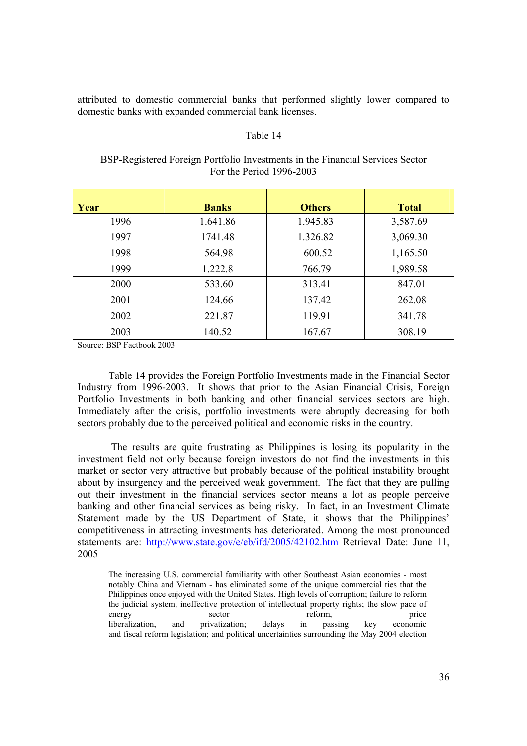attributed to domestic commercial banks that performed slightly lower compared to domestic banks with expanded commercial bank licenses.

Table 14

BSP-Registered Foreign Portfolio Investments in the Financial Services Sector
For the Period 1996-2003

| Year | Banks | Others | Total |
|---|---|---|---|
| 1996 | 1.641.86 | 1.945.83 | 3,587.69 |
| 1997 | 1741.48 | 1.326.82 | 3,069.30 |
| 1998 | 564.98 | 600.52 | 1,165.50 |
| 1999 | 1.222.8 | 766.79 | 1,989.58 |
| 2000 | 533.60 | 313.41 | 847.01 |
| 2001 | 124.66 | 137.42 | 262.08 |
| 2002 | 221.87 | 119.91 | 341.78 |
| 2003 | 140.52 | 167.67 | 308.19 |

Source: BSP Factbook 2003

Table 14 provides the Foreign Portfolio Investments made in the Financial Sector Industry from 1996-2003. It shows that prior to the Asian Financial Crisis, Foreign Portfolio Investments in both banking and other financial services sectors are high. Immediately after the crisis, portfolio investments were abruptly decreasing for both sectors probably due to the perceived political and economic risks in the country.

The results are quite frustrating as Philippines is losing its popularity in the investment field not only because foreign investors do not find the investments in this market or sector very attractive but probably because of the political instability brought about by insurgency and the perceived weak government. The fact that they are pulling out their investment in the financial services sector means a lot as people perceive banking and other financial services as being risky. In fact, in an Investment Climate Statement made by the US Department of State, it shows that the Philippines' competitiveness in attracting investments has deteriorated. Among the most pronounced statements are: http://www.state.gov/e/eb/ifd/2005/42102.htm Retrieval Date: June 11, 2005

> The increasing U.S. commercial familiarity with other Southeast Asian economies - most notably China and Vietnam - has eliminated some of the unique commercial ties that the Philippines once enjoyed with the United States. High levels of corruption; failure to reform the judicial system; ineffective protection of intellectual property rights; the slow pace of energy sector reform, price liberalization, and privatization; delays in passing key economic and fiscal reform legislation; and political uncertainties surrounding the May 2004 election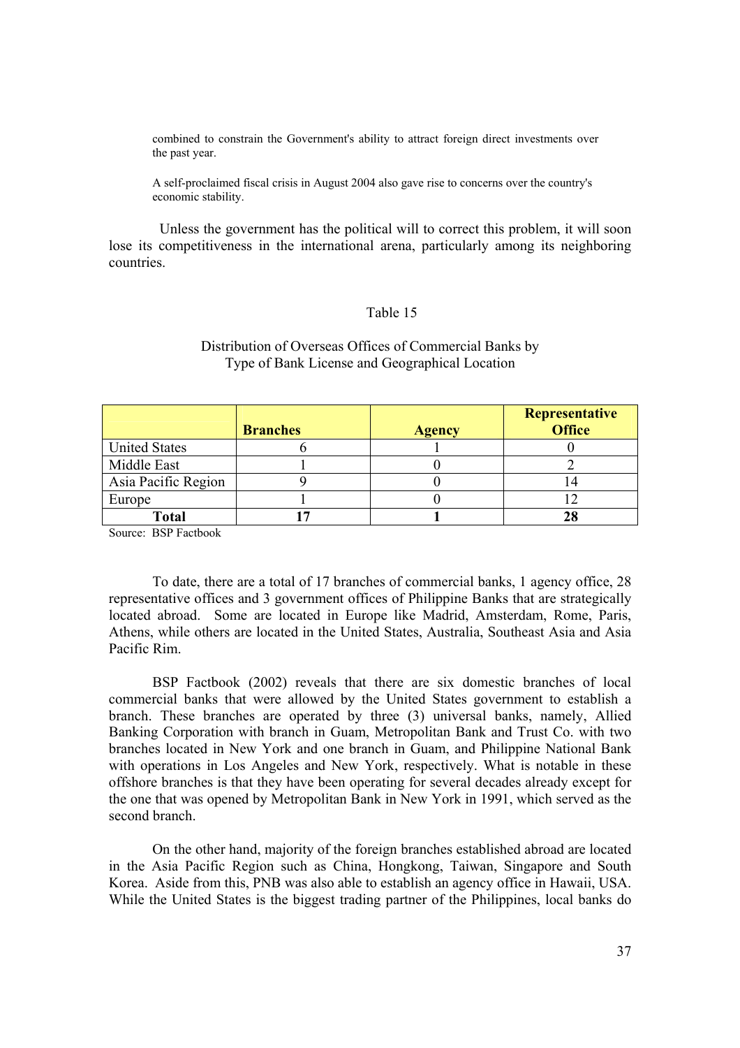combined to constrain the Government's ability to attract foreign direct investments over the past year.

A self-proclaimed fiscal crisis in August 2004 also gave rise to concerns over the country's economic stability.

Unless the government has the political will to correct this problem, it will soon lose its competitiveness in the international arena, particularly among its neighboring countries.

Table 15

Distribution of Overseas Offices of Commercial Banks by Type of Bank License and Geographical Location

| | **Branches** | **Agency** | **Representative Office** |
|---|---|---|---|
| United States | 6 | 1 | 0 |
| Middle East | 1 | 0 | 2 |
| Asia Pacific Region | 9 | 0 | 14 |
| Europe | 1 | 0 | 12 |
| **Total** | **17** | **1** | **28** |

Source: BSP Factbook

To date, there are a total of 17 branches of commercial banks, 1 agency office, 28 representative offices and 3 government offices of Philippine Banks that are strategically located abroad. Some are located in Europe like Madrid, Amsterdam, Rome, Paris, Athens, while others are located in the United States, Australia, Southeast Asia and Asia Pacific Rim.

BSP Factbook (2002) reveals that there are six domestic branches of local commercial banks that were allowed by the United States government to establish a branch. These branches are operated by three (3) universal banks, namely, Allied Banking Corporation with branch in Guam, Metropolitan Bank and Trust Co. with two branches located in New York and one branch in Guam, and Philippine National Bank with operations in Los Angeles and New York, respectively. What is notable in these offshore branches is that they have been operating for several decades already except for the one that was opened by Metropolitan Bank in New York in 1991, which served as the second branch.

On the other hand, majority of the foreign branches established abroad are located in the Asia Pacific Region such as China, Hongkong, Taiwan, Singapore and South Korea. Aside from this, PNB was also able to establish an agency office in Hawaii, USA. While the United States is the biggest trading partner of the Philippines, local banks do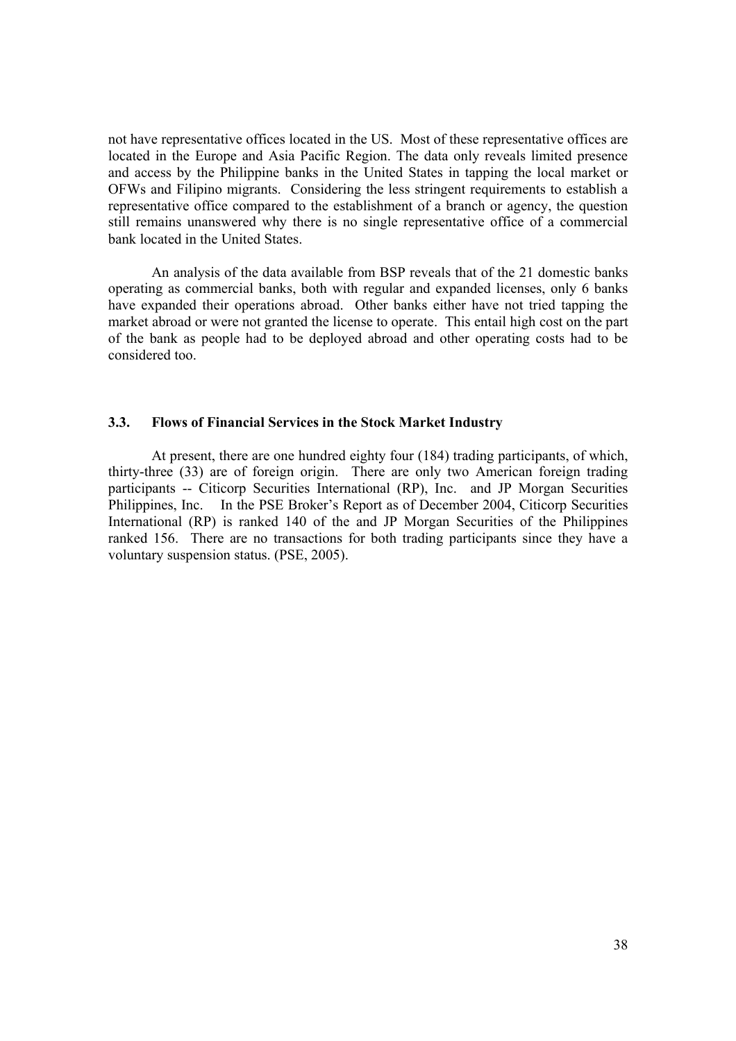not have representative offices located in the US. Most of these representative offices are located in the Europe and Asia Pacific Region. The data only reveals limited presence and access by the Philippine banks in the United States in tapping the local market or OFWs and Filipino migrants. Considering the less stringent requirements to establish a representative office compared to the establishment of a branch or agency, the question still remains unanswered why there is no single representative office of a commercial bank located in the United States.

An analysis of the data available from BSP reveals that of the 21 domestic banks operating as commercial banks, both with regular and expanded licenses, only 6 banks have expanded their operations abroad. Other banks either have not tried tapping the market abroad or were not granted the license to operate. This entail high cost on the part of the bank as people had to be deployed abroad and other operating costs had to be considered too.

### 3.3. Flows of Financial Services in the Stock Market Industry

At present, there are one hundred eighty four (184) trading participants, of which, thirty-three (33) are of foreign origin. There are only two American foreign trading participants -- Citicorp Securities International (RP), Inc. and JP Morgan Securities Philippines, Inc. In the PSE Broker's Report as of December 2004, Citicorp Securities International (RP) is ranked 140 of the and JP Morgan Securities of the Philippines ranked 156. There are no transactions for both trading participants since they have a voluntary suspension status. (PSE, 2005).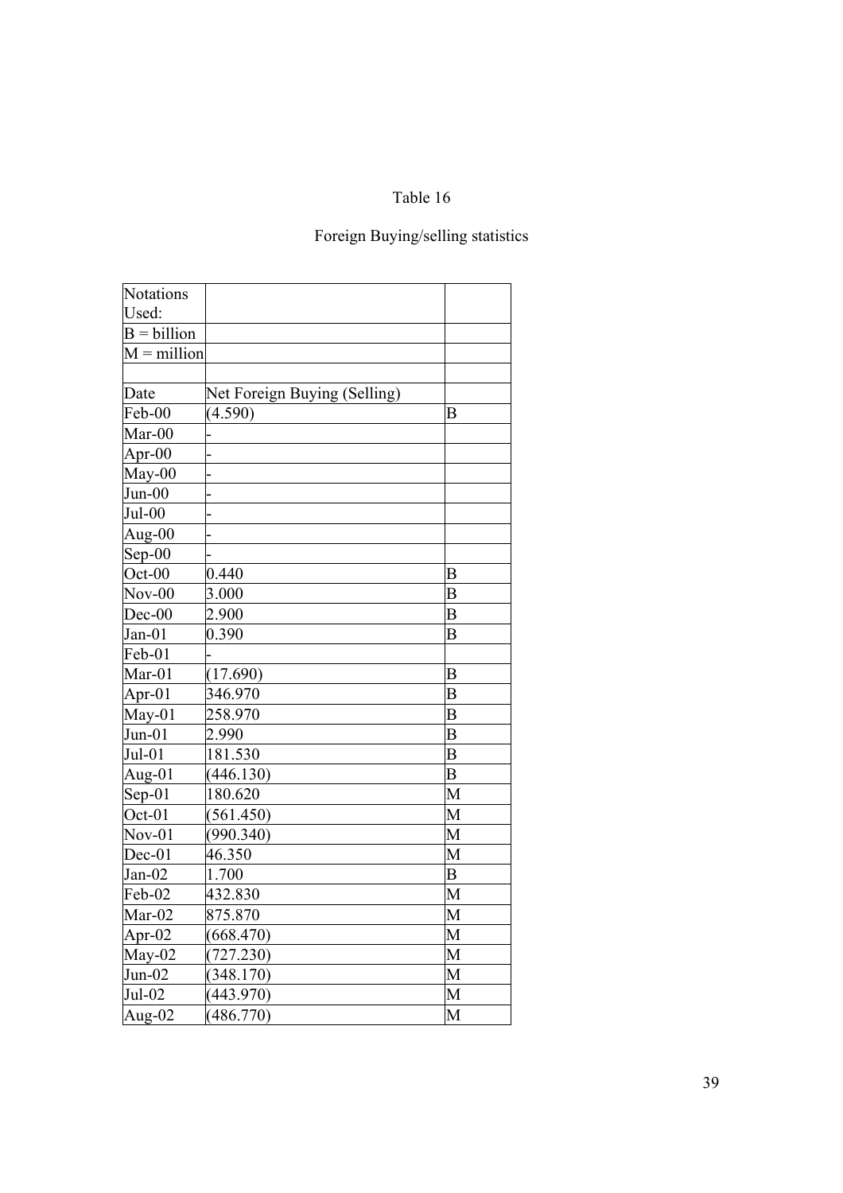Table 16

Foreign Buying/selling statistics

| Notations Used: | | |
|---|---|---|
| B = billion | | |
| M = million | | |
| | | |
| Date | Net Foreign Buying (Selling) | |
| Feb-00 | (4.590) | B |
| Mar-00 | - | |
| Apr-00 | - | |
| May-00 | - | |
| Jun-00 | - | |
| Jul-00 | - | |
| Aug-00 | - | |
| Sep-00 | - | |
| Oct-00 | 0.440 | B |
| Nov-00 | 3.000 | B |
| Dec-00 | 2.900 | B |
| Jan-01 | 0.390 | B |
| Feb-01 | - | |
| Mar-01 | (17.690) | B |
| Apr-01 | 346.970 | B |
| May-01 | 258.970 | B |
| Jun-01 | 2.990 | B |
| Jul-01 | 181.530 | B |
| Aug-01 | (446.130) | B |
| Sep-01 | 180.620 | M |
| Oct-01 | (561.450) | M |
| Nov-01 | (990.340) | M |
| Dec-01 | 46.350 | M |
| Jan-02 | 1.700 | B |
| Feb-02 | 432.830 | M |
| Mar-02 | 875.870 | M |
| Apr-02 | (668.470) | M |
| May-02 | (727.230) | M |
| Jun-02 | (348.170) | M |
| Jul-02 | (443.970) | M |
| Aug-02 | (486.770) | M |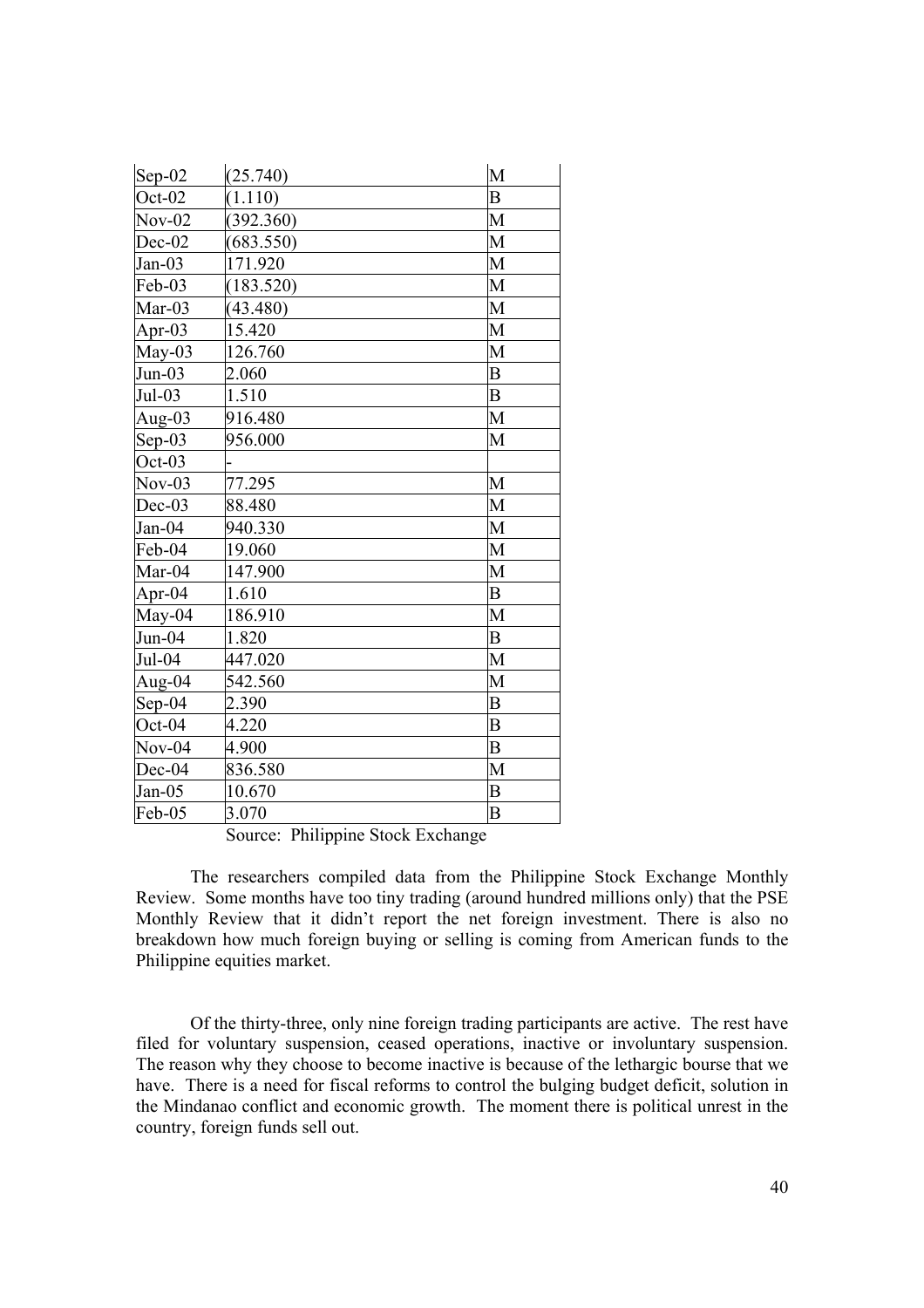| | | |
|---|---|---|
| Sep-02 | (25.740) | M |
| Oct-02 | (1.110) | B |
| Nov-02 | (392.360) | M |
| Dec-02 | (683.550) | M |
| Jan-03 | 171.920 | M |
| Feb-03 | (183.520) | M |
| Mar-03 | (43.480) | M |
| Apr-03 | 15.420 | M |
| May-03 | 126.760 | M |
| Jun-03 | 2.060 | B |
| Jul-03 | 1.510 | B |
| Aug-03 | 916.480 | M |
| Sep-03 | 956.000 | M |
| Oct-03 | - | |
| Nov-03 | 77.295 | M |
| Dec-03 | 88.480 | M |
| Jan-04 | 940.330 | M |
| Feb-04 | 19.060 | M |
| Mar-04 | 147.900 | M |
| Apr-04 | 1.610 | B |
| May-04 | 186.910 | M |
| Jun-04 | 1.820 | B |
| Jul-04 | 447.020 | M |
| Aug-04 | 542.560 | M |
| Sep-04 | 2.390 | B |
| Oct-04 | 4.220 | B |
| Nov-04 | 4.900 | B |
| Dec-04 | 836.580 | M |
| Jan-05 | 10.670 | B |
| Feb-05 | 3.070 | B |

Source: Philippine Stock Exchange

The researchers compiled data from the Philippine Stock Exchange Monthly Review. Some months have too tiny trading (around hundred millions only) that the PSE Monthly Review that it didn't report the net foreign investment. There is also no breakdown how much foreign buying or selling is coming from American funds to the Philippine equities market.

Of the thirty-three, only nine foreign trading participants are active. The rest have filed for voluntary suspension, ceased operations, inactive or involuntary suspension. The reason why they choose to become inactive is because of the lethargic bourse that we have. There is a need for fiscal reforms to control the bulging budget deficit, solution in the Mindanao conflict and economic growth. The moment there is political unrest in the country, foreign funds sell out.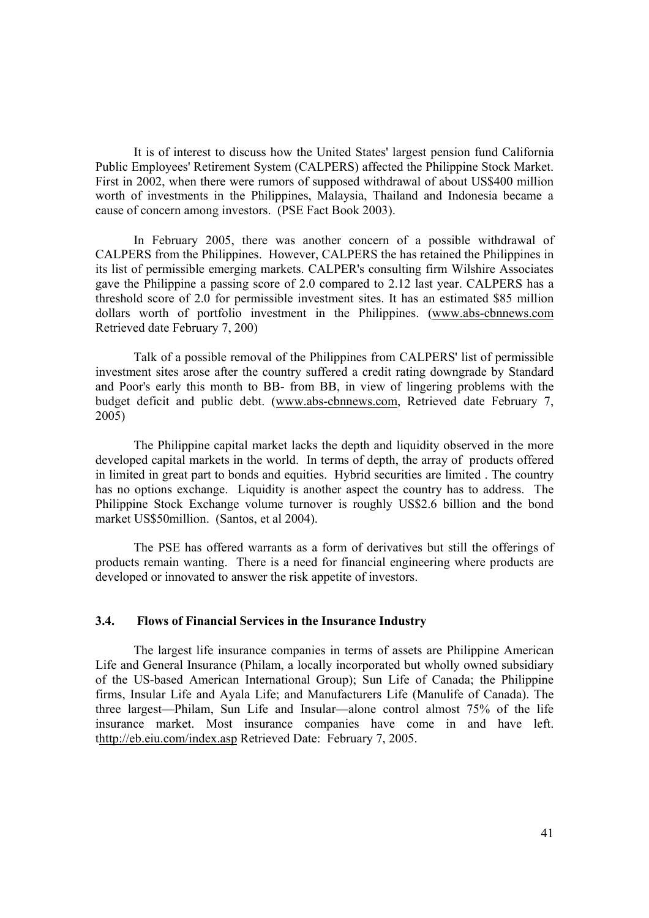It is of interest to discuss how the United States' largest pension fund California Public Employees' Retirement System (CALPERS) affected the Philippine Stock Market. First in 2002, when there were rumors of supposed withdrawal of about US$400 million worth of investments in the Philippines, Malaysia, Thailand and Indonesia became a cause of concern among investors. (PSE Fact Book 2003).

In February 2005, there was another concern of a possible withdrawal of CALPERS from the Philippines. However, CALPERS the has retained the Philippines in its list of permissible emerging markets. CALPER's consulting firm Wilshire Associates gave the Philippine a passing score of 2.0 compared to 2.12 last year. CALPERS has a threshold score of 2.0 for permissible investment sites. It has an estimated $85 million dollars worth of portfolio investment in the Philippines. (www.abs-cbnnews.com Retrieved date February 7, 200)

Talk of a possible removal of the Philippines from CALPERS' list of permissible investment sites arose after the country suffered a credit rating downgrade by Standard and Poor's early this month to BB- from BB, in view of lingering problems with the budget deficit and public debt. (www.abs-cbnnews.com, Retrieved date February 7, 2005)

The Philippine capital market lacks the depth and liquidity observed in the more developed capital markets in the world. In terms of depth, the array of products offered in limited in great part to bonds and equities. Hybrid securities are limited . The country has no options exchange. Liquidity is another aspect the country has to address. The Philippine Stock Exchange volume turnover is roughly US$2.6 billion and the bond market US$50million. (Santos, et al 2004).

The PSE has offered warrants as a form of derivatives but still the offerings of products remain wanting. There is a need for financial engineering where products are developed or innovated to answer the risk appetite of investors.

### 3.4. Flows of Financial Services in the Insurance Industry

The largest life insurance companies in terms of assets are Philippine American Life and General Insurance (Philam, a locally incorporated but wholly owned subsidiary of the US-based American International Group); Sun Life of Canada; the Philippine firms, Insular Life and Ayala Life; and Manufacturers Life (Manulife of Canada). The three largest—Philam, Sun Life and Insular—alone control almost 75% of the life insurance market. Most insurance companies have come in and have left. thttp://eb.eiu.com/index.asp Retrieved Date: February 7, 2005.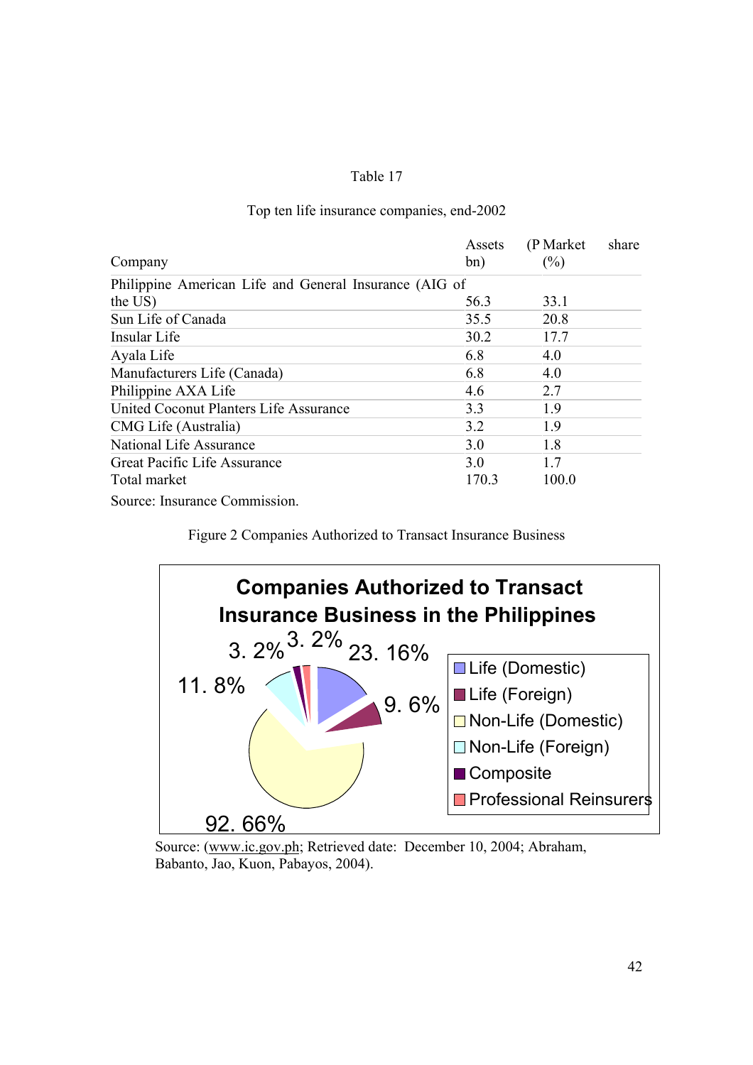Table 17

Top ten life insurance companies, end-2002

| Company | Assets (P bn) | Market share (%) |
|---|---|---|
| Philippine American Life and General Insurance (AIG of the US) | 56.3 | 33.1 |
| Sun Life of Canada | 35.5 | 20.8 |
| Insular Life | 30.2 | 17.7 |
| Ayala Life | 6.8 | 4.0 |
| Manufacturers Life (Canada) | 6.8 | 4.0 |
| Philippine AXA Life | 4.6 | 2.7 |
| United Coconut Planters Life Assurance | 3.3 | 1.9 |
| CMG Life (Australia) | 3.2 | 1.9 |
| National Life Assurance | 3.0 | 1.8 |
| Great Pacific Life Assurance | 3.0 | 1.7 |
| Total market | 170.3 | 100.0 |

Source: Insurance Commission.

Figure 2 Companies Authorized to Transact Insurance Business

**Companies Authorized to Transact Insurance Business in the Philippines**

- Life (Domestic): 23. 16%
- Life (Foreign): 9. 6%
- Non-Life (Domestic): 92. 66%
- Non-Life (Foreign): 11. 8%
- Composite: 3. 2%
- Professional Reinsurers: 3. 2%

Source: (www.ic.gov.ph; Retrieved date: December 10, 2004; Abraham, Babanto, Jao, Kuon, Pabayos, 2004).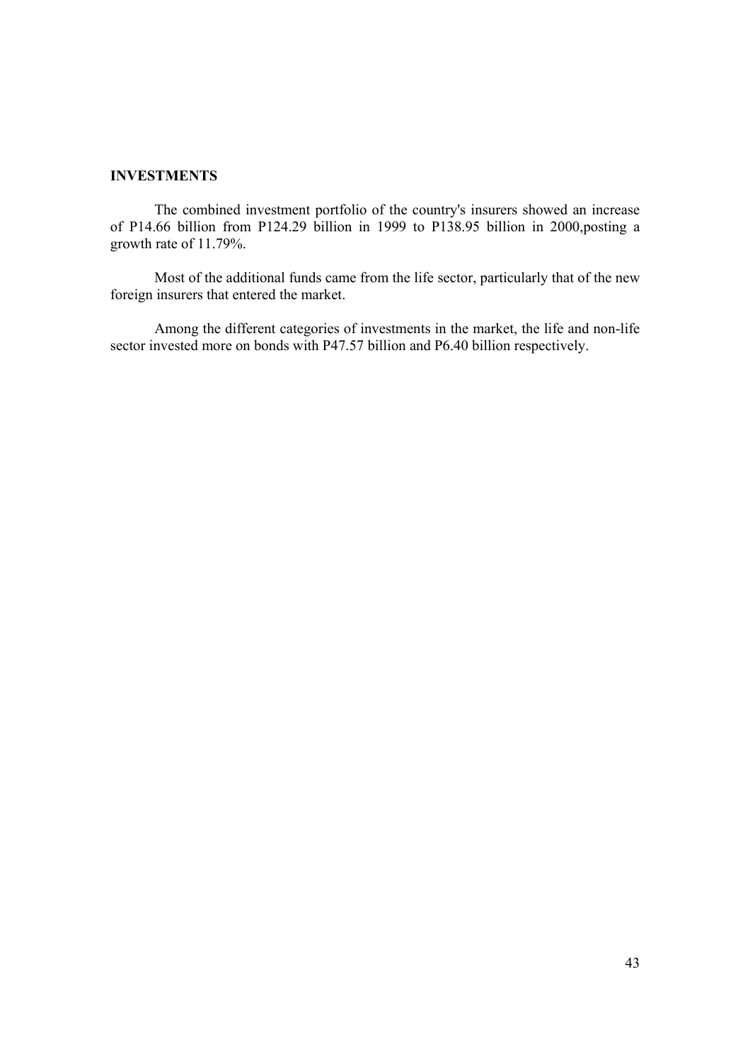## INVESTMENTS

The combined investment portfolio of the country's insurers showed an increase of P14.66 billion from P124.29 billion in 1999 to P138.95 billion in 2000,posting a growth rate of 11.79%.

Most of the additional funds came from the life sector, particularly that of the new foreign insurers that entered the market.

Among the different categories of investments in the market, the life and non-life sector invested more on bonds with P47.57 billion and P6.40 billion respectively.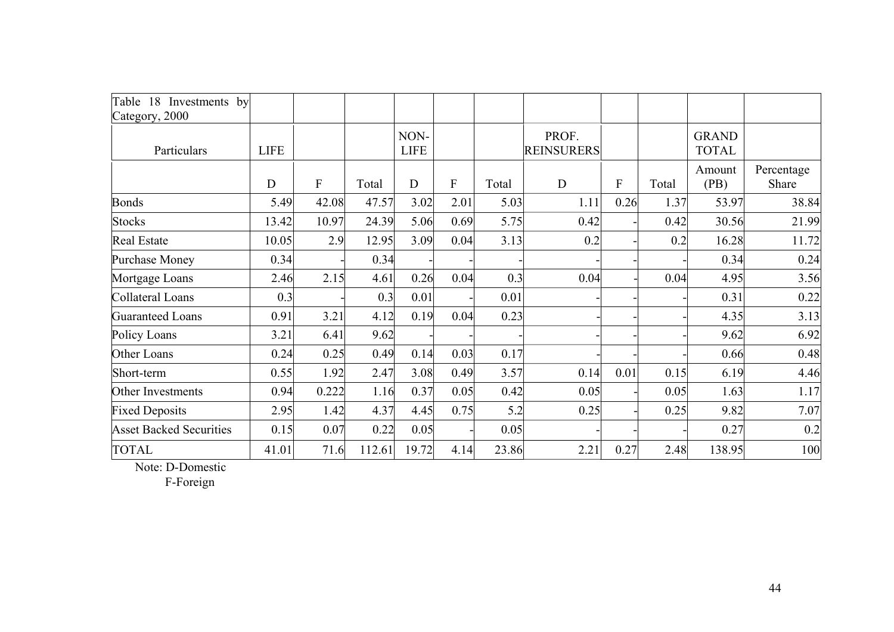| Table 18 Investments by Category, 2000 | | | | | | | | | | | |
|---|---|---|---|---|---|---|---|---|---|---|---|
| Particulars | LIFE | | | NON-LIFE | | | PROF. REINSURERS | | | GRAND TOTAL | |
| | D | F | Total | D | F | Total | D | F | Total | Amount (PB) | Percentage Share |
| Bonds | 5.49 | 42.08 | 47.57 | 3.02 | 2.01 | 5.03 | 1.11 | 0.26 | 1.37 | 53.97 | 38.84 |
| Stocks | 13.42 | 10.97 | 24.39 | 5.06 | 0.69 | 5.75 | 0.42 | - | 0.42 | 30.56 | 21.99 |
| Real Estate | 10.05 | 2.9 | 12.95 | 3.09 | 0.04 | 3.13 | 0.2 | - | 0.2 | 16.28 | 11.72 |
| Purchase Money | 0.34 | - | 0.34 | - | - | - | - | - | - | 0.34 | 0.24 |
| Mortgage Loans | 2.46 | 2.15 | 4.61 | 0.26 | 0.04 | 0.3 | 0.04 | - | 0.04 | 4.95 | 3.56 |
| Collateral Loans | 0.3 | - | 0.3 | 0.01 | - | 0.01 | - | - | - | 0.31 | 0.22 |
| Guaranteed Loans | 0.91 | 3.21 | 4.12 | 0.19 | 0.04 | 0.23 | - | - | - | 4.35 | 3.13 |
| Policy Loans | 3.21 | 6.41 | 9.62 | - | - | - | - | - | - | 9.62 | 6.92 |
| Other Loans | 0.24 | 0.25 | 0.49 | 0.14 | 0.03 | 0.17 | - | - | - | 0.66 | 0.48 |
| Short-term | 0.55 | 1.92 | 2.47 | 3.08 | 0.49 | 3.57 | 0.14 | 0.01 | 0.15 | 6.19 | 4.46 |
| Other Investments | 0.94 | 0.222 | 1.16 | 0.37 | 0.05 | 0.42 | 0.05 | - | 0.05 | 1.63 | 1.17 |
| Fixed Deposits | 2.95 | 1.42 | 4.37 | 4.45 | 0.75 | 5.2 | 0.25 | - | 0.25 | 9.82 | 7.07 |
| Asset Backed Securities | 0.15 | 0.07 | 0.22 | 0.05 | - | 0.05 | - | - | - | 0.27 | 0.2 |
| TOTAL | 41.01 | 71.6 | 112.61 | 19.72 | 4.14 | 23.86 | 2.21 | 0.27 | 2.48 | 138.95 | 100 |

Note: D-Domestic
F-Foreign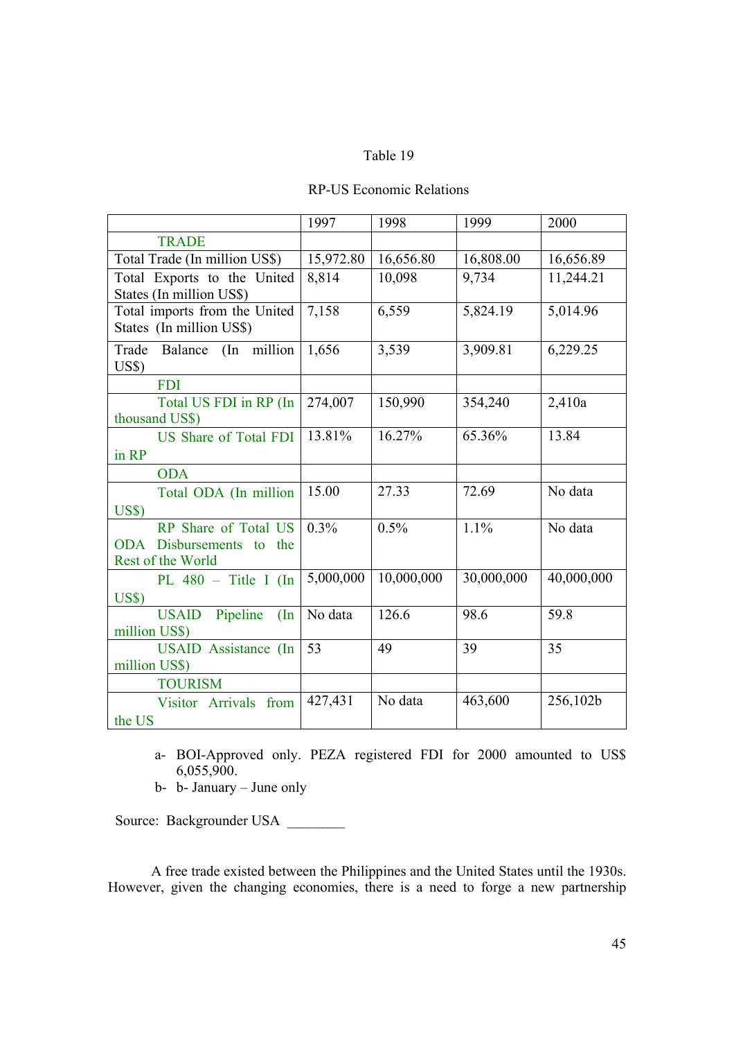Table 19

RP-US Economic Relations

| | 1997 | 1998 | 1999 | 2000 |
|---|---|---|---|---|
| TRADE | | | | |
| Total Trade (In million US$) | 15,972.80 | 16,656.80 | 16,808.00 | 16,656.89 |
| Total Exports to the United States (In million US$) | 8,814 | 10,098 | 9,734 | 11,244.21 |
| Total imports from the United States (In million US$) | 7,158 | 6,559 | 5,824.19 | 5,014.96 |
| Trade Balance (In million US$) | 1,656 | 3,539 | 3,909.81 | 6,229.25 |
| FDI | | | | |
| Total US FDI in RP (In thousand US$) | 274,007 | 150,990 | 354,240 | 2,410a |
| US Share of Total FDI in RP | 13.81% | 16.27% | 65.36% | 13.84 |
| ODA | | | | |
| Total ODA (In million US$) | 15.00 | 27.33 | 72.69 | No data |
| RP Share of Total US ODA Disbursements to the Rest of the World | 0.3% | 0.5% | 1.1% | No data |
| PL 480 – Title I (In US$) | 5,000,000 | 10,000,000 | 30,000,000 | 40,000,000 |
| USAID Pipeline (In million US$) | No data | 126.6 | 98.6 | 59.8 |
| USAID Assistance (In million US$) | 53 | 49 | 39 | 35 |
| TOURISM | | | | |
| Visitor Arrivals from the US | 427,431 | No data | 463,600 | 256,102b |

a- BOI-Approved only. PEZA registered FDI for 2000 amounted to US$ 6,055,900.
b- b- January – June only

Source: Backgrounder USA ________

A free trade existed between the Philippines and the United States until the 1930s. However, given the changing economies, there is a need to forge a new partnership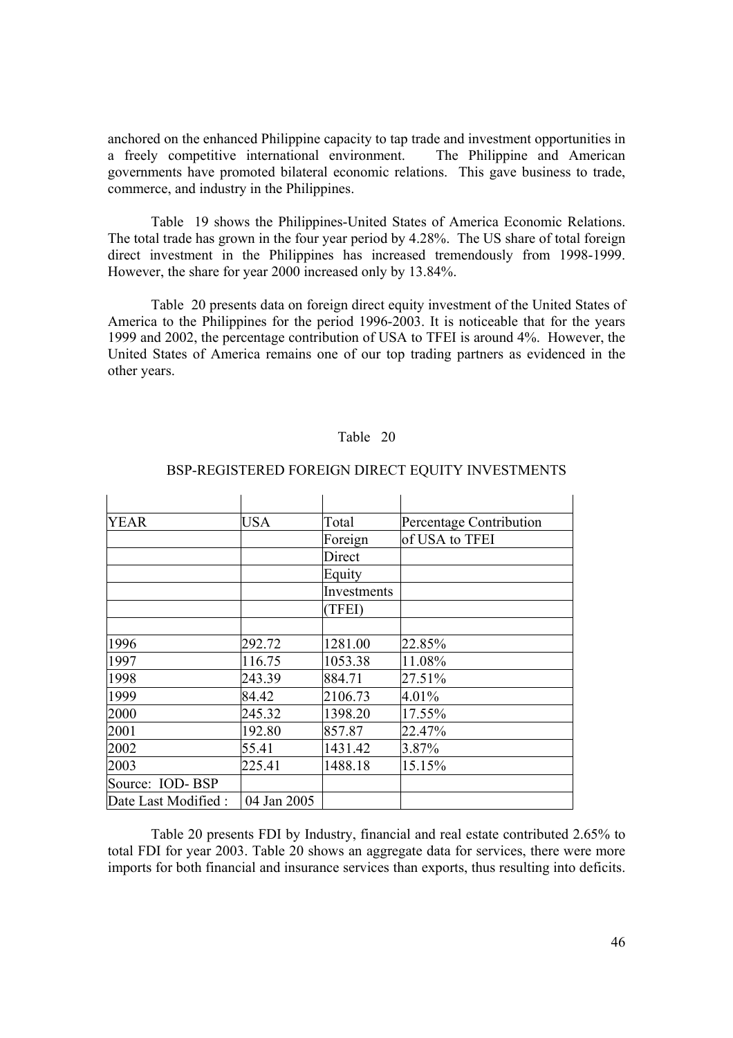anchored on the enhanced Philippine capacity to tap trade and investment opportunities in a freely competitive international environment. The Philippine and American governments have promoted bilateral economic relations. This gave business to trade, commerce, and industry in the Philippines.

Table 19 shows the Philippines-United States of America Economic Relations. The total trade has grown in the four year period by 4.28%. The US share of total foreign direct investment in the Philippines has increased tremendously from 1998-1999. However, the share for year 2000 increased only by 13.84%.

Table 20 presents data on foreign direct equity investment of the United States of America to the Philippines for the period 1996-2003. It is noticeable that for the years 1999 and 2002, the percentage contribution of USA to TFEI is around 4%. However, the United States of America remains one of our top trading partners as evidenced in the other years.

Table 20

BSP-REGISTERED FOREIGN DIRECT EQUITY INVESTMENTS

| YEAR | USA | Total Foreign Direct Equity Investments (TFEI) | Percentage Contribution of USA to TFEI |
|---|---|---|---|
| 1996 | 292.72 | 1281.00 | 22.85% |
| 1997 | 116.75 | 1053.38 | 11.08% |
| 1998 | 243.39 | 884.71 | 27.51% |
| 1999 | 84.42 | 2106.73 | 4.01% |
| 2000 | 245.32 | 1398.20 | 17.55% |
| 2001 | 192.80 | 857.87 | 22.47% |
| 2002 | 55.41 | 1431.42 | 3.87% |
| 2003 | 225.41 | 1488.18 | 15.15% |
| Source: IOD- BSP | | | |
| Date Last Modified : | 04 Jan 2005 | | |

Table 20 presents FDI by Industry, financial and real estate contributed 2.65% to total FDI for year 2003. Table 20 shows an aggregate data for services, there were more imports for both financial and insurance services than exports, thus resulting into deficits.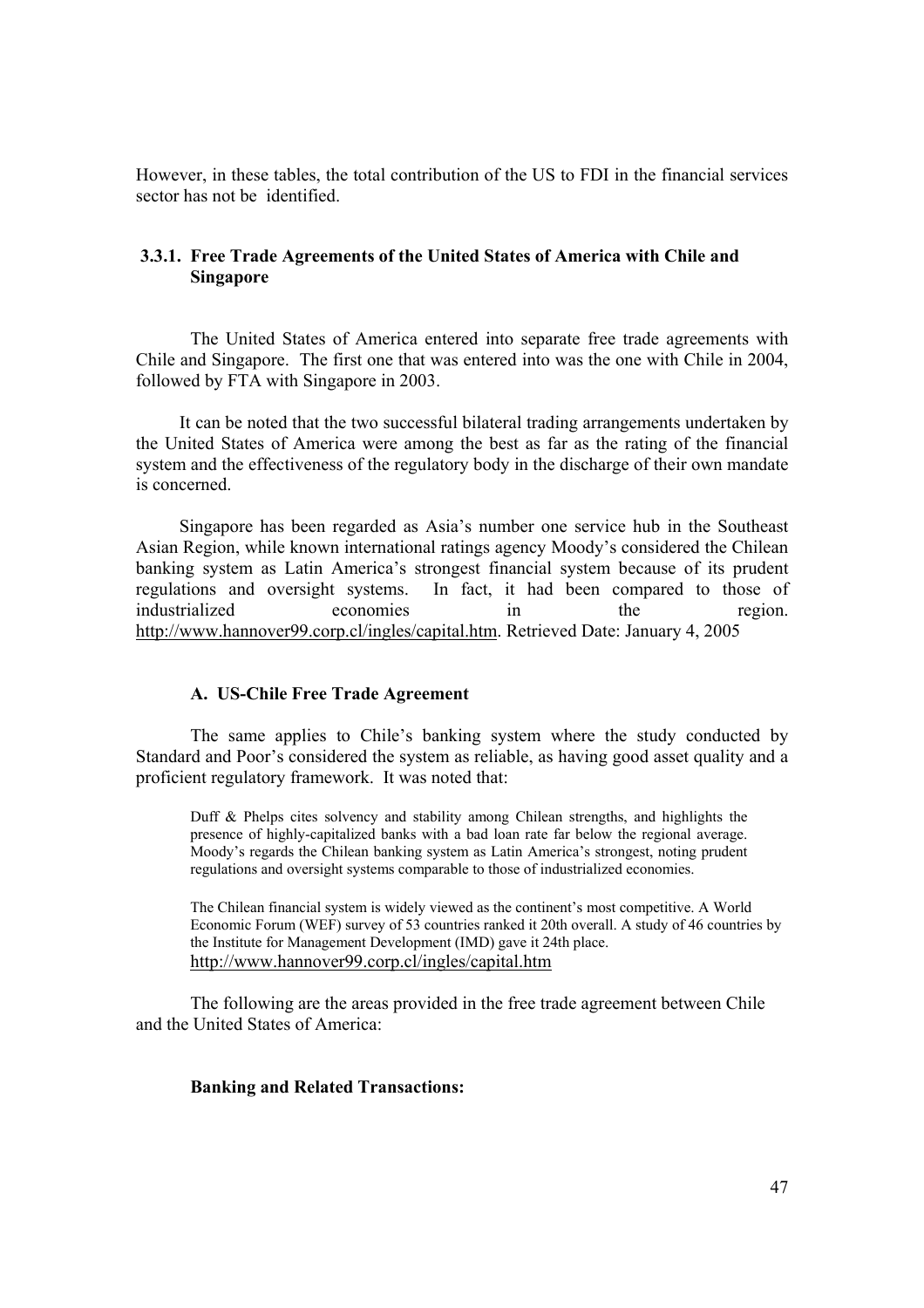However, in these tables, the total contribution of the US to FDI in the financial services sector has not be identified.

### 3.3.1. Free Trade Agreements of the United States of America with Chile and Singapore

The United States of America entered into separate free trade agreements with Chile and Singapore. The first one that was entered into was the one with Chile in 2004, followed by FTA with Singapore in 2003.

It can be noted that the two successful bilateral trading arrangements undertaken by the United States of America were among the best as far as the rating of the financial system and the effectiveness of the regulatory body in the discharge of their own mandate is concerned.

Singapore has been regarded as Asia's number one service hub in the Southeast Asian Region, while known international ratings agency Moody's considered the Chilean banking system as Latin America's strongest financial system because of its prudent regulations and oversight systems. In fact, it had been compared to those of industrialized economies in the region. http://www.hannover99.corp.cl/ingles/capital.htm. Retrieved Date: January 4, 2005

#### A. US-Chile Free Trade Agreement

The same applies to Chile's banking system where the study conducted by Standard and Poor's considered the system as reliable, as having good asset quality and a proficient regulatory framework. It was noted that:

> Duff & Phelps cites solvency and stability among Chilean strengths, and highlights the presence of highly-capitalized banks with a bad loan rate far below the regional average. Moody's regards the Chilean banking system as Latin America's strongest, noting prudent regulations and oversight systems comparable to those of industrialized economies.
>
> The Chilean financial system is widely viewed as the continent's most competitive. A World Economic Forum (WEF) survey of 53 countries ranked it 20th overall. A study of 46 countries by the Institute for Management Development (IMD) gave it 24th place. http://www.hannover99.corp.cl/ingles/capital.htm

The following are the areas provided in the free trade agreement between Chile and the United States of America:

**Banking and Related Transactions:**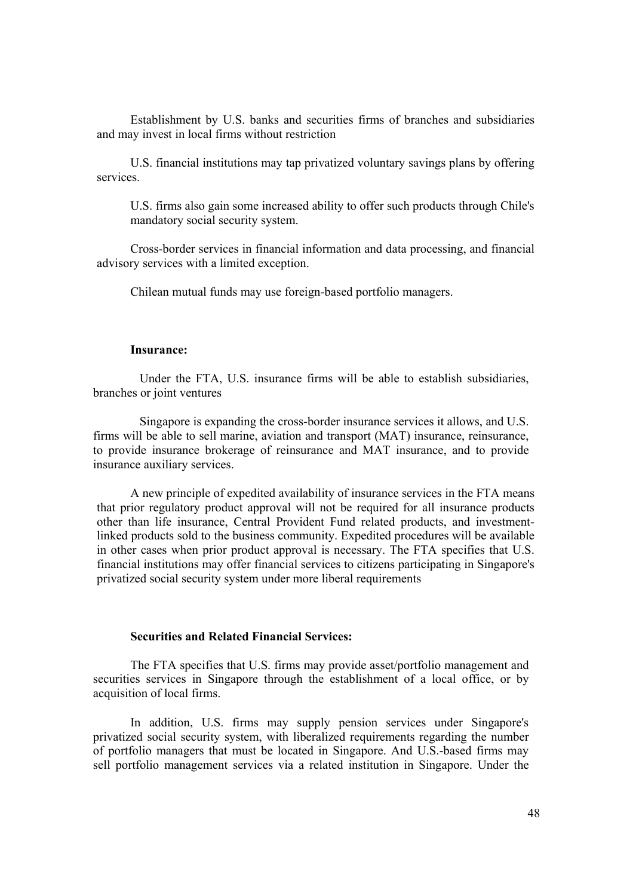Establishment by U.S. banks and securities firms of branches and subsidiaries and may invest in local firms without restriction

U.S. financial institutions may tap privatized voluntary savings plans by offering services.

U.S. firms also gain some increased ability to offer such products through Chile's mandatory social security system.

Cross-border services in financial information and data processing, and financial advisory services with a limited exception.

Chilean mutual funds may use foreign-based portfolio managers.

**Insurance:**

Under the FTA, U.S. insurance firms will be able to establish subsidiaries, branches or joint ventures

Singapore is expanding the cross-border insurance services it allows, and U.S. firms will be able to sell marine, aviation and transport (MAT) insurance, reinsurance, to provide insurance brokerage of reinsurance and MAT insurance, and to provide insurance auxiliary services.

A new principle of expedited availability of insurance services in the FTA means that prior regulatory product approval will not be required for all insurance products other than life insurance, Central Provident Fund related products, and investment-linked products sold to the business community. Expedited procedures will be available in other cases when prior product approval is necessary. The FTA specifies that U.S. financial institutions may offer financial services to citizens participating in Singapore's privatized social security system under more liberal requirements

**Securities and Related Financial Services:**

The FTA specifies that U.S. firms may provide asset/portfolio management and securities services in Singapore through the establishment of a local office, or by acquisition of local firms.

In addition, U.S. firms may supply pension services under Singapore's privatized social security system, with liberalized requirements regarding the number of portfolio managers that must be located in Singapore. And U.S.-based firms may sell portfolio management services via a related institution in Singapore. Under the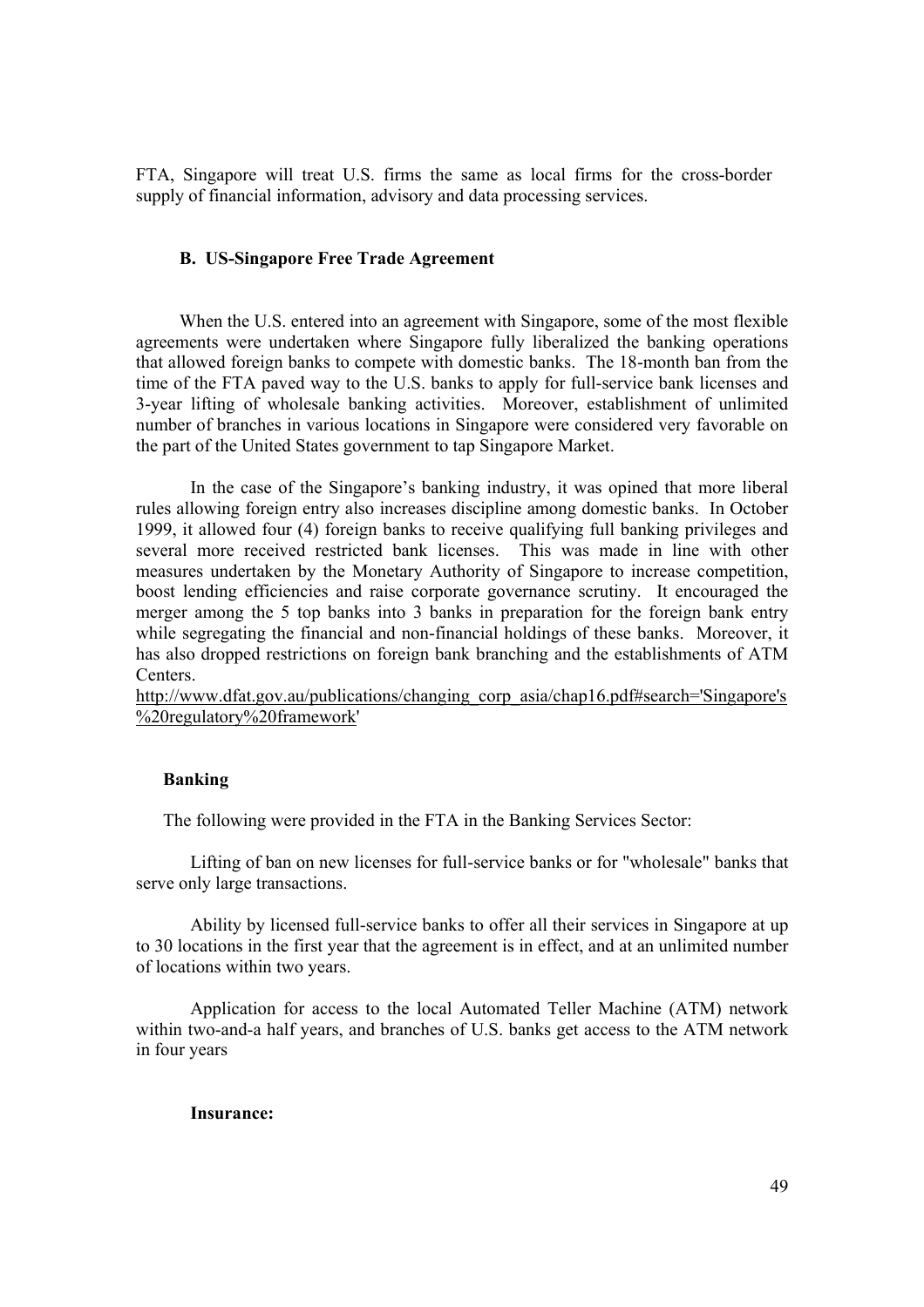FTA, Singapore will treat U.S. firms the same as local firms for the cross-border supply of financial information, advisory and data processing services.

### B. US-Singapore Free Trade Agreement

When the U.S. entered into an agreement with Singapore, some of the most flexible agreements were undertaken where Singapore fully liberalized the banking operations that allowed foreign banks to compete with domestic banks. The 18-month ban from the time of the FTA paved way to the U.S. banks to apply for full-service bank licenses and 3-year lifting of wholesale banking activities. Moreover, establishment of unlimited number of branches in various locations in Singapore were considered very favorable on the part of the United States government to tap Singapore Market.

In the case of the Singapore's banking industry, it was opined that more liberal rules allowing foreign entry also increases discipline among domestic banks. In October 1999, it allowed four (4) foreign banks to receive qualifying full banking privileges and several more received restricted bank licenses. This was made in line with other measures undertaken by the Monetary Authority of Singapore to increase competition, boost lending efficiencies and raise corporate governance scrutiny. It encouraged the merger among the 5 top banks into 3 banks in preparation for the foreign bank entry while segregating the financial and non-financial holdings of these banks. Moreover, it has also dropped restrictions on foreign bank branching and the establishments of ATM Centers.
http://www.dfat.gov.au/publications/changing_corp_asia/chap16.pdf#search='Singapore's%20regulatory%20framework'

**Banking**

The following were provided in the FTA in the Banking Services Sector:

Lifting of ban on new licenses for full-service banks or for "wholesale" banks that serve only large transactions.

Ability by licensed full-service banks to offer all their services in Singapore at up to 30 locations in the first year that the agreement is in effect, and at an unlimited number of locations within two years.

Application for access to the local Automated Teller Machine (ATM) network within two-and-a half years, and branches of U.S. banks get access to the ATM network in four years

**Insurance:**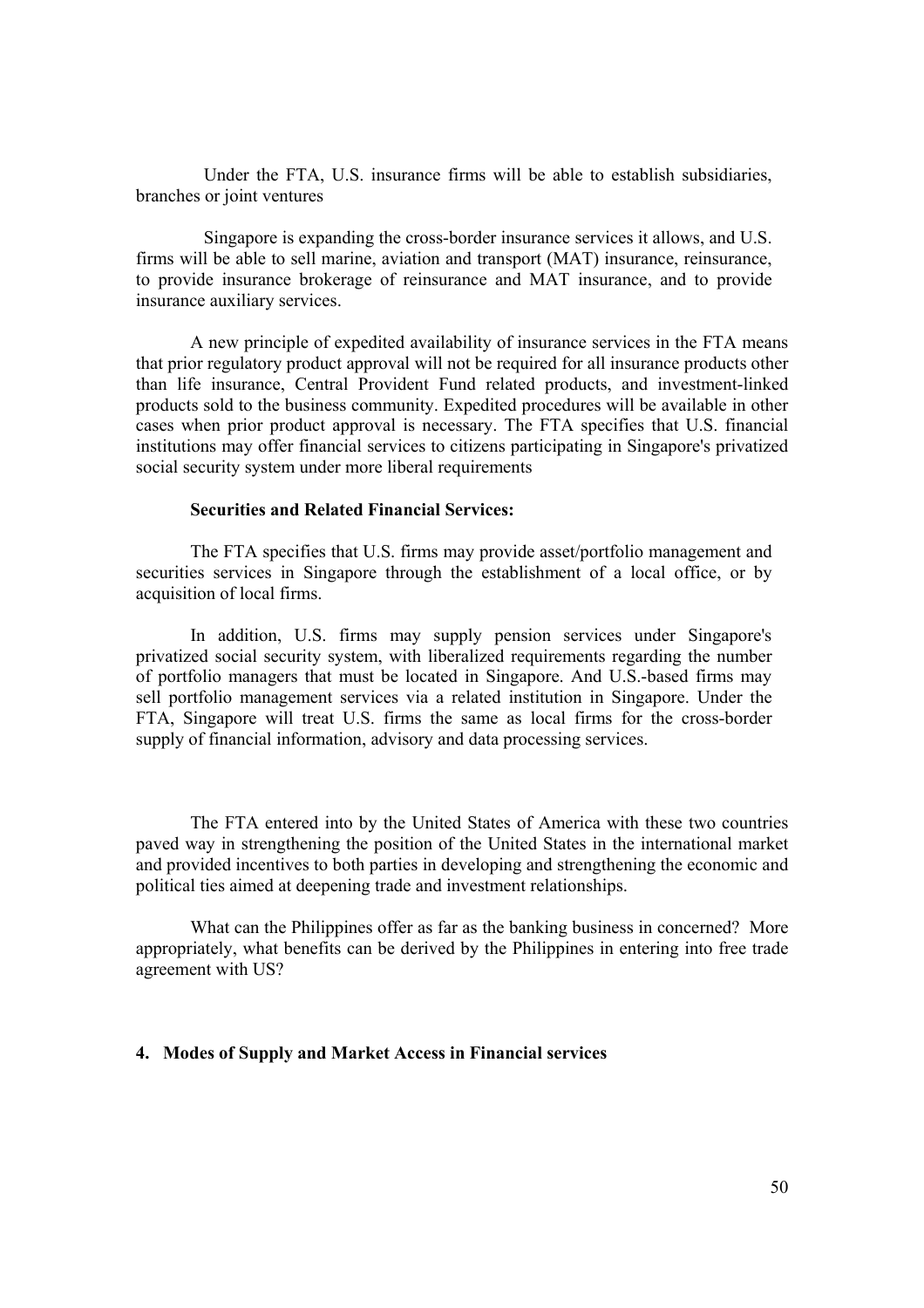Under the FTA, U.S. insurance firms will be able to establish subsidiaries, branches or joint ventures

Singapore is expanding the cross-border insurance services it allows, and U.S. firms will be able to sell marine, aviation and transport (MAT) insurance, reinsurance, to provide insurance brokerage of reinsurance and MAT insurance, and to provide insurance auxiliary services.

A new principle of expedited availability of insurance services in the FTA means that prior regulatory product approval will not be required for all insurance products other than life insurance, Central Provident Fund related products, and investment-linked products sold to the business community. Expedited procedures will be available in other cases when prior product approval is necessary. The FTA specifies that U.S. financial institutions may offer financial services to citizens participating in Singapore's privatized social security system under more liberal requirements

**Securities and Related Financial Services:**

The FTA specifies that U.S. firms may provide asset/portfolio management and securities services in Singapore through the establishment of a local office, or by acquisition of local firms.

In addition, U.S. firms may supply pension services under Singapore's privatized social security system, with liberalized requirements regarding the number of portfolio managers that must be located in Singapore. And U.S.-based firms may sell portfolio management services via a related institution in Singapore. Under the FTA, Singapore will treat U.S. firms the same as local firms for the cross-border supply of financial information, advisory and data processing services.

The FTA entered into by the United States of America with these two countries paved way in strengthening the position of the United States in the international market and provided incentives to both parties in developing and strengthening the economic and political ties aimed at deepening trade and investment relationships.

What can the Philippines offer as far as the banking business in concerned? More appropriately, what benefits can be derived by the Philippines in entering into free trade agreement with US?

## 4. Modes of Supply and Market Access in Financial services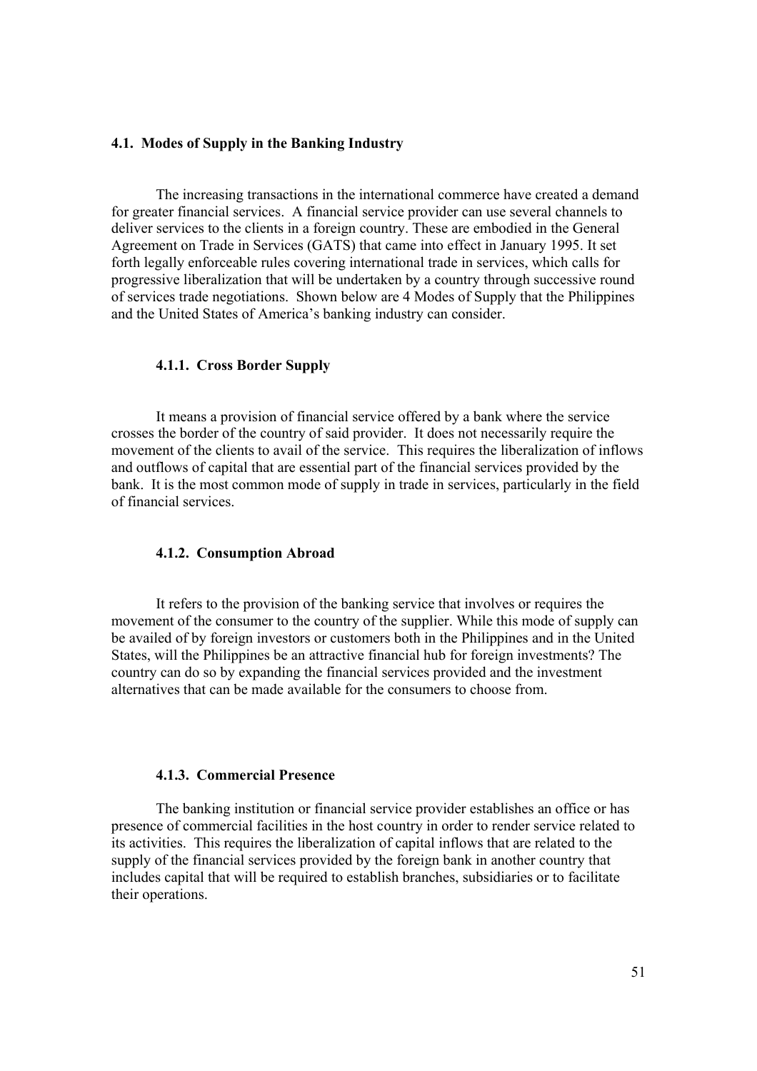### 4.1. Modes of Supply in the Banking Industry

The increasing transactions in the international commerce have created a demand for greater financial services. A financial service provider can use several channels to deliver services to the clients in a foreign country. These are embodied in the General Agreement on Trade in Services (GATS) that came into effect in January 1995. It set forth legally enforceable rules covering international trade in services, which calls for progressive liberalization that will be undertaken by a country through successive round of services trade negotiations. Shown below are 4 Modes of Supply that the Philippines and the United States of America's banking industry can consider.

#### 4.1.1. Cross Border Supply

It means a provision of financial service offered by a bank where the service crosses the border of the country of said provider. It does not necessarily require the movement of the clients to avail of the service. This requires the liberalization of inflows and outflows of capital that are essential part of the financial services provided by the bank. It is the most common mode of supply in trade in services, particularly in the field of financial services.

#### 4.1.2. Consumption Abroad

It refers to the provision of the banking service that involves or requires the movement of the consumer to the country of the supplier. While this mode of supply can be availed of by foreign investors or customers both in the Philippines and in the United States, will the Philippines be an attractive financial hub for foreign investments? The country can do so by expanding the financial services provided and the investment alternatives that can be made available for the consumers to choose from.

#### 4.1.3. Commercial Presence

The banking institution or financial service provider establishes an office or has presence of commercial facilities in the host country in order to render service related to its activities. This requires the liberalization of capital inflows that are related to the supply of the financial services provided by the foreign bank in another country that includes capital that will be required to establish branches, subsidiaries or to facilitate their operations.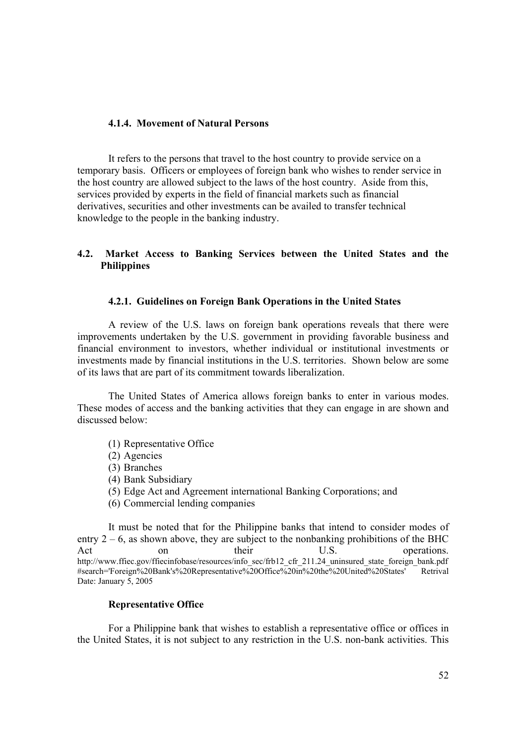#### 4.1.4. Movement of Natural Persons

It refers to the persons that travel to the host country to provide service on a temporary basis. Officers or employees of foreign bank who wishes to render service in the host country are allowed subject to the laws of the host country. Aside from this, services provided by experts in the field of financial markets such as financial derivatives, securities and other investments can be availed to transfer technical knowledge to the people in the banking industry.

### 4.2. Market Access to Banking Services between the United States and the Philippines

#### 4.2.1. Guidelines on Foreign Bank Operations in the United States

A review of the U.S. laws on foreign bank operations reveals that there were improvements undertaken by the U.S. government in providing favorable business and financial environment to investors, whether individual or institutional investments or investments made by financial institutions in the U.S. territories. Shown below are some of its laws that are part of its commitment towards liberalization.

The United States of America allows foreign banks to enter in various modes. These modes of access and the banking activities that they can engage in are shown and discussed below:

(1) Representative Office
(2) Agencies
(3) Branches
(4) Bank Subsidiary
(5) Edge Act and Agreement international Banking Corporations; and
(6) Commercial lending companies

It must be noted that for the Philippine banks that intend to consider modes of entry 2 – 6, as shown above, they are subject to the nonbanking prohibitions of the BHC Act on their U.S. operations. http://www.ffiec.gov/ffiecinfobase/resources/info_sec/frb12_cfr_211.24_uninsured_state_foreign_bank.pdf #search='Foreign%20Bank's%20Representative%20Office%20in%20the%20United%20States' Retrival Date: January 5, 2005

**Representative Office**

For a Philippine bank that wishes to establish a representative office or offices in the United States, it is not subject to any restriction in the U.S. non-bank activities. This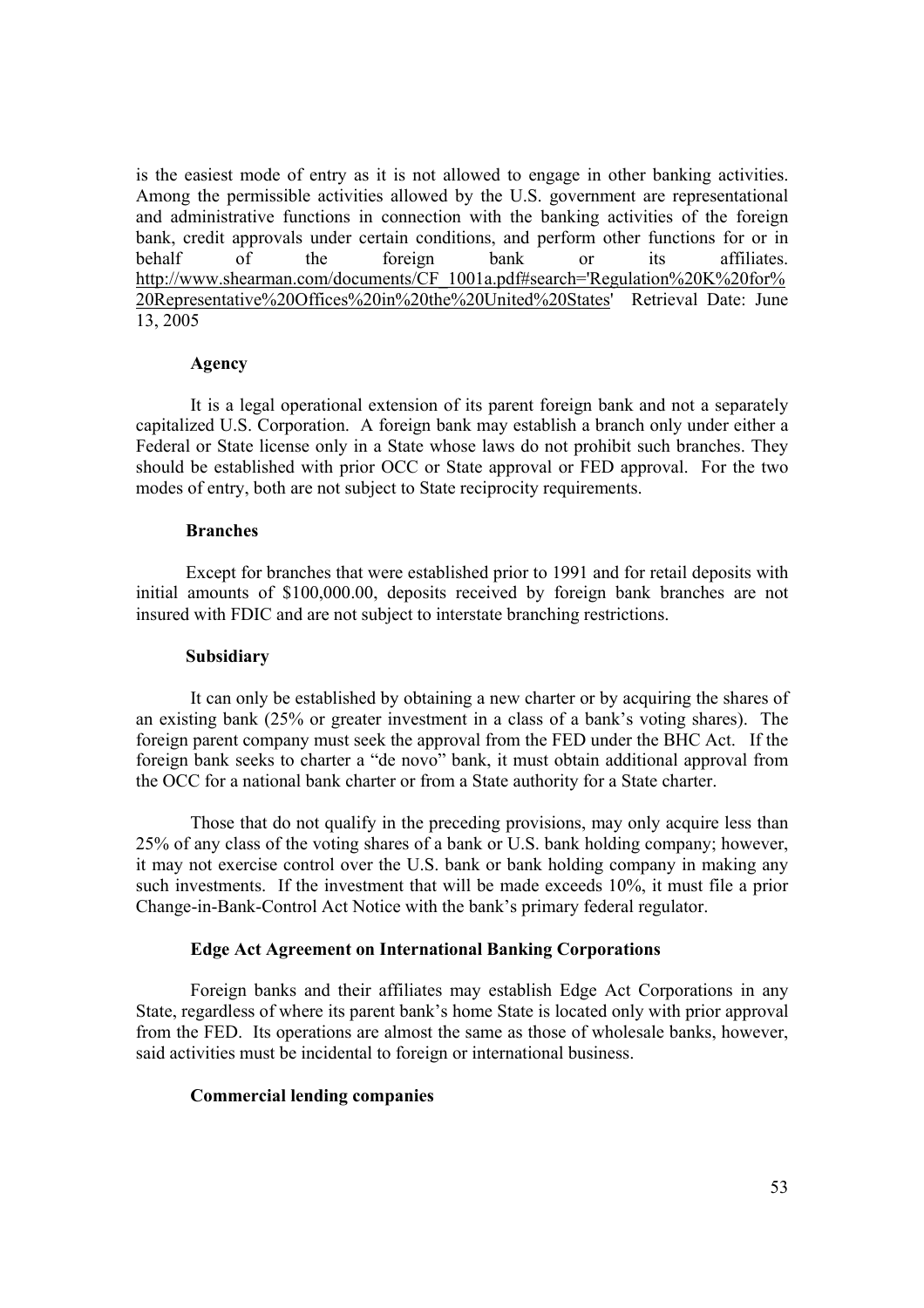is the easiest mode of entry as it is not allowed to engage in other banking activities. Among the permissible activities allowed by the U.S. government are representational and administrative functions in connection with the banking activities of the foreign bank, credit approvals under certain conditions, and perform other functions for or in behalf of the foreign bank or its affiliates. http://www.shearman.com/documents/CF_1001a.pdf#search='Regulation%20K%20for%20Representative%20Offices%20in%20the%20United%20States' Retrieval Date: June 13, 2005

**Agency**

It is a legal operational extension of its parent foreign bank and not a separately capitalized U.S. Corporation. A foreign bank may establish a branch only under either a Federal or State license only in a State whose laws do not prohibit such branches. They should be established with prior OCC or State approval or FED approval. For the two modes of entry, both are not subject to State reciprocity requirements.

**Branches**

Except for branches that were established prior to 1991 and for retail deposits with initial amounts of $100,000.00, deposits received by foreign bank branches are not insured with FDIC and are not subject to interstate branching restrictions.

**Subsidiary**

It can only be established by obtaining a new charter or by acquiring the shares of an existing bank (25% or greater investment in a class of a bank's voting shares). The foreign parent company must seek the approval from the FED under the BHC Act. If the foreign bank seeks to charter a "de novo" bank, it must obtain additional approval from the OCC for a national bank charter or from a State authority for a State charter.

Those that do not qualify in the preceding provisions, may only acquire less than 25% of any class of the voting shares of a bank or U.S. bank holding company; however, it may not exercise control over the U.S. bank or bank holding company in making any such investments. If the investment that will be made exceeds 10%, it must file a prior Change-in-Bank-Control Act Notice with the bank's primary federal regulator.

**Edge Act Agreement on International Banking Corporations**

Foreign banks and their affiliates may establish Edge Act Corporations in any State, regardless of where its parent bank's home State is located only with prior approval from the FED. Its operations are almost the same as those of wholesale banks, however, said activities must be incidental to foreign or international business.

**Commercial lending companies**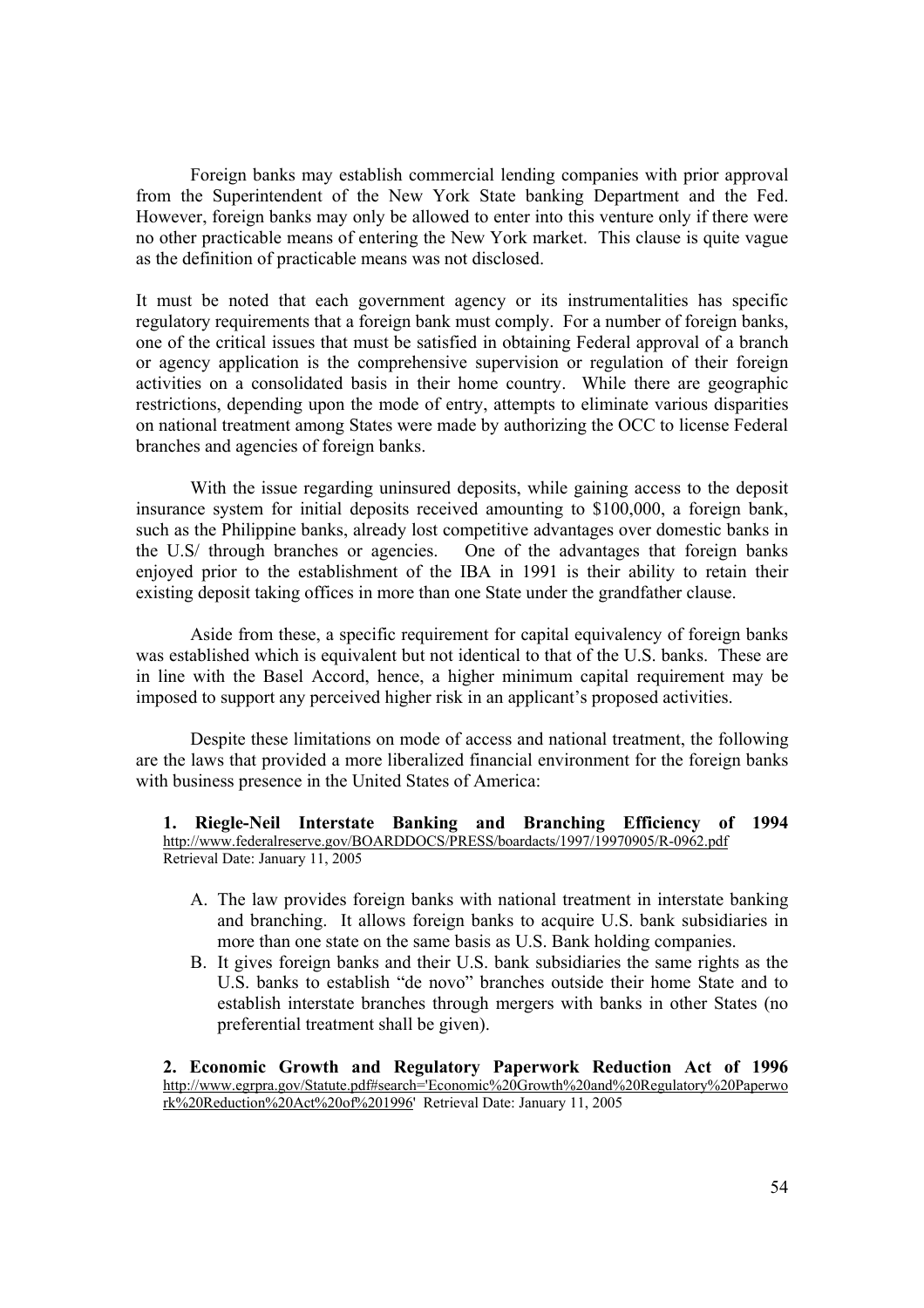Foreign banks may establish commercial lending companies with prior approval from the Superintendent of the New York State banking Department and the Fed. However, foreign banks may only be allowed to enter into this venture only if there were no other practicable means of entering the New York market. This clause is quite vague as the definition of practicable means was not disclosed.

It must be noted that each government agency or its instrumentalities has specific regulatory requirements that a foreign bank must comply. For a number of foreign banks, one of the critical issues that must be satisfied in obtaining Federal approval of a branch or agency application is the comprehensive supervision or regulation of their foreign activities on a consolidated basis in their home country. While there are geographic restrictions, depending upon the mode of entry, attempts to eliminate various disparities on national treatment among States were made by authorizing the OCC to license Federal branches and agencies of foreign banks.

With the issue regarding uninsured deposits, while gaining access to the deposit insurance system for initial deposits received amounting to $100,000, a foreign bank, such as the Philippine banks, already lost competitive advantages over domestic banks in the U.S/ through branches or agencies. One of the advantages that foreign banks enjoyed prior to the establishment of the IBA in 1991 is their ability to retain their existing deposit taking offices in more than one State under the grandfather clause.

Aside from these, a specific requirement for capital equivalency of foreign banks was established which is equivalent but not identical to that of the U.S. banks. These are in line with the Basel Accord, hence, a higher minimum capital requirement may be imposed to support any perceived higher risk in an applicant's proposed activities.

Despite these limitations on mode of access and national treatment, the following are the laws that provided a more liberalized financial environment for the foreign banks with business presence in the United States of America:

**1. Riegle-Neil Interstate Banking and Branching Efficiency of 1994**
http://www.federalreserve.gov/BOARDDOCS/PRESS/boardacts/1997/19970905/R-0962.pdf
Retrieval Date: January 11, 2005

A. The law provides foreign banks with national treatment in interstate banking and branching. It allows foreign banks to acquire U.S. bank subsidiaries in more than one state on the same basis as U.S. Bank holding companies.

B. It gives foreign banks and their U.S. bank subsidiaries the same rights as the U.S. banks to establish "de novo" branches outside their home State and to establish interstate branches through mergers with banks in other States (no preferential treatment shall be given).

**2. Economic Growth and Regulatory Paperwork Reduction Act of 1996**
http://www.egrpra.gov/Statute.pdf#search='Economic%20Growth%20and%20Regulatory%20Paperwork%20Reduction%20Act%20of%201996' Retrieval Date: January 11, 2005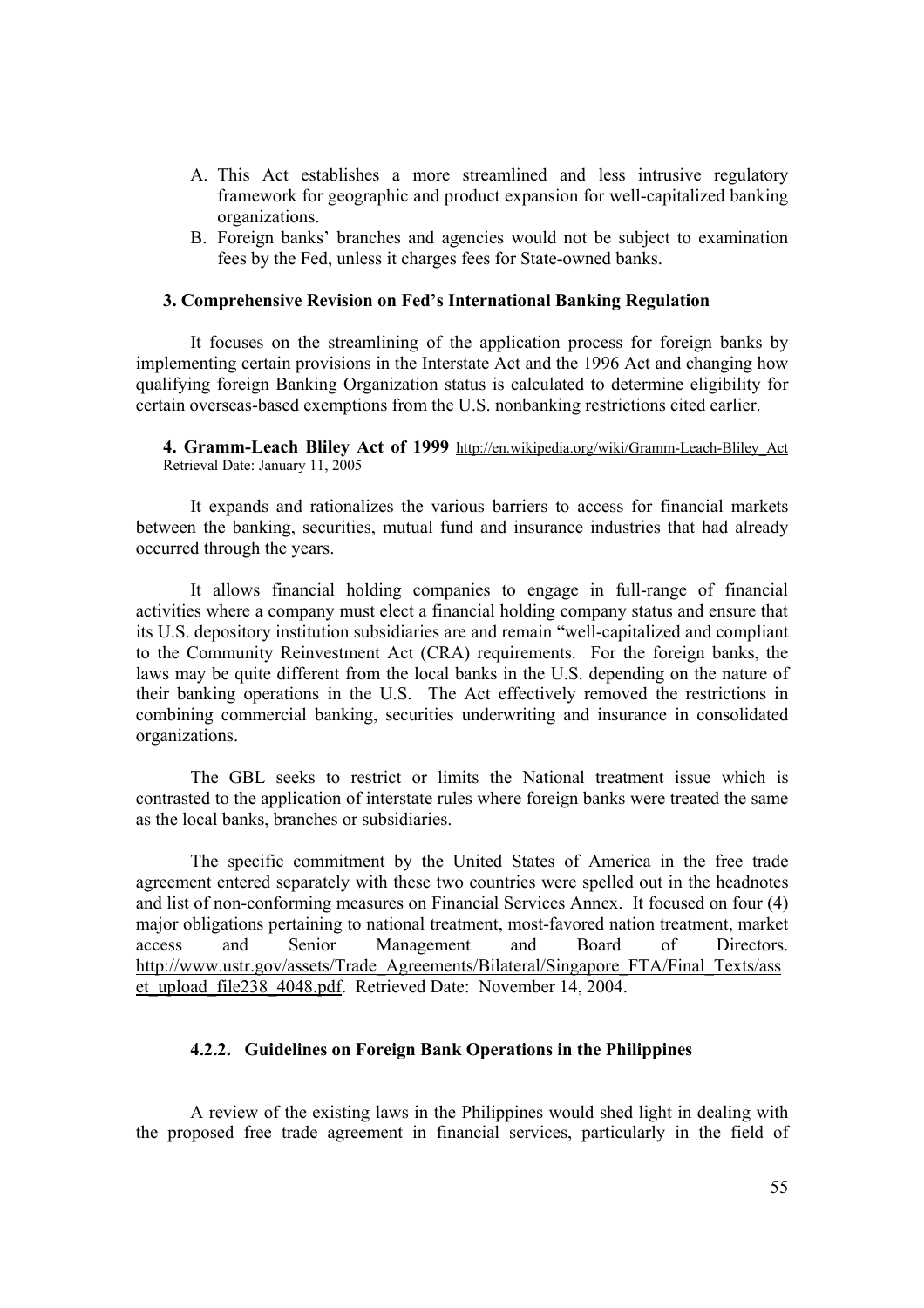A. This Act establishes a more streamlined and less intrusive regulatory framework for geographic and product expansion for well-capitalized banking organizations.
B. Foreign banks' branches and agencies would not be subject to examination fees by the Fed, unless it charges fees for State-owned banks.

**3. Comprehensive Revision on Fed's International Banking Regulation**

It focuses on the streamlining of the application process for foreign banks by implementing certain provisions in the Interstate Act and the 1996 Act and changing how qualifying foreign Banking Organization status is calculated to determine eligibility for certain overseas-based exemptions from the U.S. nonbanking restrictions cited earlier.

**4. Gramm-Leach Bliley Act of 1999** http://en.wikipedia.org/wiki/Gramm-Leach-Bliley_Act Retrieval Date: January 11, 2005

It expands and rationalizes the various barriers to access for financial markets between the banking, securities, mutual fund and insurance industries that had already occurred through the years.

It allows financial holding companies to engage in full-range of financial activities where a company must elect a financial holding company status and ensure that its U.S. depository institution subsidiaries are and remain "well-capitalized and compliant to the Community Reinvestment Act (CRA) requirements. For the foreign banks, the laws may be quite different from the local banks in the U.S. depending on the nature of their banking operations in the U.S. The Act effectively removed the restrictions in combining commercial banking, securities underwriting and insurance in consolidated organizations.

The GBL seeks to restrict or limits the National treatment issue which is contrasted to the application of interstate rules where foreign banks were treated the same as the local banks, branches or subsidiaries.

The specific commitment by the United States of America in the free trade agreement entered separately with these two countries were spelled out in the headnotes and list of non-conforming measures on Financial Services Annex. It focused on four (4) major obligations pertaining to national treatment, most-favored nation treatment, market access and Senior Management and Board of Directors. http://www.ustr.gov/assets/Trade_Agreements/Bilateral/Singapore_FTA/Final_Texts/asset_upload_file238_4048.pdf. Retrieved Date: November 14, 2004.

### 4.2.2. Guidelines on Foreign Bank Operations in the Philippines

A review of the existing laws in the Philippines would shed light in dealing with the proposed free trade agreement in financial services, particularly in the field of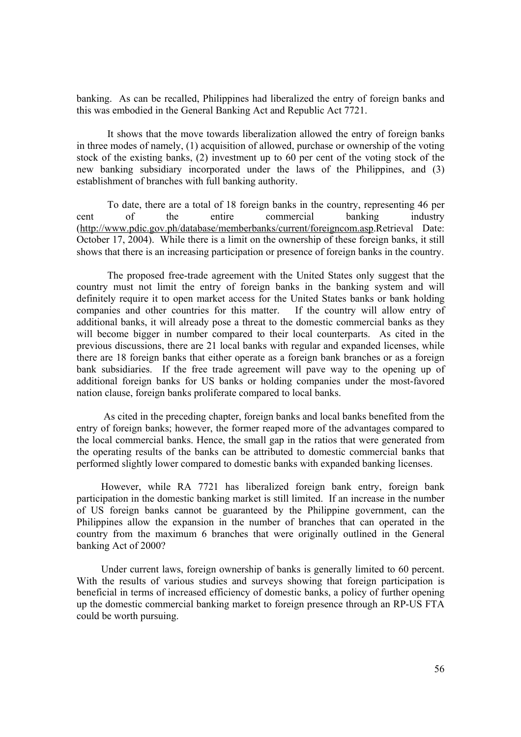banking. As can be recalled, Philippines had liberalized the entry of foreign banks and this was embodied in the General Banking Act and Republic Act 7721.

It shows that the move towards liberalization allowed the entry of foreign banks in three modes of namely, (1) acquisition of allowed, purchase or ownership of the voting stock of the existing banks, (2) investment up to 60 per cent of the voting stock of the new banking subsidiary incorporated under the laws of the Philippines, and (3) establishment of branches with full banking authority.

To date, there are a total of 18 foreign banks in the country, representing 46 per cent of the entire commercial banking industry (http://www.pdic.gov.ph/database/memberbanks/current/foreigncom.asp.Retrieval Date: October 17, 2004). While there is a limit on the ownership of these foreign banks, it still shows that there is an increasing participation or presence of foreign banks in the country.

The proposed free-trade agreement with the United States only suggest that the country must not limit the entry of foreign banks in the banking system and will definitely require it to open market access for the United States banks or bank holding companies and other countries for this matter. If the country will allow entry of additional banks, it will already pose a threat to the domestic commercial banks as they will become bigger in number compared to their local counterparts. As cited in the previous discussions, there are 21 local banks with regular and expanded licenses, while there are 18 foreign banks that either operate as a foreign bank branches or as a foreign bank subsidiaries. If the free trade agreement will pave way to the opening up of additional foreign banks for US banks or holding companies under the most-favored nation clause, foreign banks proliferate compared to local banks.

As cited in the preceding chapter, foreign banks and local banks benefited from the entry of foreign banks; however, the former reaped more of the advantages compared to the local commercial banks. Hence, the small gap in the ratios that were generated from the operating results of the banks can be attributed to domestic commercial banks that performed slightly lower compared to domestic banks with expanded banking licenses.

However, while RA 7721 has liberalized foreign bank entry, foreign bank participation in the domestic banking market is still limited. If an increase in the number of US foreign banks cannot be guaranteed by the Philippine government, can the Philippines allow the expansion in the number of branches that can operated in the country from the maximum 6 branches that were originally outlined in the General banking Act of 2000?

Under current laws, foreign ownership of banks is generally limited to 60 percent. With the results of various studies and surveys showing that foreign participation is beneficial in terms of increased efficiency of domestic banks, a policy of further opening up the domestic commercial banking market to foreign presence through an RP-US FTA could be worth pursuing.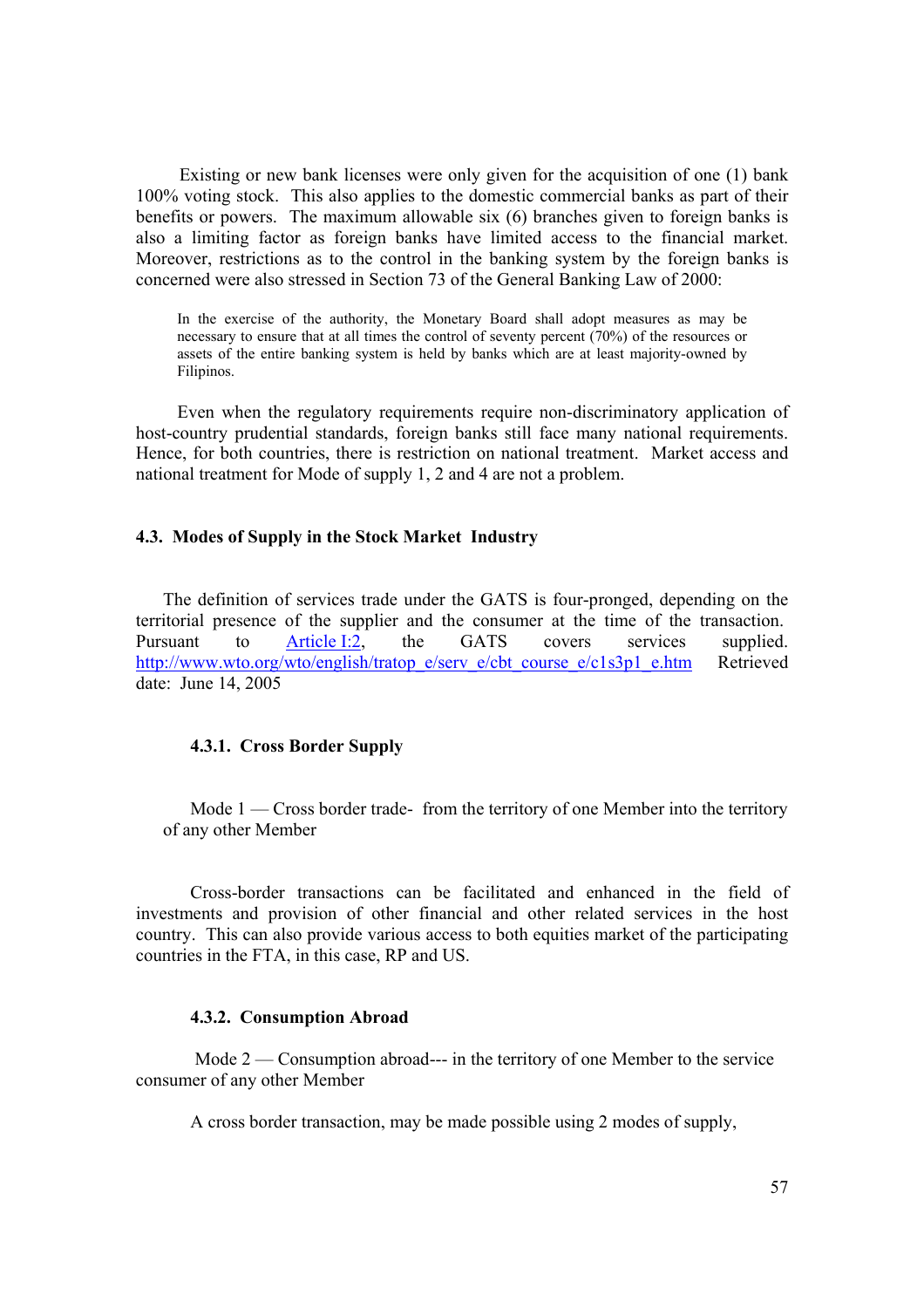Existing or new bank licenses were only given for the acquisition of one (1) bank 100% voting stock. This also applies to the domestic commercial banks as part of their benefits or powers. The maximum allowable six (6) branches given to foreign banks is also a limiting factor as foreign banks have limited access to the financial market. Moreover, restrictions as to the control in the banking system by the foreign banks is concerned were also stressed in Section 73 of the General Banking Law of 2000:

> In the exercise of the authority, the Monetary Board shall adopt measures as may be necessary to ensure that at all times the control of seventy percent (70%) of the resources or assets of the entire banking system is held by banks which are at least majority-owned by Filipinos.

Even when the regulatory requirements require non-discriminatory application of host-country prudential standards, foreign banks still face many national requirements. Hence, for both countries, there is restriction on national treatment. Market access and national treatment for Mode of supply 1, 2 and 4 are not a problem.

### 4.3. Modes of Supply in the Stock Market Industry

The definition of services trade under the GATS is four-pronged, depending on the territorial presence of the supplier and the consumer at the time of the transaction. Pursuant to [Article I:2](http://www.wto.org/wto/english/tratop_e/serv_e/cbt_course_e/c1s3p1_e.htm), the GATS covers services supplied. http://www.wto.org/wto/english/tratop_e/serv_e/cbt_course_e/c1s3p1_e.htm Retrieved date: June 14, 2005

#### 4.3.1. Cross Border Supply

Mode 1 — Cross border trade- from the territory of one Member into the territory of any other Member

Cross-border transactions can be facilitated and enhanced in the field of investments and provision of other financial and other related services in the host country. This can also provide various access to both equities market of the participating countries in the FTA, in this case, RP and US.

#### 4.3.2. Consumption Abroad

Mode 2 — Consumption abroad--- in the territory of one Member to the service consumer of any other Member

A cross border transaction, may be made possible using 2 modes of supply,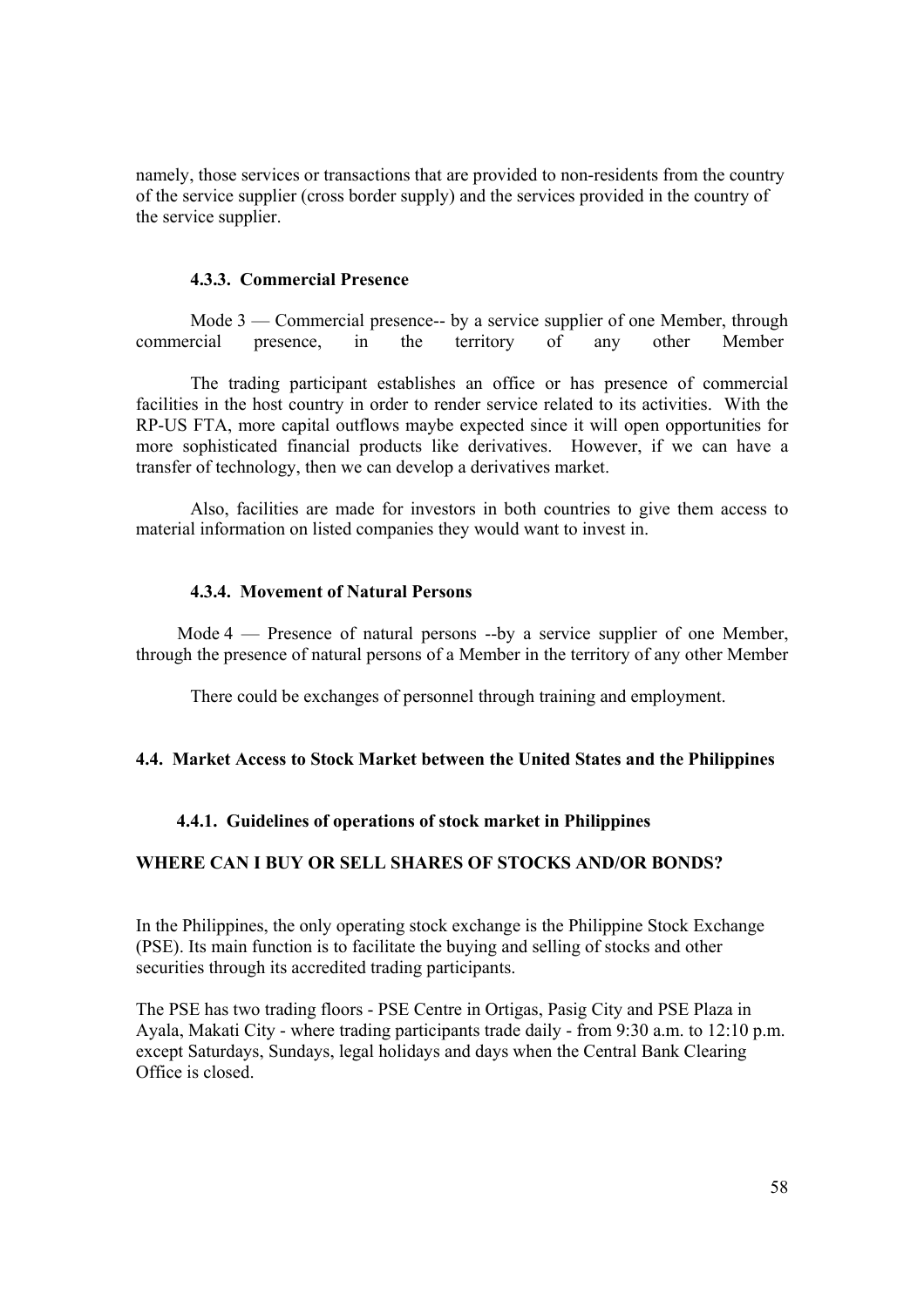namely, those services or transactions that are provided to non-residents from the country of the service supplier (cross border supply) and the services provided in the country of the service supplier.

#### 4.3.3. Commercial Presence

Mode 3 — Commercial presence-- by a service supplier of one Member, through commercial presence, in the territory of any other Member

The trading participant establishes an office or has presence of commercial facilities in the host country in order to render service related to its activities. With the RP-US FTA, more capital outflows maybe expected since it will open opportunities for more sophisticated financial products like derivatives. However, if we can have a transfer of technology, then we can develop a derivatives market.

Also, facilities are made for investors in both countries to give them access to material information on listed companies they would want to invest in.

#### 4.3.4. Movement of Natural Persons

Mode 4 — Presence of natural persons --by a service supplier of one Member, through the presence of natural persons of a Member in the territory of any other Member

There could be exchanges of personnel through training and employment.

### 4.4. Market Access to Stock Market between the United States and the Philippines

#### 4.4.1. Guidelines of operations of stock market in Philippines

**WHERE CAN I BUY OR SELL SHARES OF STOCKS AND/OR BONDS?**

In the Philippines, the only operating stock exchange is the Philippine Stock Exchange (PSE). Its main function is to facilitate the buying and selling of stocks and other securities through its accredited trading participants.

The PSE has two trading floors - PSE Centre in Ortigas, Pasig City and PSE Plaza in Ayala, Makati City - where trading participants trade daily - from 9:30 a.m. to 12:10 p.m. except Saturdays, Sundays, legal holidays and days when the Central Bank Clearing Office is closed.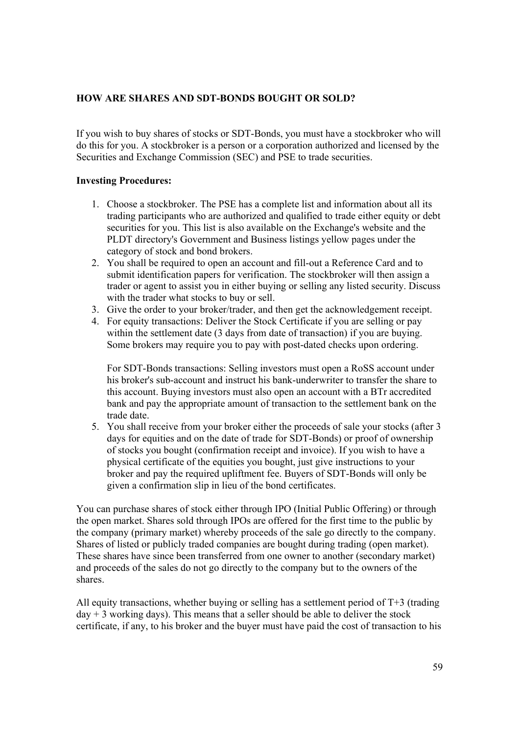**HOW ARE SHARES AND SDT-BONDS BOUGHT OR SOLD?**

If you wish to buy shares of stocks or SDT-Bonds, you must have a stockbroker who will do this for you. A stockbroker is a person or a corporation authorized and licensed by the Securities and Exchange Commission (SEC) and PSE to trade securities.

**Investing Procedures:**

1. Choose a stockbroker. The PSE has a complete list and information about all its trading participants who are authorized and qualified to trade either equity or debt securities for you. This list is also available on the Exchange's website and the PLDT directory's Government and Business listings yellow pages under the category of stock and bond brokers.
2. You shall be required to open an account and fill-out a Reference Card and to submit identification papers for verification. The stockbroker will then assign a trader or agent to assist you in either buying or selling any listed security. Discuss with the trader what stocks to buy or sell.
3. Give the order to your broker/trader, and then get the acknowledgement receipt.
4. For equity transactions: Deliver the Stock Certificate if you are selling or pay within the settlement date (3 days from date of transaction) if you are buying. Some brokers may require you to pay with post-dated checks upon ordering.

   For SDT-Bonds transactions: Selling investors must open a RoSS account under his broker's sub-account and instruct his bank-underwriter to transfer the share to this account. Buying investors must also open an account with a BTr accredited bank and pay the appropriate amount of transaction to the settlement bank on the trade date.
5. You shall receive from your broker either the proceeds of sale your stocks (after 3 days for equities and on the date of trade for SDT-Bonds) or proof of ownership of stocks you bought (confirmation receipt and invoice). If you wish to have a physical certificate of the equities you bought, just give instructions to your broker and pay the required upliftment fee. Buyers of SDT-Bonds will only be given a confirmation slip in lieu of the bond certificates.

You can purchase shares of stock either through IPO (Initial Public Offering) or through the open market. Shares sold through IPOs are offered for the first time to the public by the company (primary market) whereby proceeds of the sale go directly to the company. Shares of listed or publicly traded companies are bought during trading (open market). These shares have since been transferred from one owner to another (secondary market) and proceeds of the sales do not go directly to the company but to the owners of the shares.

All equity transactions, whether buying or selling has a settlement period of T+3 (trading day + 3 working days). This means that a seller should be able to deliver the stock certificate, if any, to his broker and the buyer must have paid the cost of transaction to his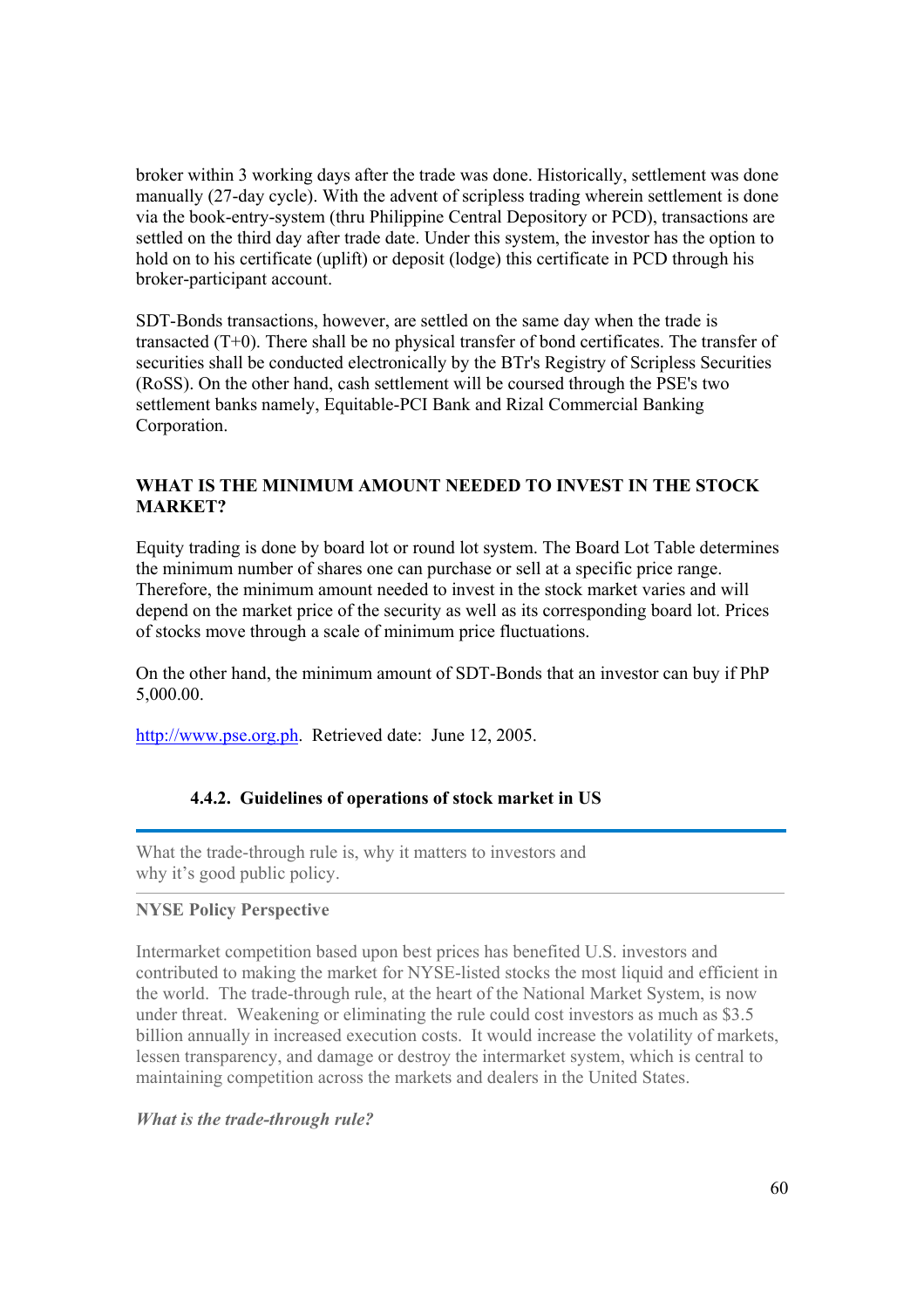broker within 3 working days after the trade was done. Historically, settlement was done manually (27-day cycle). With the advent of scripless trading wherein settlement is done via the book-entry-system (thru Philippine Central Depository or PCD), transactions are settled on the third day after trade date. Under this system, the investor has the option to hold on to his certificate (uplift) or deposit (lodge) this certificate in PCD through his broker-participant account.

SDT-Bonds transactions, however, are settled on the same day when the trade is transacted (T+0). There shall be no physical transfer of bond certificates. The transfer of securities shall be conducted electronically by the BTr's Registry of Scripless Securities (RoSS). On the other hand, cash settlement will be coursed through the PSE's two settlement banks namely, Equitable-PCI Bank and Rizal Commercial Banking Corporation.

**WHAT IS THE MINIMUM AMOUNT NEEDED TO INVEST IN THE STOCK MARKET?**

Equity trading is done by board lot or round lot system. The Board Lot Table determines the minimum number of shares one can purchase or sell at a specific price range. Therefore, the minimum amount needed to invest in the stock market varies and will depend on the market price of the security as well as its corresponding board lot. Prices of stocks move through a scale of minimum price fluctuations.

On the other hand, the minimum amount of SDT-Bonds that an investor can buy if PhP 5,000.00.

http://www.pse.org.ph. Retrieved date: June 12, 2005.

### 4.4.2. Guidelines of operations of stock market in US

---

What the trade-through rule is, why it matters to investors and why it's good public policy.

---

**NYSE Policy Perspective**

Intermarket competition based upon best prices has benefited U.S. investors and contributed to making the market for NYSE-listed stocks the most liquid and efficient in the world. The trade-through rule, at the heart of the National Market System, is now under threat. Weakening or eliminating the rule could cost investors as much as $3.5 billion annually in increased execution costs. It would increase the volatility of markets, lessen transparency, and damage or destroy the intermarket system, which is central to maintaining competition across the markets and dealers in the United States.

***What is the trade-through rule?***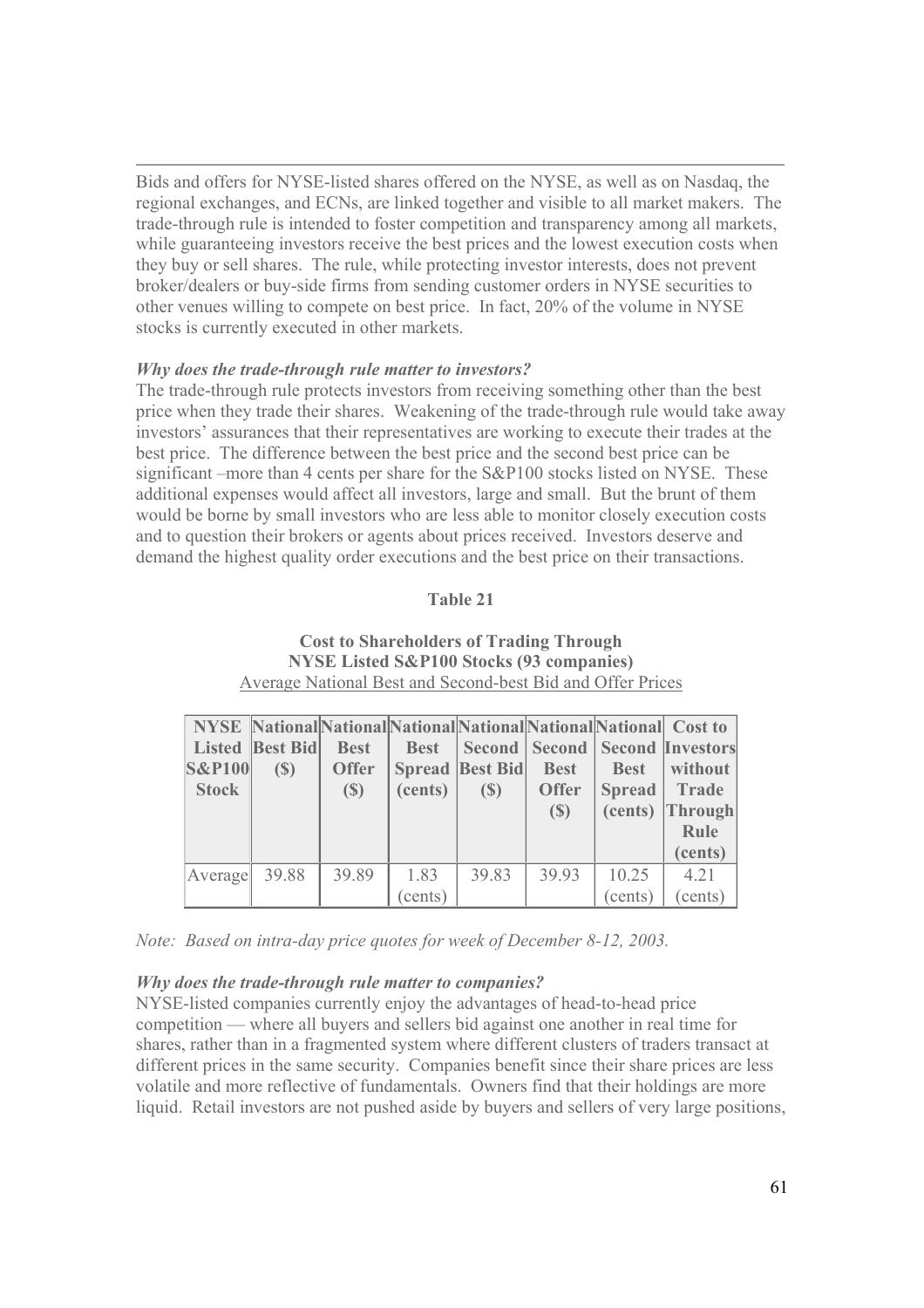Bids and offers for NYSE-listed shares offered on the NYSE, as well as on Nasdaq, the regional exchanges, and ECNs, are linked together and visible to all market makers. The trade-through rule is intended to foster competition and transparency among all markets, while guaranteeing investors receive the best prices and the lowest execution costs when they buy or sell shares. The rule, while protecting investor interests, does not prevent broker/dealers or buy-side firms from sending customer orders in NYSE securities to other venues willing to compete on best price. In fact, 20% of the volume in NYSE stocks is currently executed in other markets.

***Why does the trade-through rule matter to investors?***

The trade-through rule protects investors from receiving something other than the best price when they trade their shares. Weakening of the trade-through rule would take away investors' assurances that their representatives are working to execute their trades at the best price. The difference between the best price and the second best price can be significant –more than 4 cents per share for the S&P100 stocks listed on NYSE. These additional expenses would affect all investors, large and small. But the brunt of them would be borne by small investors who are less able to monitor closely execution costs and to question their brokers or agents about prices received. Investors deserve and demand the highest quality order executions and the best price on their transactions.

**Table 21**

**Cost to Shareholders of Trading Through**
**NYSE Listed S&P100 Stocks (93 companies)**
Average National Best and Second-best Bid and Offer Prices

| NYSE Listed S&P100 Stock | National Best Bid ($) | National Best Offer ($) | National Best Spread (cents) | National Second Best Bid ($) | National Second Best Offer ($) | National Second Best Spread (cents) | Cost to Investors without Trade Through Rule (cents) |
|---|---|---|---|---|---|---|---|
| Average | 39.88 | 39.89 | 1.83 (cents) | 39.83 | 39.93 | 10.25 (cents) | 4.21 (cents) |

*Note: Based on intra-day price quotes for week of December 8-12, 2003.*

***Why does the trade-through rule matter to companies?***

NYSE-listed companies currently enjoy the advantages of head-to-head price competition — where all buyers and sellers bid against one another in real time for shares, rather than in a fragmented system where different clusters of traders transact at different prices in the same security. Companies benefit since their share prices are less volatile and more reflective of fundamentals. Owners find that their holdings are more liquid. Retail investors are not pushed aside by buyers and sellers of very large positions,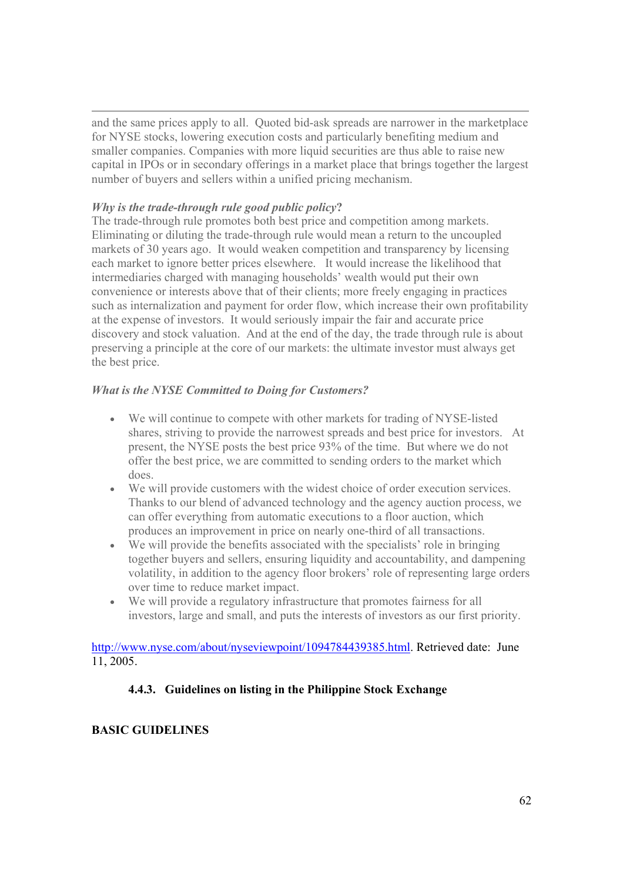and the same prices apply to all. Quoted bid-ask spreads are narrower in the marketplace for NYSE stocks, lowering execution costs and particularly benefiting medium and smaller companies. Companies with more liquid securities are thus able to raise new capital in IPOs or in secondary offerings in a market place that brings together the largest number of buyers and sellers within a unified pricing mechanism.

***Why is the trade-through rule good public policy?***

The trade-through rule promotes both best price and competition among markets. Eliminating or diluting the trade-through rule would mean a return to the uncoupled markets of 30 years ago. It would weaken competition and transparency by licensing each market to ignore better prices elsewhere. It would increase the likelihood that intermediaries charged with managing households' wealth would put their own convenience or interests above that of their clients; more freely engaging in practices such as internalization and payment for order flow, which increase their own profitability at the expense of investors. It would seriously impair the fair and accurate price discovery and stock valuation. And at the end of the day, the trade through rule is about preserving a principle at the core of our markets: the ultimate investor must always get the best price.

***What is the NYSE Committed to Doing for Customers?***

- We will continue to compete with other markets for trading of NYSE-listed shares, striving to provide the narrowest spreads and best price for investors. At present, the NYSE posts the best price 93% of the time. But where we do not offer the best price, we are committed to sending orders to the market which does.
- We will provide customers with the widest choice of order execution services. Thanks to our blend of advanced technology and the agency auction process, we can offer everything from automatic executions to a floor auction, which produces an improvement in price on nearly one-third of all transactions.
- We will provide the benefits associated with the specialists' role in bringing together buyers and sellers, ensuring liquidity and accountability, and dampening volatility, in addition to the agency floor brokers' role of representing large orders over time to reduce market impact.
- We will provide a regulatory infrastructure that promotes fairness for all investors, large and small, and puts the interests of investors as our first priority.

http://www.nyse.com/about/nyseviewpoint/1094784439385.html. Retrieved date: June 11, 2005.

### 4.4.3. Guidelines on listing in the Philippine Stock Exchange

**BASIC GUIDELINES**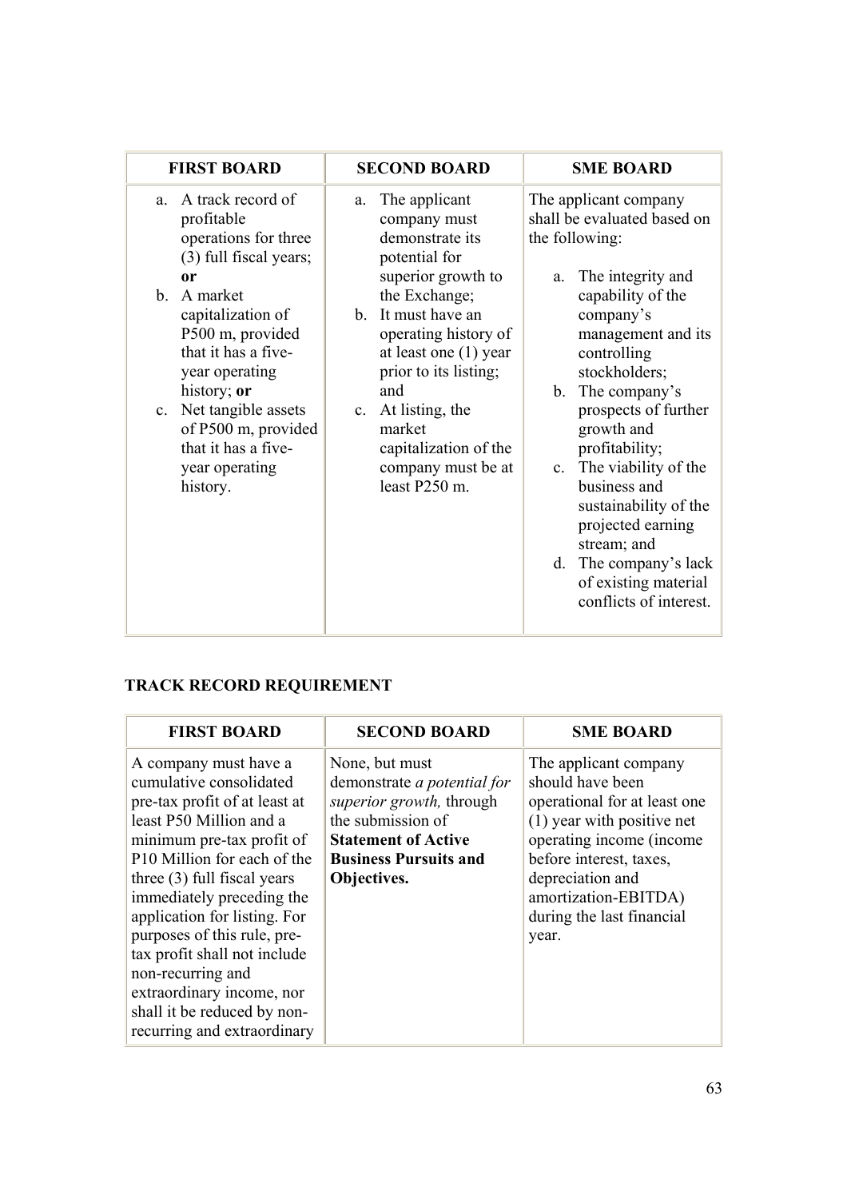| FIRST BOARD | SECOND BOARD | SME BOARD |
| --- | --- | --- |
| a. A track record of profitable operations for three (3) full fiscal years; **or**<br>b. A market capitalization of P500 m, provided that it has a five-year operating history; **or**<br>c. Net tangible assets of P500 m, provided that it has a five-year operating history. | a. The applicant company must demonstrate its potential for superior growth to the Exchange;<br>b. It must have an operating history of at least one (1) year prior to its listing; and<br>c. At listing, the market capitalization of the company must be at least P250 m. | The applicant company shall be evaluated based on the following:<br>a. The integrity and capability of the company's management and its controlling stockholders;<br>b. The company's prospects of further growth and profitability;<br>c. The viability of the business and sustainability of the projected earning stream; and<br>d. The company's lack of existing material conflicts of interest. |

## TRACK RECORD REQUIREMENT

| FIRST BOARD | SECOND BOARD | SME BOARD |
| --- | --- | --- |
| A company must have a cumulative consolidated pre-tax profit of at least at least P50 Million and a minimum pre-tax profit of P10 Million for each of the three (3) full fiscal years immediately preceding the application for listing. For purposes of this rule, pre-tax profit shall not include non-recurring and extraordinary income, nor shall it be reduced by non-recurring and extraordinary | None, but must demonstrate *a potential for superior growth,* through the submission of **Statement of Active Business Pursuits and Objectives.** | The applicant company should have been operational for at least one (1) year with positive net operating income (income before interest, taxes, depreciation and amortization-EBITDA) during the last financial year. |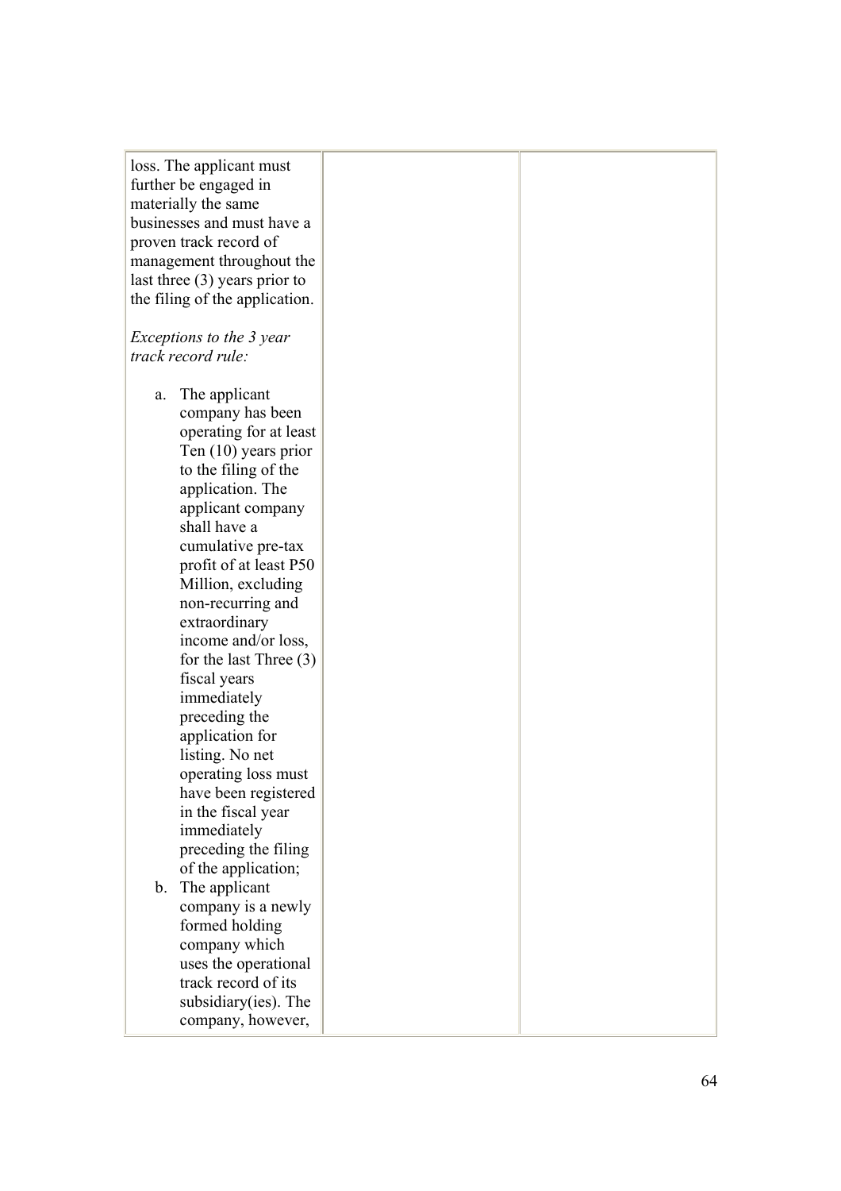| | | |
|---|---|---|
| loss. The applicant must further be engaged in materially the same businesses and must have a proven track record of management throughout the last three (3) years prior to the filing of the application.<br><br>*Exceptions to the 3 year track record rule:*<br><br>a. The applicant company has been operating for at least Ten (10) years prior to the filing of the application. The applicant company shall have a cumulative pre-tax profit of at least P50 Million, excluding non-recurring and extraordinary income and/or loss, for the last Three (3) fiscal years immediately preceding the application for listing. No net operating loss must have been registered in the fiscal year immediately preceding the filing of the application;<br>b. The applicant company is a newly formed holding company which uses the operational track record of its subsidiary(ies). The company, however, | | |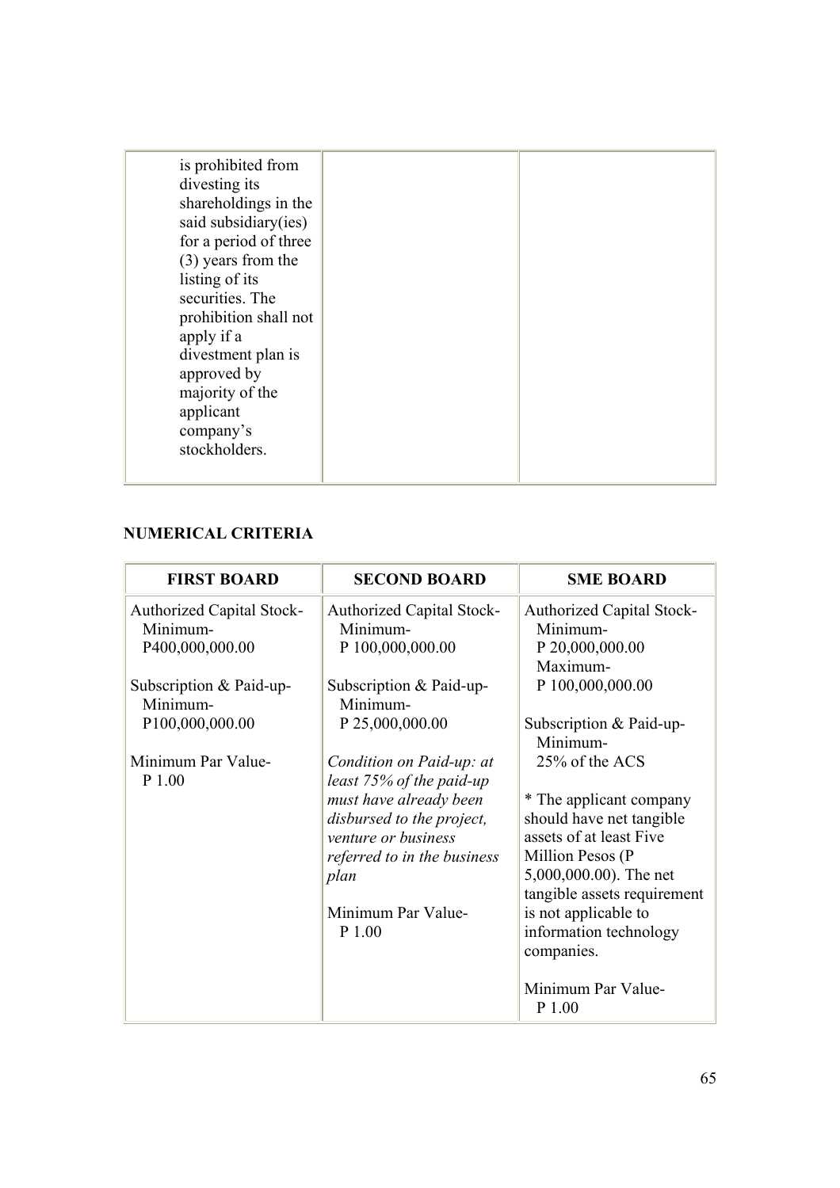| is prohibited from divesting its shareholdings in the said subsidiary(ies) for a period of three (3) years from the listing of its securities. The prohibition shall not apply if a divestment plan is approved by majority of the applicant company's stockholders. | | |
|---|---|---|

**NUMERICAL CRITERIA**

| FIRST BOARD | SECOND BOARD | SME BOARD |
|---|---|---|
| Authorized Capital Stock- Minimum- P400,000,000.00<br><br>Subscription & Paid-up- Minimum- P100,000,000.00<br><br>Minimum Par Value- P 1.00 | Authorized Capital Stock- Minimum- P 100,000,000.00<br><br>Subscription & Paid-up- Minimum- P 25,000,000.00<br><br>*Condition on Paid-up: at least 75% of the paid-up must have already been disbursed to the project, venture or business referred to in the business plan*<br><br>Minimum Par Value- P 1.00 | Authorized Capital Stock- Minimum- P 20,000,000.00 Maximum- P 100,000,000.00<br><br>Subscription & Paid-up- Minimum- 25% of the ACS<br><br>* The applicant company should have net tangible assets of at least Five Million Pesos (P 5,000,000.00). The net tangible assets requirement is not applicable to information technology companies.<br><br>Minimum Par Value- P 1.00 |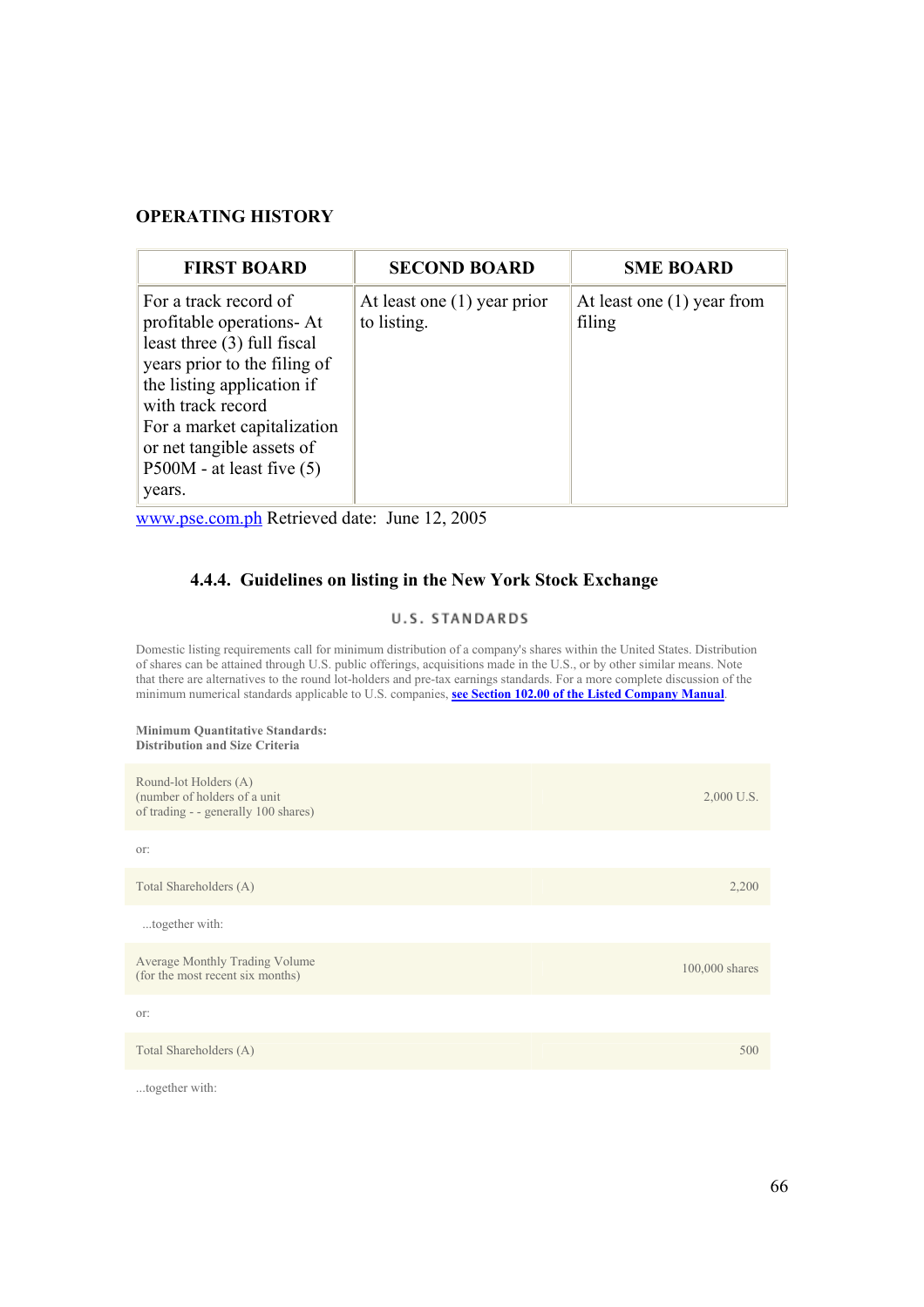**OPERATING HISTORY**

| FIRST BOARD | SECOND BOARD | SME BOARD |
|---|---|---|
| For a track record of profitable operations- At least three (3) full fiscal years prior to the filing of the listing application if with track record<br>For a market capitalization or net tangible assets of P500M - at least five (5) years. | At least one (1) year prior to listing. | At least one (1) year from filing |

www.pse.com.ph Retrieved date: June 12, 2005

### 4.4.4. Guidelines on listing in the New York Stock Exchange

**U.S. STANDARDS**

Domestic listing requirements call for minimum distribution of a company's shares within the United States. Distribution of shares can be attained through U.S. public offerings, acquisitions made in the U.S., or by other similar means. Note that there are alternatives to the round lot-holders and pre-tax earnings standards. For a more complete discussion of the minimum numerical standards applicable to U.S. companies, **see Section 102.00 of the Listed Company Manual**.

**Minimum Quantitative Standards:**
**Distribution and Size Criteria**

| | |
|---|---|
| Round-lot Holders (A)<br>(number of holders of a unit of trading - - generally 100 shares) | 2,000 U.S. |
| or: | |
| Total Shareholders (A) | 2,200 |
| ...together with: | |
| Average Monthly Trading Volume<br>(for the most recent six months) | 100,000 shares |
| or: | |
| Total Shareholders (A) | 500 |
| ...together with: | |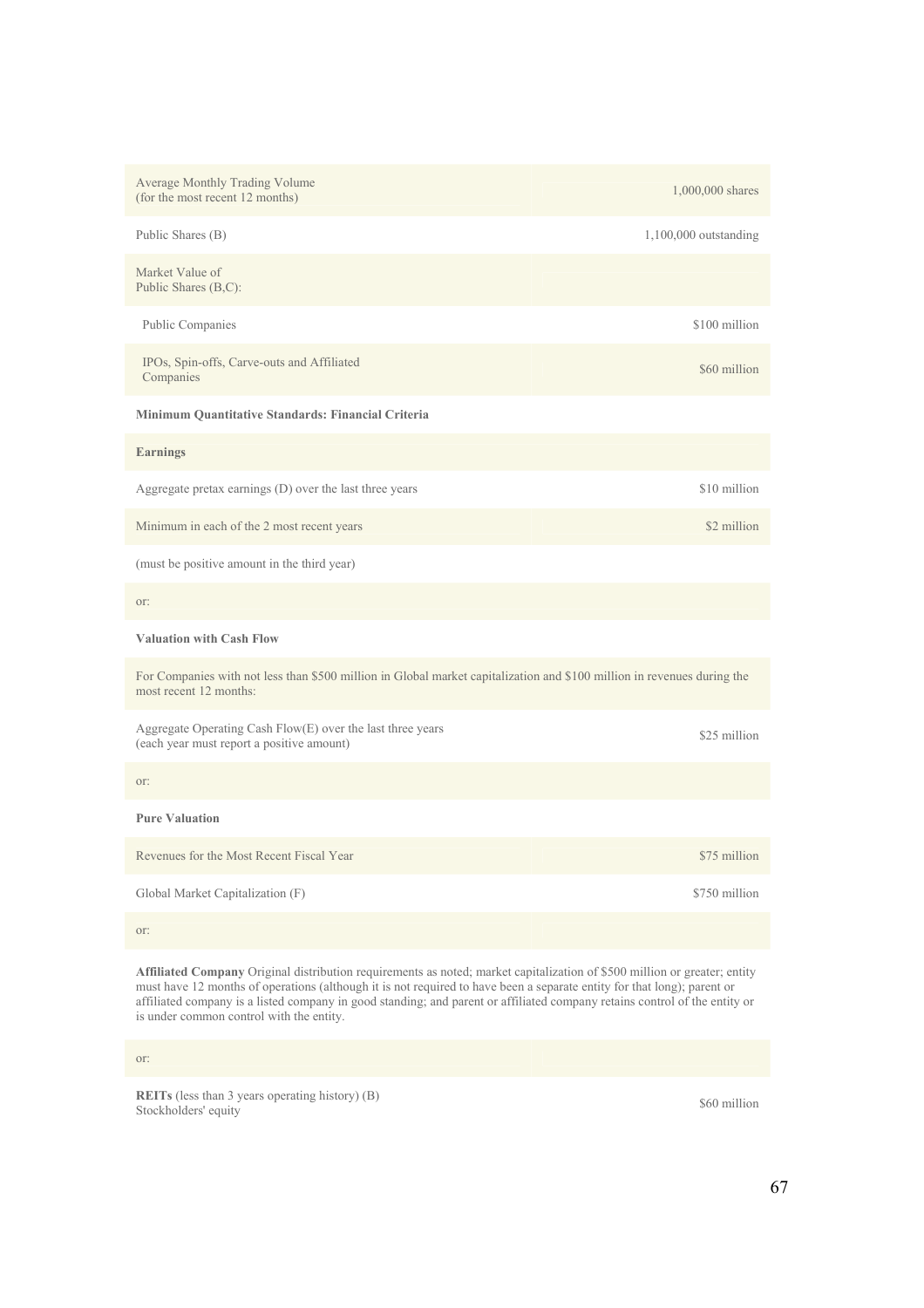| | |
|---|---|
| Average Monthly Trading Volume (for the most recent 12 months) | 1,000,000 shares |
| Public Shares (B) | 1,100,000 outstanding |
| Market Value of Public Shares (B,C): | |
| Public Companies | \$100 million |
| IPOs, Spin-offs, Carve-outs and Affiliated Companies | \$60 million |
| **Minimum Quantitative Standards: Financial Criteria** | |
| **Earnings** | |
| Aggregate pretax earnings (D) over the last three years | \$10 million |
| Minimum in each of the 2 most recent years | \$2 million |
| (must be positive amount in the third year) | |
| or: | |
| **Valuation with Cash Flow** | |
| For Companies with not less than \$500 million in Global market capitalization and \$100 million in revenues during the most recent 12 months: | |
| Aggregate Operating Cash Flow(E) over the last three years (each year must report a positive amount) | \$25 million |
| or: | |
| **Pure Valuation** | |
| Revenues for the Most Recent Fiscal Year | \$75 million |
| Global Market Capitalization (F) | \$750 million |
| or: | |
| **Affiliated Company** Original distribution requirements as noted; market capitalization of \$500 million or greater; entity must have 12 months of operations (although it is not required to have been a separate entity for that long); parent or affiliated company is a listed company in good standing; and parent or affiliated company retains control of the entity or is under common control with the entity. | |
| or: | |
| **REITs** (less than 3 years operating history) (B) Stockholders' equity | \$60 million |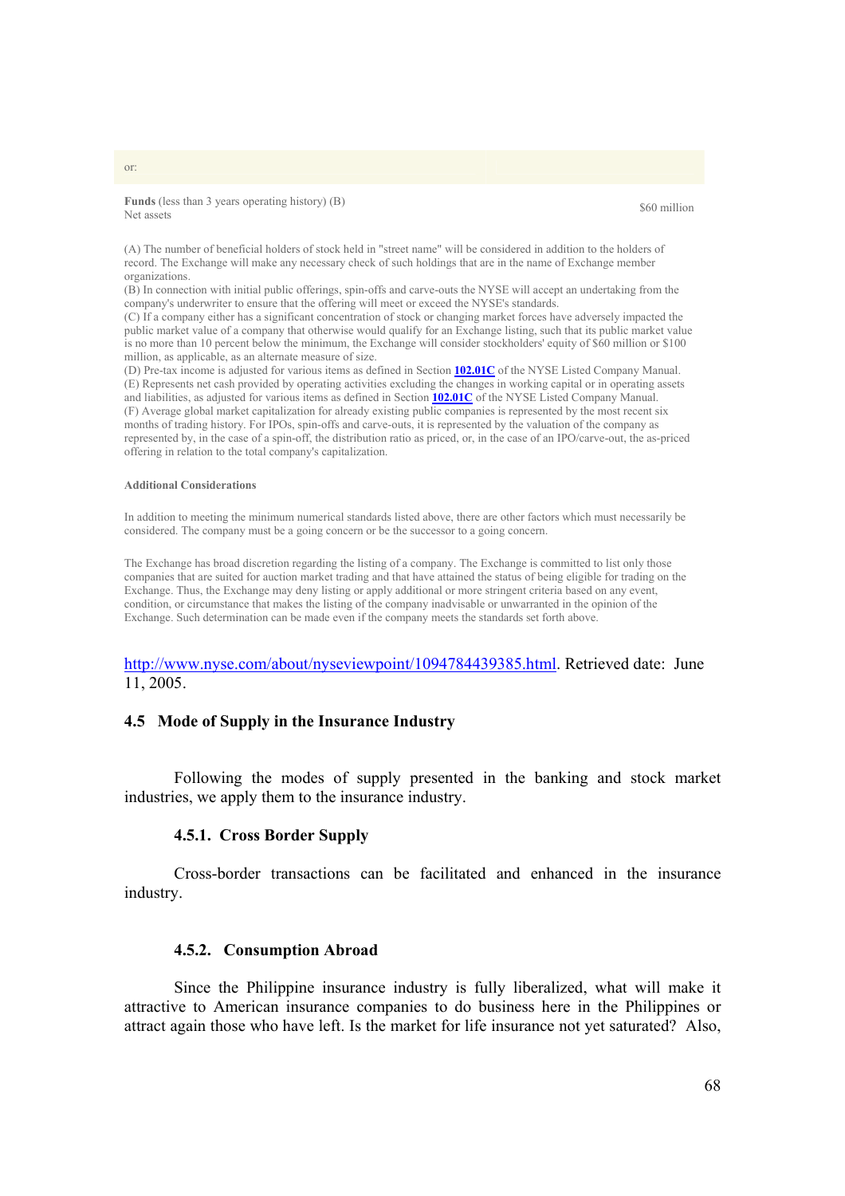or:

| **Funds** (less than 3 years operating history) (B)<br>Net assets | $60 million |
|---|---|

(A) The number of beneficial holders of stock held in "street name" will be considered in addition to the holders of record. The Exchange will make any necessary check of such holdings that are in the name of Exchange member organizations.
(B) In connection with initial public offerings, spin-offs and carve-outs the NYSE will accept an undertaking from the company's underwriter to ensure that the offering will meet or exceed the NYSE's standards.
(C) If a company either has a significant concentration of stock or changing market forces have adversely impacted the public market value of a company that otherwise would qualify for an Exchange listing, such that its public market value is no more than 10 percent below the minimum, the Exchange will consider stockholders' equity of $60 million or $100 million, as applicable, as an alternate measure of size.
(D) Pre-tax income is adjusted for various items as defined in Section **102.01C** of the NYSE Listed Company Manual.
(E) Represents net cash provided by operating activities excluding the changes in working capital or in operating assets and liabilities, as adjusted for various items as defined in Section **102.01C** of the NYSE Listed Company Manual.
(F) Average global market capitalization for already existing public companies is represented by the most recent six months of trading history. For IPOs, spin-offs and carve-outs, it is represented by the valuation of the company as represented by, in the case of a spin-off, the distribution ratio as priced, or, in the case of an IPO/carve-out, the as-priced offering in relation to the total company's capitalization.

**Additional Considerations**

In addition to meeting the minimum numerical standards listed above, there are other factors which must necessarily be considered. The company must be a going concern or be the successor to a going concern.

The Exchange has broad discretion regarding the listing of a company. The Exchange is committed to list only those companies that are suited for auction market trading and that have attained the status of being eligible for trading on the Exchange. Thus, the Exchange may deny listing or apply additional or more stringent criteria based on any event, condition, or circumstance that makes the listing of the company inadvisable or unwarranted in the opinion of the Exchange. Such determination can be made even if the company meets the standards set forth above.

http://www.nyse.com/about/nyseviewpoint/1094784439385.html. Retrieved date: June 11, 2005.

### 4.5 Mode of Supply in the Insurance Industry

Following the modes of supply presented in the banking and stock market industries, we apply them to the insurance industry.

#### 4.5.1. Cross Border Supply

Cross-border transactions can be facilitated and enhanced in the insurance industry.

#### 4.5.2. Consumption Abroad

Since the Philippine insurance industry is fully liberalized, what will make it attractive to American insurance companies to do business here in the Philippines or attract again those who have left. Is the market for life insurance not yet saturated? Also,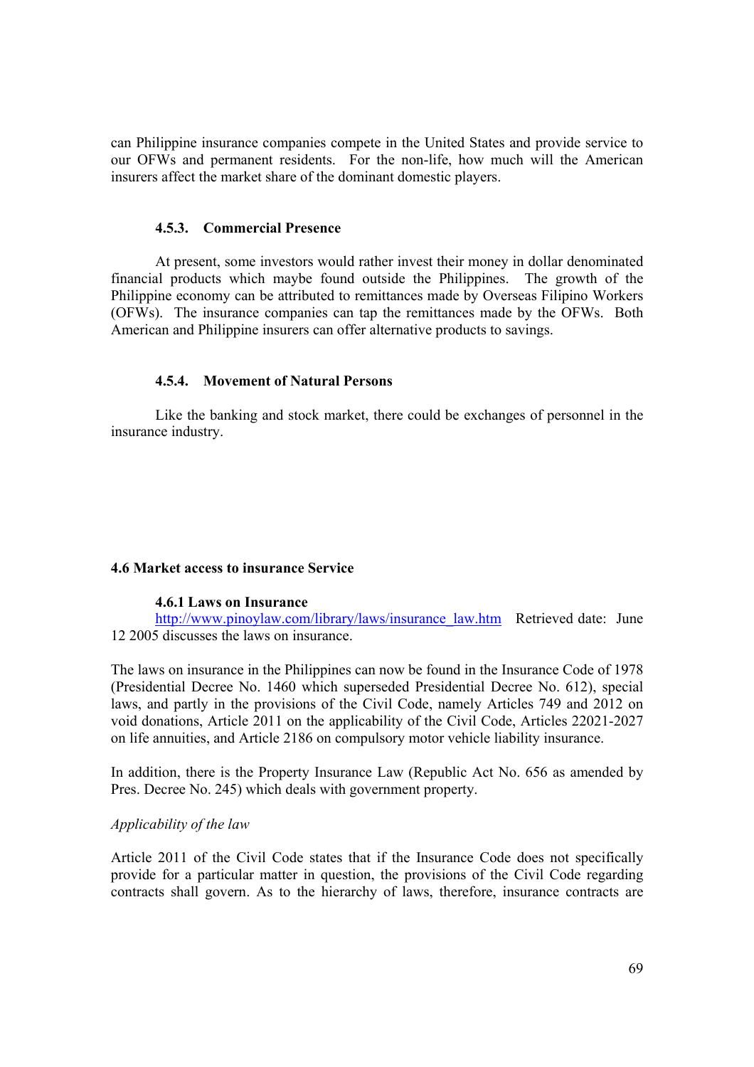can Philippine insurance companies compete in the United States and provide service to our OFWs and permanent residents. For the non-life, how much will the American insurers affect the market share of the dominant domestic players.

#### 4.5.3. Commercial Presence

At present, some investors would rather invest their money in dollar denominated financial products which maybe found outside the Philippines. The growth of the Philippine economy can be attributed to remittances made by Overseas Filipino Workers (OFWs). The insurance companies can tap the remittances made by the OFWs. Both American and Philippine insurers can offer alternative products to savings.

#### 4.5.4. Movement of Natural Persons

Like the banking and stock market, there could be exchanges of personnel in the insurance industry.

### 4.6 Market access to insurance Service

#### 4.6.1 Laws on Insurance

http://www.pinoylaw.com/library/laws/insurance_law.htm Retrieved date: June 12 2005 discusses the laws on insurance.

The laws on insurance in the Philippines can now be found in the Insurance Code of 1978 (Presidential Decree No. 1460 which superseded Presidential Decree No. 612), special laws, and partly in the provisions of the Civil Code, namely Articles 749 and 2012 on void donations, Article 2011 on the applicability of the Civil Code, Articles 22021-2027 on life annuities, and Article 2186 on compulsory motor vehicle liability insurance.

In addition, there is the Property Insurance Law (Republic Act No. 656 as amended by Pres. Decree No. 245) which deals with government property.

*Applicability of the law*

Article 2011 of the Civil Code states that if the Insurance Code does not specifically provide for a particular matter in question, the provisions of the Civil Code regarding contracts shall govern. As to the hierarchy of laws, therefore, insurance contracts are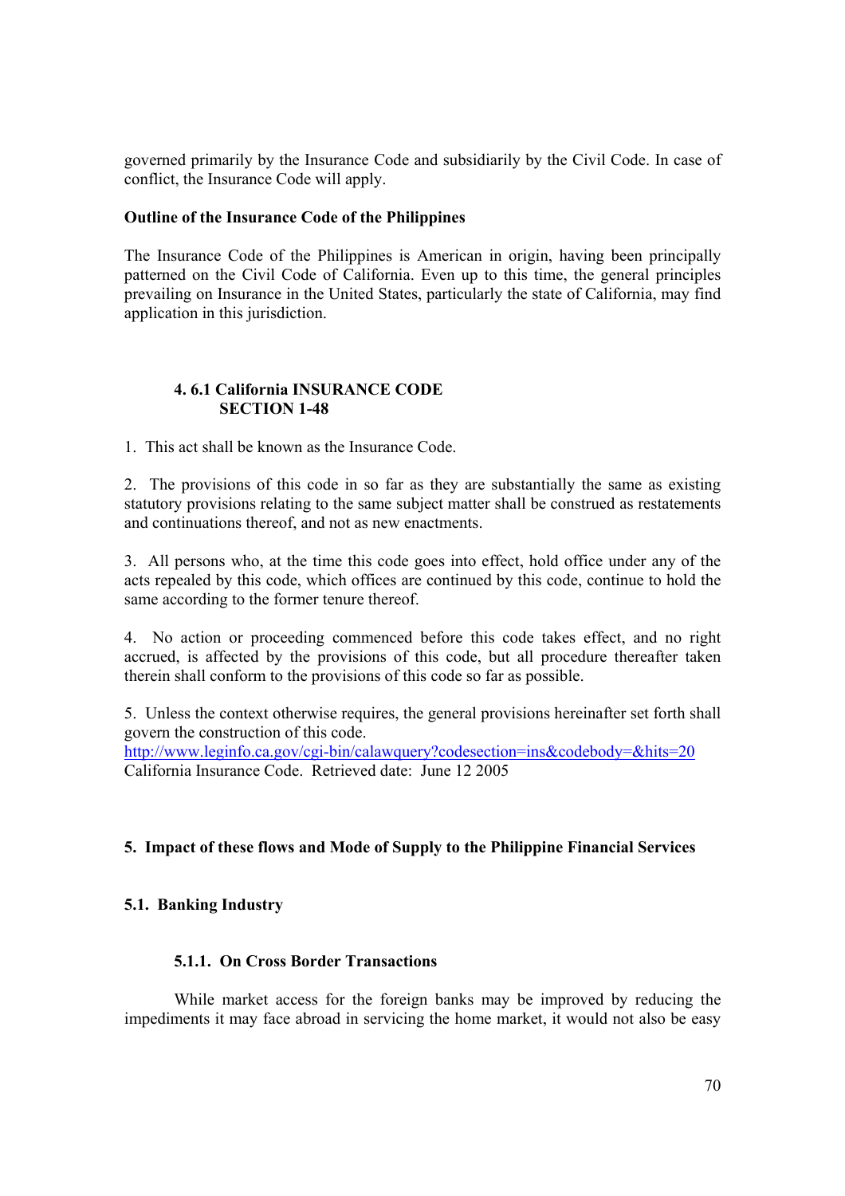governed primarily by the Insurance Code and subsidiarily by the Civil Code. In case of conflict, the Insurance Code will apply.

**Outline of the Insurance Code of the Philippines**

The Insurance Code of the Philippines is American in origin, having been principally patterned on the Civil Code of California. Even up to this time, the general principles prevailing on Insurance in the United States, particularly the state of California, may find application in this jurisdiction.

#### 4. 6.1 California INSURANCE CODE SECTION 1-48

1. This act shall be known as the Insurance Code.

2. The provisions of this code in so far as they are substantially the same as existing statutory provisions relating to the same subject matter shall be construed as restatements and continuations thereof, and not as new enactments.

3. All persons who, at the time this code goes into effect, hold office under any of the acts repealed by this code, which offices are continued by this code, continue to hold the same according to the former tenure thereof.

4. No action or proceeding commenced before this code takes effect, and no right accrued, is affected by the provisions of this code, but all procedure thereafter taken therein shall conform to the provisions of this code so far as possible.

5. Unless the context otherwise requires, the general provisions hereinafter set forth shall govern the construction of this code.

http://www.leginfo.ca.gov/cgi-bin/calawquery?codesection=ins&codebody=&hits=20
California Insurance Code. Retrieved date: June 12 2005

## 5. Impact of these flows and Mode of Supply to the Philippine Financial Services

### 5.1. Banking Industry

#### 5.1.1. On Cross Border Transactions

While market access for the foreign banks may be improved by reducing the impediments it may face abroad in servicing the home market, it would not also be easy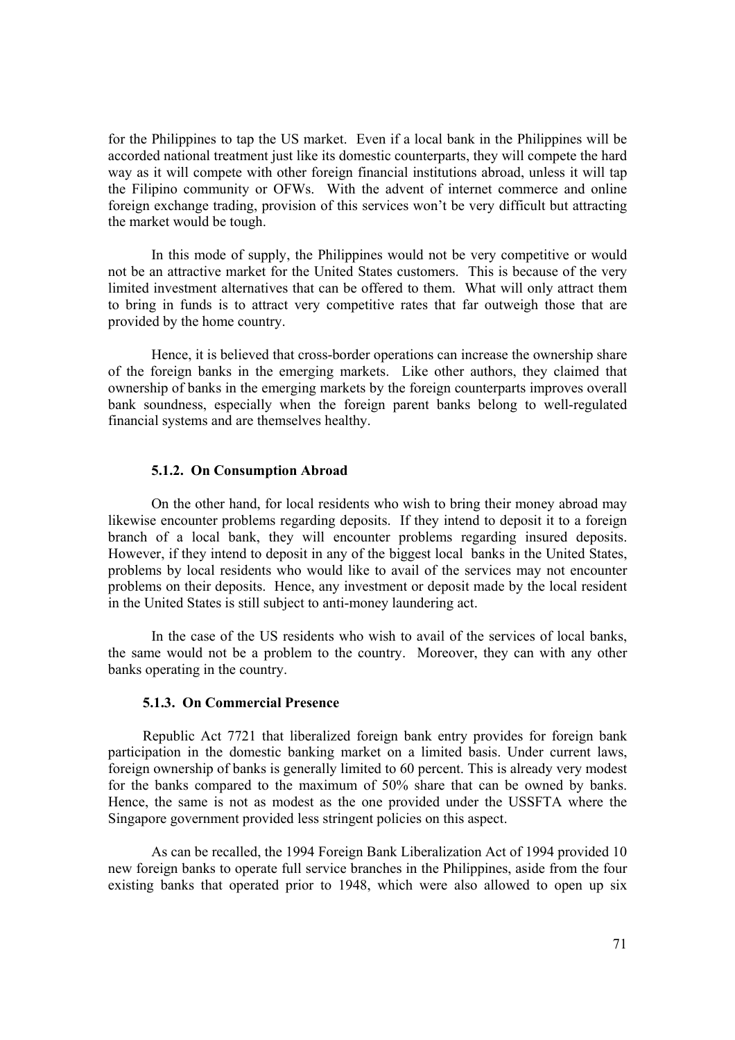for the Philippines to tap the US market. Even if a local bank in the Philippines will be accorded national treatment just like its domestic counterparts, they will compete the hard way as it will compete with other foreign financial institutions abroad, unless it will tap the Filipino community or OFWs. With the advent of internet commerce and online foreign exchange trading, provision of this services won't be very difficult but attracting the market would be tough.

In this mode of supply, the Philippines would not be very competitive or would not be an attractive market for the United States customers. This is because of the very limited investment alternatives that can be offered to them. What will only attract them to bring in funds is to attract very competitive rates that far outweigh those that are provided by the home country.

Hence, it is believed that cross-border operations can increase the ownership share of the foreign banks in the emerging markets. Like other authors, they claimed that ownership of banks in the emerging markets by the foreign counterparts improves overall bank soundness, especially when the foreign parent banks belong to well-regulated financial systems and are themselves healthy.

### 5.1.2. On Consumption Abroad

On the other hand, for local residents who wish to bring their money abroad may likewise encounter problems regarding deposits. If they intend to deposit it to a foreign branch of a local bank, they will encounter problems regarding insured deposits. However, if they intend to deposit in any of the biggest local banks in the United States, problems by local residents who would like to avail of the services may not encounter problems on their deposits. Hence, any investment or deposit made by the local resident in the United States is still subject to anti-money laundering act.

In the case of the US residents who wish to avail of the services of local banks, the same would not be a problem to the country. Moreover, they can with any other banks operating in the country.

### 5.1.3. On Commercial Presence

Republic Act 7721 that liberalized foreign bank entry provides for foreign bank participation in the domestic banking market on a limited basis. Under current laws, foreign ownership of banks is generally limited to 60 percent. This is already very modest for the banks compared to the maximum of 50% share that can be owned by banks. Hence, the same is not as modest as the one provided under the USSFTA where the Singapore government provided less stringent policies on this aspect.

As can be recalled, the 1994 Foreign Bank Liberalization Act of 1994 provided 10 new foreign banks to operate full service branches in the Philippines, aside from the four existing banks that operated prior to 1948, which were also allowed to open up six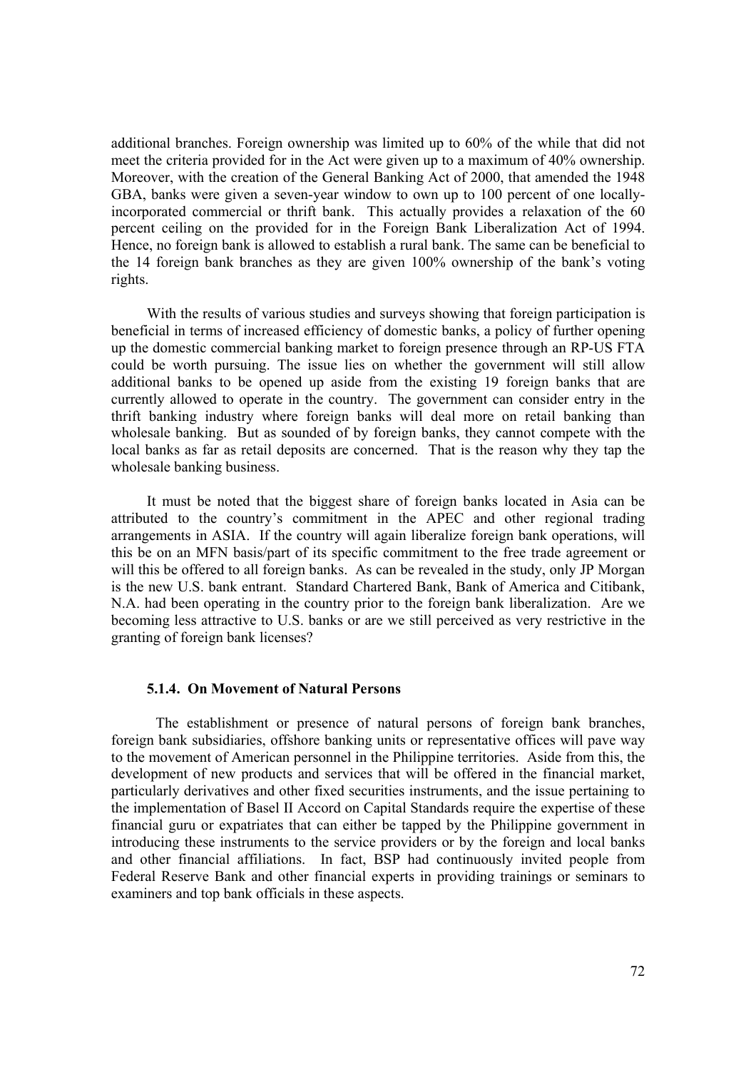additional branches. Foreign ownership was limited up to 60% of the while that did not meet the criteria provided for in the Act were given up to a maximum of 40% ownership. Moreover, with the creation of the General Banking Act of 2000, that amended the 1948 GBA, banks were given a seven-year window to own up to 100 percent of one locally-incorporated commercial or thrift bank. This actually provides a relaxation of the 60 percent ceiling on the provided for in the Foreign Bank Liberalization Act of 1994. Hence, no foreign bank is allowed to establish a rural bank. The same can be beneficial to the 14 foreign bank branches as they are given 100% ownership of the bank's voting rights.

With the results of various studies and surveys showing that foreign participation is beneficial in terms of increased efficiency of domestic banks, a policy of further opening up the domestic commercial banking market to foreign presence through an RP-US FTA could be worth pursuing. The issue lies on whether the government will still allow additional banks to be opened up aside from the existing 19 foreign banks that are currently allowed to operate in the country. The government can consider entry in the thrift banking industry where foreign banks will deal more on retail banking than wholesale banking. But as sounded of by foreign banks, they cannot compete with the local banks as far as retail deposits are concerned. That is the reason why they tap the wholesale banking business.

It must be noted that the biggest share of foreign banks located in Asia can be attributed to the country's commitment in the APEC and other regional trading arrangements in ASIA. If the country will again liberalize foreign bank operations, will this be on an MFN basis/part of its specific commitment to the free trade agreement or will this be offered to all foreign banks. As can be revealed in the study, only JP Morgan is the new U.S. bank entrant. Standard Chartered Bank, Bank of America and Citibank, N.A. had been operating in the country prior to the foreign bank liberalization. Are we becoming less attractive to U.S. banks or are we still perceived as very restrictive in the granting of foreign bank licenses?

#### 5.1.4. On Movement of Natural Persons

The establishment or presence of natural persons of foreign bank branches, foreign bank subsidiaries, offshore banking units or representative offices will pave way to the movement of American personnel in the Philippine territories. Aside from this, the development of new products and services that will be offered in the financial market, particularly derivatives and other fixed securities instruments, and the issue pertaining to the implementation of Basel II Accord on Capital Standards require the expertise of these financial guru or expatriates that can either be tapped by the Philippine government in introducing these instruments to the service providers or by the foreign and local banks and other financial affiliations. In fact, BSP had continuously invited people from Federal Reserve Bank and other financial experts in providing trainings or seminars to examiners and top bank officials in these aspects.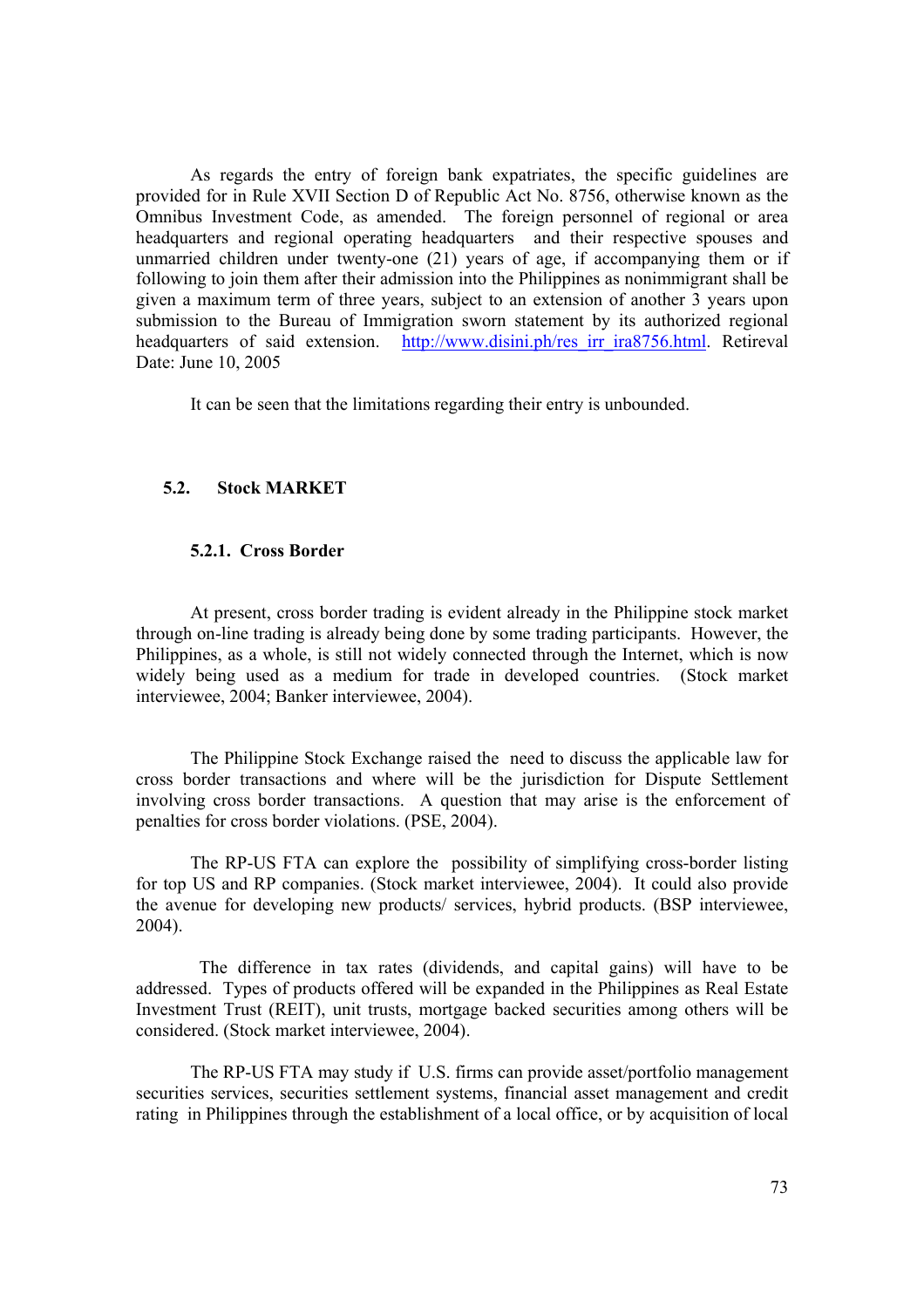As regards the entry of foreign bank expatriates, the specific guidelines are provided for in Rule XVII Section D of Republic Act No. 8756, otherwise known as the Omnibus Investment Code, as amended. The foreign personnel of regional or area headquarters and regional operating headquarters and their respective spouses and unmarried children under twenty-one (21) years of age, if accompanying them or if following to join them after their admission into the Philippines as nonimmigrant shall be given a maximum term of three years, subject to an extension of another 3 years upon submission to the Bureau of Immigration sworn statement by its authorized regional headquarters of said extension. http://www.disini.ph/res_irr_ira8756.html. Retireval Date: June 10, 2005

It can be seen that the limitations regarding their entry is unbounded.

## 5.2. Stock MARKET

### 5.2.1. Cross Border

At present, cross border trading is evident already in the Philippine stock market through on-line trading is already being done by some trading participants. However, the Philippines, as a whole, is still not widely connected through the Internet, which is now widely being used as a medium for trade in developed countries. (Stock market interviewee, 2004; Banker interviewee, 2004).

The Philippine Stock Exchange raised the need to discuss the applicable law for cross border transactions and where will be the jurisdiction for Dispute Settlement involving cross border transactions. A question that may arise is the enforcement of penalties for cross border violations. (PSE, 2004).

The RP-US FTA can explore the possibility of simplifying cross-border listing for top US and RP companies. (Stock market interviewee, 2004). It could also provide the avenue for developing new products/ services, hybrid products. (BSP interviewee, 2004).

The difference in tax rates (dividends, and capital gains) will have to be addressed. Types of products offered will be expanded in the Philippines as Real Estate Investment Trust (REIT), unit trusts, mortgage backed securities among others will be considered. (Stock market interviewee, 2004).

The RP-US FTA may study if U.S. firms can provide asset/portfolio management securities services, securities settlement systems, financial asset management and credit rating in Philippines through the establishment of a local office, or by acquisition of local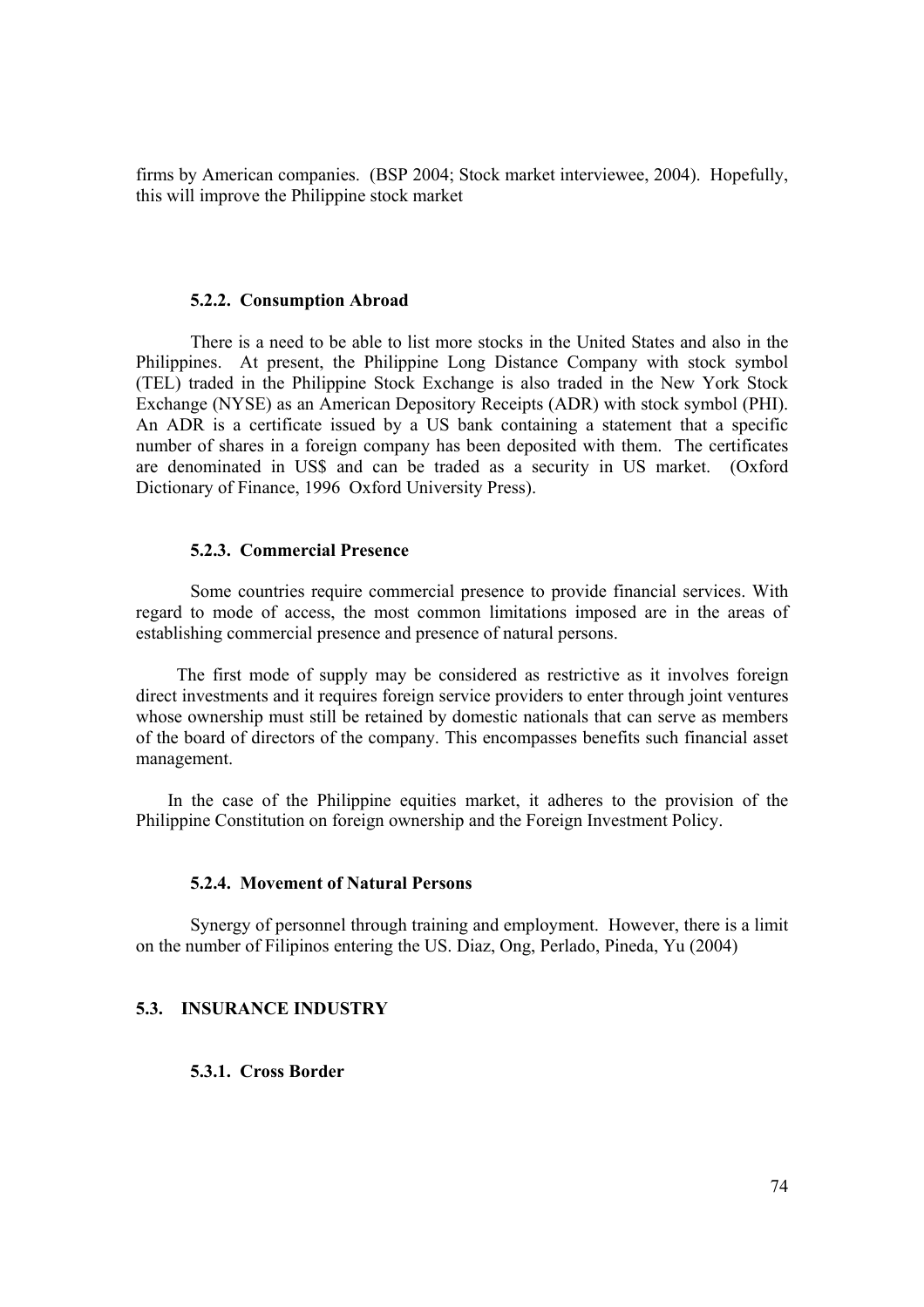firms by American companies. (BSP 2004; Stock market interviewee, 2004). Hopefully, this will improve the Philippine stock market

#### 5.2.2. Consumption Abroad

There is a need to be able to list more stocks in the United States and also in the Philippines. At present, the Philippine Long Distance Company with stock symbol (TEL) traded in the Philippine Stock Exchange is also traded in the New York Stock Exchange (NYSE) as an American Depository Receipts (ADR) with stock symbol (PHI). An ADR is a certificate issued by a US bank containing a statement that a specific number of shares in a foreign company has been deposited with them. The certificates are denominated in US$ and can be traded as a security in US market. (Oxford Dictionary of Finance, 1996 Oxford University Press).

#### 5.2.3. Commercial Presence

Some countries require commercial presence to provide financial services. With regard to mode of access, the most common limitations imposed are in the areas of establishing commercial presence and presence of natural persons.

The first mode of supply may be considered as restrictive as it involves foreign direct investments and it requires foreign service providers to enter through joint ventures whose ownership must still be retained by domestic nationals that can serve as members of the board of directors of the company. This encompasses benefits such financial asset management.

In the case of the Philippine equities market, it adheres to the provision of the Philippine Constitution on foreign ownership and the Foreign Investment Policy.

#### 5.2.4. Movement of Natural Persons

Synergy of personnel through training and employment. However, there is a limit on the number of Filipinos entering the US. Diaz, Ong, Perlado, Pineda, Yu (2004)

### 5.3. INSURANCE INDUSTRY

#### 5.3.1. Cross Border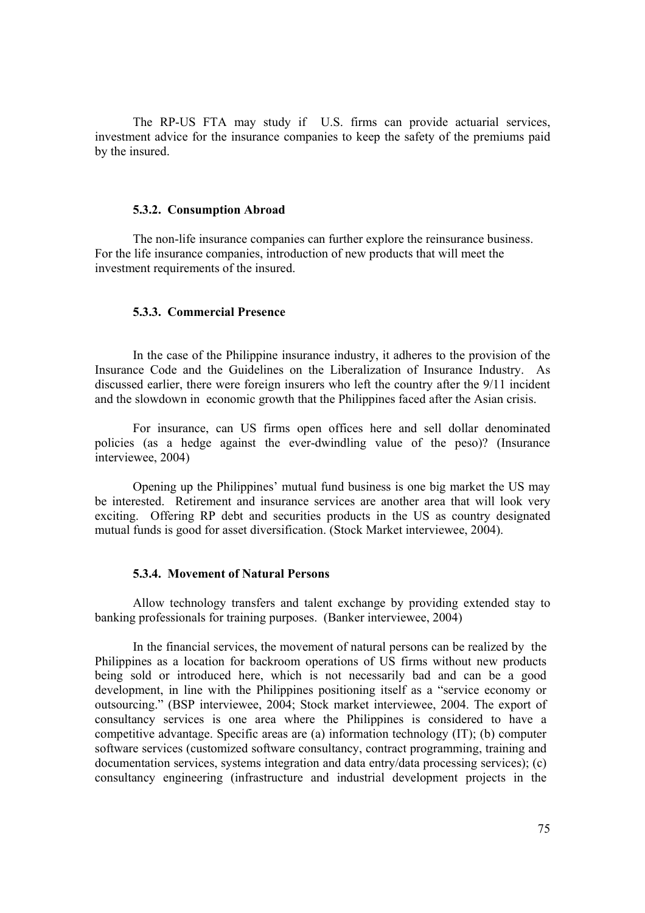The RP-US FTA may study if U.S. firms can provide actuarial services, investment advice for the insurance companies to keep the safety of the premiums paid by the insured.

### 5.3.2. Consumption Abroad

The non-life insurance companies can further explore the reinsurance business. For the life insurance companies, introduction of new products that will meet the investment requirements of the insured.

### 5.3.3. Commercial Presence

In the case of the Philippine insurance industry, it adheres to the provision of the Insurance Code and the Guidelines on the Liberalization of Insurance Industry. As discussed earlier, there were foreign insurers who left the country after the 9/11 incident and the slowdown in economic growth that the Philippines faced after the Asian crisis.

For insurance, can US firms open offices here and sell dollar denominated policies (as a hedge against the ever-dwindling value of the peso)? (Insurance interviewee, 2004)

Opening up the Philippines' mutual fund business is one big market the US may be interested. Retirement and insurance services are another area that will look very exciting. Offering RP debt and securities products in the US as country designated mutual funds is good for asset diversification. (Stock Market interviewee, 2004).

### 5.3.4. Movement of Natural Persons

Allow technology transfers and talent exchange by providing extended stay to banking professionals for training purposes. (Banker interviewee, 2004)

In the financial services, the movement of natural persons can be realized by the Philippines as a location for backroom operations of US firms without new products being sold or introduced here, which is not necessarily bad and can be a good development, in line with the Philippines positioning itself as a "service economy or outsourcing." (BSP interviewee, 2004; Stock market interviewee, 2004. The export of consultancy services is one area where the Philippines is considered to have a competitive advantage. Specific areas are (a) information technology (IT); (b) computer software services (customized software consultancy, contract programming, training and documentation services, systems integration and data entry/data processing services); (c) consultancy engineering (infrastructure and industrial development projects in the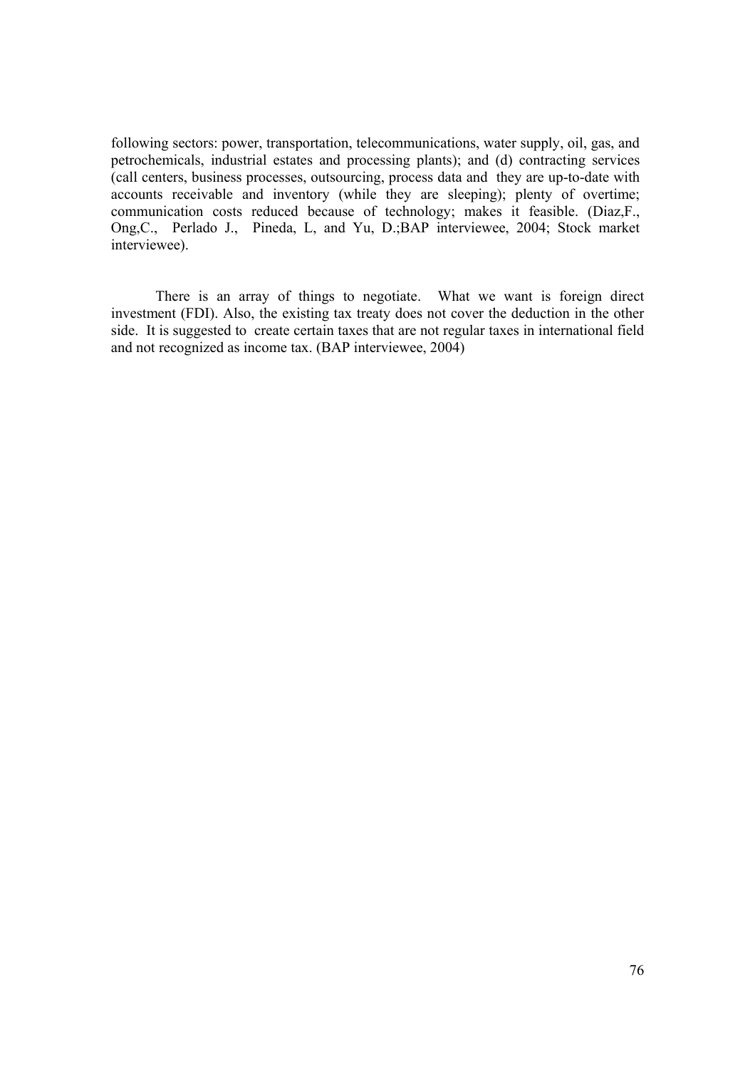following sectors: power, transportation, telecommunications, water supply, oil, gas, and petrochemicals, industrial estates and processing plants); and (d) contracting services (call centers, business processes, outsourcing, process data and they are up-to-date with accounts receivable and inventory (while they are sleeping); plenty of overtime; communication costs reduced because of technology; makes it feasible. (Diaz,F., Ong,C., Perlado J., Pineda, L, and Yu, D.;BAP interviewee, 2004; Stock market interviewee).

There is an array of things to negotiate. What we want is foreign direct investment (FDI). Also, the existing tax treaty does not cover the deduction in the other side. It is suggested to create certain taxes that are not regular taxes in international field and not recognized as income tax. (BAP interviewee, 2004)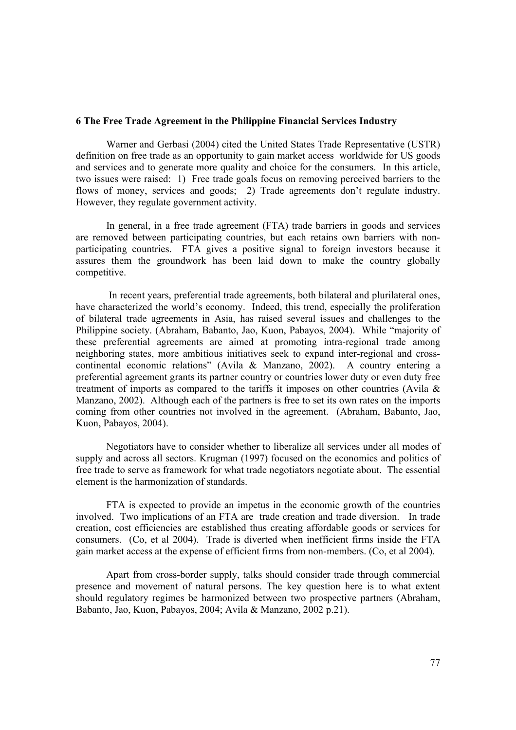## 6 The Free Trade Agreement in the Philippine Financial Services Industry

Warner and Gerbasi (2004) cited the United States Trade Representative (USTR) definition on free trade as an opportunity to gain market access worldwide for US goods and services and to generate more quality and choice for the consumers. In this article, two issues were raised: 1) Free trade goals focus on removing perceived barriers to the flows of money, services and goods; 2) Trade agreements don't regulate industry. However, they regulate government activity.

In general, in a free trade agreement (FTA) trade barriers in goods and services are removed between participating countries, but each retains own barriers with non-participating countries. FTA gives a positive signal to foreign investors because it assures them the groundwork has been laid down to make the country globally competitive.

In recent years, preferential trade agreements, both bilateral and plurilateral ones, have characterized the world's economy. Indeed, this trend, especially the proliferation of bilateral trade agreements in Asia, has raised several issues and challenges to the Philippine society. (Abraham, Babanto, Jao, Kuon, Pabayos, 2004). While "majority of these preferential agreements are aimed at promoting intra-regional trade among neighboring states, more ambitious initiatives seek to expand inter-regional and cross-continental economic relations" (Avila & Manzano, 2002). A country entering a preferential agreement grants its partner country or countries lower duty or even duty free treatment of imports as compared to the tariffs it imposes on other countries (Avila & Manzano, 2002). Although each of the partners is free to set its own rates on the imports coming from other countries not involved in the agreement. (Abraham, Babanto, Jao, Kuon, Pabayos, 2004).

Negotiators have to consider whether to liberalize all services under all modes of supply and across all sectors. Krugman (1997) focused on the economics and politics of free trade to serve as framework for what trade negotiators negotiate about. The essential element is the harmonization of standards.

FTA is expected to provide an impetus in the economic growth of the countries involved. Two implications of an FTA are trade creation and trade diversion. In trade creation, cost efficiencies are established thus creating affordable goods or services for consumers. (Co, et al 2004). Trade is diverted when inefficient firms inside the FTA gain market access at the expense of efficient firms from non-members. (Co, et al 2004).

Apart from cross-border supply, talks should consider trade through commercial presence and movement of natural persons. The key question here is to what extent should regulatory regimes be harmonized between two prospective partners (Abraham, Babanto, Jao, Kuon, Pabayos, 2004; Avila & Manzano, 2002 p.21).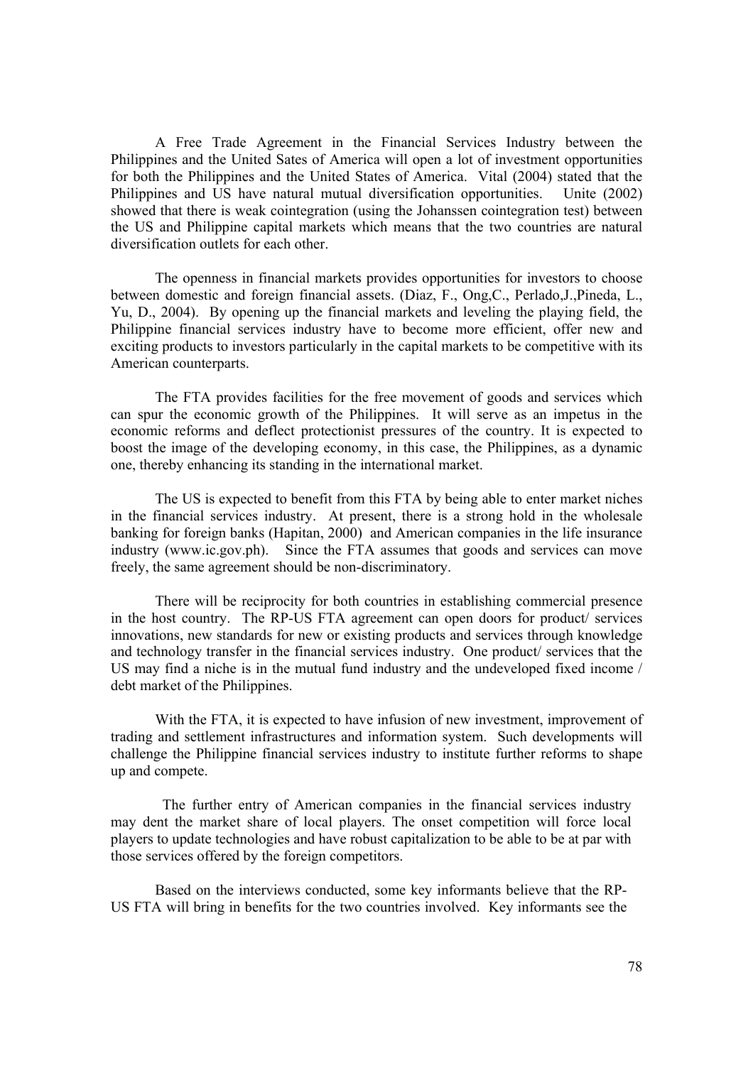A Free Trade Agreement in the Financial Services Industry between the Philippines and the United Sates of America will open a lot of investment opportunities for both the Philippines and the United States of America. Vital (2004) stated that the Philippines and US have natural mutual diversification opportunities. Unite (2002) showed that there is weak cointegration (using the Johanssen cointegration test) between the US and Philippine capital markets which means that the two countries are natural diversification outlets for each other.

The openness in financial markets provides opportunities for investors to choose between domestic and foreign financial assets. (Diaz, F., Ong,C., Perlado,J.,Pineda, L., Yu, D., 2004). By opening up the financial markets and leveling the playing field, the Philippine financial services industry have to become more efficient, offer new and exciting products to investors particularly in the capital markets to be competitive with its American counterparts.

The FTA provides facilities for the free movement of goods and services which can spur the economic growth of the Philippines. It will serve as an impetus in the economic reforms and deflect protectionist pressures of the country. It is expected to boost the image of the developing economy, in this case, the Philippines, as a dynamic one, thereby enhancing its standing in the international market.

The US is expected to benefit from this FTA by being able to enter market niches in the financial services industry. At present, there is a strong hold in the wholesale banking for foreign banks (Hapitan, 2000) and American companies in the life insurance industry (www.ic.gov.ph). Since the FTA assumes that goods and services can move freely, the same agreement should be non-discriminatory.

There will be reciprocity for both countries in establishing commercial presence in the host country. The RP-US FTA agreement can open doors for product/ services innovations, new standards for new or existing products and services through knowledge and technology transfer in the financial services industry. One product/ services that the US may find a niche is in the mutual fund industry and the undeveloped fixed income / debt market of the Philippines.

With the FTA, it is expected to have infusion of new investment, improvement of trading and settlement infrastructures and information system. Such developments will challenge the Philippine financial services industry to institute further reforms to shape up and compete.

The further entry of American companies in the financial services industry may dent the market share of local players. The onset competition will force local players to update technologies and have robust capitalization to be able to be at par with those services offered by the foreign competitors.

Based on the interviews conducted, some key informants believe that the RP-US FTA will bring in benefits for the two countries involved. Key informants see the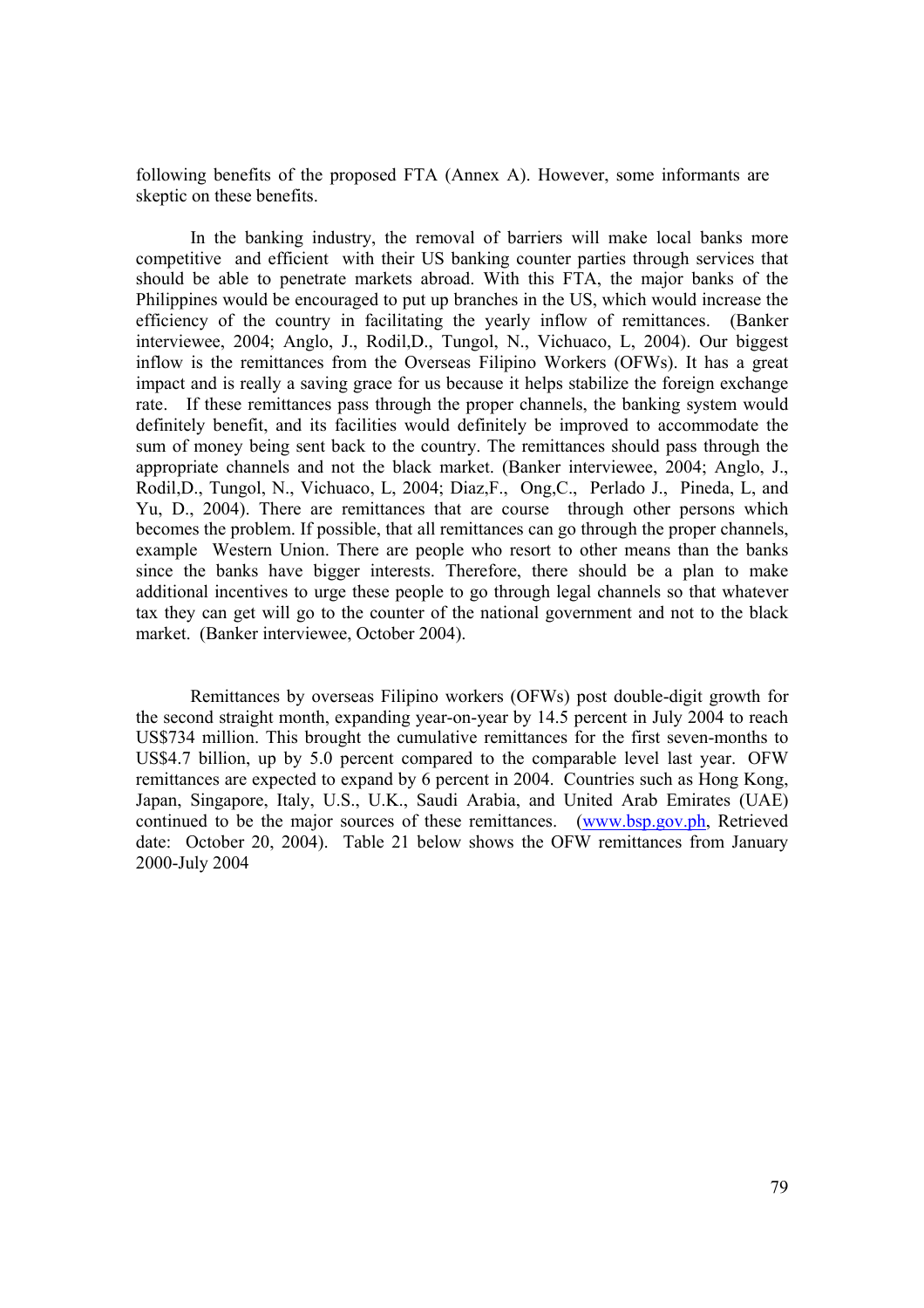following benefits of the proposed FTA (Annex A). However, some informants are skeptic on these benefits.

In the banking industry, the removal of barriers will make local banks more competitive and efficient with their US banking counter parties through services that should be able to penetrate markets abroad. With this FTA, the major banks of the Philippines would be encouraged to put up branches in the US, which would increase the efficiency of the country in facilitating the yearly inflow of remittances. (Banker interviewee, 2004; Anglo, J., Rodil,D., Tungol, N., Vichuaco, L, 2004). Our biggest inflow is the remittances from the Overseas Filipino Workers (OFWs). It has a great impact and is really a saving grace for us because it helps stabilize the foreign exchange rate. If these remittances pass through the proper channels, the banking system would definitely benefit, and its facilities would definitely be improved to accommodate the sum of money being sent back to the country. The remittances should pass through the appropriate channels and not the black market. (Banker interviewee, 2004; Anglo, J., Rodil,D., Tungol, N., Vichuaco, L, 2004; Diaz,F., Ong,C., Perlado J., Pineda, L, and Yu, D., 2004). There are remittances that are course through other persons which becomes the problem. If possible, that all remittances can go through the proper channels, example Western Union. There are people who resort to other means than the banks since the banks have bigger interests. Therefore, there should be a plan to make additional incentives to urge these people to go through legal channels so that whatever tax they can get will go to the counter of the national government and not to the black market. (Banker interviewee, October 2004).

Remittances by overseas Filipino workers (OFWs) post double-digit growth for the second straight month, expanding year-on-year by 14.5 percent in July 2004 to reach US$734 million. This brought the cumulative remittances for the first seven-months to US$4.7 billion, up by 5.0 percent compared to the comparable level last year. OFW remittances are expected to expand by 6 percent in 2004. Countries such as Hong Kong, Japan, Singapore, Italy, U.S., U.K., Saudi Arabia, and United Arab Emirates (UAE) continued to be the major sources of these remittances. (www.bsp.gov.ph, Retrieved date: October 20, 2004). Table 21 below shows the OFW remittances from January 2000-July 2004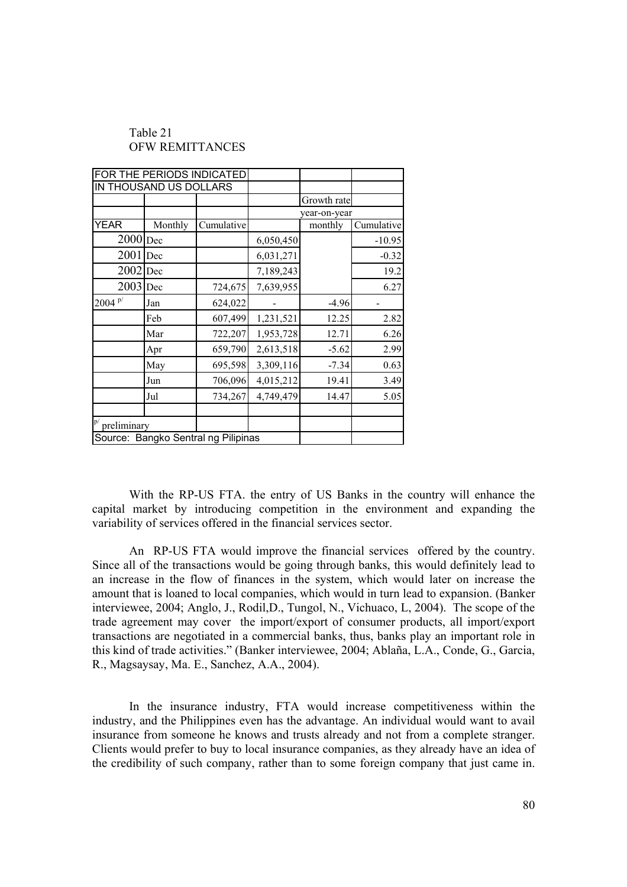Table 21
OFW REMITTANCES

| FOR THE PERIODS INDICATED | | | | | |
|---|---|---|---|---|---|
| IN THOUSAND US DOLLARS | | | | | |
| | | | | Growth rate | |
| | | | | year-on-year | |
| YEAR | Monthly | Cumulative | | monthly | Cumulative |
| 2000 | Dec | | 6,050,450 | | -10.95 |
| 2001 | Dec | | 6,031,271 | | -0.32 |
| 2002 | Dec | | 7,189,243 | | 19.2 |
| 2003 | Dec | 724,675 | 7,639,955 | | 6.27 |
| 2004 [p/] | Jan | 624,022 | - | -4.96 | - |
| | Feb | 607,499 | 1,231,521 | 12.25 | 2.82 |
| | Mar | 722,207 | 1,953,728 | 12.71 | 6.26 |
| | Apr | 659,790 | 2,613,518 | -5.62 | 2.99 |
| | May | 695,598 | 3,309,116 | -7.34 | 0.63 |
| | Jun | 706,096 | 4,015,212 | 19.41 | 3.49 |
| | Jul | 734,267 | 4,749,479 | 14.47 | 5.05 |
| | | | | | |
| [p/] preliminary | | | | | |
| Source: Bangko Sentral ng Pilipinas | | | | | |

With the RP-US FTA. the entry of US Banks in the country will enhance the capital market by introducing competition in the environment and expanding the variability of services offered in the financial services sector.

An RP-US FTA would improve the financial services offered by the country. Since all of the transactions would be going through banks, this would definitely lead to an increase in the flow of finances in the system, which would later on increase the amount that is loaned to local companies, which would in turn lead to expansion. (Banker interviewee, 2004; Anglo, J., Rodil,D., Tungol, N., Vichuaco, L, 2004). The scope of the trade agreement may cover the import/export of consumer products, all import/export transactions are negotiated in a commercial banks, thus, banks play an important role in this kind of trade activities." (Banker interviewee, 2004; Ablaña, L.A., Conde, G., Garcia, R., Magsaysay, Ma. E., Sanchez, A.A., 2004).

In the insurance industry, FTA would increase competitiveness within the industry, and the Philippines even has the advantage. An individual would want to avail insurance from someone he knows and trusts already and not from a complete stranger. Clients would prefer to buy to local insurance companies, as they already have an idea of the credibility of such company, rather than to some foreign company that just came in.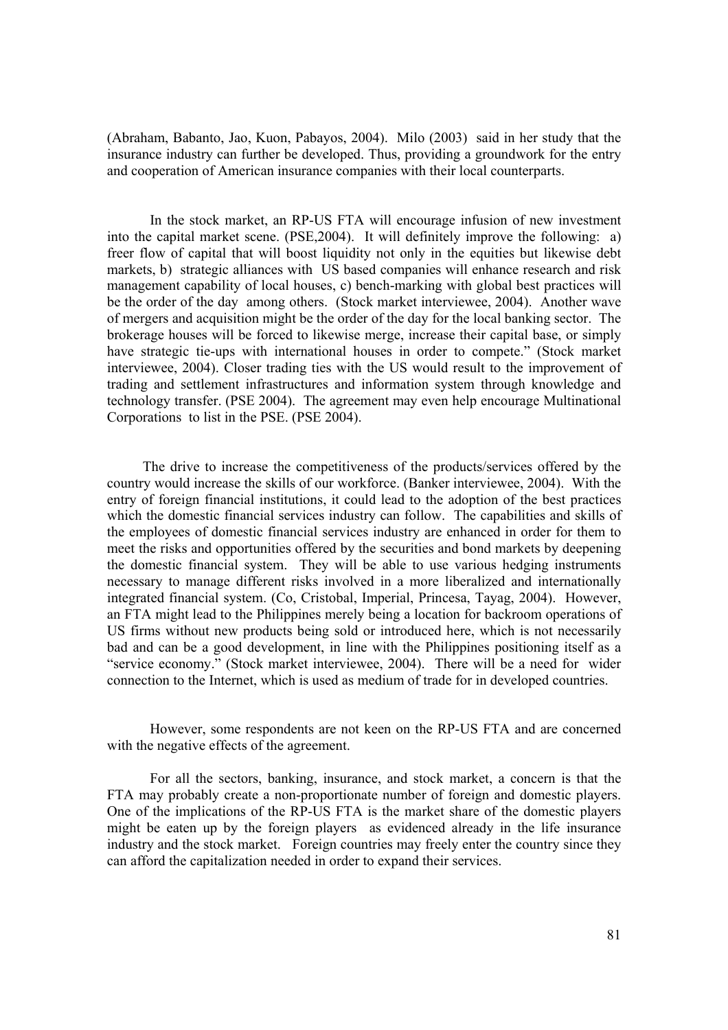(Abraham, Babanto, Jao, Kuon, Pabayos, 2004). Milo (2003) said in her study that the insurance industry can further be developed. Thus, providing a groundwork for the entry and cooperation of American insurance companies with their local counterparts.

In the stock market, an RP-US FTA will encourage infusion of new investment into the capital market scene. (PSE,2004). It will definitely improve the following: a) freer flow of capital that will boost liquidity not only in the equities but likewise debt markets, b) strategic alliances with US based companies will enhance research and risk management capability of local houses, c) bench-marking with global best practices will be the order of the day among others. (Stock market interviewee, 2004). Another wave of mergers and acquisition might be the order of the day for the local banking sector. The brokerage houses will be forced to likewise merge, increase their capital base, or simply have strategic tie-ups with international houses in order to compete." (Stock market interviewee, 2004). Closer trading ties with the US would result to the improvement of trading and settlement infrastructures and information system through knowledge and technology transfer. (PSE 2004). The agreement may even help encourage Multinational Corporations to list in the PSE. (PSE 2004).

The drive to increase the competitiveness of the products/services offered by the country would increase the skills of our workforce. (Banker interviewee, 2004). With the entry of foreign financial institutions, it could lead to the adoption of the best practices which the domestic financial services industry can follow. The capabilities and skills of the employees of domestic financial services industry are enhanced in order for them to meet the risks and opportunities offered by the securities and bond markets by deepening the domestic financial system. They will be able to use various hedging instruments necessary to manage different risks involved in a more liberalized and internationally integrated financial system. (Co, Cristobal, Imperial, Princesa, Tayag, 2004). However, an FTA might lead to the Philippines merely being a location for backroom operations of US firms without new products being sold or introduced here, which is not necessarily bad and can be a good development, in line with the Philippines positioning itself as a "service economy." (Stock market interviewee, 2004). There will be a need for wider connection to the Internet, which is used as medium of trade for in developed countries.

However, some respondents are not keen on the RP-US FTA and are concerned with the negative effects of the agreement.

For all the sectors, banking, insurance, and stock market, a concern is that the FTA may probably create a non-proportionate number of foreign and domestic players. One of the implications of the RP-US FTA is the market share of the domestic players might be eaten up by the foreign players as evidenced already in the life insurance industry and the stock market. Foreign countries may freely enter the country since they can afford the capitalization needed in order to expand their services.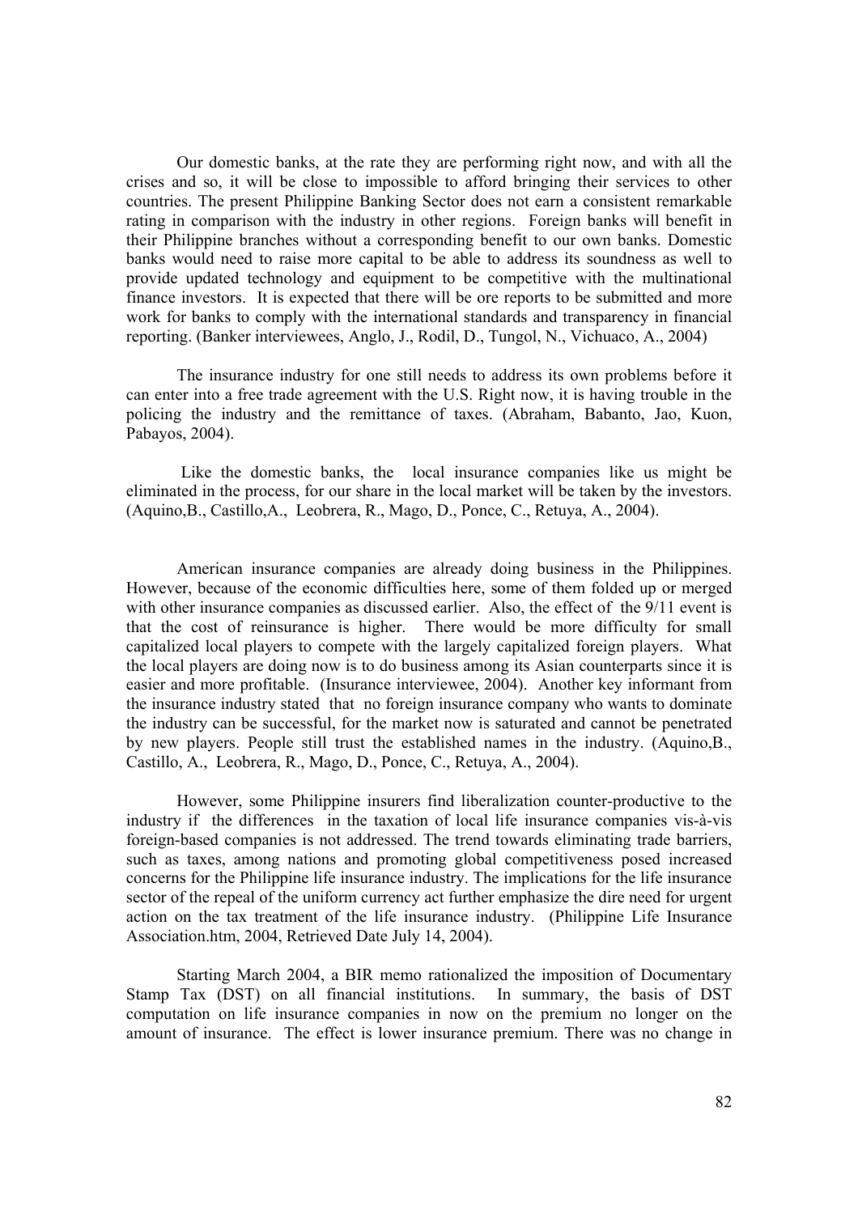Our domestic banks, at the rate they are performing right now, and with all the crises and so, it will be close to impossible to afford bringing their services to other countries. The present Philippine Banking Sector does not earn a consistent remarkable rating in comparison with the industry in other regions. Foreign banks will benefit in their Philippine branches without a corresponding benefit to our own banks. Domestic banks would need to raise more capital to be able to address its soundness as well to provide updated technology and equipment to be competitive with the multinational finance investors. It is expected that there will be ore reports to be submitted and more work for banks to comply with the international standards and transparency in financial reporting. (Banker interviewees, Anglo, J., Rodil, D., Tungol, N., Vichuaco, A., 2004)

The insurance industry for one still needs to address its own problems before it can enter into a free trade agreement with the U.S. Right now, it is having trouble in the policing the industry and the remittance of taxes. (Abraham, Babanto, Jao, Kuon, Pabayos, 2004).

Like the domestic banks, the local insurance companies like us might be eliminated in the process, for our share in the local market will be taken by the investors. (Aquino,B., Castillo,A., Leobrera, R., Mago, D., Ponce, C., Retuya, A., 2004).

American insurance companies are already doing business in the Philippines. However, because of the economic difficulties here, some of them folded up or merged with other insurance companies as discussed earlier. Also, the effect of the 9/11 event is that the cost of reinsurance is higher. There would be more difficulty for small capitalized local players to compete with the largely capitalized foreign players. What the local players are doing now is to do business among its Asian counterparts since it is easier and more profitable. (Insurance interviewee, 2004). Another key informant from the insurance industry stated that no foreign insurance company who wants to dominate the industry can be successful, for the market now is saturated and cannot be penetrated by new players. People still trust the established names in the industry. (Aquino,B., Castillo, A., Leobrera, R., Mago, D., Ponce, C., Retuya, A., 2004).

However, some Philippine insurers find liberalization counter-productive to the industry if the differences in the taxation of local life insurance companies vis-à-vis foreign-based companies is not addressed. The trend towards eliminating trade barriers, such as taxes, among nations and promoting global competitiveness posed increased concerns for the Philippine life insurance industry. The implications for the life insurance sector of the repeal of the uniform currency act further emphasize the dire need for urgent action on the tax treatment of the life insurance industry. (Philippine Life Insurance Association.htm, 2004, Retrieved Date July 14, 2004).

Starting March 2004, a BIR memo rationalized the imposition of Documentary Stamp Tax (DST) on all financial institutions. In summary, the basis of DST computation on life insurance companies in now on the premium no longer on the amount of insurance. The effect is lower insurance premium. There was no change in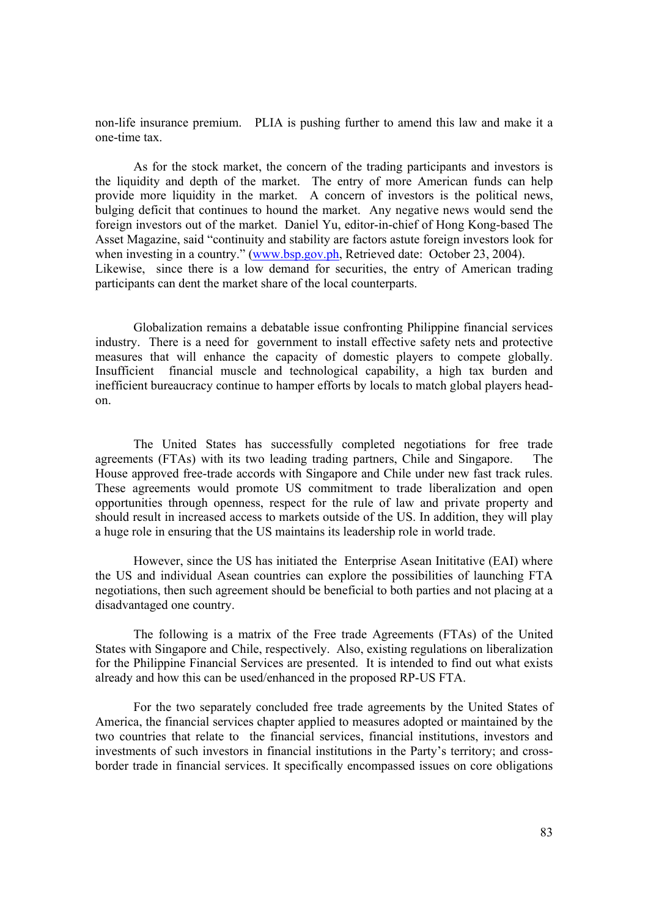non-life insurance premium. PLIA is pushing further to amend this law and make it a one-time tax.

As for the stock market, the concern of the trading participants and investors is the liquidity and depth of the market. The entry of more American funds can help provide more liquidity in the market. A concern of investors is the political news, bulging deficit that continues to hound the market. Any negative news would send the foreign investors out of the market. Daniel Yu, editor-in-chief of Hong Kong-based The Asset Magazine, said "continuity and stability are factors astute foreign investors look for when investing in a country." (www.bsp.gov.ph, Retrieved date: October 23, 2004). Likewise, since there is a low demand for securities, the entry of American trading participants can dent the market share of the local counterparts.

Globalization remains a debatable issue confronting Philippine financial services industry. There is a need for government to install effective safety nets and protective measures that will enhance the capacity of domestic players to compete globally. Insufficient financial muscle and technological capability, a high tax burden and inefficient bureaucracy continue to hamper efforts by locals to match global players head-on.

The United States has successfully completed negotiations for free trade agreements (FTAs) with its two leading trading partners, Chile and Singapore. The House approved free-trade accords with Singapore and Chile under new fast track rules. These agreements would promote US commitment to trade liberalization and open opportunities through openness, respect for the rule of law and private property and should result in increased access to markets outside of the US. In addition, they will play a huge role in ensuring that the US maintains its leadership role in world trade.

However, since the US has initiated the Enterprise Asean Inititative (EAI) where the US and individual Asean countries can explore the possibilities of launching FTA negotiations, then such agreement should be beneficial to both parties and not placing at a disadvantaged one country.

The following is a matrix of the Free trade Agreements (FTAs) of the United States with Singapore and Chile, respectively. Also, existing regulations on liberalization for the Philippine Financial Services are presented. It is intended to find out what exists already and how this can be used/enhanced in the proposed RP-US FTA.

For the two separately concluded free trade agreements by the United States of America, the financial services chapter applied to measures adopted or maintained by the two countries that relate to the financial services, financial institutions, investors and investments of such investors in financial institutions in the Party's territory; and cross-border trade in financial services. It specifically encompassed issues on core obligations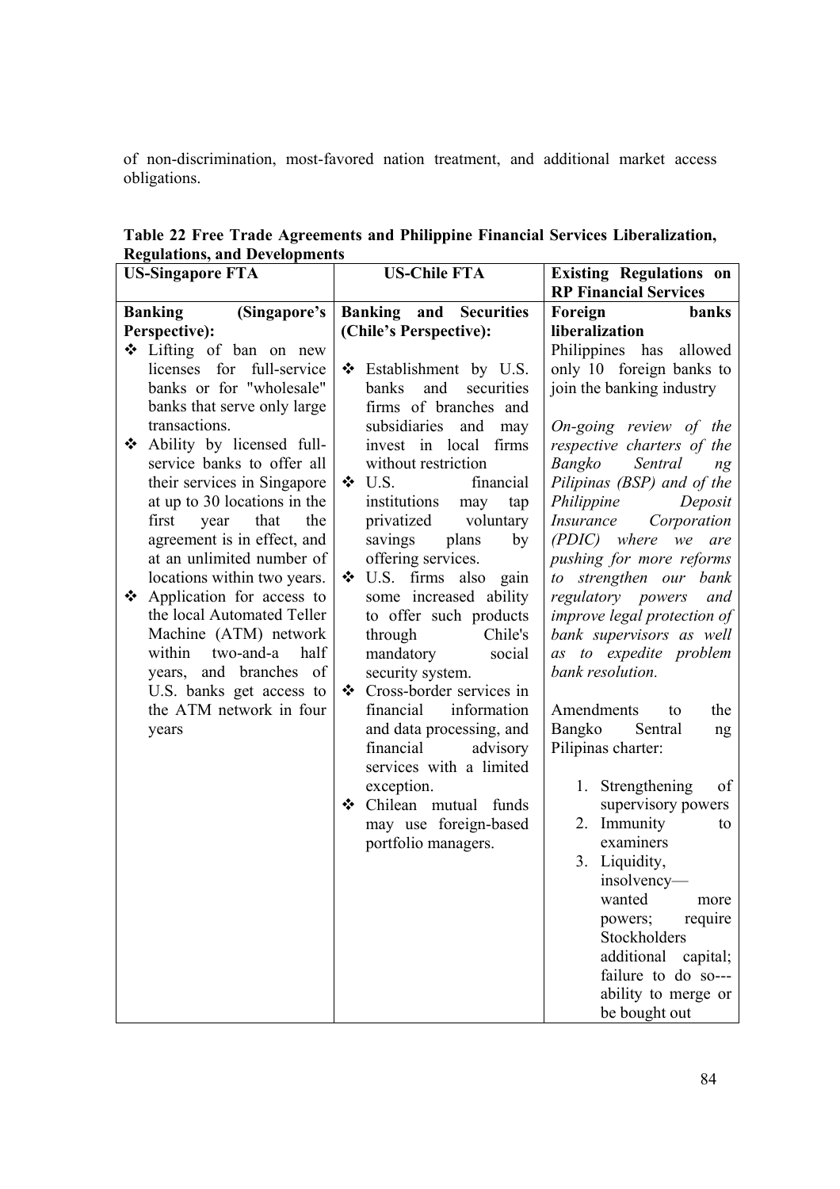of non-discrimination, most-favored nation treatment, and additional market access obligations.

**Table 22 Free Trade Agreements and Philippine Financial Services Liberalization, Regulations, and Developments**

| US-Singapore FTA | US-Chile FTA | Existing Regulations on RP Financial Services |
|---|---|---|
| **Banking (Singapore's Perspective):**<br>❖ Lifting of ban on new licenses for full-service banks or for "wholesale" banks that serve only large transactions.<br>❖ Ability by licensed full-service banks to offer all their services in Singapore at up to 30 locations in the first year that the agreement is in effect, and at an unlimited number of locations within two years.<br>❖ Application for access to the local Automated Teller Machine (ATM) network within two-and-a half years, and branches of U.S. banks get access to the ATM network in four years | **Banking and Securities (Chile's Perspective):**<br>❖ Establishment by U.S. banks and securities firms of branches and subsidiaries and may invest in local firms without restriction<br>❖ U.S. financial institutions may tap privatized voluntary savings plans by offering services.<br>❖ U.S. firms also gain some increased ability to offer such products through Chile's mandatory social security system.<br>❖ Cross-border services in financial information and data processing, and financial advisory services with a limited exception.<br>❖ Chilean mutual funds may use foreign-based portfolio managers. | **Foreign banks liberalization**<br>Philippines has allowed only 10 foreign banks to join the banking industry<br><br>*On-going review of the respective charters of the Bangko Sentral ng Pilipinas (BSP) and of the Philippine Deposit Insurance Corporation (PDIC) where we are pushing for more reforms to strengthen our bank regulatory powers and improve legal protection of bank supervisors as well as to expedite problem bank resolution.*<br><br>Amendments to the Bangko Sentral ng Pilipinas charter:<br>1. Strengthening of supervisory powers<br>2. Immunity to examiners<br>3. Liquidity, insolvency— wanted more powers; require Stockholders additional capital; failure to do so--- ability to merge or be bought out |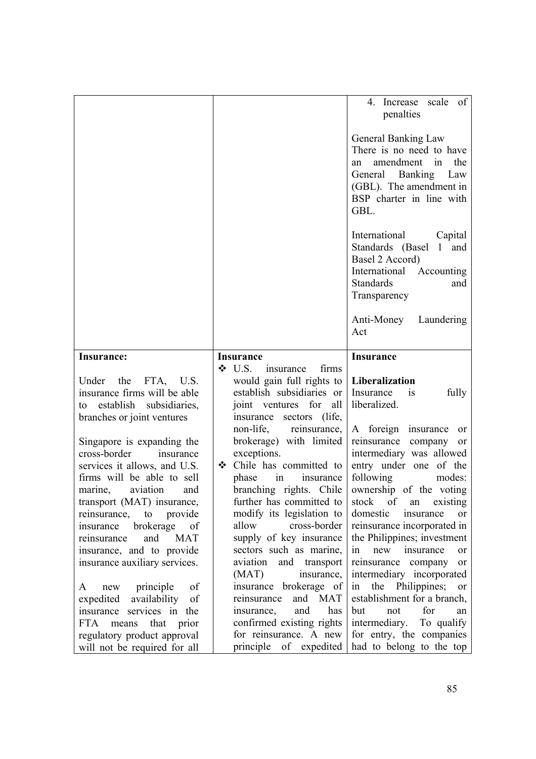| | | |
|---|---|---|
| | | 4. Increase scale of penalties<br><br>General Banking Law<br>There is no need to have an amendment in the General Banking Law (GBL). The amendment in BSP charter in line with GBL.<br><br>International Capital Standards (Basel 1 and Basel 2 Accord)<br>International Accounting Standards and Transparency<br><br>Anti-Money Laundering Act |
| **Insurance:**<br><br>Under the FTA, U.S. insurance firms will be able to establish subsidiaries, branches or joint ventures<br><br>Singapore is expanding the cross-border insurance services it allows, and U.S. firms will be able to sell marine, aviation and transport (MAT) insurance, reinsurance, to provide insurance brokerage of reinsurance and MAT insurance, and to provide insurance auxiliary services.<br><br>A new principle of expedited availability of insurance services in the FTA means that prior regulatory product approval will not be required for all | **Insurance**<br>❖ U.S. insurance firms would gain full rights to establish subsidiaries or joint ventures for all insurance sectors (life, non-life, reinsurance, brokerage) with limited exceptions.<br>❖ Chile has committed to phase in insurance branching rights. Chile further has committed to modify its legislation to allow cross-border supply of key insurance sectors such as marine, aviation and transport (MAT) insurance, insurance brokerage of reinsurance and MAT insurance, and has confirmed existing rights for reinsurance. A new principle of expedited | **Insurance**<br><br>**Liberalization**<br>Insurance is fully liberalized.<br><br>A foreign insurance or reinsurance company or intermediary was allowed entry under one of the following modes: ownership of the voting stock of an existing domestic insurance or reinsurance incorporated in the Philippines; investment in new insurance or reinsurance company or intermediary incorporated in the Philippines; or establishment for a branch, but not for an intermediary. To qualify for entry, the companies had to belong to the top |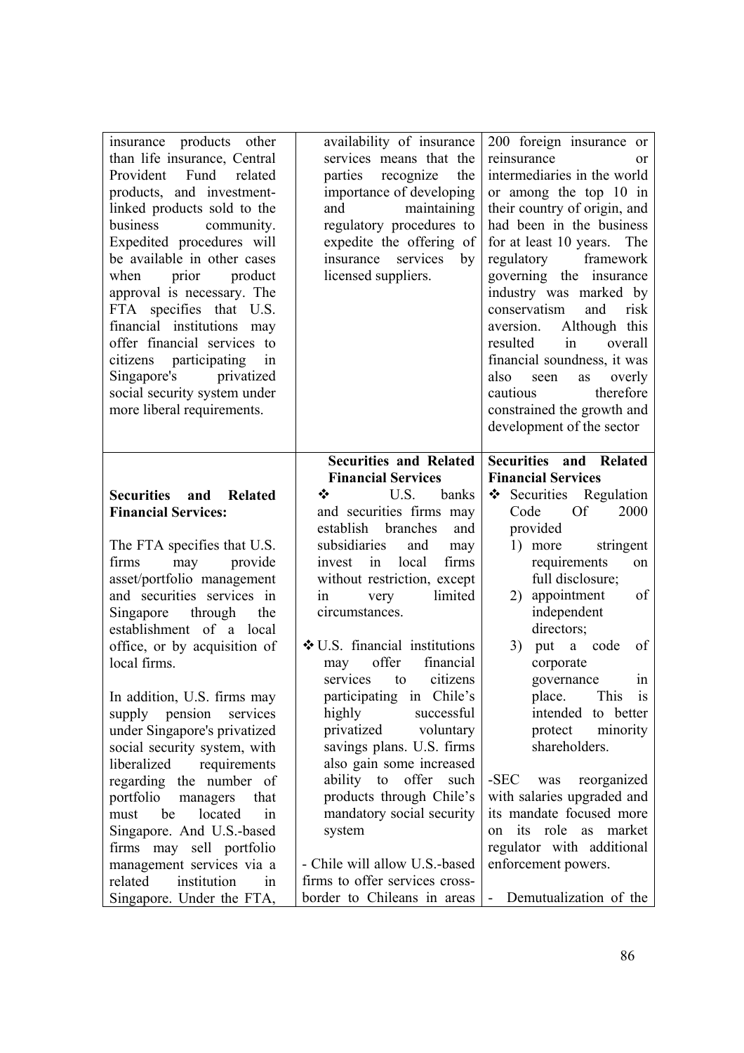| | | |
|---|---|---|
| insurance products other than life insurance, Central Provident Fund related products, and investment-linked products sold to the business community. Expedited procedures will be available in other cases when prior product approval is necessary. The FTA specifies that U.S. financial institutions may offer financial services to citizens participating in Singapore's privatized social security system under more liberal requirements. | availability of insurance services means that the parties recognize the importance of developing and maintaining regulatory procedures to expedite the offering of insurance services by licensed suppliers. | 200 foreign insurance or reinsurance or intermediaries in the world or among the top 10 in their country of origin, and had been in the business for at least 10 years. The regulatory framework governing the insurance industry was marked by conservatism and risk aversion. Although this resulted in overall financial soundness, it was also seen as overly cautious therefore constrained the growth and development of the sector |
| **Securities and Related Financial Services:**<br><br>The FTA specifies that U.S. firms may provide asset/portfolio management and securities services in Singapore through the establishment of a local office, or by acquisition of local firms.<br><br>In addition, U.S. firms may supply pension services under Singapore's privatized social security system, with liberalized requirements regarding the number of portfolio managers that must be located in Singapore. And U.S.-based firms may sell portfolio management services via a related institution in Singapore. Under the FTA, | **Securities and Related Financial Services**<br>❖ U.S. banks and securities firms may establish branches and subsidiaries and may invest in local firms without restriction, except in very limited circumstances.<br><br>❖ U.S. financial institutions may offer financial services to citizens participating in Chile's highly successful privatized voluntary savings plans. U.S. firms also gain some increased ability to offer such products through Chile's mandatory social security system<br><br>- Chile will allow U.S.-based firms to offer services cross-border to Chileans in areas | **Securities and Related Financial Services**<br>❖ Securities Regulation Code Of 2000 provided<br>1) more stringent requirements on full disclosure;<br>2) appointment of independent directors;<br>3) put a code of corporate governance in place. This is intended to better protect minority shareholders.<br><br>-SEC was reorganized with salaries upgraded and its mandate focused more on its role as market regulator with additional enforcement powers.<br><br>- Demutualization of the |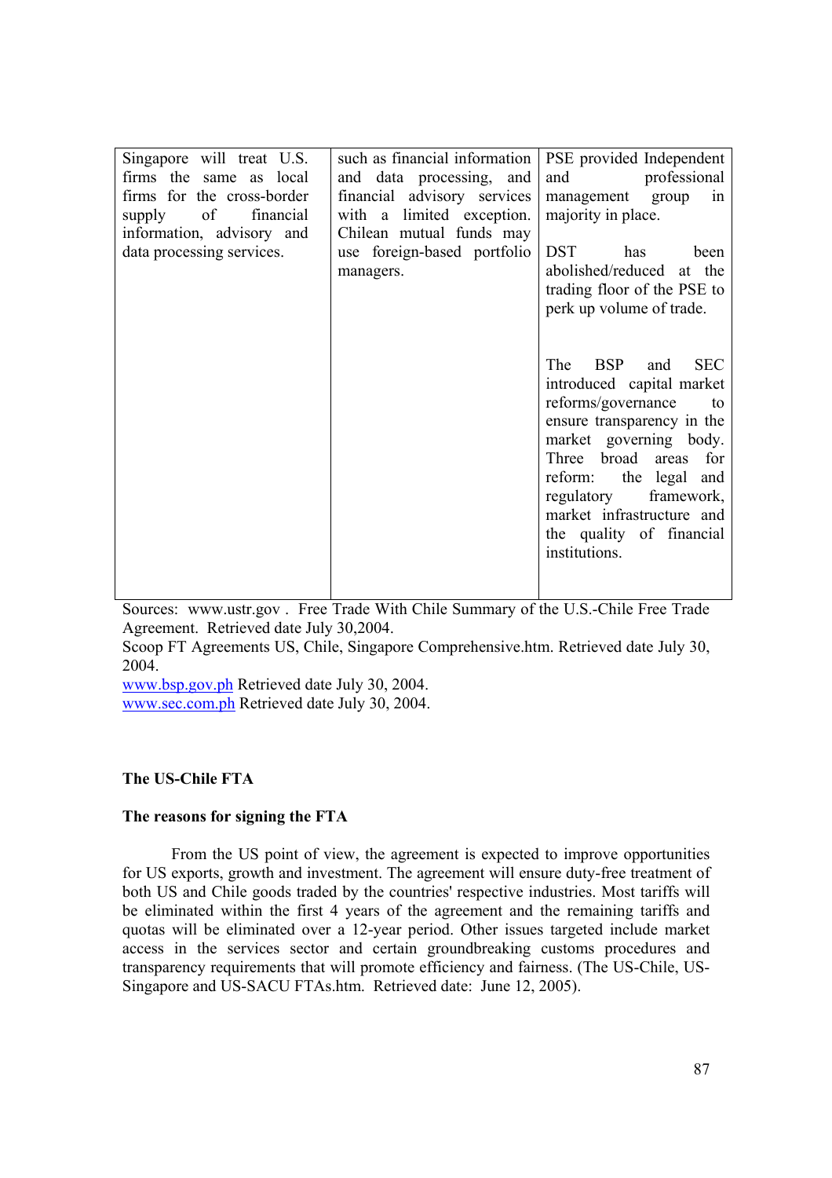| | | |
|---|---|---|
| Singapore will treat U.S. firms the same as local firms for the cross-border supply of financial information, advisory and data processing services. | such as financial information and data processing, and financial advisory services with a limited exception. Chilean mutual funds may use foreign-based portfolio managers. | PSE provided Independent and professional management group in majority in place. <br><br> DST has been abolished/reduced at the trading floor of the PSE to perk up volume of trade. <br><br> The BSP and SEC introduced capital market reforms/governance to ensure transparency in the market governing body. Three broad areas for reform: the legal and regulatory framework, market infrastructure and the quality of financial institutions. |

Sources: www.ustr.gov . Free Trade With Chile Summary of the U.S.-Chile Free Trade Agreement. Retrieved date July 30,2004.
Scoop FT Agreements US, Chile, Singapore Comprehensive.htm. Retrieved date July 30, 2004.
www.bsp.gov.ph Retrieved date July 30, 2004.
www.sec.com.ph Retrieved date July 30, 2004.

**The US-Chile FTA**

**The reasons for signing the FTA**

From the US point of view, the agreement is expected to improve opportunities for US exports, growth and investment. The agreement will ensure duty-free treatment of both US and Chile goods traded by the countries' respective industries. Most tariffs will be eliminated within the first 4 years of the agreement and the remaining tariffs and quotas will be eliminated over a 12-year period. Other issues targeted include market access in the services sector and certain groundbreaking customs procedures and transparency requirements that will promote efficiency and fairness. (The US-Chile, US-Singapore and US-SACU FTAs.htm. Retrieved date: June 12, 2005).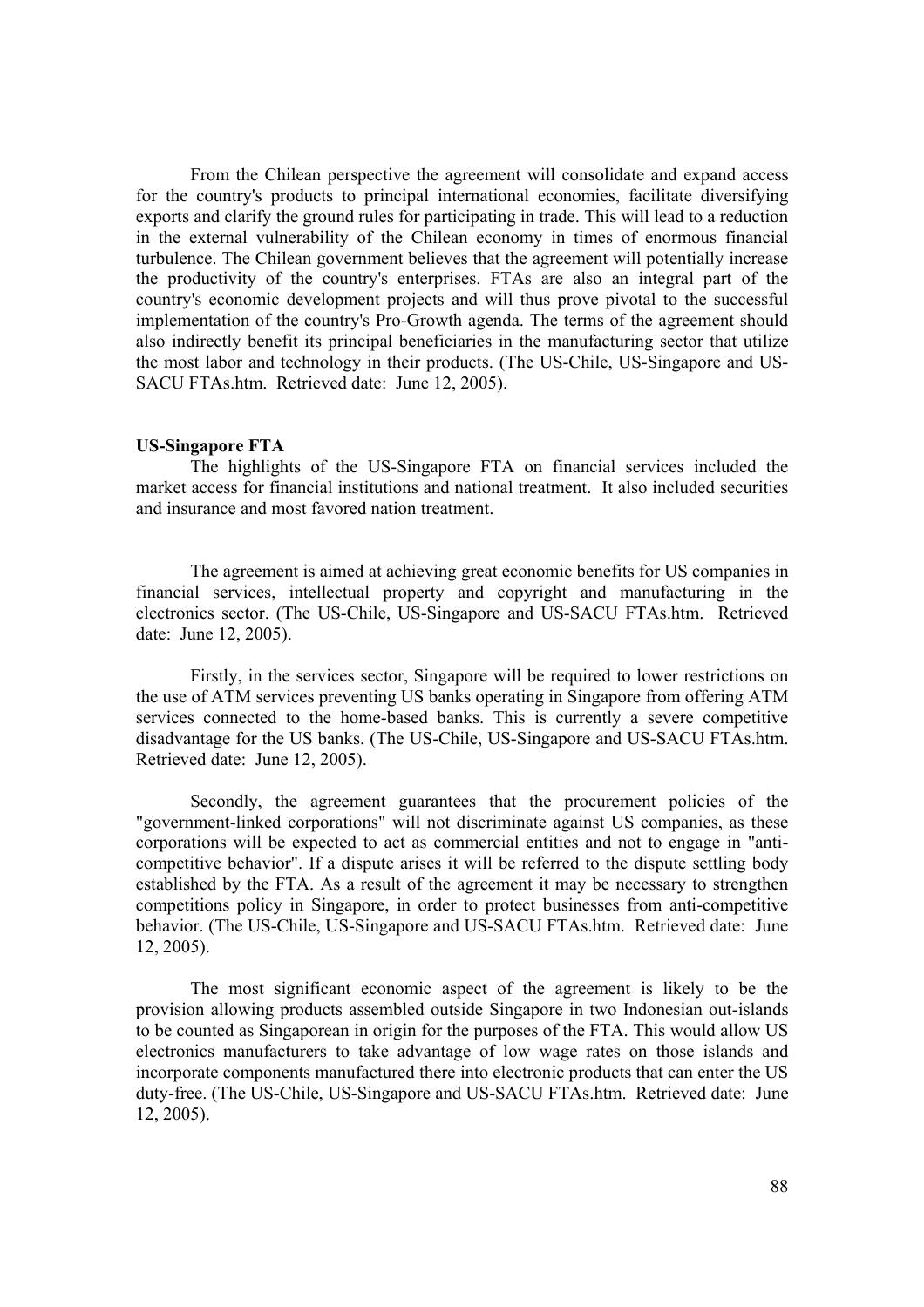From the Chilean perspective the agreement will consolidate and expand access for the country's products to principal international economies, facilitate diversifying exports and clarify the ground rules for participating in trade. This will lead to a reduction in the external vulnerability of the Chilean economy in times of enormous financial turbulence. The Chilean government believes that the agreement will potentially increase the productivity of the country's enterprises. FTAs are also an integral part of the country's economic development projects and will thus prove pivotal to the successful implementation of the country's Pro-Growth agenda. The terms of the agreement should also indirectly benefit its principal beneficiaries in the manufacturing sector that utilize the most labor and technology in their products. (The US-Chile, US-Singapore and US-SACU FTAs.htm. Retrieved date: June 12, 2005).

**US-Singapore FTA**

The highlights of the US-Singapore FTA on financial services included the market access for financial institutions and national treatment. It also included securities and insurance and most favored nation treatment.

The agreement is aimed at achieving great economic benefits for US companies in financial services, intellectual property and copyright and manufacturing in the electronics sector. (The US-Chile, US-Singapore and US-SACU FTAs.htm. Retrieved date: June 12, 2005).

Firstly, in the services sector, Singapore will be required to lower restrictions on the use of ATM services preventing US banks operating in Singapore from offering ATM services connected to the home-based banks. This is currently a severe competitive disadvantage for the US banks. (The US-Chile, US-Singapore and US-SACU FTAs.htm. Retrieved date: June 12, 2005).

Secondly, the agreement guarantees that the procurement policies of the "government-linked corporations" will not discriminate against US companies, as these corporations will be expected to act as commercial entities and not to engage in "anti-competitive behavior". If a dispute arises it will be referred to the dispute settling body established by the FTA. As a result of the agreement it may be necessary to strengthen competitions policy in Singapore, in order to protect businesses from anti-competitive behavior. (The US-Chile, US-Singapore and US-SACU FTAs.htm. Retrieved date: June 12, 2005).

The most significant economic aspect of the agreement is likely to be the provision allowing products assembled outside Singapore in two Indonesian out-islands to be counted as Singaporean in origin for the purposes of the FTA. This would allow US electronics manufacturers to take advantage of low wage rates on those islands and incorporate components manufactured there into electronic products that can enter the US duty-free. (The US-Chile, US-Singapore and US-SACU FTAs.htm. Retrieved date: June 12, 2005).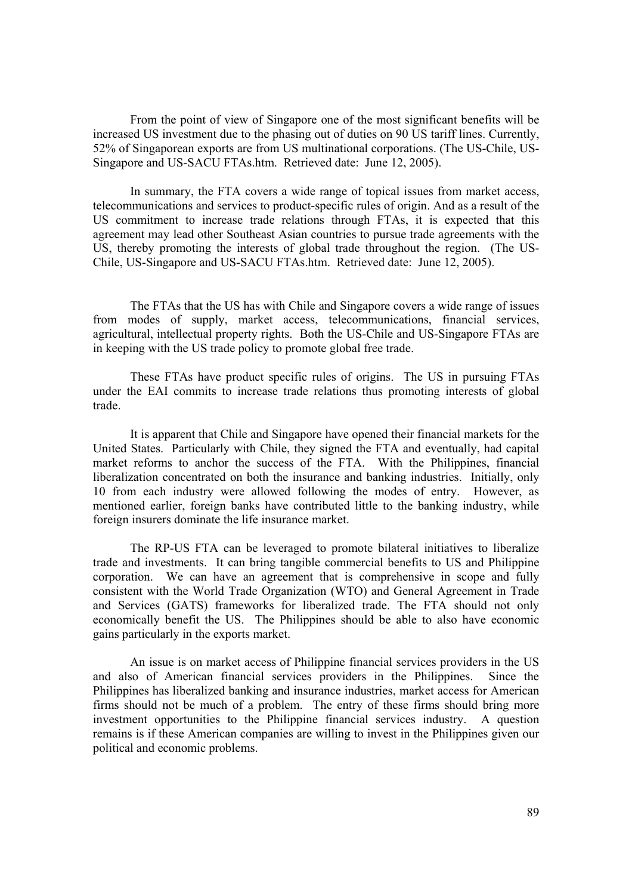From the point of view of Singapore one of the most significant benefits will be increased US investment due to the phasing out of duties on 90 US tariff lines. Currently, 52% of Singaporean exports are from US multinational corporations. (The US-Chile, US-Singapore and US-SACU FTAs.htm. Retrieved date: June 12, 2005).

In summary, the FTA covers a wide range of topical issues from market access, telecommunications and services to product-specific rules of origin. And as a result of the US commitment to increase trade relations through FTAs, it is expected that this agreement may lead other Southeast Asian countries to pursue trade agreements with the US, thereby promoting the interests of global trade throughout the region. (The US-Chile, US-Singapore and US-SACU FTAs.htm. Retrieved date: June 12, 2005).

The FTAs that the US has with Chile and Singapore covers a wide range of issues from modes of supply, market access, telecommunications, financial services, agricultural, intellectual property rights. Both the US-Chile and US-Singapore FTAs are in keeping with the US trade policy to promote global free trade.

These FTAs have product specific rules of origins. The US in pursuing FTAs under the EAI commits to increase trade relations thus promoting interests of global trade.

It is apparent that Chile and Singapore have opened their financial markets for the United States. Particularly with Chile, they signed the FTA and eventually, had capital market reforms to anchor the success of the FTA. With the Philippines, financial liberalization concentrated on both the insurance and banking industries. Initially, only 10 from each industry were allowed following the modes of entry. However, as mentioned earlier, foreign banks have contributed little to the banking industry, while foreign insurers dominate the life insurance market.

The RP-US FTA can be leveraged to promote bilateral initiatives to liberalize trade and investments. It can bring tangible commercial benefits to US and Philippine corporation. We can have an agreement that is comprehensive in scope and fully consistent with the World Trade Organization (WTO) and General Agreement in Trade and Services (GATS) frameworks for liberalized trade. The FTA should not only economically benefit the US. The Philippines should be able to also have economic gains particularly in the exports market.

An issue is on market access of Philippine financial services providers in the US and also of American financial services providers in the Philippines. Since the Philippines has liberalized banking and insurance industries, market access for American firms should not be much of a problem. The entry of these firms should bring more investment opportunities to the Philippine financial services industry. A question remains is if these American companies are willing to invest in the Philippines given our political and economic problems.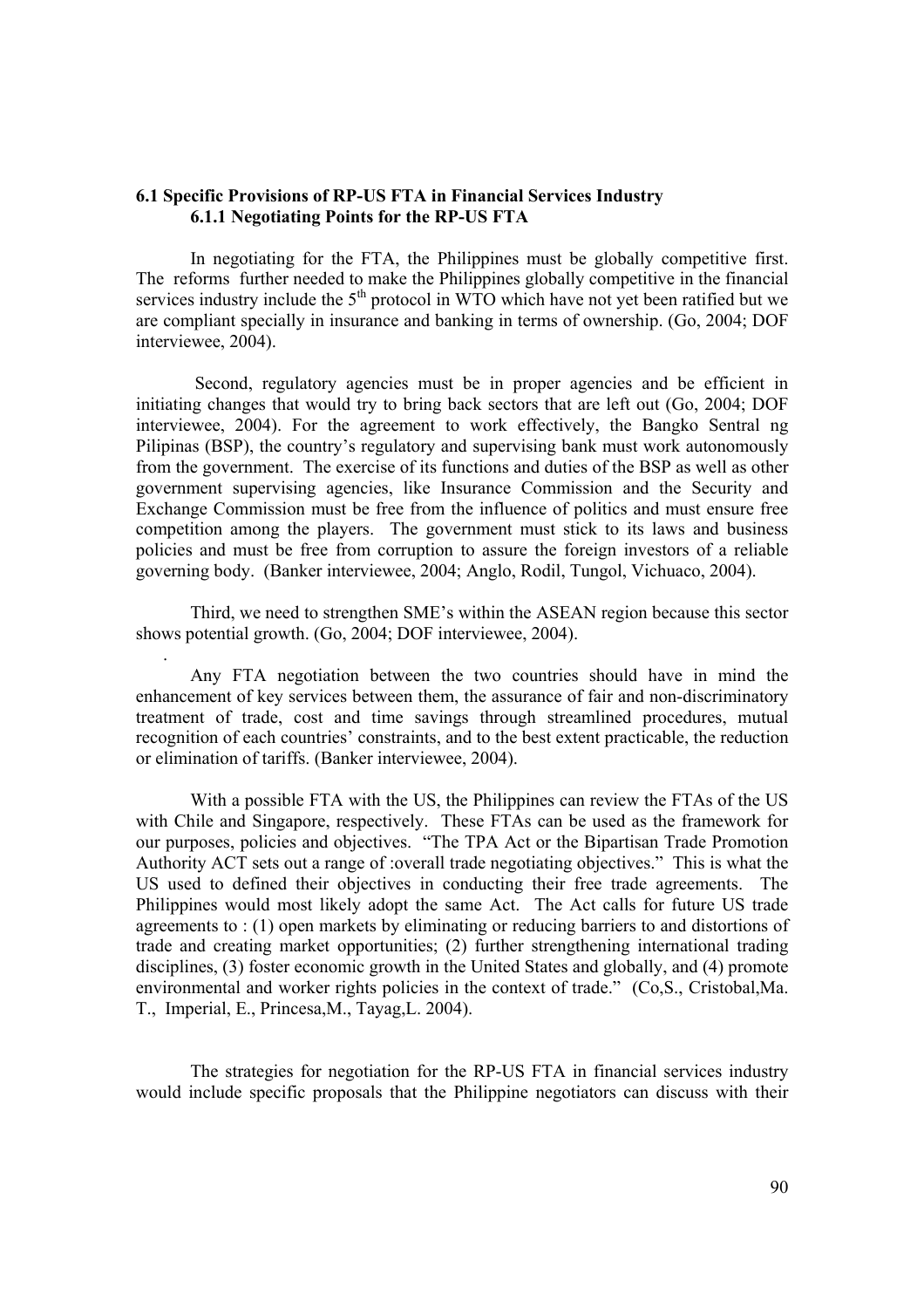### 6.1 Specific Provisions of RP-US FTA in Financial Services Industry

#### 6.1.1 Negotiating Points for the RP-US FTA

In negotiating for the FTA, the Philippines must be globally competitive first. The reforms further needed to make the Philippines globally competitive in the financial services industry include the 5$^{th}$ protocol in WTO which have not yet been ratified but we are compliant specially in insurance and banking in terms of ownership. (Go, 2004; DOF interviewee, 2004).

Second, regulatory agencies must be in proper agencies and be efficient in initiating changes that would try to bring back sectors that are left out (Go, 2004; DOF interviewee, 2004). For the agreement to work effectively, the Bangko Sentral ng Pilipinas (BSP), the country's regulatory and supervising bank must work autonomously from the government. The exercise of its functions and duties of the BSP as well as other government supervising agencies, like Insurance Commission and the Security and Exchange Commission must be free from the influence of politics and must ensure free competition among the players. The government must stick to its laws and business policies and must be free from corruption to assure the foreign investors of a reliable governing body. (Banker interviewee, 2004; Anglo, Rodil, Tungol, Vichuaco, 2004).

Third, we need to strengthen SME's within the ASEAN region because this sector shows potential growth. (Go, 2004; DOF interviewee, 2004).

.

Any FTA negotiation between the two countries should have in mind the enhancement of key services between them, the assurance of fair and non-discriminatory treatment of trade, cost and time savings through streamlined procedures, mutual recognition of each countries' constraints, and to the best extent practicable, the reduction or elimination of tariffs. (Banker interviewee, 2004).

With a possible FTA with the US, the Philippines can review the FTAs of the US with Chile and Singapore, respectively. These FTAs can be used as the framework for our purposes, policies and objectives. "The TPA Act or the Bipartisan Trade Promotion Authority ACT sets out a range of :overall trade negotiating objectives." This is what the US used to defined their objectives in conducting their free trade agreements. The Philippines would most likely adopt the same Act. The Act calls for future US trade agreements to : (1) open markets by eliminating or reducing barriers to and distortions of trade and creating market opportunities; (2) further strengthening international trading disciplines, (3) foster economic growth in the United States and globally, and (4) promote environmental and worker rights policies in the context of trade." (Co,S., Cristobal,Ma. T., Imperial, E., Princesa,M., Tayag,L. 2004).

The strategies for negotiation for the RP-US FTA in financial services industry would include specific proposals that the Philippine negotiators can discuss with their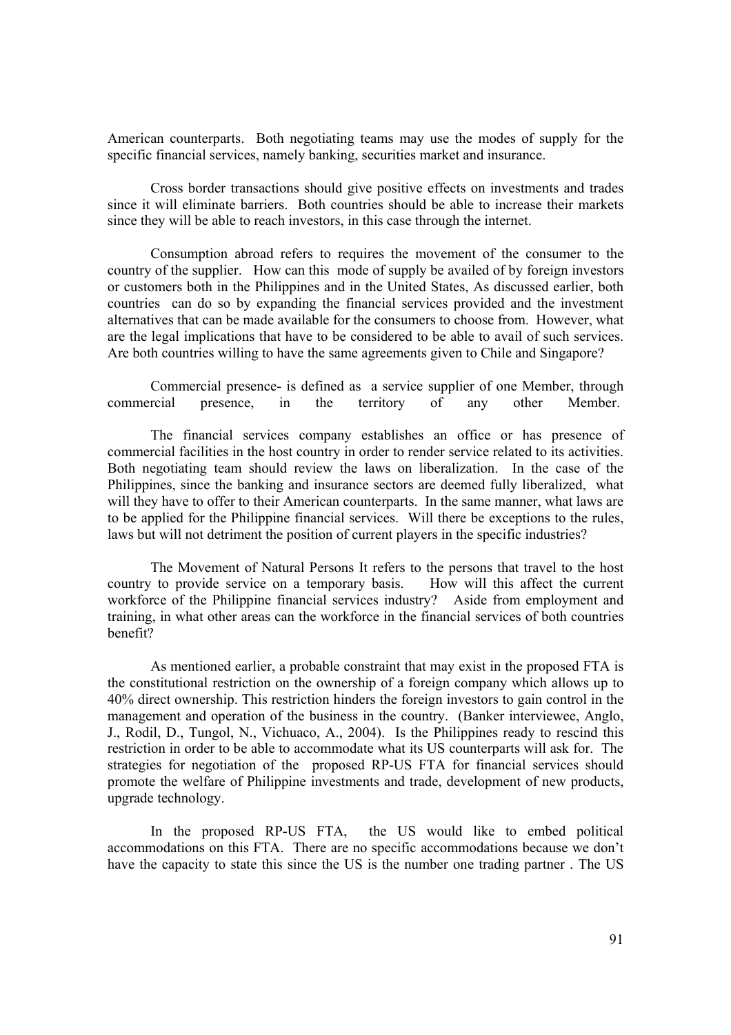American counterparts. Both negotiating teams may use the modes of supply for the specific financial services, namely banking, securities market and insurance.

Cross border transactions should give positive effects on investments and trades since it will eliminate barriers. Both countries should be able to increase their markets since they will be able to reach investors, in this case through the internet.

Consumption abroad refers to requires the movement of the consumer to the country of the supplier. How can this mode of supply be availed of by foreign investors or customers both in the Philippines and in the United States, As discussed earlier, both countries can do so by expanding the financial services provided and the investment alternatives that can be made available for the consumers to choose from. However, what are the legal implications that have to be considered to be able to avail of such services. Are both countries willing to have the same agreements given to Chile and Singapore?

Commercial presence- is defined as a service supplier of one Member, through commercial presence, in the territory of any other Member.

The financial services company establishes an office or has presence of commercial facilities in the host country in order to render service related to its activities. Both negotiating team should review the laws on liberalization. In the case of the Philippines, since the banking and insurance sectors are deemed fully liberalized, what will they have to offer to their American counterparts. In the same manner, what laws are to be applied for the Philippine financial services. Will there be exceptions to the rules, laws but will not detriment the position of current players in the specific industries?

The Movement of Natural Persons It refers to the persons that travel to the host country to provide service on a temporary basis. How will this affect the current workforce of the Philippine financial services industry? Aside from employment and training, in what other areas can the workforce in the financial services of both countries benefit?

As mentioned earlier, a probable constraint that may exist in the proposed FTA is the constitutional restriction on the ownership of a foreign company which allows up to 40% direct ownership. This restriction hinders the foreign investors to gain control in the management and operation of the business in the country. (Banker interviewee, Anglo, J., Rodil, D., Tungol, N., Vichuaco, A., 2004). Is the Philippines ready to rescind this restriction in order to be able to accommodate what its US counterparts will ask for. The strategies for negotiation of the proposed RP-US FTA for financial services should promote the welfare of Philippine investments and trade, development of new products, upgrade technology.

In the proposed RP-US FTA, the US would like to embed political accommodations on this FTA. There are no specific accommodations because we don't have the capacity to state this since the US is the number one trading partner . The US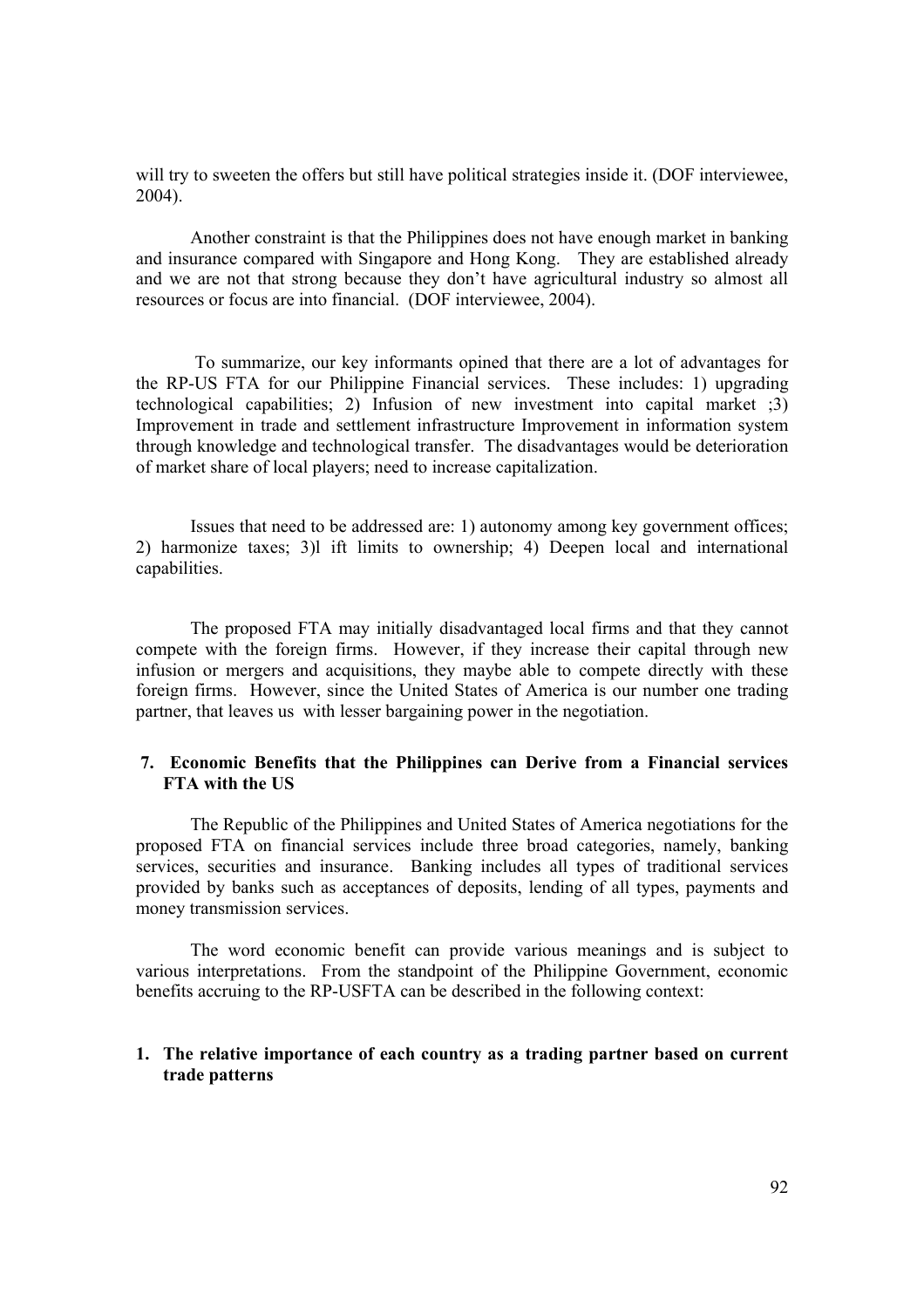will try to sweeten the offers but still have political strategies inside it. (DOF interviewee, 2004).

Another constraint is that the Philippines does not have enough market in banking and insurance compared with Singapore and Hong Kong. They are established already and we are not that strong because they don't have agricultural industry so almost all resources or focus are into financial. (DOF interviewee, 2004).

To summarize, our key informants opined that there are a lot of advantages for the RP-US FTA for our Philippine Financial services. These includes: 1) upgrading technological capabilities; 2) Infusion of new investment into capital market ;3) Improvement in trade and settlement infrastructure Improvement in information system through knowledge and technological transfer. The disadvantages would be deterioration of market share of local players; need to increase capitalization.

Issues that need to be addressed are: 1) autonomy among key government offices; 2) harmonize taxes; 3)l ift limits to ownership; 4) Deepen local and international capabilities.

The proposed FTA may initially disadvantaged local firms and that they cannot compete with the foreign firms. However, if they increase their capital through new infusion or mergers and acquisitions, they maybe able to compete directly with these foreign firms. However, since the United States of America is our number one trading partner, that leaves us with lesser bargaining power in the negotiation.

## 7. Economic Benefits that the Philippines can Derive from a Financial services FTA with the US

The Republic of the Philippines and United States of America negotiations for the proposed FTA on financial services include three broad categories, namely, banking services, securities and insurance. Banking includes all types of traditional services provided by banks such as acceptances of deposits, lending of all types, payments and money transmission services.

The word economic benefit can provide various meanings and is subject to various interpretations. From the standpoint of the Philippine Government, economic benefits accruing to the RP-USFTA can be described in the following context:

### 1. The relative importance of each country as a trading partner based on current trade patterns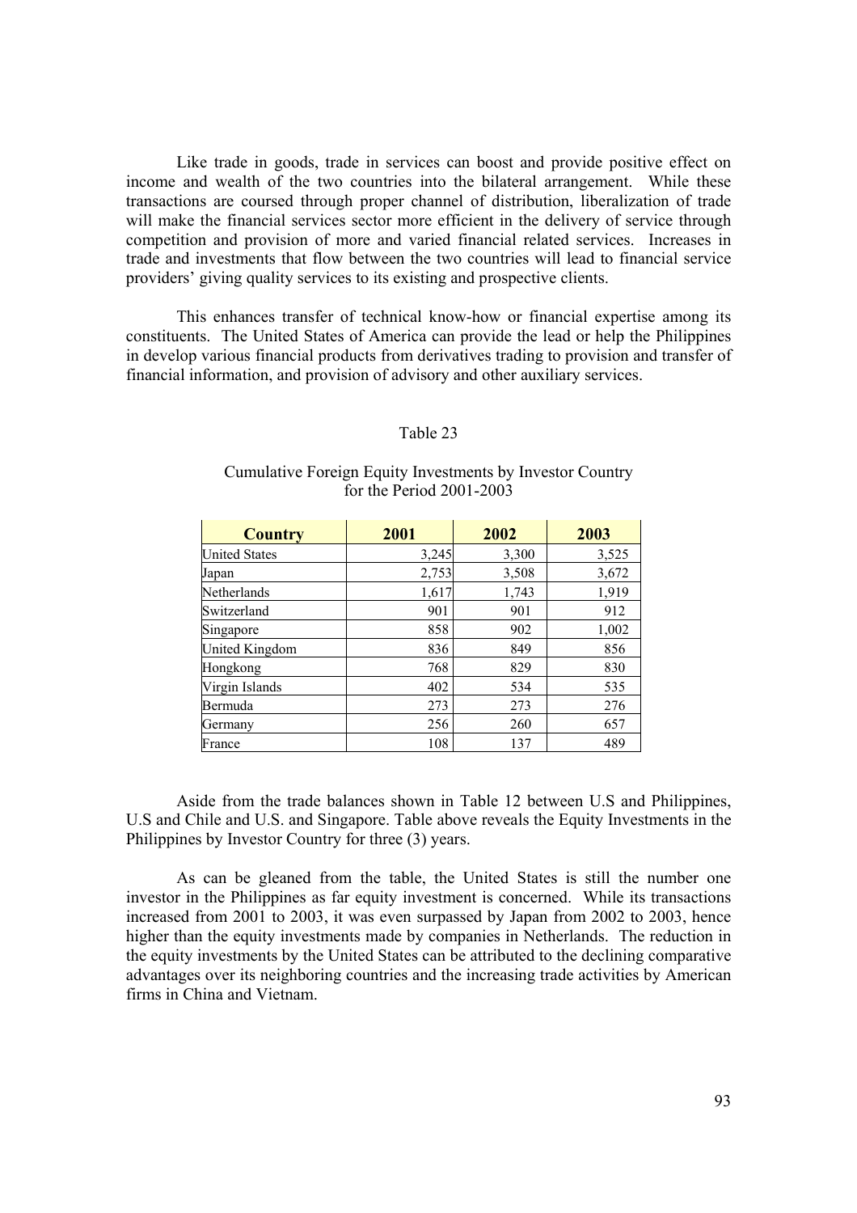Like trade in goods, trade in services can boost and provide positive effect on income and wealth of the two countries into the bilateral arrangement. While these transactions are coursed through proper channel of distribution, liberalization of trade will make the financial services sector more efficient in the delivery of service through competition and provision of more and varied financial related services. Increases in trade and investments that flow between the two countries will lead to financial service providers' giving quality services to its existing and prospective clients.

This enhances transfer of technical know-how or financial expertise among its constituents. The United States of America can provide the lead or help the Philippines in develop various financial products from derivatives trading to provision and transfer of financial information, and provision of advisory and other auxiliary services.

Table 23

Cumulative Foreign Equity Investments by Investor Country for the Period 2001-2003

| Country | 2001 | 2002 | 2003 |
|---|---|---|---|
| United States | 3,245 | 3,300 | 3,525 |
| Japan | 2,753 | 3,508 | 3,672 |
| Netherlands | 1,617 | 1,743 | 1,919 |
| Switzerland | 901 | 901 | 912 |
| Singapore | 858 | 902 | 1,002 |
| United Kingdom | 836 | 849 | 856 |
| Hongkong | 768 | 829 | 830 |
| Virgin Islands | 402 | 534 | 535 |
| Bermuda | 273 | 273 | 276 |
| Germany | 256 | 260 | 657 |
| France | 108 | 137 | 489 |

Aside from the trade balances shown in Table 12 between U.S and Philippines, U.S and Chile and U.S. and Singapore. Table above reveals the Equity Investments in the Philippines by Investor Country for three (3) years.

As can be gleaned from the table, the United States is still the number one investor in the Philippines as far equity investment is concerned. While its transactions increased from 2001 to 2003, it was even surpassed by Japan from 2002 to 2003, hence higher than the equity investments made by companies in Netherlands. The reduction in the equity investments by the United States can be attributed to the declining comparative advantages over its neighboring countries and the increasing trade activities by American firms in China and Vietnam.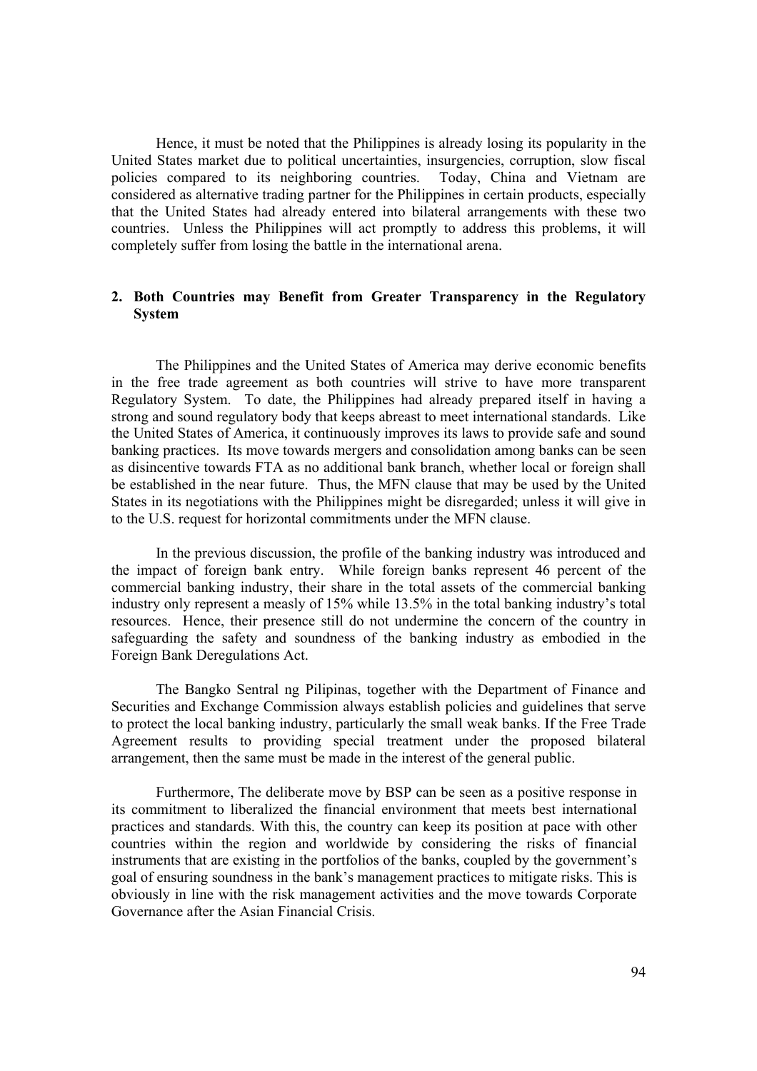Hence, it must be noted that the Philippines is already losing its popularity in the United States market due to political uncertainties, insurgencies, corruption, slow fiscal policies compared to its neighboring countries. Today, China and Vietnam are considered as alternative trading partner for the Philippines in certain products, especially that the United States had already entered into bilateral arrangements with these two countries. Unless the Philippines will act promptly to address this problems, it will completely suffer from losing the battle in the international arena.

## 2. Both Countries may Benefit from Greater Transparency in the Regulatory System

The Philippines and the United States of America may derive economic benefits in the free trade agreement as both countries will strive to have more transparent Regulatory System. To date, the Philippines had already prepared itself in having a strong and sound regulatory body that keeps abreast to meet international standards. Like the United States of America, it continuously improves its laws to provide safe and sound banking practices. Its move towards mergers and consolidation among banks can be seen as disincentive towards FTA as no additional bank branch, whether local or foreign shall be established in the near future. Thus, the MFN clause that may be used by the United States in its negotiations with the Philippines might be disregarded; unless it will give in to the U.S. request for horizontal commitments under the MFN clause.

In the previous discussion, the profile of the banking industry was introduced and the impact of foreign bank entry. While foreign banks represent 46 percent of the commercial banking industry, their share in the total assets of the commercial banking industry only represent a measly of 15% while 13.5% in the total banking industry's total resources. Hence, their presence still do not undermine the concern of the country in safeguarding the safety and soundness of the banking industry as embodied in the Foreign Bank Deregulations Act.

The Bangko Sentral ng Pilipinas, together with the Department of Finance and Securities and Exchange Commission always establish policies and guidelines that serve to protect the local banking industry, particularly the small weak banks. If the Free Trade Agreement results to providing special treatment under the proposed bilateral arrangement, then the same must be made in the interest of the general public.

Furthermore, The deliberate move by BSP can be seen as a positive response in its commitment to liberalized the financial environment that meets best international practices and standards. With this, the country can keep its position at pace with other countries within the region and worldwide by considering the risks of financial instruments that are existing in the portfolios of the banks, coupled by the government's goal of ensuring soundness in the bank's management practices to mitigate risks. This is obviously in line with the risk management activities and the move towards Corporate Governance after the Asian Financial Crisis.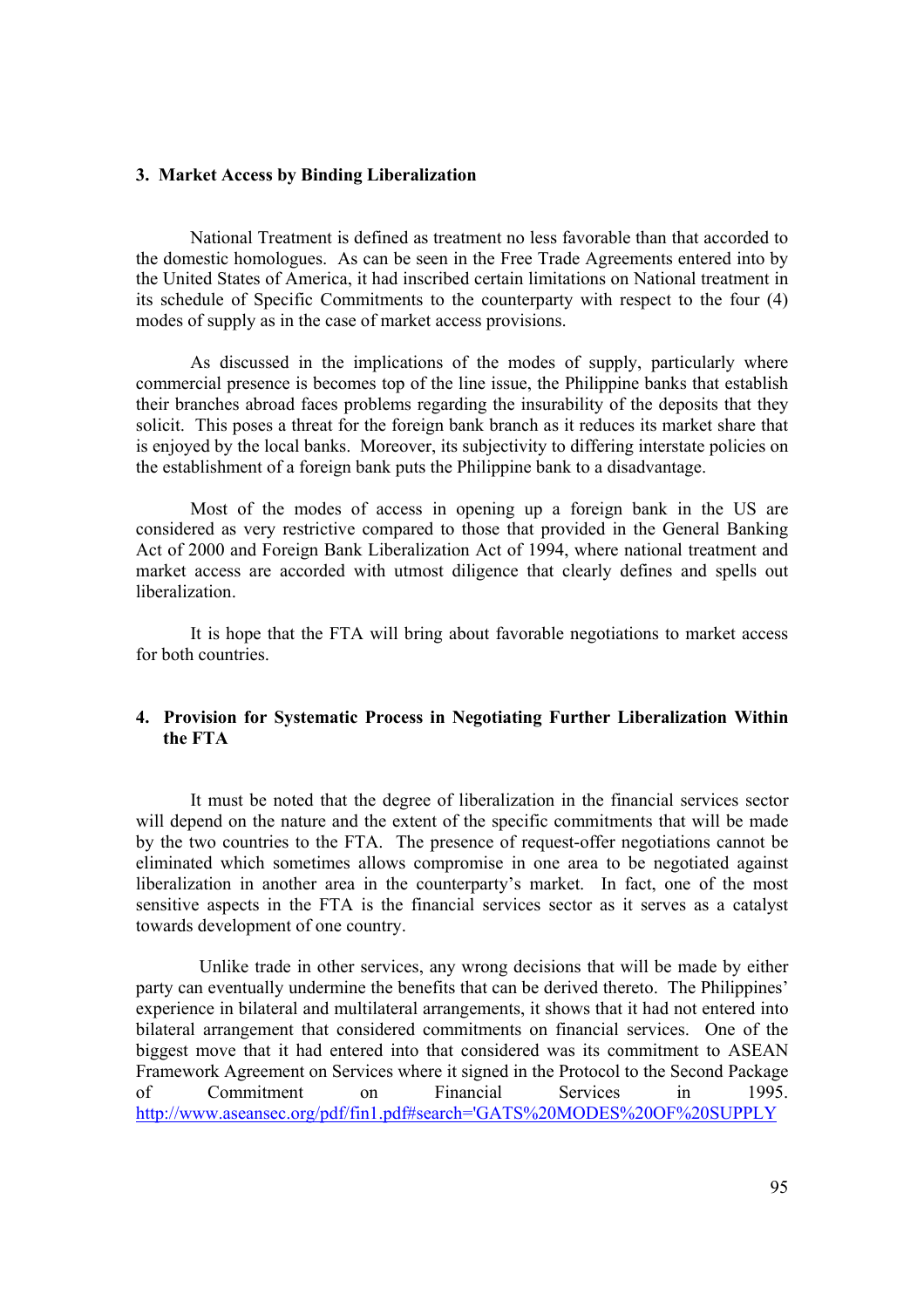### 3. Market Access by Binding Liberalization

National Treatment is defined as treatment no less favorable than that accorded to the domestic homologues. As can be seen in the Free Trade Agreements entered into by the United States of America, it had inscribed certain limitations on National treatment in its schedule of Specific Commitments to the counterparty with respect to the four (4) modes of supply as in the case of market access provisions.

As discussed in the implications of the modes of supply, particularly where commercial presence is becomes top of the line issue, the Philippine banks that establish their branches abroad faces problems regarding the insurability of the deposits that they solicit. This poses a threat for the foreign bank branch as it reduces its market share that is enjoyed by the local banks. Moreover, its subjectivity to differing interstate policies on the establishment of a foreign bank puts the Philippine bank to a disadvantage.

Most of the modes of access in opening up a foreign bank in the US are considered as very restrictive compared to those that provided in the General Banking Act of 2000 and Foreign Bank Liberalization Act of 1994, where national treatment and market access are accorded with utmost diligence that clearly defines and spells out liberalization.

It is hope that the FTA will bring about favorable negotiations to market access for both countries.

### 4. Provision for Systematic Process in Negotiating Further Liberalization Within the FTA

It must be noted that the degree of liberalization in the financial services sector will depend on the nature and the extent of the specific commitments that will be made by the two countries to the FTA. The presence of request-offer negotiations cannot be eliminated which sometimes allows compromise in one area to be negotiated against liberalization in another area in the counterparty's market. In fact, one of the most sensitive aspects in the FTA is the financial services sector as it serves as a catalyst towards development of one country.

Unlike trade in other services, any wrong decisions that will be made by either party can eventually undermine the benefits that can be derived thereto. The Philippines' experience in bilateral and multilateral arrangements, it shows that it had not entered into bilateral arrangement that considered commitments on financial services. One of the biggest move that it had entered into that considered was its commitment to ASEAN Framework Agreement on Services where it signed in the Protocol to the Second Package of Commitment on Financial Services in 1995. http://www.aseansec.org/pdf/fin1.pdf#search='GATS%20MODES%20OF%20SUPPLY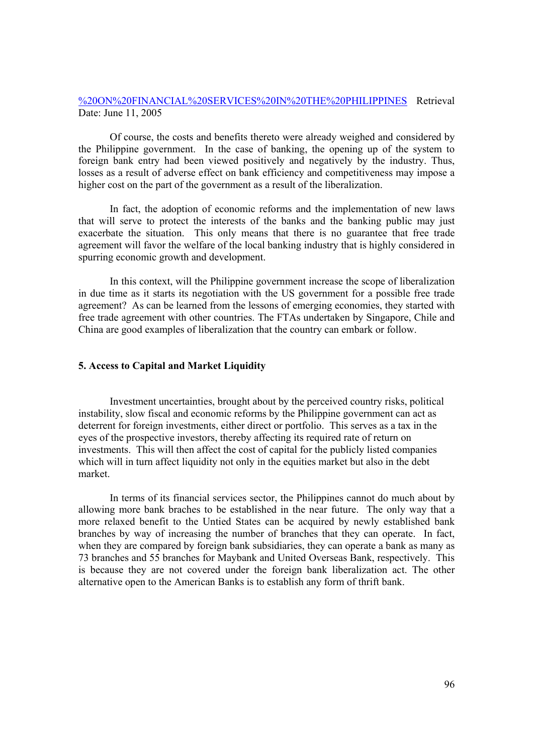%20ON%20FINANCIAL%20SERVICES%20IN%20THE%20PHILIPPINES Retrieval Date: June 11, 2005

Of course, the costs and benefits thereto were already weighed and considered by the Philippine government. In the case of banking, the opening up of the system to foreign bank entry had been viewed positively and negatively by the industry. Thus, losses as a result of adverse effect on bank efficiency and competitiveness may impose a higher cost on the part of the government as a result of the liberalization.

In fact, the adoption of economic reforms and the implementation of new laws that will serve to protect the interests of the banks and the banking public may just exacerbate the situation. This only means that there is no guarantee that free trade agreement will favor the welfare of the local banking industry that is highly considered in spurring economic growth and development.

In this context, will the Philippine government increase the scope of liberalization in due time as it starts its negotiation with the US government for a possible free trade agreement? As can be learned from the lessons of emerging economies, they started with free trade agreement with other countries. The FTAs undertaken by Singapore, Chile and China are good examples of liberalization that the country can embark or follow.

**5. Access to Capital and Market Liquidity**

Investment uncertainties, brought about by the perceived country risks, political instability, slow fiscal and economic reforms by the Philippine government can act as deterrent for foreign investments, either direct or portfolio. This serves as a tax in the eyes of the prospective investors, thereby affecting its required rate of return on investments. This will then affect the cost of capital for the publicly listed companies which will in turn affect liquidity not only in the equities market but also in the debt market.

In terms of its financial services sector, the Philippines cannot do much about by allowing more bank braches to be established in the near future. The only way that a more relaxed benefit to the Untied States can be acquired by newly established bank branches by way of increasing the number of branches that they can operate. In fact, when they are compared by foreign bank subsidiaries, they can operate a bank as many as 73 branches and 55 branches for Maybank and United Overseas Bank, respectively. This is because they are not covered under the foreign bank liberalization act. The other alternative open to the American Banks is to establish any form of thrift bank.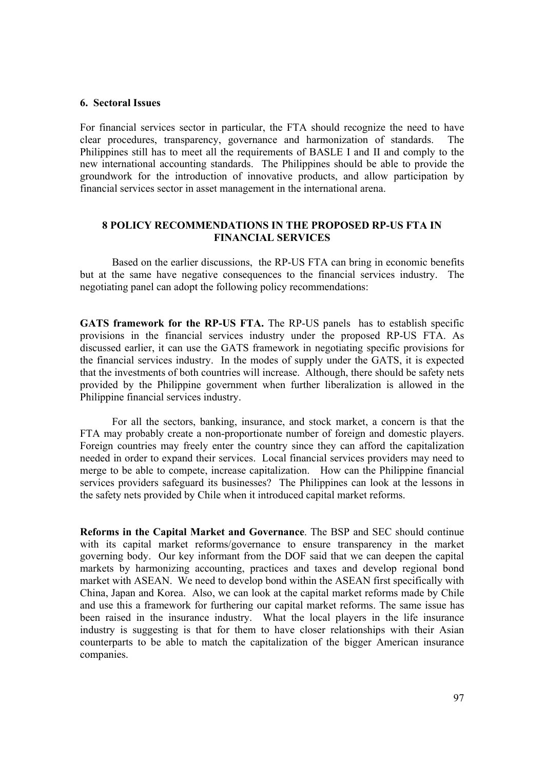## 6. Sectoral Issues

For financial services sector in particular, the FTA should recognize the need to have clear procedures, transparency, governance and harmonization of standards. The Philippines still has to meet all the requirements of BASLE I and II and comply to the new international accounting standards. The Philippines should be able to provide the groundwork for the introduction of innovative products, and allow participation by financial services sector in asset management in the international arena.

## 8 POLICY RECOMMENDATIONS IN THE PROPOSED RP-US FTA IN FINANCIAL SERVICES

Based on the earlier discussions, the RP-US FTA can bring in economic benefits but at the same have negative consequences to the financial services industry. The negotiating panel can adopt the following policy recommendations:

**GATS framework for the RP-US FTA.** The RP-US panels has to establish specific provisions in the financial services industry under the proposed RP-US FTA. As discussed earlier, it can use the GATS framework in negotiating specific provisions for the financial services industry. In the modes of supply under the GATS, it is expected that the investments of both countries will increase. Although, there should be safety nets provided by the Philippine government when further liberalization is allowed in the Philippine financial services industry.

For all the sectors, banking, insurance, and stock market, a concern is that the FTA may probably create a non-proportionate number of foreign and domestic players. Foreign countries may freely enter the country since they can afford the capitalization needed in order to expand their services. Local financial services providers may need to merge to be able to compete, increase capitalization. How can the Philippine financial services providers safeguard its businesses? The Philippines can look at the lessons in the safety nets provided by Chile when it introduced capital market reforms.

**Reforms in the Capital Market and Governance**. The BSP and SEC should continue with its capital market reforms/governance to ensure transparency in the market governing body. Our key informant from the DOF said that we can deepen the capital markets by harmonizing accounting, practices and taxes and develop regional bond market with ASEAN. We need to develop bond within the ASEAN first specifically with China, Japan and Korea. Also, we can look at the capital market reforms made by Chile and use this a framework for furthering our capital market reforms. The same issue has been raised in the insurance industry. What the local players in the life insurance industry is suggesting is that for them to have closer relationships with their Asian counterparts to be able to match the capitalization of the bigger American insurance companies.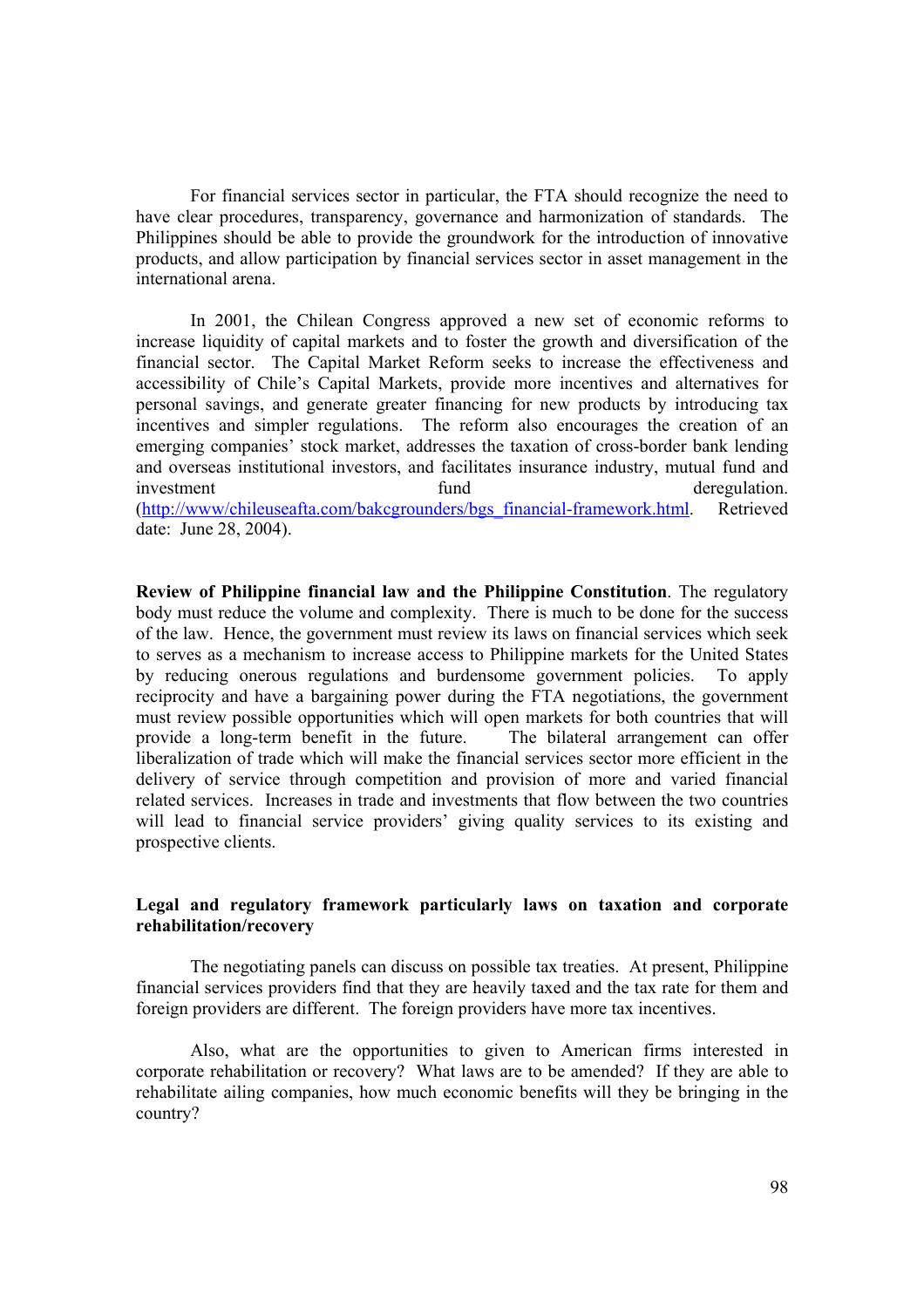For financial services sector in particular, the FTA should recognize the need to have clear procedures, transparency, governance and harmonization of standards. The Philippines should be able to provide the groundwork for the introduction of innovative products, and allow participation by financial services sector in asset management in the international arena.

In 2001, the Chilean Congress approved a new set of economic reforms to increase liquidity of capital markets and to foster the growth and diversification of the financial sector. The Capital Market Reform seeks to increase the effectiveness and accessibility of Chile's Capital Markets, provide more incentives and alternatives for personal savings, and generate greater financing for new products by introducing tax incentives and simpler regulations. The reform also encourages the creation of an emerging companies' stock market, addresses the taxation of cross-border bank lending and overseas institutional investors, and facilitates insurance industry, mutual fund and investment fund deregulation. (http://www/chileuseafta.com/bakcgrounders/bgs_financial-framework.html. Retrieved date: June 28, 2004).

**Review of Philippine financial law and the Philippine Constitution**. The regulatory body must reduce the volume and complexity. There is much to be done for the success of the law. Hence, the government must review its laws on financial services which seek to serves as a mechanism to increase access to Philippine markets for the United States by reducing onerous regulations and burdensome government policies. To apply reciprocity and have a bargaining power during the FTA negotiations, the government must review possible opportunities which will open markets for both countries that will provide a long-term benefit in the future. The bilateral arrangement can offer liberalization of trade which will make the financial services sector more efficient in the delivery of service through competition and provision of more and varied financial related services. Increases in trade and investments that flow between the two countries will lead to financial service providers' giving quality services to its existing and prospective clients.

**Legal and regulatory framework particularly laws on taxation and corporate rehabilitation/recovery**

The negotiating panels can discuss on possible tax treaties. At present, Philippine financial services providers find that they are heavily taxed and the tax rate for them and foreign providers are different. The foreign providers have more tax incentives.

Also, what are the opportunities to given to American firms interested in corporate rehabilitation or recovery? What laws are to be amended? If they are able to rehabilitate ailing companies, how much economic benefits will they be bringing in the country?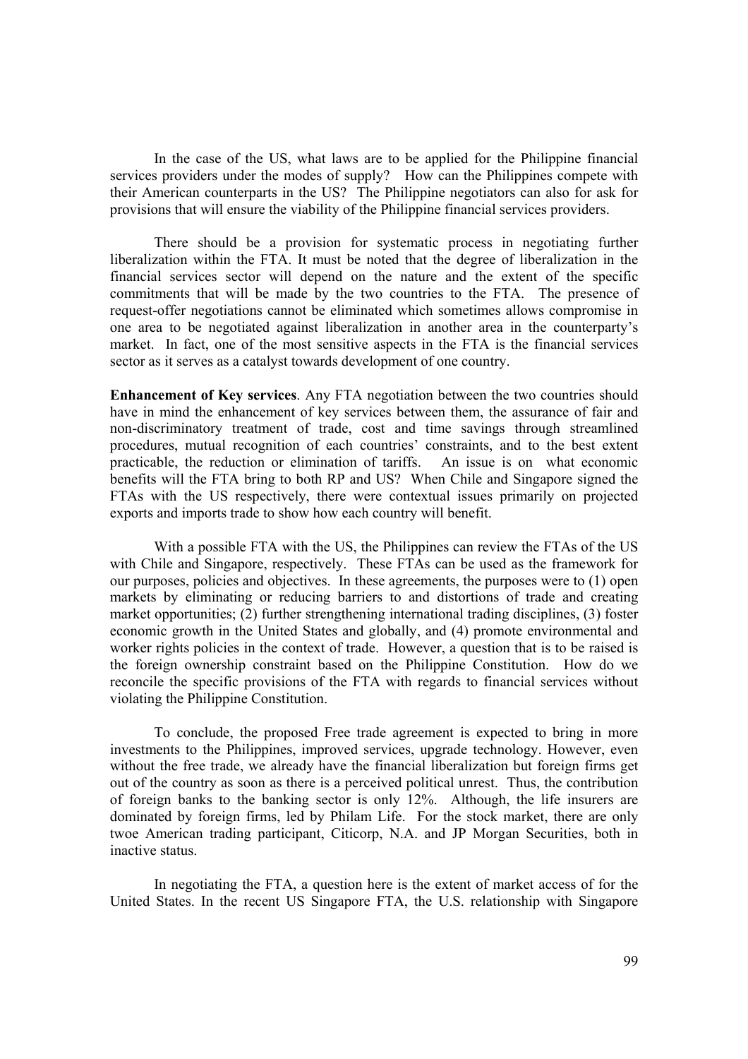In the case of the US, what laws are to be applied for the Philippine financial services providers under the modes of supply? How can the Philippines compete with their American counterparts in the US? The Philippine negotiators can also for ask for provisions that will ensure the viability of the Philippine financial services providers.

There should be a provision for systematic process in negotiating further liberalization within the FTA. It must be noted that the degree of liberalization in the financial services sector will depend on the nature and the extent of the specific commitments that will be made by the two countries to the FTA. The presence of request-offer negotiations cannot be eliminated which sometimes allows compromise in one area to be negotiated against liberalization in another area in the counterparty's market. In fact, one of the most sensitive aspects in the FTA is the financial services sector as it serves as a catalyst towards development of one country.

**Enhancement of Key services**. Any FTA negotiation between the two countries should have in mind the enhancement of key services between them, the assurance of fair and non-discriminatory treatment of trade, cost and time savings through streamlined procedures, mutual recognition of each countries' constraints, and to the best extent practicable, the reduction or elimination of tariffs. An issue is on what economic benefits will the FTA bring to both RP and US? When Chile and Singapore signed the FTAs with the US respectively, there were contextual issues primarily on projected exports and imports trade to show how each country will benefit.

With a possible FTA with the US, the Philippines can review the FTAs of the US with Chile and Singapore, respectively. These FTAs can be used as the framework for our purposes, policies and objectives. In these agreements, the purposes were to (1) open markets by eliminating or reducing barriers to and distortions of trade and creating market opportunities; (2) further strengthening international trading disciplines, (3) foster economic growth in the United States and globally, and (4) promote environmental and worker rights policies in the context of trade. However, a question that is to be raised is the foreign ownership constraint based on the Philippine Constitution. How do we reconcile the specific provisions of the FTA with regards to financial services without violating the Philippine Constitution.

To conclude, the proposed Free trade agreement is expected to bring in more investments to the Philippines, improved services, upgrade technology. However, even without the free trade, we already have the financial liberalization but foreign firms get out of the country as soon as there is a perceived political unrest. Thus, the contribution of foreign banks to the banking sector is only 12%. Although, the life insurers are dominated by foreign firms, led by Philam Life. For the stock market, there are only twoe American trading participant, Citicorp, N.A. and JP Morgan Securities, both in inactive status.

In negotiating the FTA, a question here is the extent of market access of for the United States. In the recent US Singapore FTA, the U.S. relationship with Singapore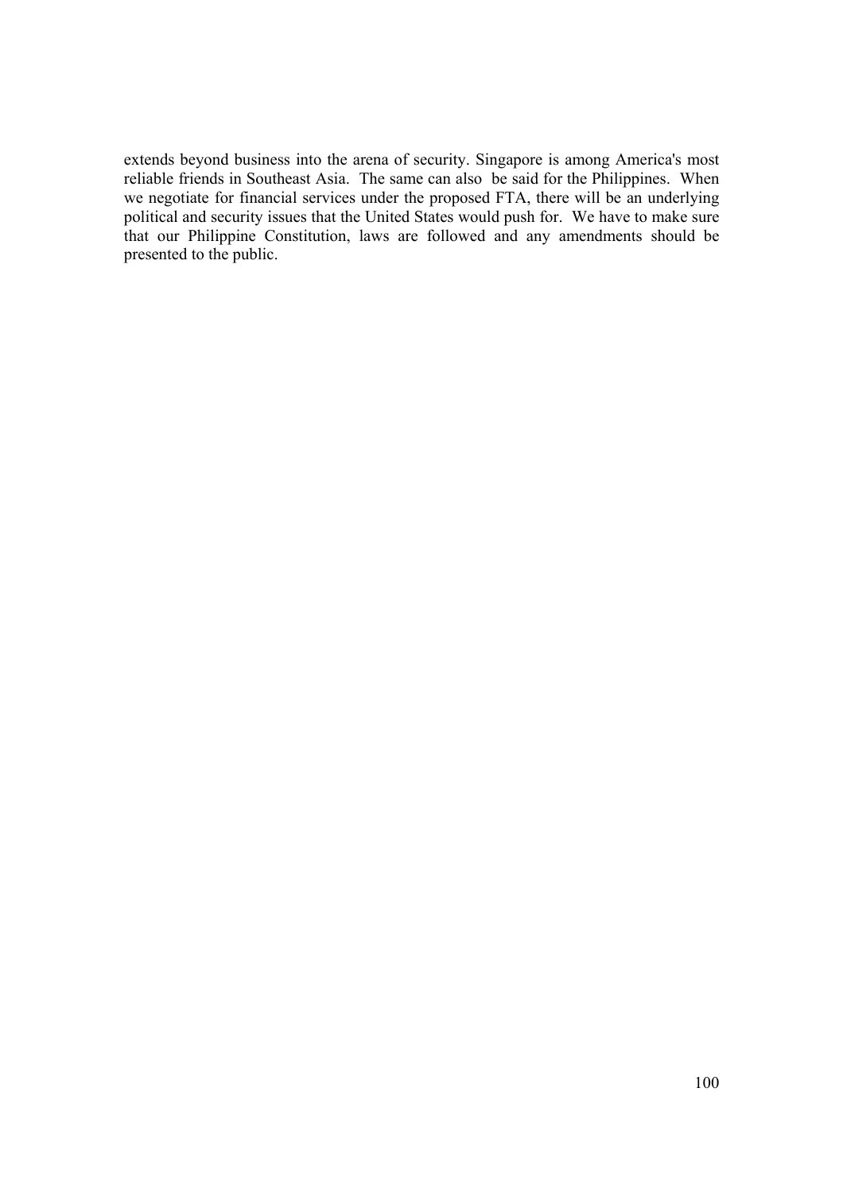extends beyond business into the arena of security. Singapore is among America's most reliable friends in Southeast Asia. The same can also be said for the Philippines. When we negotiate for financial services under the proposed FTA, there will be an underlying political and security issues that the United States would push for. We have to make sure that our Philippine Constitution, laws are followed and any amendments should be presented to the public.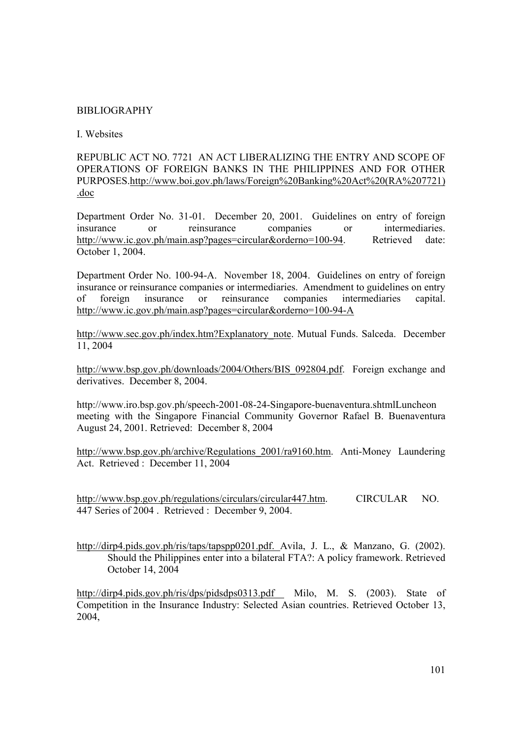# BIBLIOGRAPHY

## I. Websites

REPUBLIC ACT NO. 7721 AN ACT LIBERALIZING THE ENTRY AND SCOPE OF OPERATIONS OF FOREIGN BANKS IN THE PHILIPPINES AND FOR OTHER PURPOSES.http://www.boi.gov.ph/laws/Foreign%20Banking%20Act%20(RA%207721).doc

Department Order No. 31-01. December 20, 2001. Guidelines on entry of foreign insurance or reinsurance companies or intermediaries. http://www.ic.gov.ph/main.asp?pages=circular&orderno=100-94. Retrieved date: October 1, 2004.

Department Order No. 100-94-A. November 18, 2004. Guidelines on entry of foreign insurance or reinsurance companies or intermediaries. Amendment to guidelines on entry of foreign insurance or reinsurance companies intermediaries capital. http://www.ic.gov.ph/main.asp?pages=circular&orderno=100-94-A

http://www.sec.gov.ph/index.htm?Explanatory_note. Mutual Funds. Salceda. December 11, 2004

http://www.bsp.gov.ph/downloads/2004/Others/BIS_092804.pdf. Foreign exchange and derivatives. December 8, 2004.

http://www.iro.bsp.gov.ph/speech-2001-08-24-Singapore-buenaventura.shtmlLuncheon meeting with the Singapore Financial Community Governor Rafael B. Buenaventura August 24, 2001. Retrieved: December 8, 2004

http://www.bsp.gov.ph/archive/Regulations_2001/ra9160.htm. Anti-Money Laundering Act. Retrieved : December 11, 2004

http://www.bsp.gov.ph/regulations/circulars/circular447.htm. CIRCULAR NO. 447 Series of 2004 . Retrieved : December 9, 2004.

http://dirp4.pids.gov.ph/ris/taps/tapspp0201.pdf. Avila, J. L., & Manzano, G. (2002). Should the Philippines enter into a bilateral FTA?: A policy framework. Retrieved October 14, 2004

http://dirp4.pids.gov.ph/ris/dps/pidsdps0313.pdf Milo, M. S. (2003). State of Competition in the Insurance Industry: Selected Asian countries. Retrieved October 13, 2004,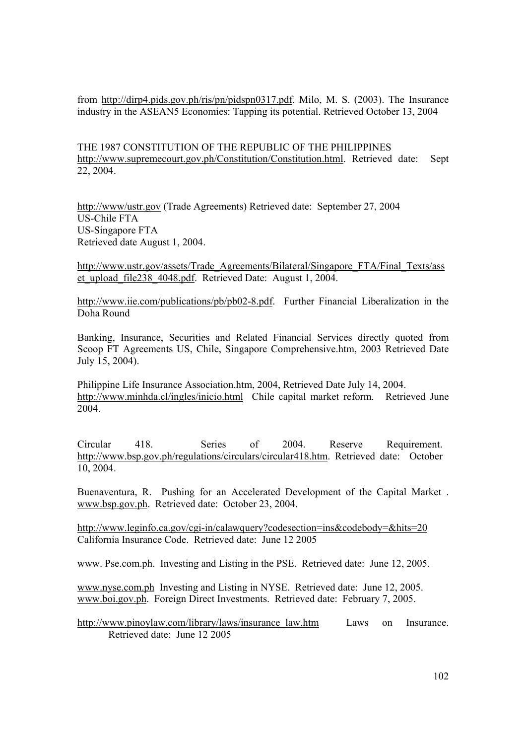from http://dirp4.pids.gov.ph/ris/pn/pidspn0317.pdf. Milo, M. S. (2003). The Insurance industry in the ASEAN5 Economies: Tapping its potential. Retrieved October 13, 2004

THE 1987 CONSTITUTION OF THE REPUBLIC OF THE PHILIPPINES http://www.supremecourt.gov.ph/Constitution/Constitution.html. Retrieved date: Sept 22, 2004.

http://www/ustr.gov (Trade Agreements) Retrieved date: September 27, 2004
US-Chile FTA
US-Singapore FTA
Retrieved date August 1, 2004.

http://www.ustr.gov/assets/Trade_Agreements/Bilateral/Singapore_FTA/Final_Texts/asset_upload_file238_4048.pdf. Retrieved Date: August 1, 2004.

http://www.iie.com/publications/pb/pb02-8.pdf. Further Financial Liberalization in the Doha Round

Banking, Insurance, Securities and Related Financial Services directly quoted from Scoop FT Agreements US, Chile, Singapore Comprehensive.htm, 2003 Retrieved Date July 15, 2004).

Philippine Life Insurance Association.htm, 2004, Retrieved Date July 14, 2004.
http://www.minhda.cl/ingles/inicio.html Chile capital market reform. Retrieved June 2004.

Circular 418. Series of 2004. Reserve Requirement. http://www.bsp.gov.ph/regulations/circulars/circular418.htm. Retrieved date: October 10, 2004.

Buenaventura, R. Pushing for an Accelerated Development of the Capital Market . www.bsp.gov.ph. Retrieved date: October 23, 2004.

http://www.leginfo.ca.gov/cgi-in/calawquery?codesection=ins&codebody=&hits=20
California Insurance Code. Retrieved date: June 12 2005

www. Pse.com.ph. Investing and Listing in the PSE. Retrieved date: June 12, 2005.

www.nyse.com.ph Investing and Listing in NYSE. Retrieved date: June 12, 2005.
www.boi.gov.ph. Foreign Direct Investments. Retrieved date: February 7, 2005.

http://www.pinoylaw.com/library/laws/insurance_law.htm Laws on Insurance. Retrieved date: June 12 2005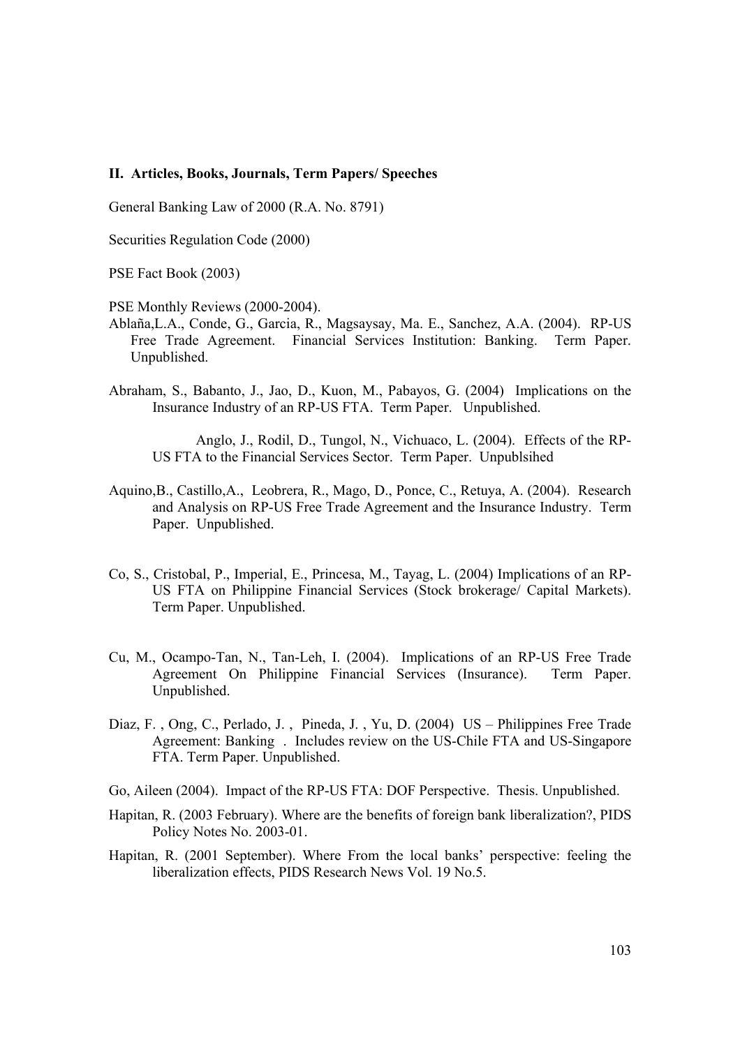**II. Articles, Books, Journals, Term Papers/ Speeches**

General Banking Law of 2000 (R.A. No. 8791)

Securities Regulation Code (2000)

PSE Fact Book (2003)

PSE Monthly Reviews (2000-2004).

Ablaña,L.A., Conde, G., Garcia, R., Magsaysay, Ma. E., Sanchez, A.A. (2004). RP-US Free Trade Agreement. Financial Services Institution: Banking. Term Paper. Unpublished.

Abraham, S., Babanto, J., Jao, D., Kuon, M., Pabayos, G. (2004) Implications on the Insurance Industry of an RP-US FTA. Term Paper. Unpublished.

Anglo, J., Rodil, D., Tungol, N., Vichuaco, L. (2004). Effects of the RP-US FTA to the Financial Services Sector. Term Paper. Unpublsihed

Aquino,B., Castillo,A., Leobrera, R., Mago, D., Ponce, C., Retuya, A. (2004). Research and Analysis on RP-US Free Trade Agreement and the Insurance Industry. Term Paper. Unpublished.

Co, S., Cristobal, P., Imperial, E., Princesa, M., Tayag, L. (2004) Implications of an RP-US FTA on Philippine Financial Services (Stock brokerage/ Capital Markets). Term Paper. Unpublished.

Cu, M., Ocampo-Tan, N., Tan-Leh, I. (2004). Implications of an RP-US Free Trade Agreement On Philippine Financial Services (Insurance). Term Paper. Unpublished.

Diaz, F. , Ong, C., Perlado, J. , Pineda, J. , Yu, D. (2004) US – Philippines Free Trade Agreement: Banking . Includes review on the US-Chile FTA and US-Singapore FTA. Term Paper. Unpublished.

Go, Aileen (2004). Impact of the RP-US FTA: DOF Perspective. Thesis. Unpublished.

Hapitan, R. (2003 February). Where are the benefits of foreign bank liberalization?, PIDS Policy Notes No. 2003-01.

Hapitan, R. (2001 September). Where From the local banks' perspective: feeling the liberalization effects, PIDS Research News Vol. 19 No.5.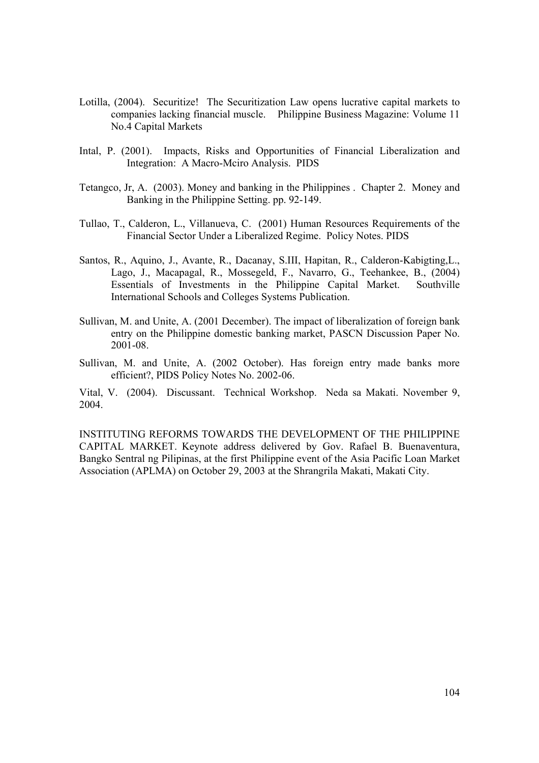Lotilla, (2004). Securitize! The Securitization Law opens lucrative capital markets to companies lacking financial muscle. Philippine Business Magazine: Volume 11 No.4 Capital Markets

Intal, P. (2001). Impacts, Risks and Opportunities of Financial Liberalization and Integration: A Macro-Mciro Analysis. PIDS

Tetangco, Jr, A. (2003). Money and banking in the Philippines . Chapter 2. Money and Banking in the Philippine Setting. pp. 92-149.

Tullao, T., Calderon, L., Villanueva, C. (2001) Human Resources Requirements of the Financial Sector Under a Liberalized Regime. Policy Notes. PIDS

Santos, R., Aquino, J., Avante, R., Dacanay, S.III, Hapitan, R., Calderon-Kabigting,L., Lago, J., Macapagal, R., Mossegeld, F., Navarro, G., Teehankee, B., (2004) Essentials of Investments in the Philippine Capital Market. Southville International Schools and Colleges Systems Publication.

Sullivan, M. and Unite, A. (2001 December). The impact of liberalization of foreign bank entry on the Philippine domestic banking market, PASCN Discussion Paper No. 2001-08.

Sullivan, M. and Unite, A. (2002 October). Has foreign entry made banks more efficient?, PIDS Policy Notes No. 2002-06.

Vital, V. (2004). Discussant. Technical Workshop. Neda sa Makati. November 9, 2004.

INSTITUTING REFORMS TOWARDS THE DEVELOPMENT OF THE PHILIPPINE CAPITAL MARKET. Keynote address delivered by Gov. Rafael B. Buenaventura, Bangko Sentral ng Pilipinas, at the first Philippine event of the Asia Pacific Loan Market Association (APLMA) on October 29, 2003 at the Shrangrila Makati, Makati City.